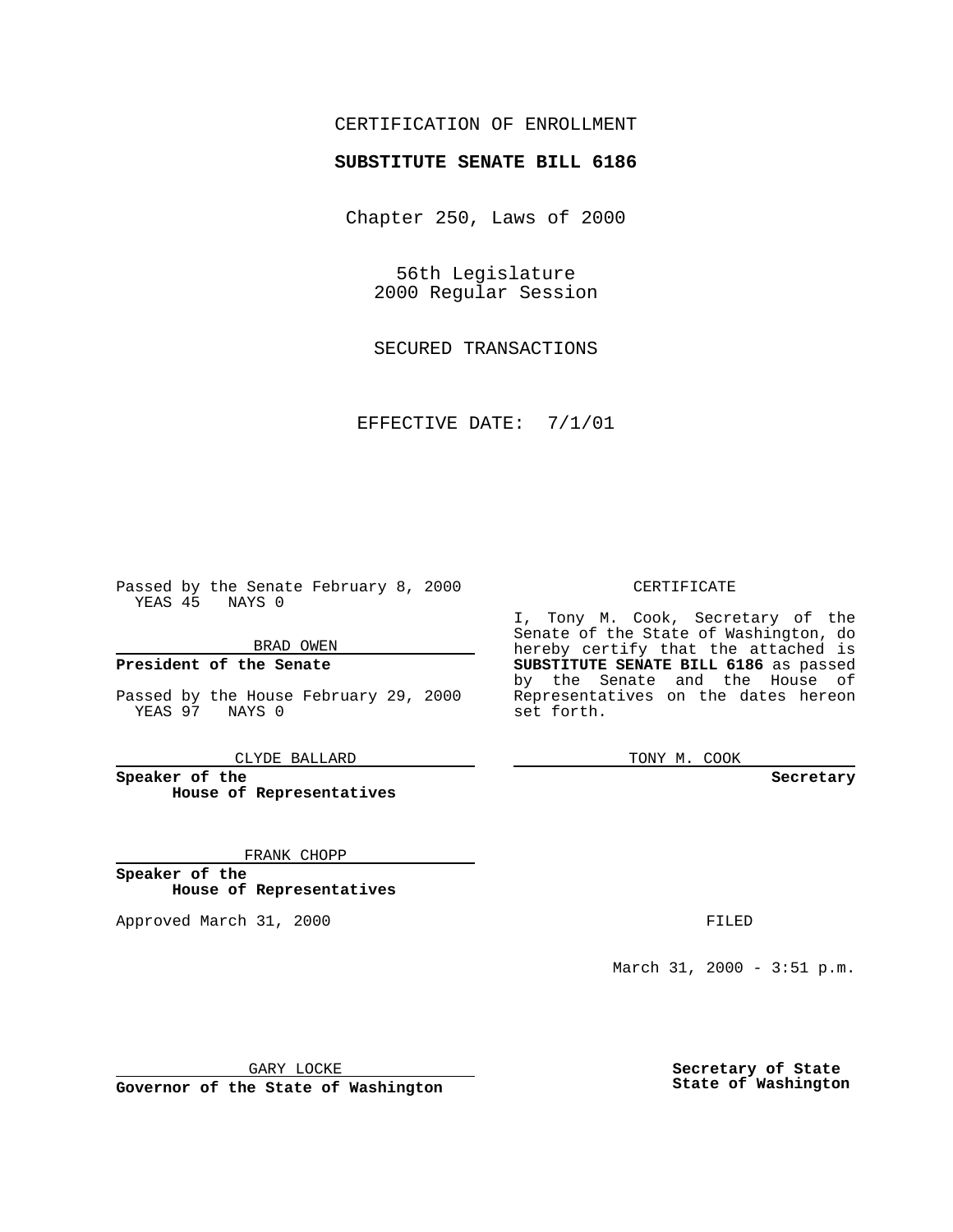CERTIFICATION OF ENROLLMENT

**SUBSTITUTE SENATE BILL 6186**

Chapter 250, Laws of 2000

56th Legislature
2000 Regular Session

SECURED TRANSACTIONS

EFFECTIVE DATE: 7/1/01

Passed by the Senate February 8, 2000
YEAS 45 NAYS 0

BRAD OWEN

**President of the Senate**

Passed by the House February 29, 2000
YEAS 97 NAYS 0

CLYDE BALLARD

**Speaker of the House of Representatives**

FRANK CHOPP

**Speaker of the House of Representatives**

Approved March 31, 2000

GARY LOCKE

**Governor of the State of Washington**

CERTIFICATE

I, Tony M. Cook, Secretary of the Senate of the State of Washington, do hereby certify that the attached is **SUBSTITUTE SENATE BILL 6186** as passed by the Senate and the House of Representatives on the dates hereon set forth.

TONY M. COOK

**Secretary**

FILED

March 31, 2000 - 3:51 p.m.

**Secretary of State State of Washington**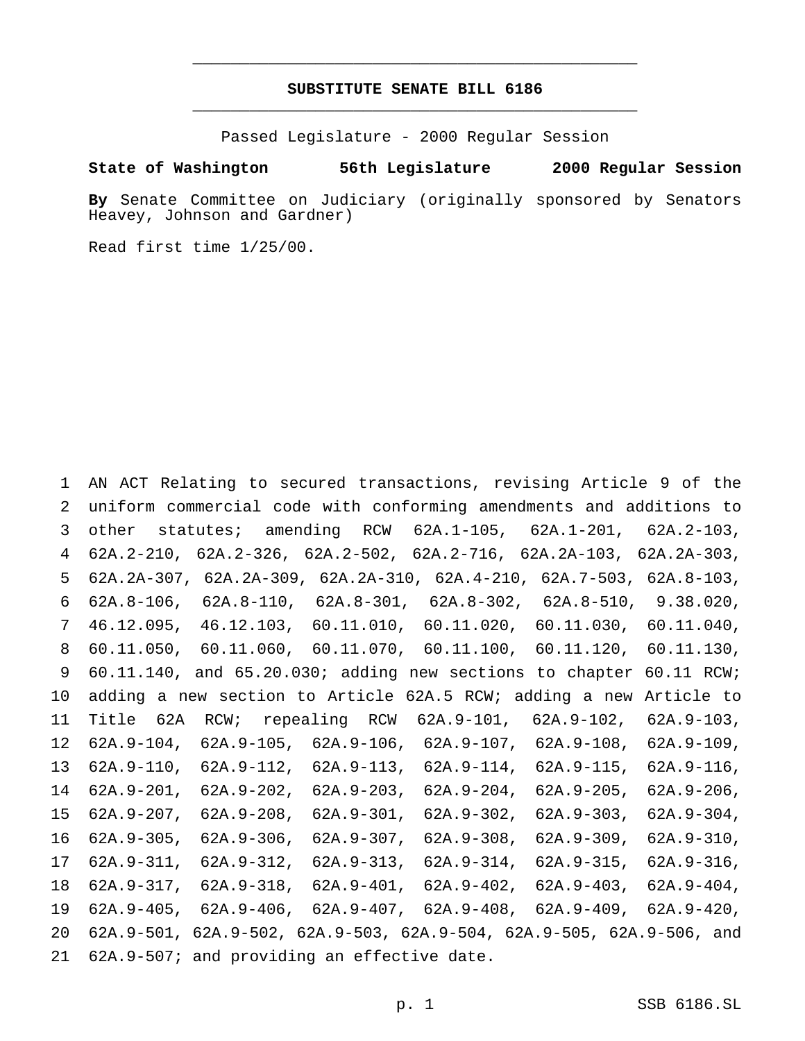# SUBSTITUTE SENATE BILL 6186

Passed Legislature - 2000 Regular Session

**State of Washington 56th Legislature 2000 Regular Session**

**By** Senate Committee on Judiciary (originally sponsored by Senators Heavey, Johnson and Gardner)

Read first time 1/25/00.

1 AN ACT Relating to secured transactions, revising Article 9 of the
2 uniform commercial code with conforming amendments and additions to
3 other statutes; amending RCW 62A.1-105, 62A.1-201, 62A.2-103,
4 62A.2-210, 62A.2-326, 62A.2-502, 62A.2-716, 62A.2A-103, 62A.2A-303,
5 62A.2A-307, 62A.2A-309, 62A.2A-310, 62A.4-210, 62A.7-503, 62A.8-103,
6 62A.8-106, 62A.8-110, 62A.8-301, 62A.8-302, 62A.8-510, 9.38.020,
7 46.12.095, 46.12.103, 60.11.010, 60.11.020, 60.11.030, 60.11.040,
8 60.11.050, 60.11.060, 60.11.070, 60.11.100, 60.11.120, 60.11.130,
9 60.11.140, and 65.20.030; adding new sections to chapter 60.11 RCW;
10 adding a new section to Article 62A.5 RCW; adding a new Article to
11 Title 62A RCW; repealing RCW 62A.9-101, 62A.9-102, 62A.9-103,
12 62A.9-104, 62A.9-105, 62A.9-106, 62A.9-107, 62A.9-108, 62A.9-109,
13 62A.9-110, 62A.9-112, 62A.9-113, 62A.9-114, 62A.9-115, 62A.9-116,
14 62A.9-201, 62A.9-202, 62A.9-203, 62A.9-204, 62A.9-205, 62A.9-206,
15 62A.9-207, 62A.9-208, 62A.9-301, 62A.9-302, 62A.9-303, 62A.9-304,
16 62A.9-305, 62A.9-306, 62A.9-307, 62A.9-308, 62A.9-309, 62A.9-310,
17 62A.9-311, 62A.9-312, 62A.9-313, 62A.9-314, 62A.9-315, 62A.9-316,
18 62A.9-317, 62A.9-318, 62A.9-401, 62A.9-402, 62A.9-403, 62A.9-404,
19 62A.9-405, 62A.9-406, 62A.9-407, 62A.9-408, 62A.9-409, 62A.9-420,
20 62A.9-501, 62A.9-502, 62A.9-503, 62A.9-504, 62A.9-505, 62A.9-506, and
21 62A.9-507; and providing an effective date.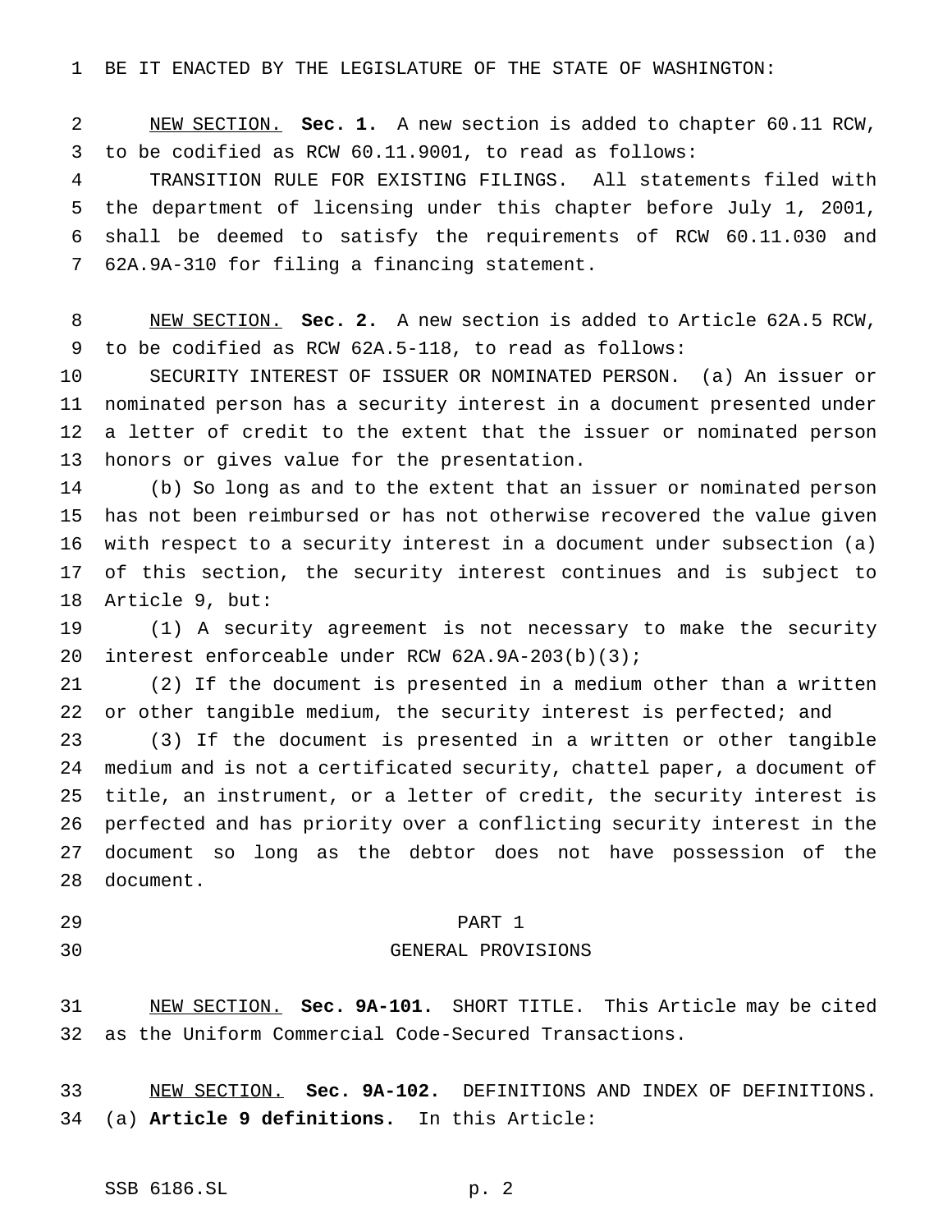BE IT ENACTED BY THE LEGISLATURE OF THE STATE OF WASHINGTON:

NEW SECTION. **Sec. 1.** A new section is added to chapter 60.11 RCW, to be codified as RCW 60.11.9001, to read as follows:

TRANSITION RULE FOR EXISTING FILINGS. All statements filed with the department of licensing under this chapter before July 1, 2001, shall be deemed to satisfy the requirements of RCW 60.11.030 and 62A.9A-310 for filing a financing statement.

NEW SECTION. **Sec. 2.** A new section is added to Article 62A.5 RCW, to be codified as RCW 62A.5-118, to read as follows:

SECURITY INTEREST OF ISSUER OR NOMINATED PERSON. (a) An issuer or nominated person has a security interest in a document presented under a letter of credit to the extent that the issuer or nominated person honors or gives value for the presentation.

(b) So long as and to the extent that an issuer or nominated person has not been reimbursed or has not otherwise recovered the value given with respect to a security interest in a document under subsection (a) of this section, the security interest continues and is subject to Article 9, but:

(1) A security agreement is not necessary to make the security interest enforceable under RCW 62A.9A-203(b)(3);

(2) If the document is presented in a medium other than a written or other tangible medium, the security interest is perfected; and

(3) If the document is presented in a written or other tangible medium and is not a certificated security, chattel paper, a document of title, an instrument, or a letter of credit, the security interest is perfected and has priority over a conflicting security interest in the document so long as the debtor does not have possession of the document.

## PART 1
## GENERAL PROVISIONS

NEW SECTION. **Sec. 9A-101.** SHORT TITLE. This Article may be cited as the Uniform Commercial Code-Secured Transactions.

NEW SECTION. **Sec. 9A-102.** DEFINITIONS AND INDEX OF DEFINITIONS. (a) **Article 9 definitions.** In this Article: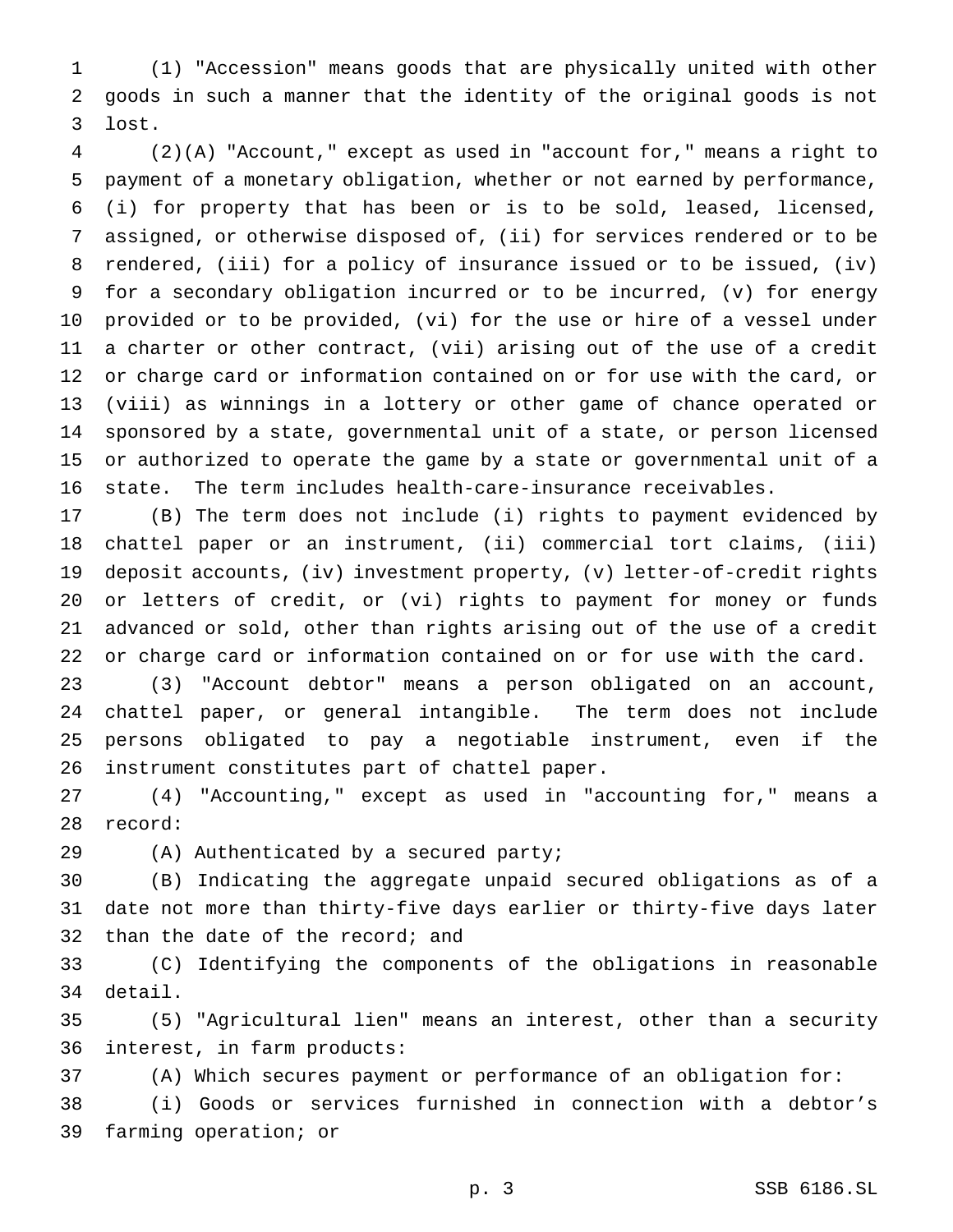(1) "Accession" means goods that are physically united with other goods in such a manner that the identity of the original goods is not lost.

(2)(A) "Account," except as used in "account for," means a right to payment of a monetary obligation, whether or not earned by performance, (i) for property that has been or is to be sold, leased, licensed, assigned, or otherwise disposed of, (ii) for services rendered or to be rendered, (iii) for a policy of insurance issued or to be issued, (iv) for a secondary obligation incurred or to be incurred, (v) for energy provided or to be provided, (vi) for the use or hire of a vessel under a charter or other contract, (vii) arising out of the use of a credit or charge card or information contained on or for use with the card, or (viii) as winnings in a lottery or other game of chance operated or sponsored by a state, governmental unit of a state, or person licensed or authorized to operate the game by a state or governmental unit of a state. The term includes health-care-insurance receivables.

(B) The term does not include (i) rights to payment evidenced by chattel paper or an instrument, (ii) commercial tort claims, (iii) deposit accounts, (iv) investment property, (v) letter-of-credit rights or letters of credit, or (vi) rights to payment for money or funds advanced or sold, other than rights arising out of the use of a credit or charge card or information contained on or for use with the card.

(3) "Account debtor" means a person obligated on an account, chattel paper, or general intangible. The term does not include persons obligated to pay a negotiable instrument, even if the instrument constitutes part of chattel paper.

(4) "Accounting," except as used in "accounting for," means a record:

(A) Authenticated by a secured party;

(B) Indicating the aggregate unpaid secured obligations as of a date not more than thirty-five days earlier or thirty-five days later than the date of the record; and

(C) Identifying the components of the obligations in reasonable detail.

(5) "Agricultural lien" means an interest, other than a security interest, in farm products:

(A) Which secures payment or performance of an obligation for:

(i) Goods or services furnished in connection with a debtor's farming operation; or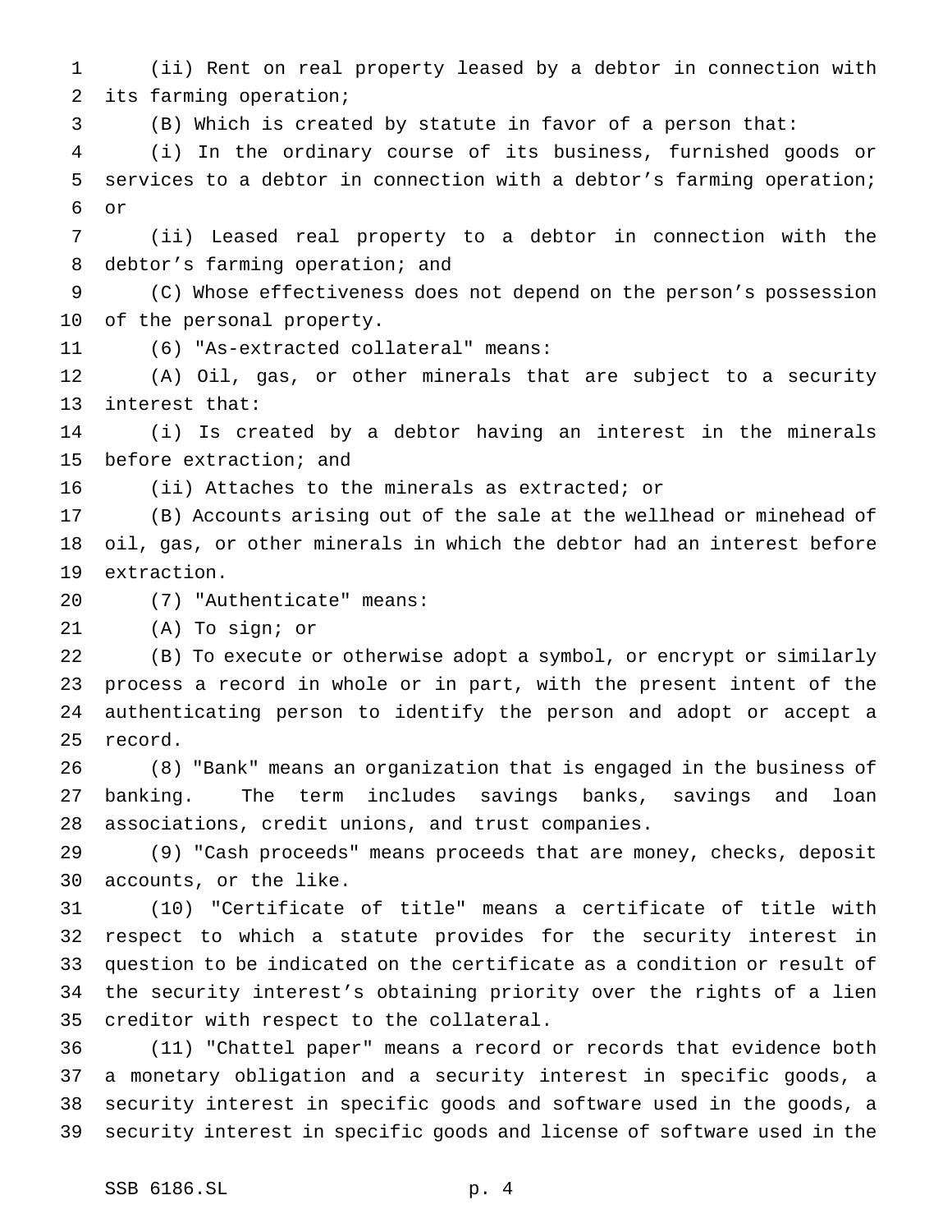(ii) Rent on real property leased by a debtor in connection with its farming operation;

(B) Which is created by statute in favor of a person that:

(i) In the ordinary course of its business, furnished goods or services to a debtor in connection with a debtor's farming operation; or

(ii) Leased real property to a debtor in connection with the debtor's farming operation; and

(C) Whose effectiveness does not depend on the person's possession of the personal property.

(6) "As-extracted collateral" means:

(A) Oil, gas, or other minerals that are subject to a security interest that:

(i) Is created by a debtor having an interest in the minerals before extraction; and

(ii) Attaches to the minerals as extracted; or

(B) Accounts arising out of the sale at the wellhead or minehead of oil, gas, or other minerals in which the debtor had an interest before extraction.

(7) "Authenticate" means:

(A) To sign; or

(B) To execute or otherwise adopt a symbol, or encrypt or similarly process a record in whole or in part, with the present intent of the authenticating person to identify the person and adopt or accept a record.

(8) "Bank" means an organization that is engaged in the business of banking. The term includes savings banks, savings and loan associations, credit unions, and trust companies.

(9) "Cash proceeds" means proceeds that are money, checks, deposit accounts, or the like.

(10) "Certificate of title" means a certificate of title with respect to which a statute provides for the security interest in question to be indicated on the certificate as a condition or result of the security interest's obtaining priority over the rights of a lien creditor with respect to the collateral.

(11) "Chattel paper" means a record or records that evidence both a monetary obligation and a security interest in specific goods, a security interest in specific goods and software used in the goods, a security interest in specific goods and license of software used in the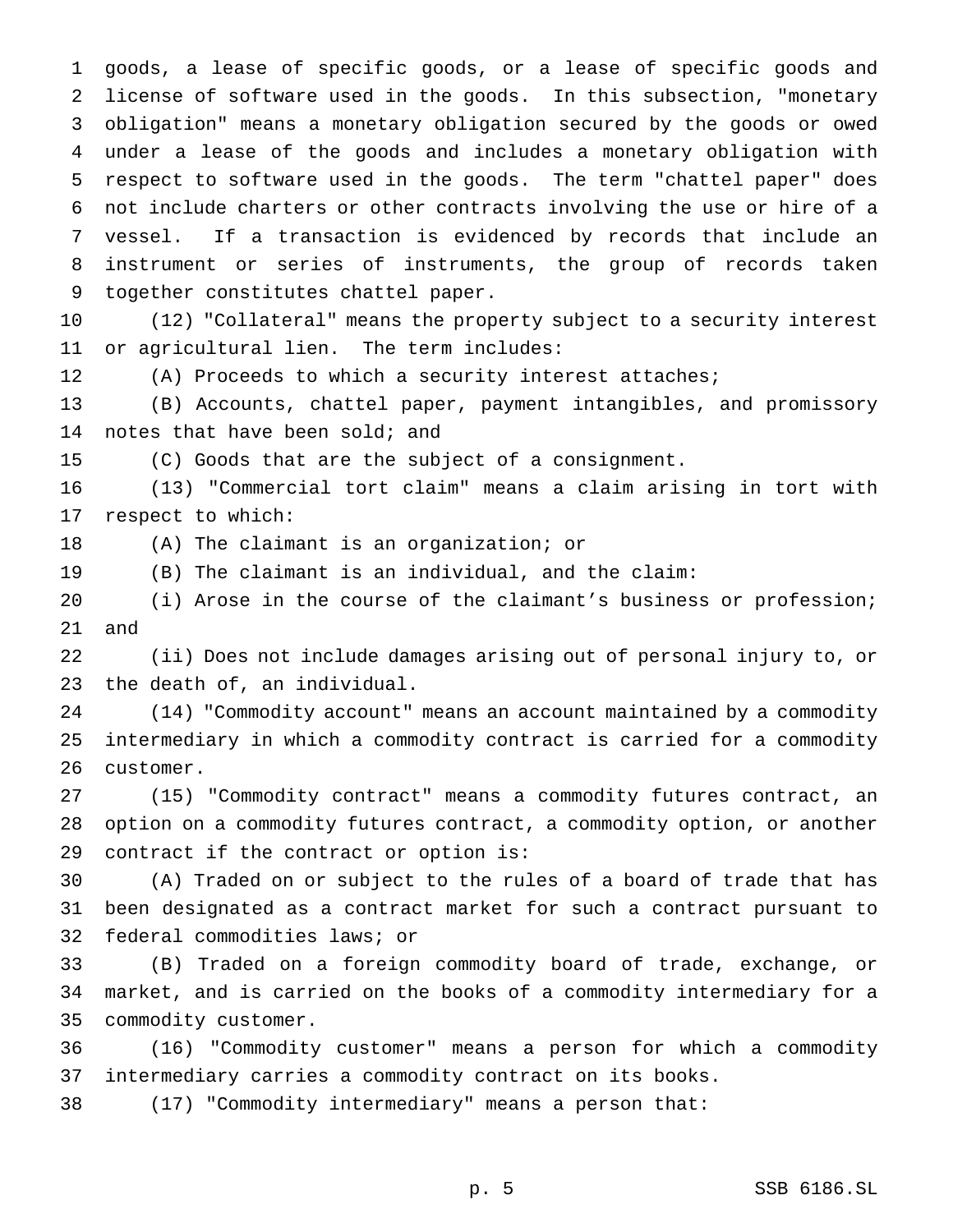goods, a lease of specific goods, or a lease of specific goods and license of software used in the goods. In this subsection, "monetary obligation" means a monetary obligation secured by the goods or owed under a lease of the goods and includes a monetary obligation with respect to software used in the goods. The term "chattel paper" does not include charters or other contracts involving the use or hire of a vessel. If a transaction is evidenced by records that include an instrument or series of instruments, the group of records taken together constitutes chattel paper.

(12) "Collateral" means the property subject to a security interest or agricultural lien. The term includes:

(A) Proceeds to which a security interest attaches;

(B) Accounts, chattel paper, payment intangibles, and promissory notes that have been sold; and

(C) Goods that are the subject of a consignment.

(13) "Commercial tort claim" means a claim arising in tort with respect to which:

(A) The claimant is an organization; or

(B) The claimant is an individual, and the claim:

(i) Arose in the course of the claimant's business or profession; and

(ii) Does not include damages arising out of personal injury to, or the death of, an individual.

(14) "Commodity account" means an account maintained by a commodity intermediary in which a commodity contract is carried for a commodity customer.

(15) "Commodity contract" means a commodity futures contract, an option on a commodity futures contract, a commodity option, or another contract if the contract or option is:

(A) Traded on or subject to the rules of a board of trade that has been designated as a contract market for such a contract pursuant to federal commodities laws; or

(B) Traded on a foreign commodity board of trade, exchange, or market, and is carried on the books of a commodity intermediary for a commodity customer.

(16) "Commodity customer" means a person for which a commodity intermediary carries a commodity contract on its books.

(17) "Commodity intermediary" means a person that: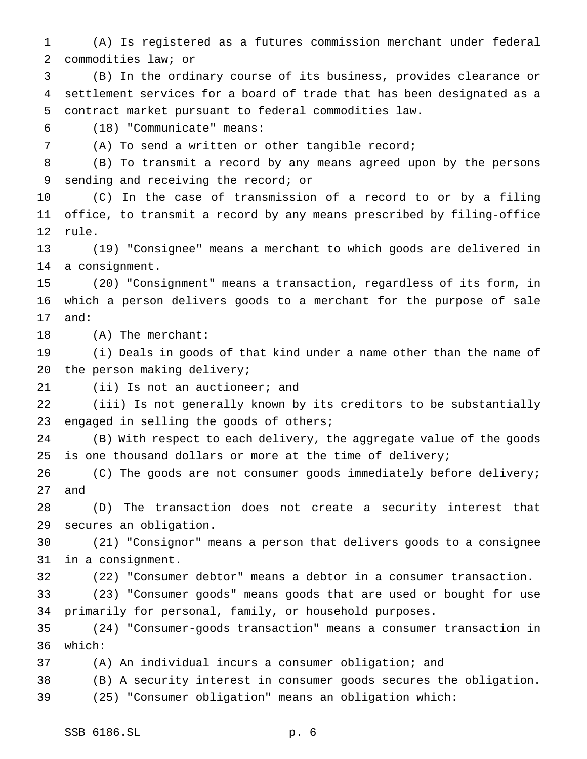(A) Is registered as a futures commission merchant under federal commodities law; or

(B) In the ordinary course of its business, provides clearance or settlement services for a board of trade that has been designated as a contract market pursuant to federal commodities law.

(18) "Communicate" means:

(A) To send a written or other tangible record;

(B) To transmit a record by any means agreed upon by the persons sending and receiving the record; or

(C) In the case of transmission of a record to or by a filing office, to transmit a record by any means prescribed by filing-office rule.

(19) "Consignee" means a merchant to which goods are delivered in a consignment.

(20) "Consignment" means a transaction, regardless of its form, in which a person delivers goods to a merchant for the purpose of sale and:

(A) The merchant:

(i) Deals in goods of that kind under a name other than the name of the person making delivery;

(ii) Is not an auctioneer; and

(iii) Is not generally known by its creditors to be substantially engaged in selling the goods of others;

(B) With respect to each delivery, the aggregate value of the goods is one thousand dollars or more at the time of delivery;

(C) The goods are not consumer goods immediately before delivery; and

(D) The transaction does not create a security interest that secures an obligation.

(21) "Consignor" means a person that delivers goods to a consignee in a consignment.

(22) "Consumer debtor" means a debtor in a consumer transaction.

(23) "Consumer goods" means goods that are used or bought for use primarily for personal, family, or household purposes.

(24) "Consumer-goods transaction" means a consumer transaction in which:

(A) An individual incurs a consumer obligation; and

(B) A security interest in consumer goods secures the obligation.

(25) "Consumer obligation" means an obligation which: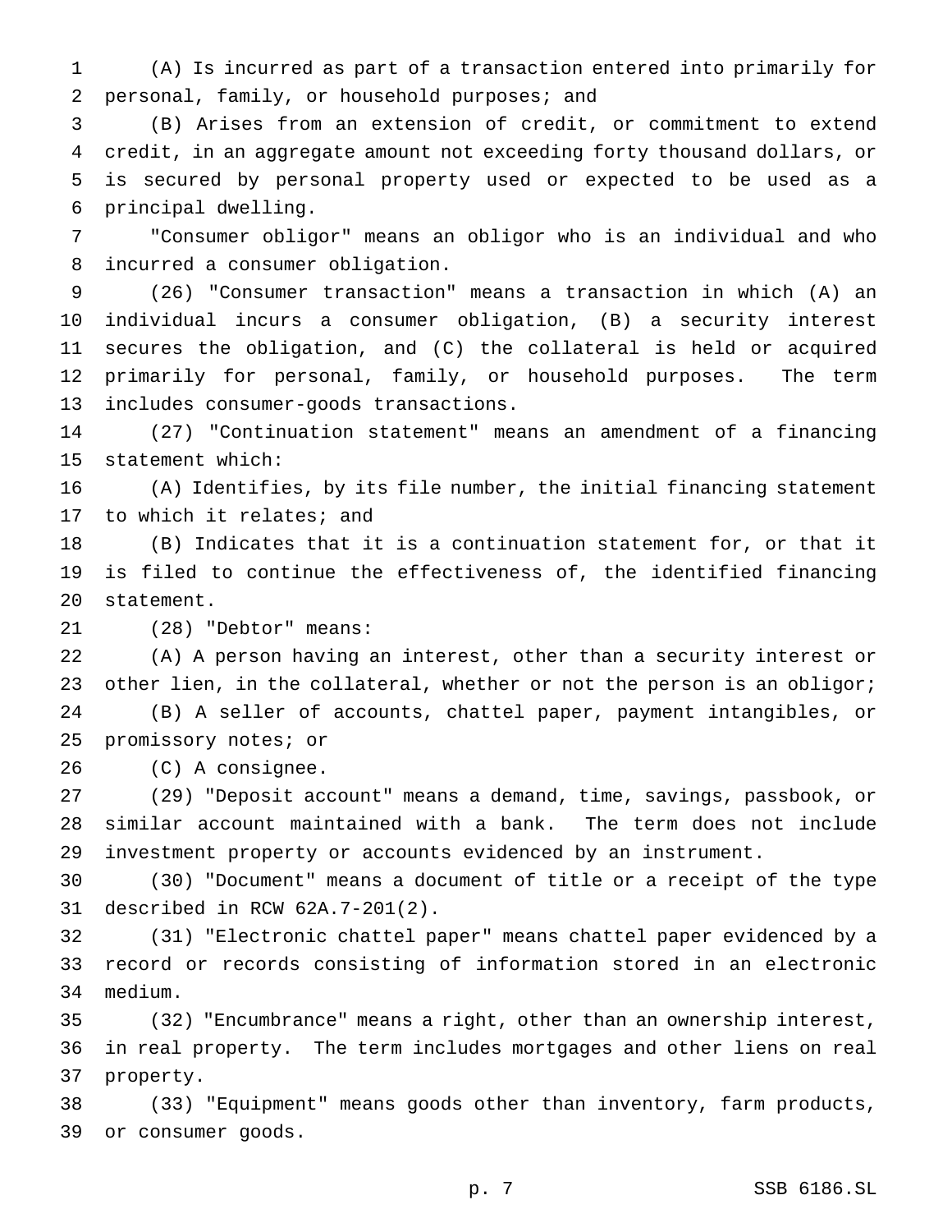(A) Is incurred as part of a transaction entered into primarily for personal, family, or household purposes; and

(B) Arises from an extension of credit, or commitment to extend credit, in an aggregate amount not exceeding forty thousand dollars, or is secured by personal property used or expected to be used as a principal dwelling.

"Consumer obligor" means an obligor who is an individual and who incurred a consumer obligation.

(26) "Consumer transaction" means a transaction in which (A) an individual incurs a consumer obligation, (B) a security interest secures the obligation, and (C) the collateral is held or acquired primarily for personal, family, or household purposes. The term includes consumer-goods transactions.

(27) "Continuation statement" means an amendment of a financing statement which:

(A) Identifies, by its file number, the initial financing statement to which it relates; and

(B) Indicates that it is a continuation statement for, or that it is filed to continue the effectiveness of, the identified financing statement.

(28) "Debtor" means:

(A) A person having an interest, other than a security interest or other lien, in the collateral, whether or not the person is an obligor;

(B) A seller of accounts, chattel paper, payment intangibles, or promissory notes; or

(C) A consignee.

(29) "Deposit account" means a demand, time, savings, passbook, or similar account maintained with a bank. The term does not include investment property or accounts evidenced by an instrument.

(30) "Document" means a document of title or a receipt of the type described in RCW 62A.7-201(2).

(31) "Electronic chattel paper" means chattel paper evidenced by a record or records consisting of information stored in an electronic medium.

(32) "Encumbrance" means a right, other than an ownership interest, in real property. The term includes mortgages and other liens on real property.

(33) "Equipment" means goods other than inventory, farm products, or consumer goods.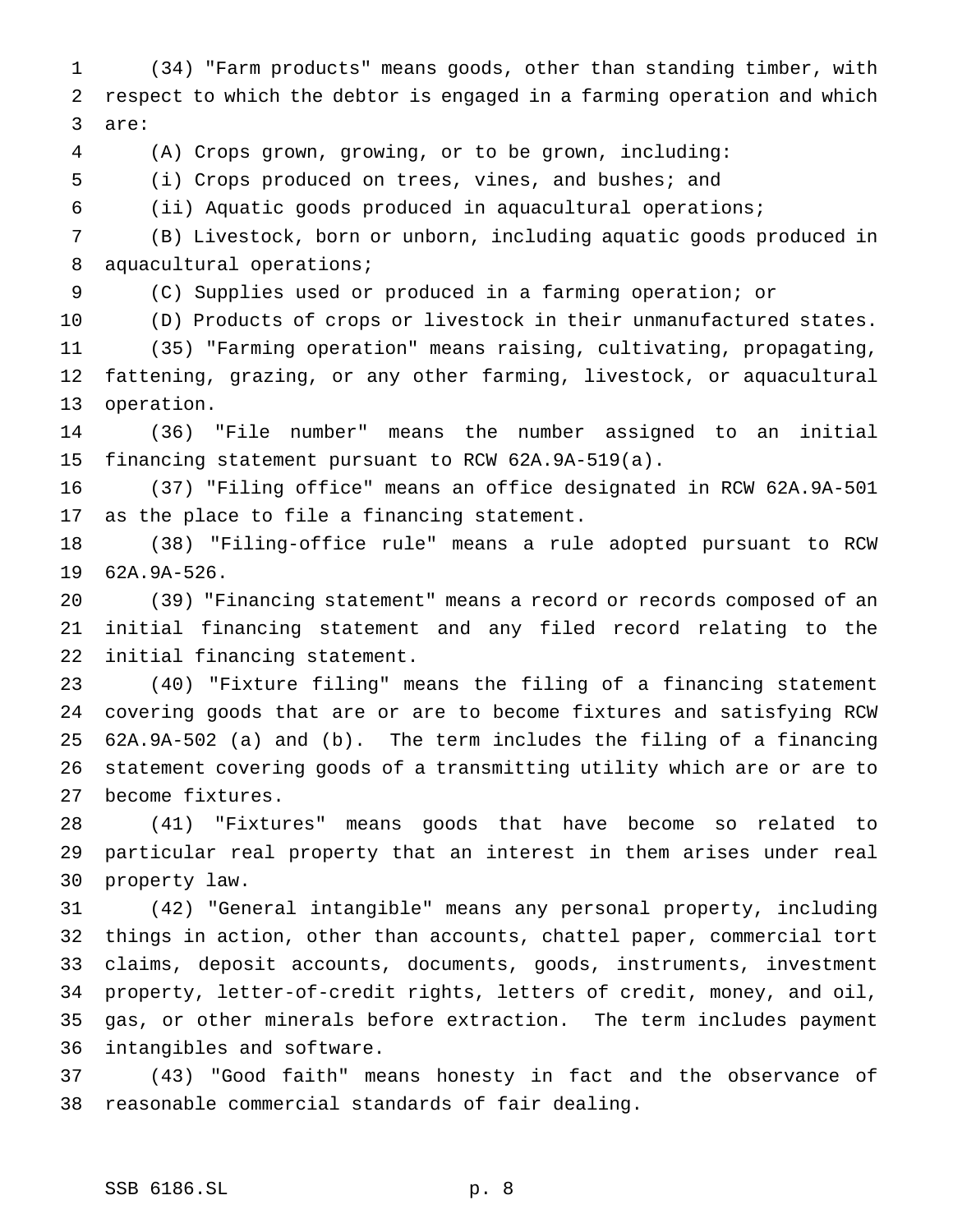(34) "Farm products" means goods, other than standing timber, with respect to which the debtor is engaged in a farming operation and which are:

(A) Crops grown, growing, or to be grown, including:

(i) Crops produced on trees, vines, and bushes; and

(ii) Aquatic goods produced in aquacultural operations;

(B) Livestock, born or unborn, including aquatic goods produced in aquacultural operations;

(C) Supplies used or produced in a farming operation; or

(D) Products of crops or livestock in their unmanufactured states.

(35) "Farming operation" means raising, cultivating, propagating, fattening, grazing, or any other farming, livestock, or aquacultural operation.

(36) "File number" means the number assigned to an initial financing statement pursuant to RCW 62A.9A-519(a).

(37) "Filing office" means an office designated in RCW 62A.9A-501 as the place to file a financing statement.

(38) "Filing-office rule" means a rule adopted pursuant to RCW 62A.9A-526.

(39) "Financing statement" means a record or records composed of an initial financing statement and any filed record relating to the initial financing statement.

(40) "Fixture filing" means the filing of a financing statement covering goods that are or are to become fixtures and satisfying RCW 62A.9A-502 (a) and (b). The term includes the filing of a financing statement covering goods of a transmitting utility which are or are to become fixtures.

(41) "Fixtures" means goods that have become so related to particular real property that an interest in them arises under real property law.

(42) "General intangible" means any personal property, including things in action, other than accounts, chattel paper, commercial tort claims, deposit accounts, documents, goods, instruments, investment property, letter-of-credit rights, letters of credit, money, and oil, gas, or other minerals before extraction. The term includes payment intangibles and software.

(43) "Good faith" means honesty in fact and the observance of reasonable commercial standards of fair dealing.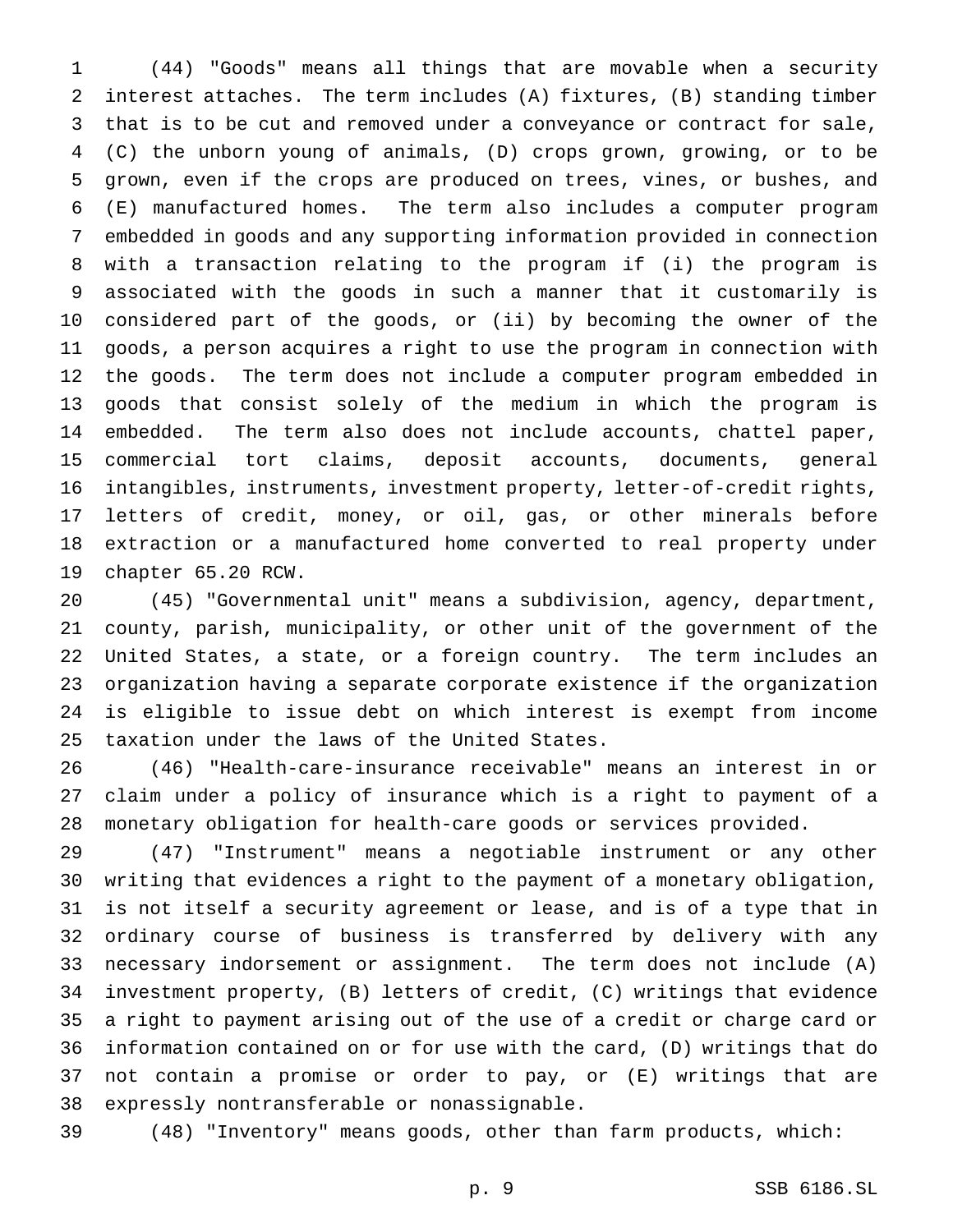(44) "Goods" means all things that are movable when a security interest attaches. The term includes (A) fixtures, (B) standing timber that is to be cut and removed under a conveyance or contract for sale, (C) the unborn young of animals, (D) crops grown, growing, or to be grown, even if the crops are produced on trees, vines, or bushes, and (E) manufactured homes. The term also includes a computer program embedded in goods and any supporting information provided in connection with a transaction relating to the program if (i) the program is associated with the goods in such a manner that it customarily is considered part of the goods, or (ii) by becoming the owner of the goods, a person acquires a right to use the program in connection with the goods. The term does not include a computer program embedded in goods that consist solely of the medium in which the program is embedded. The term also does not include accounts, chattel paper, commercial tort claims, deposit accounts, documents, general intangibles, instruments, investment property, letter-of-credit rights, letters of credit, money, or oil, gas, or other minerals before extraction or a manufactured home converted to real property under chapter 65.20 RCW.

(45) "Governmental unit" means a subdivision, agency, department, county, parish, municipality, or other unit of the government of the United States, a state, or a foreign country. The term includes an organization having a separate corporate existence if the organization is eligible to issue debt on which interest is exempt from income taxation under the laws of the United States.

(46) "Health-care-insurance receivable" means an interest in or claim under a policy of insurance which is a right to payment of a monetary obligation for health-care goods or services provided.

(47) "Instrument" means a negotiable instrument or any other writing that evidences a right to the payment of a monetary obligation, is not itself a security agreement or lease, and is of a type that in ordinary course of business is transferred by delivery with any necessary indorsement or assignment. The term does not include (A) investment property, (B) letters of credit, (C) writings that evidence a right to payment arising out of the use of a credit or charge card or information contained on or for use with the card, (D) writings that do not contain a promise or order to pay, or (E) writings that are expressly nontransferable or nonassignable.

(48) "Inventory" means goods, other than farm products, which: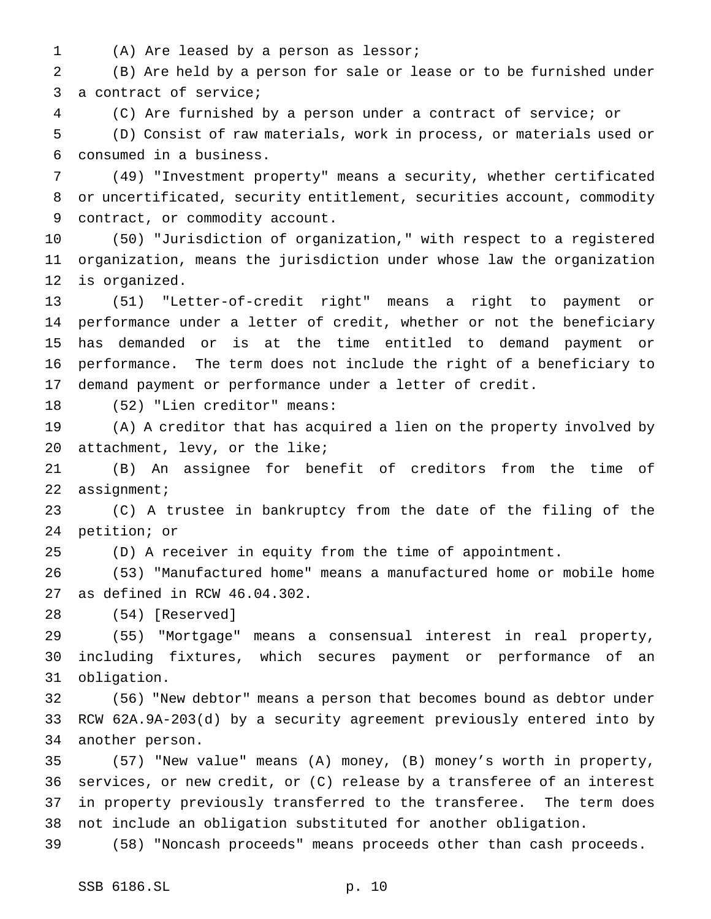(A) Are leased by a person as lessor;

(B) Are held by a person for sale or lease or to be furnished under a contract of service;

(C) Are furnished by a person under a contract of service; or

(D) Consist of raw materials, work in process, or materials used or consumed in a business.

(49) "Investment property" means a security, whether certificated or uncertificated, security entitlement, securities account, commodity contract, or commodity account.

(50) "Jurisdiction of organization," with respect to a registered organization, means the jurisdiction under whose law the organization is organized.

(51) "Letter-of-credit right" means a right to payment or performance under a letter of credit, whether or not the beneficiary has demanded or is at the time entitled to demand payment or performance. The term does not include the right of a beneficiary to demand payment or performance under a letter of credit.

(52) "Lien creditor" means:

(A) A creditor that has acquired a lien on the property involved by attachment, levy, or the like;

(B) An assignee for benefit of creditors from the time of assignment;

(C) A trustee in bankruptcy from the date of the filing of the petition; or

(D) A receiver in equity from the time of appointment.

(53) "Manufactured home" means a manufactured home or mobile home as defined in RCW 46.04.302.

(54) [Reserved]

(55) "Mortgage" means a consensual interest in real property, including fixtures, which secures payment or performance of an obligation.

(56) "New debtor" means a person that becomes bound as debtor under RCW 62A.9A-203(d) by a security agreement previously entered into by another person.

(57) "New value" means (A) money, (B) money's worth in property, services, or new credit, or (C) release by a transferee of an interest in property previously transferred to the transferee. The term does not include an obligation substituted for another obligation.

(58) "Noncash proceeds" means proceeds other than cash proceeds.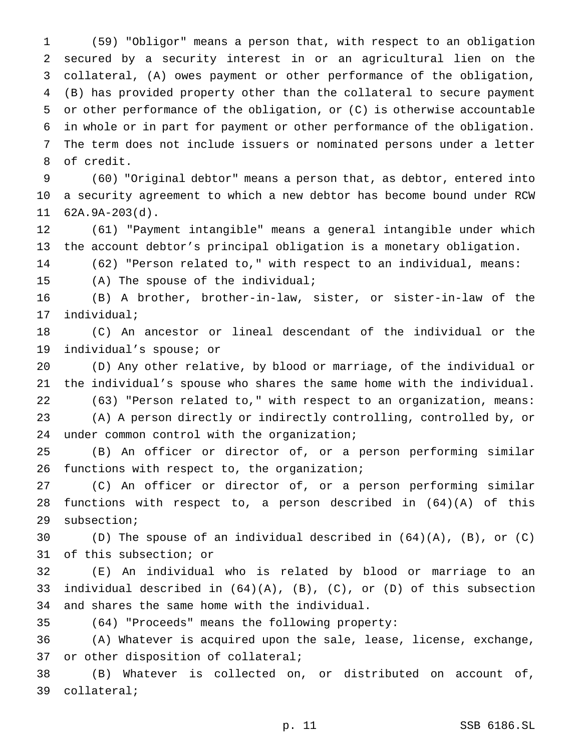(59) "Obligor" means a person that, with respect to an obligation secured by a security interest in or an agricultural lien on the collateral, (A) owes payment or other performance of the obligation, (B) has provided property other than the collateral to secure payment or other performance of the obligation, or (C) is otherwise accountable in whole or in part for payment or other performance of the obligation. The term does not include issuers or nominated persons under a letter of credit.

(60) "Original debtor" means a person that, as debtor, entered into a security agreement to which a new debtor has become bound under RCW 62A.9A-203(d).

(61) "Payment intangible" means a general intangible under which the account debtor's principal obligation is a monetary obligation.

(62) "Person related to," with respect to an individual, means:

(A) The spouse of the individual;

(B) A brother, brother-in-law, sister, or sister-in-law of the individual;

(C) An ancestor or lineal descendant of the individual or the individual's spouse; or

(D) Any other relative, by blood or marriage, of the individual or the individual's spouse who shares the same home with the individual.

(63) "Person related to," with respect to an organization, means:

(A) A person directly or indirectly controlling, controlled by, or under common control with the organization;

(B) An officer or director of, or a person performing similar functions with respect to, the organization;

(C) An officer or director of, or a person performing similar functions with respect to, a person described in (64)(A) of this subsection;

(D) The spouse of an individual described in (64)(A), (B), or (C) of this subsection; or

(E) An individual who is related by blood or marriage to an individual described in (64)(A), (B), (C), or (D) of this subsection and shares the same home with the individual.

(64) "Proceeds" means the following property:

(A) Whatever is acquired upon the sale, lease, license, exchange, or other disposition of collateral;

(B) Whatever is collected on, or distributed on account of, collateral;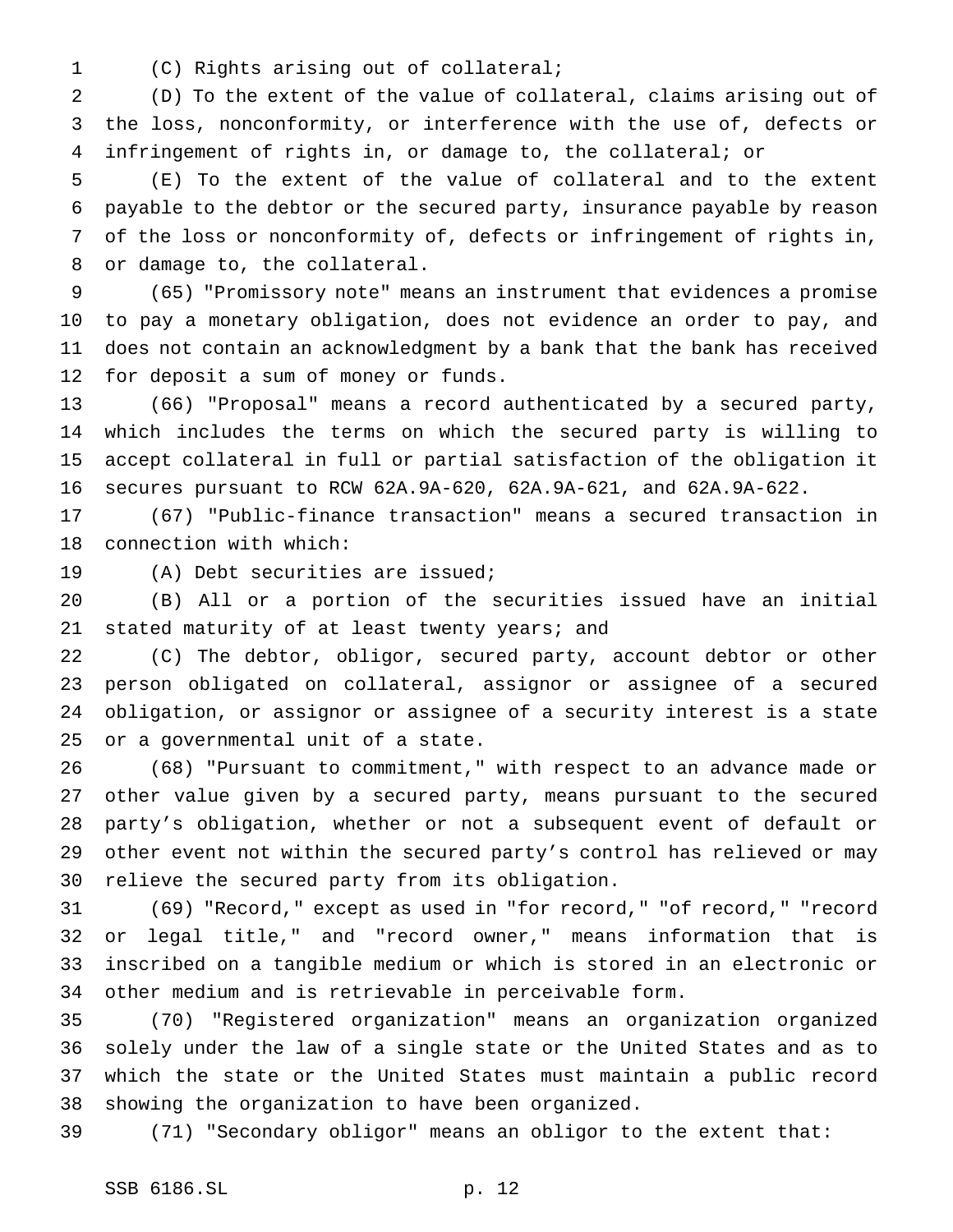(C) Rights arising out of collateral;

(D) To the extent of the value of collateral, claims arising out of the loss, nonconformity, or interference with the use of, defects or infringement of rights in, or damage to, the collateral; or

(E) To the extent of the value of collateral and to the extent payable to the debtor or the secured party, insurance payable by reason of the loss or nonconformity of, defects or infringement of rights in, or damage to, the collateral.

(65) "Promissory note" means an instrument that evidences a promise to pay a monetary obligation, does not evidence an order to pay, and does not contain an acknowledgment by a bank that the bank has received for deposit a sum of money or funds.

(66) "Proposal" means a record authenticated by a secured party, which includes the terms on which the secured party is willing to accept collateral in full or partial satisfaction of the obligation it secures pursuant to RCW 62A.9A-620, 62A.9A-621, and 62A.9A-622.

(67) "Public-finance transaction" means a secured transaction in connection with which:

(A) Debt securities are issued;

(B) All or a portion of the securities issued have an initial stated maturity of at least twenty years; and

(C) The debtor, obligor, secured party, account debtor or other person obligated on collateral, assignor or assignee of a secured obligation, or assignor or assignee of a security interest is a state or a governmental unit of a state.

(68) "Pursuant to commitment," with respect to an advance made or other value given by a secured party, means pursuant to the secured party's obligation, whether or not a subsequent event of default or other event not within the secured party's control has relieved or may relieve the secured party from its obligation.

(69) "Record," except as used in "for record," "of record," "record or legal title," and "record owner," means information that is inscribed on a tangible medium or which is stored in an electronic or other medium and is retrievable in perceivable form.

(70) "Registered organization" means an organization organized solely under the law of a single state or the United States and as to which the state or the United States must maintain a public record showing the organization to have been organized.

(71) "Secondary obligor" means an obligor to the extent that: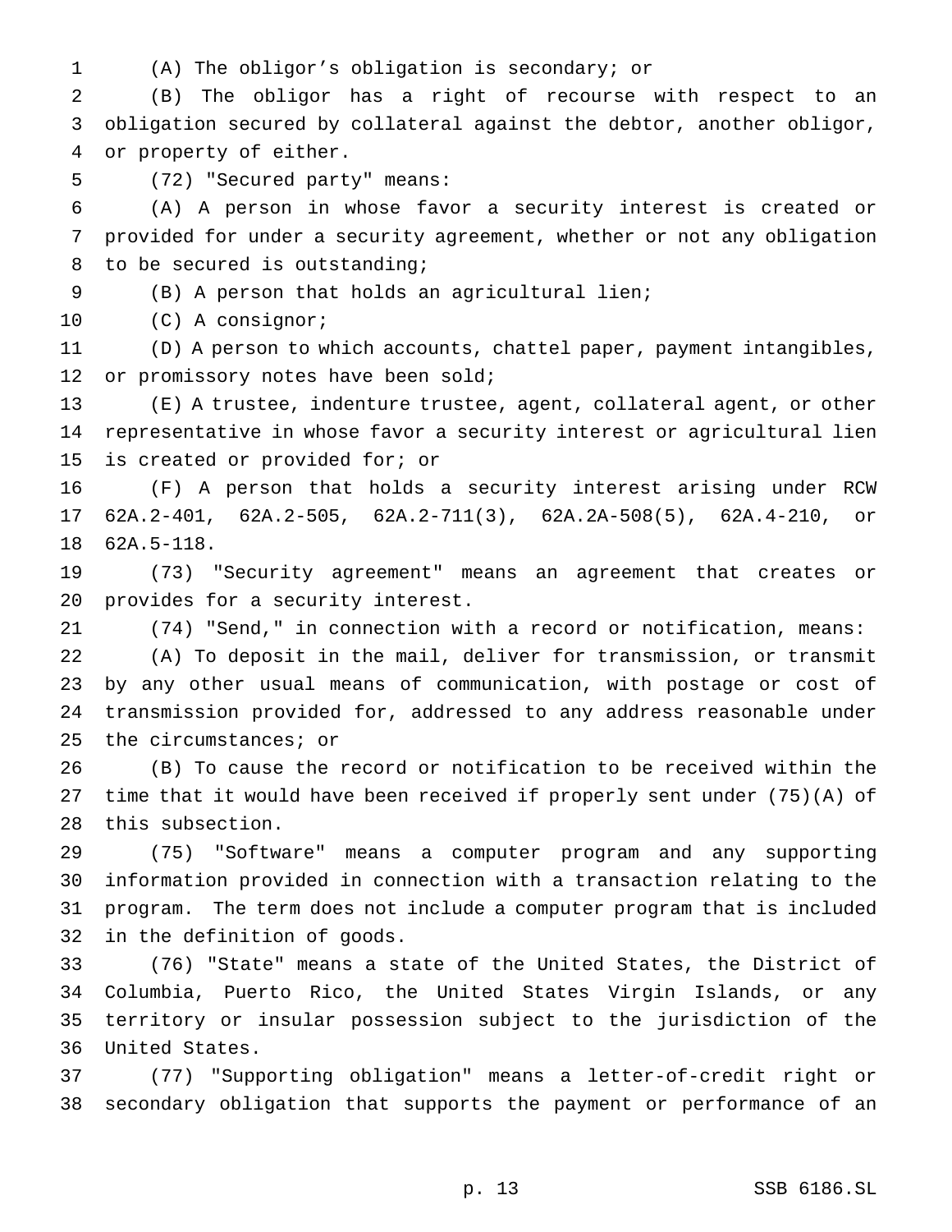(A) The obligor's obligation is secondary; or

(B) The obligor has a right of recourse with respect to an obligation secured by collateral against the debtor, another obligor, or property of either.

(72) "Secured party" means:

(A) A person in whose favor a security interest is created or provided for under a security agreement, whether or not any obligation to be secured is outstanding;

(B) A person that holds an agricultural lien;

(C) A consignor;

(D) A person to which accounts, chattel paper, payment intangibles, or promissory notes have been sold;

(E) A trustee, indenture trustee, agent, collateral agent, or other representative in whose favor a security interest or agricultural lien is created or provided for; or

(F) A person that holds a security interest arising under RCW 62A.2-401, 62A.2-505, 62A.2-711(3), 62A.2A-508(5), 62A.4-210, or 62A.5-118.

(73) "Security agreement" means an agreement that creates or provides for a security interest.

(74) "Send," in connection with a record or notification, means:

(A) To deposit in the mail, deliver for transmission, or transmit by any other usual means of communication, with postage or cost of transmission provided for, addressed to any address reasonable under the circumstances; or

(B) To cause the record or notification to be received within the time that it would have been received if properly sent under (75)(A) of this subsection.

(75) "Software" means a computer program and any supporting information provided in connection with a transaction relating to the program. The term does not include a computer program that is included in the definition of goods.

(76) "State" means a state of the United States, the District of Columbia, Puerto Rico, the United States Virgin Islands, or any territory or insular possession subject to the jurisdiction of the United States.

(77) "Supporting obligation" means a letter-of-credit right or secondary obligation that supports the payment or performance of an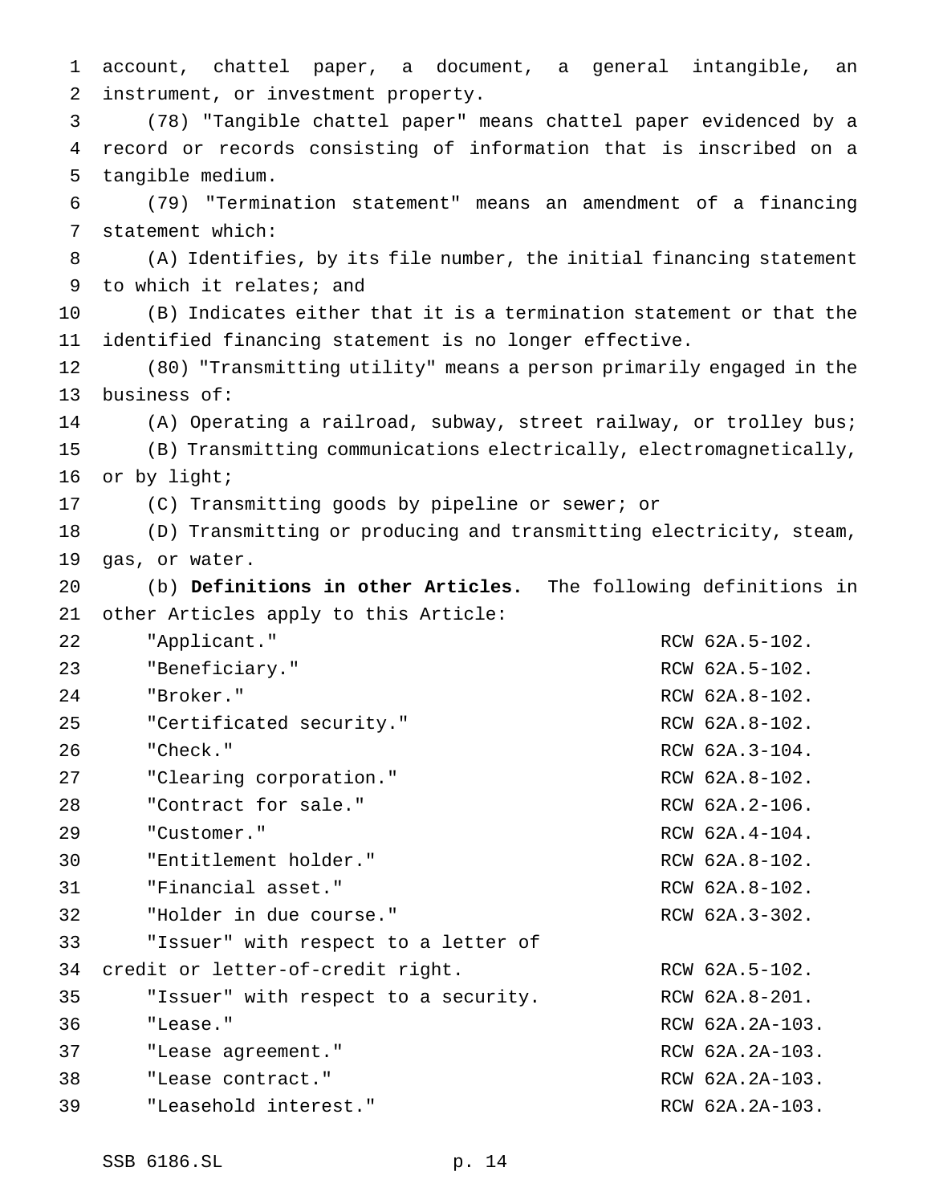account, chattel paper, a document, a general intangible, an instrument, or investment property.

(78) "Tangible chattel paper" means chattel paper evidenced by a record or records consisting of information that is inscribed on a tangible medium.

(79) "Termination statement" means an amendment of a financing statement which:

(A) Identifies, by its file number, the initial financing statement to which it relates; and

(B) Indicates either that it is a termination statement or that the identified financing statement is no longer effective.

(80) "Transmitting utility" means a person primarily engaged in the business of:

(A) Operating a railroad, subway, street railway, or trolley bus;

(B) Transmitting communications electrically, electromagnetically, or by light;

(C) Transmitting goods by pipeline or sewer; or

(D) Transmitting or producing and transmitting electricity, steam, gas, or water.

(b) **Definitions in other Articles.** The following definitions in other Articles apply to this Article:

| | |
|---|---|
| "Applicant." | RCW 62A.5-102. |
| "Beneficiary." | RCW 62A.5-102. |
| "Broker." | RCW 62A.8-102. |
| "Certificated security." | RCW 62A.8-102. |
| "Check." | RCW 62A.3-104. |
| "Clearing corporation." | RCW 62A.8-102. |
| "Contract for sale." | RCW 62A.2-106. |
| "Customer." | RCW 62A.4-104. |
| "Entitlement holder." | RCW 62A.8-102. |
| "Financial asset." | RCW 62A.8-102. |
| "Holder in due course." | RCW 62A.3-302. |
| "Issuer" with respect to a letter of credit or letter-of-credit right. | RCW 62A.5-102. |
| "Issuer" with respect to a security. | RCW 62A.8-201. |
| "Lease." | RCW 62A.2A-103. |
| "Lease agreement." | RCW 62A.2A-103. |
| "Lease contract." | RCW 62A.2A-103. |
| "Leasehold interest." | RCW 62A.2A-103. |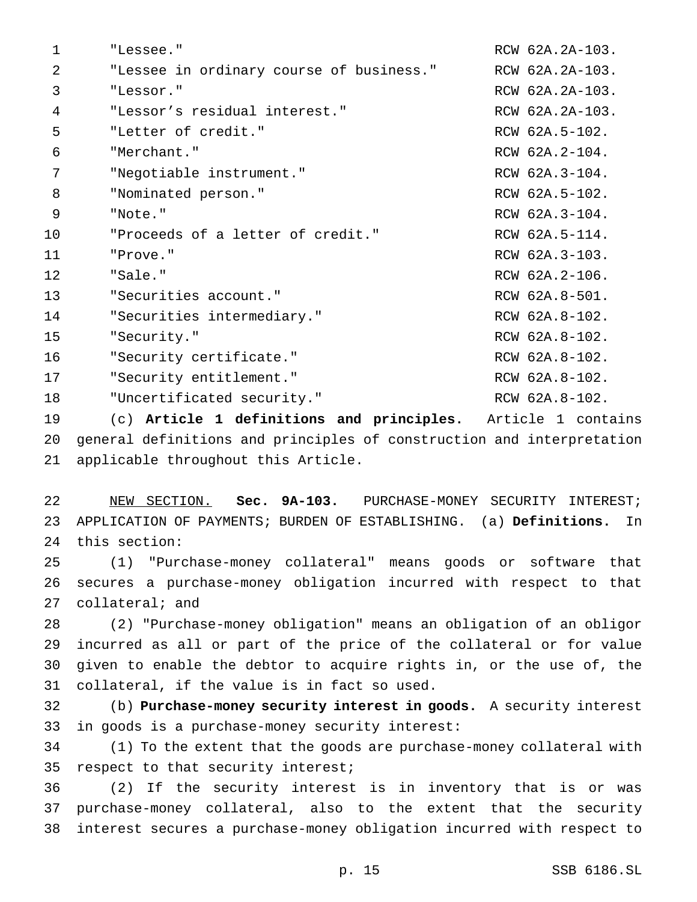| Term | Section |
| --- | --- |
| "Lessee." | RCW 62A.2A-103. |
| "Lessee in ordinary course of business." | RCW 62A.2A-103. |
| "Lessor." | RCW 62A.2A-103. |
| "Lessor's residual interest." | RCW 62A.2A-103. |
| "Letter of credit." | RCW 62A.5-102. |
| "Merchant." | RCW 62A.2-104. |
| "Negotiable instrument." | RCW 62A.3-104. |
| "Nominated person." | RCW 62A.5-102. |
| "Note." | RCW 62A.3-104. |
| "Proceeds of a letter of credit." | RCW 62A.5-114. |
| "Prove." | RCW 62A.3-103. |
| "Sale." | RCW 62A.2-106. |
| "Securities account." | RCW 62A.8-501. |
| "Securities intermediary." | RCW 62A.8-102. |
| "Security." | RCW 62A.8-102. |
| "Security certificate." | RCW 62A.8-102. |
| "Security entitlement." | RCW 62A.8-102. |
| "Uncertificated security." | RCW 62A.8-102. |

(c) **Article 1 definitions and principles.** Article 1 contains general definitions and principles of construction and interpretation applicable throughout this Article.

NEW SECTION. **Sec. 9A-103.** PURCHASE-MONEY SECURITY INTEREST; APPLICATION OF PAYMENTS; BURDEN OF ESTABLISHING. (a) **Definitions.** In this section:

(1) "Purchase-money collateral" means goods or software that secures a purchase-money obligation incurred with respect to that collateral; and

(2) "Purchase-money obligation" means an obligation of an obligor incurred as all or part of the price of the collateral or for value given to enable the debtor to acquire rights in, or the use of, the collateral, if the value is in fact so used.

(b) **Purchase-money security interest in goods.** A security interest in goods is a purchase-money security interest:

(1) To the extent that the goods are purchase-money collateral with respect to that security interest;

(2) If the security interest is in inventory that is or was purchase-money collateral, also to the extent that the security interest secures a purchase-money obligation incurred with respect to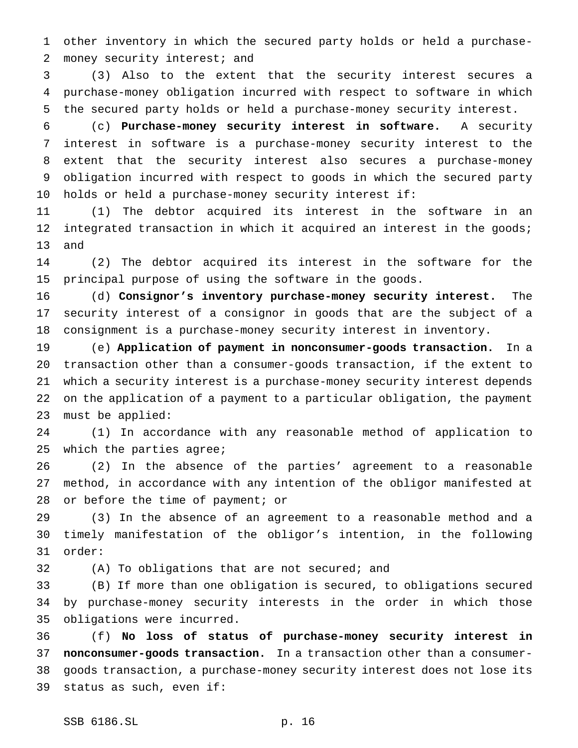other inventory in which the secured party holds or held a purchase-money security interest; and

(3) Also to the extent that the security interest secures a purchase-money obligation incurred with respect to software in which the secured party holds or held a purchase-money security interest.

(c) **Purchase-money security interest in software.** A security interest in software is a purchase-money security interest to the extent that the security interest also secures a purchase-money obligation incurred with respect to goods in which the secured party holds or held a purchase-money security interest if:

(1) The debtor acquired its interest in the software in an integrated transaction in which it acquired an interest in the goods; and

(2) The debtor acquired its interest in the software for the principal purpose of using the software in the goods.

(d) **Consignor's inventory purchase-money security interest.** The security interest of a consignor in goods that are the subject of a consignment is a purchase-money security interest in inventory.

(e) **Application of payment in nonconsumer-goods transaction.** In a transaction other than a consumer-goods transaction, if the extent to which a security interest is a purchase-money security interest depends on the application of a payment to a particular obligation, the payment must be applied:

(1) In accordance with any reasonable method of application to which the parties agree;

(2) In the absence of the parties' agreement to a reasonable method, in accordance with any intention of the obligor manifested at or before the time of payment; or

(3) In the absence of an agreement to a reasonable method and a timely manifestation of the obligor's intention, in the following order:

(A) To obligations that are not secured; and

(B) If more than one obligation is secured, to obligations secured by purchase-money security interests in the order in which those obligations were incurred.

(f) **No loss of status of purchase-money security interest in nonconsumer-goods transaction.** In a transaction other than a consumer-goods transaction, a purchase-money security interest does not lose its status as such, even if: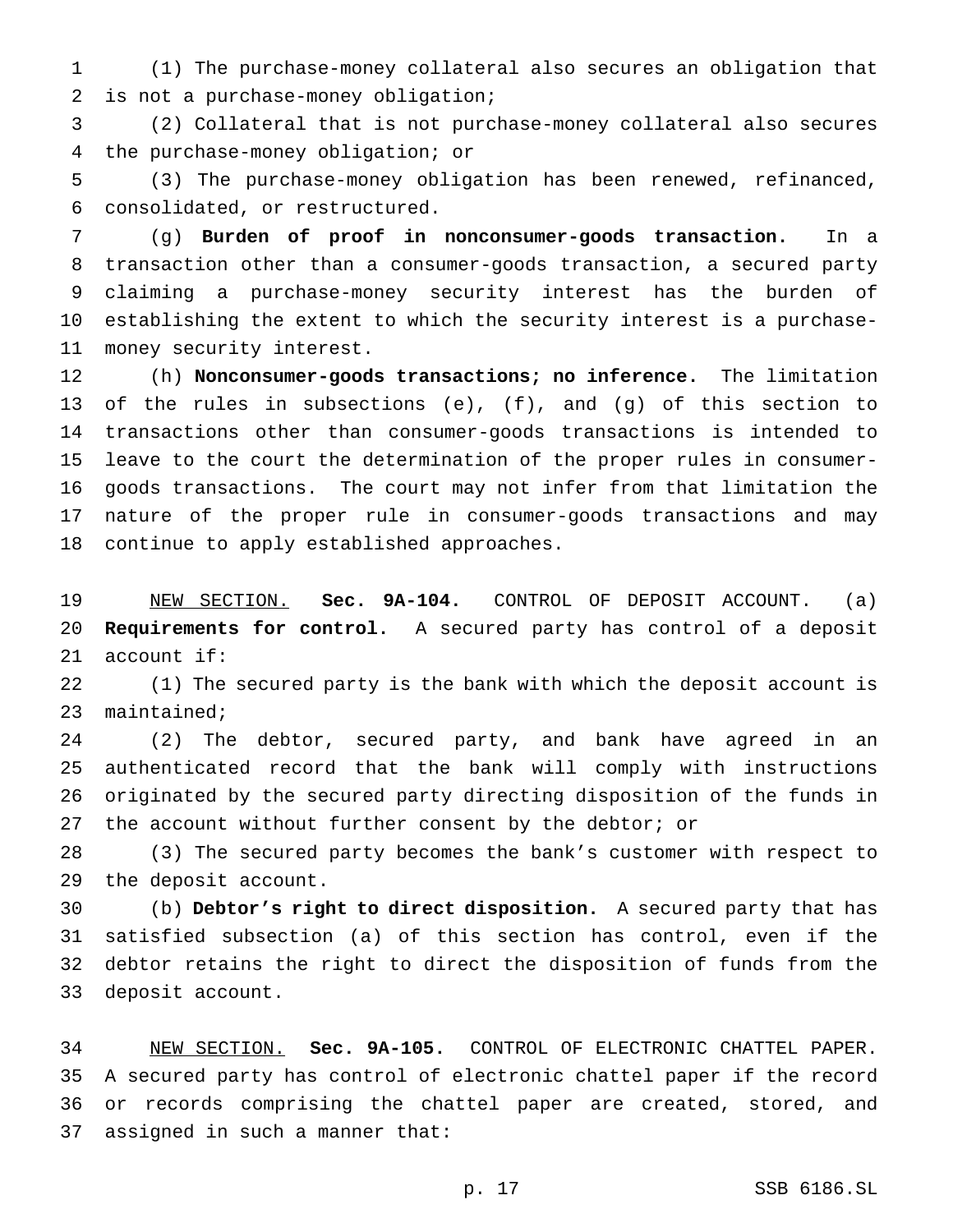(1) The purchase-money collateral also secures an obligation that is not a purchase-money obligation;

(2) Collateral that is not purchase-money collateral also secures the purchase-money obligation; or

(3) The purchase-money obligation has been renewed, refinanced, consolidated, or restructured.

(g) **Burden of proof in nonconsumer-goods transaction.** In a transaction other than a consumer-goods transaction, a secured party claiming a purchase-money security interest has the burden of establishing the extent to which the security interest is a purchase-money security interest.

(h) **Nonconsumer-goods transactions; no inference.** The limitation of the rules in subsections (e), (f), and (g) of this section to transactions other than consumer-goods transactions is intended to leave to the court the determination of the proper rules in consumer-goods transactions. The court may not infer from that limitation the nature of the proper rule in consumer-goods transactions and may continue to apply established approaches.

NEW SECTION. **Sec. 9A-104.** CONTROL OF DEPOSIT ACCOUNT. (a) **Requirements for control.** A secured party has control of a deposit account if:

(1) The secured party is the bank with which the deposit account is maintained;

(2) The debtor, secured party, and bank have agreed in an authenticated record that the bank will comply with instructions originated by the secured party directing disposition of the funds in the account without further consent by the debtor; or

(3) The secured party becomes the bank's customer with respect to the deposit account.

(b) **Debtor's right to direct disposition.** A secured party that has satisfied subsection (a) of this section has control, even if the debtor retains the right to direct the disposition of funds from the deposit account.

NEW SECTION. **Sec. 9A-105.** CONTROL OF ELECTRONIC CHATTEL PAPER. A secured party has control of electronic chattel paper if the record or records comprising the chattel paper are created, stored, and assigned in such a manner that: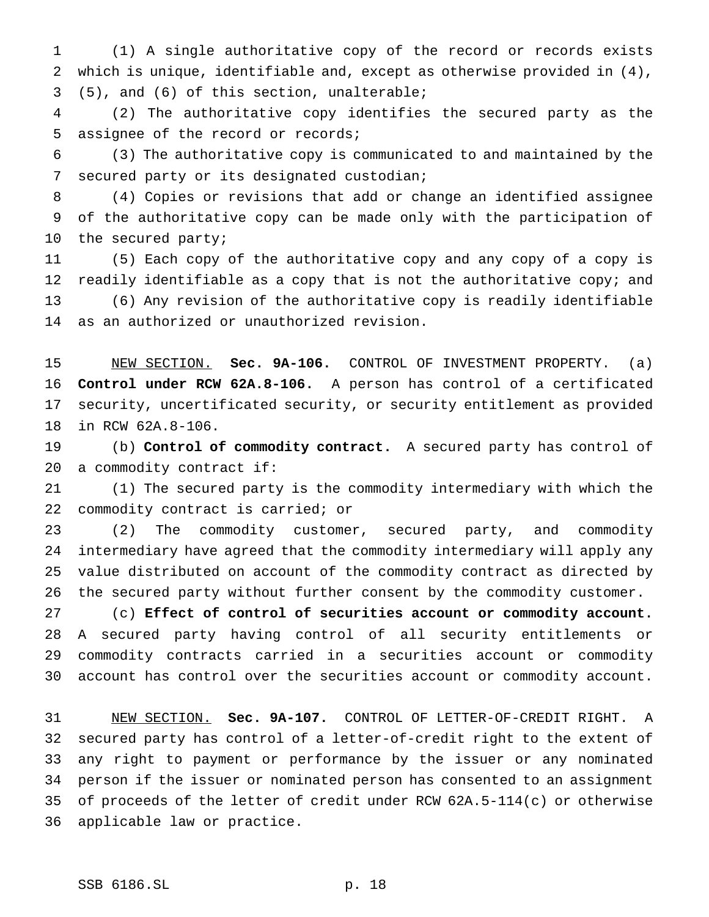(1) A single authoritative copy of the record or records exists which is unique, identifiable and, except as otherwise provided in (4), (5), and (6) of this section, unalterable;

(2) The authoritative copy identifies the secured party as the assignee of the record or records;

(3) The authoritative copy is communicated to and maintained by the secured party or its designated custodian;

(4) Copies or revisions that add or change an identified assignee of the authoritative copy can be made only with the participation of the secured party;

(5) Each copy of the authoritative copy and any copy of a copy is readily identifiable as a copy that is not the authoritative copy; and

(6) Any revision of the authoritative copy is readily identifiable as an authorized or unauthorized revision.

NEW SECTION. **Sec. 9A-106.** CONTROL OF INVESTMENT PROPERTY. (a) **Control under RCW 62A.8-106.** A person has control of a certificated security, uncertificated security, or security entitlement as provided in RCW 62A.8-106.

(b) **Control of commodity contract.** A secured party has control of a commodity contract if:

(1) The secured party is the commodity intermediary with which the commodity contract is carried; or

(2) The commodity customer, secured party, and commodity intermediary have agreed that the commodity intermediary will apply any value distributed on account of the commodity contract as directed by the secured party without further consent by the commodity customer.

(c) **Effect of control of securities account or commodity account.** A secured party having control of all security entitlements or commodity contracts carried in a securities account or commodity account has control over the securities account or commodity account.

NEW SECTION. **Sec. 9A-107.** CONTROL OF LETTER-OF-CREDIT RIGHT. A secured party has control of a letter-of-credit right to the extent of any right to payment or performance by the issuer or any nominated person if the issuer or nominated person has consented to an assignment of proceeds of the letter of credit under RCW 62A.5-114(c) or otherwise applicable law or practice.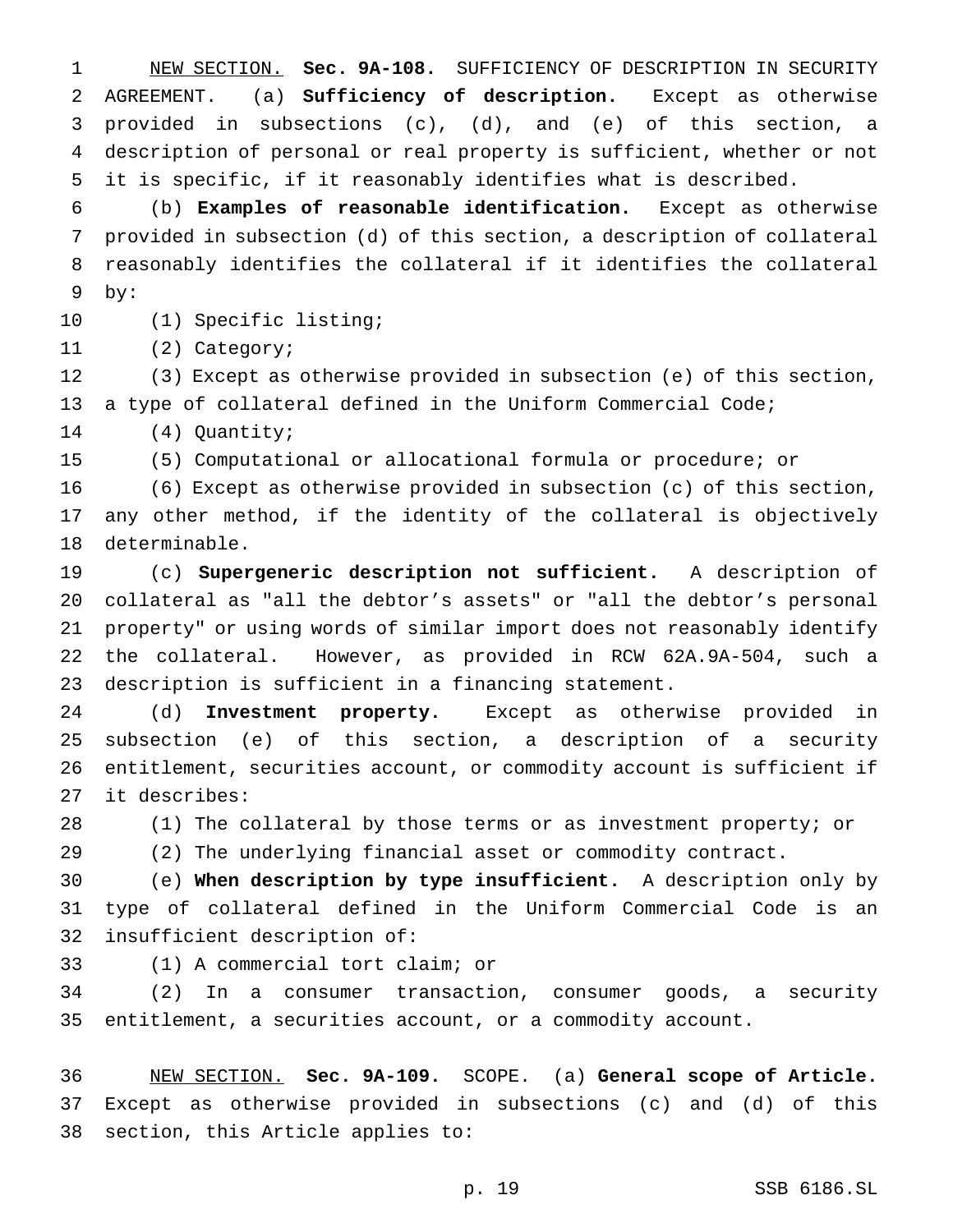NEW SECTION. **Sec. 9A-108.** SUFFICIENCY OF DESCRIPTION IN SECURITY AGREEMENT. (a) **Sufficiency of description.** Except as otherwise provided in subsections (c), (d), and (e) of this section, a description of personal or real property is sufficient, whether or not it is specific, if it reasonably identifies what is described.

(b) **Examples of reasonable identification.** Except as otherwise provided in subsection (d) of this section, a description of collateral reasonably identifies the collateral if it identifies the collateral by:

(1) Specific listing;

(2) Category;

(3) Except as otherwise provided in subsection (e) of this section, a type of collateral defined in the Uniform Commercial Code;

(4) Quantity;

(5) Computational or allocational formula or procedure; or

(6) Except as otherwise provided in subsection (c) of this section, any other method, if the identity of the collateral is objectively determinable.

(c) **Supergeneric description not sufficient.** A description of collateral as "all the debtor's assets" or "all the debtor's personal property" or using words of similar import does not reasonably identify the collateral. However, as provided in RCW 62A.9A-504, such a description is sufficient in a financing statement.

(d) **Investment property.** Except as otherwise provided in subsection (e) of this section, a description of a security entitlement, securities account, or commodity account is sufficient if it describes:

(1) The collateral by those terms or as investment property; or

(2) The underlying financial asset or commodity contract.

(e) **When description by type insufficient.** A description only by type of collateral defined in the Uniform Commercial Code is an insufficient description of:

(1) A commercial tort claim; or

(2) In a consumer transaction, consumer goods, a security entitlement, a securities account, or a commodity account.

NEW SECTION. **Sec. 9A-109.** SCOPE. (a) **General scope of Article.** Except as otherwise provided in subsections (c) and (d) of this section, this Article applies to: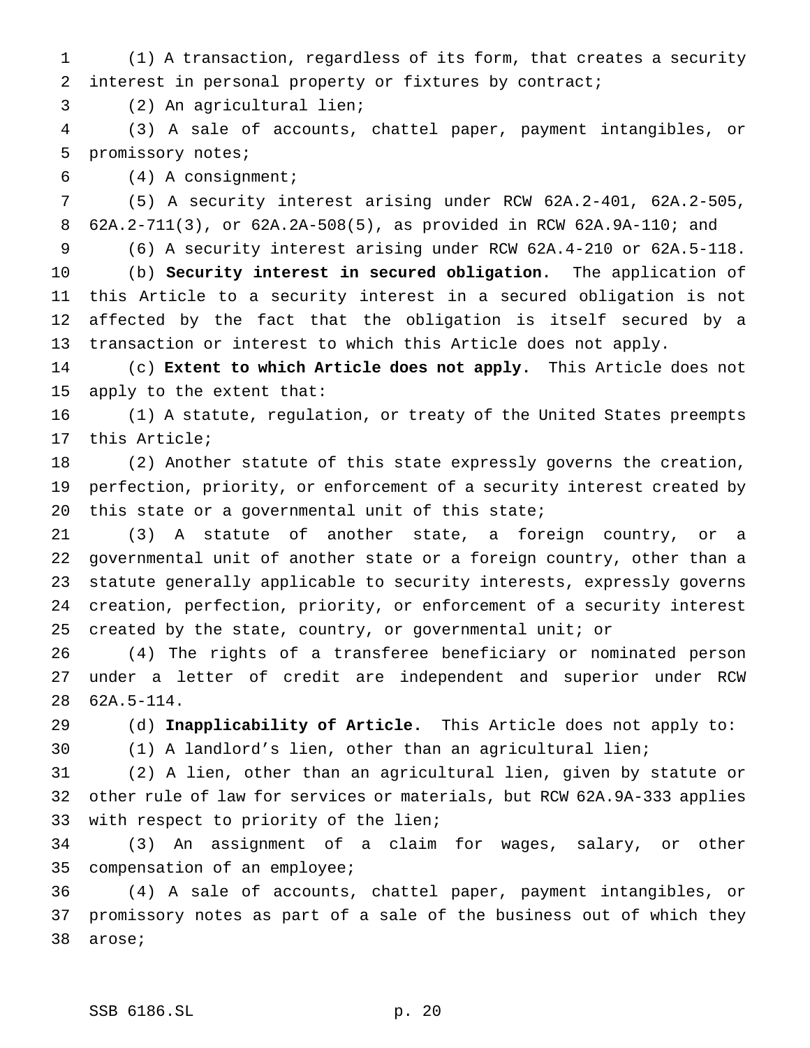(1) A transaction, regardless of its form, that creates a security interest in personal property or fixtures by contract;

(2) An agricultural lien;

(3) A sale of accounts, chattel paper, payment intangibles, or promissory notes;

(4) A consignment;

(5) A security interest arising under RCW 62A.2-401, 62A.2-505, 62A.2-711(3), or 62A.2A-508(5), as provided in RCW 62A.9A-110; and

(6) A security interest arising under RCW 62A.4-210 or 62A.5-118.

(b) **Security interest in secured obligation.** The application of this Article to a security interest in a secured obligation is not affected by the fact that the obligation is itself secured by a transaction or interest to which this Article does not apply.

(c) **Extent to which Article does not apply.** This Article does not apply to the extent that:

(1) A statute, regulation, or treaty of the United States preempts this Article;

(2) Another statute of this state expressly governs the creation, perfection, priority, or enforcement of a security interest created by this state or a governmental unit of this state;

(3) A statute of another state, a foreign country, or a governmental unit of another state or a foreign country, other than a statute generally applicable to security interests, expressly governs creation, perfection, priority, or enforcement of a security interest created by the state, country, or governmental unit; or

(4) The rights of a transferee beneficiary or nominated person under a letter of credit are independent and superior under RCW 62A.5-114.

(d) **Inapplicability of Article.** This Article does not apply to:

(1) A landlord's lien, other than an agricultural lien;

(2) A lien, other than an agricultural lien, given by statute or other rule of law for services or materials, but RCW 62A.9A-333 applies with respect to priority of the lien;

(3) An assignment of a claim for wages, salary, or other compensation of an employee;

(4) A sale of accounts, chattel paper, payment intangibles, or promissory notes as part of a sale of the business out of which they arose;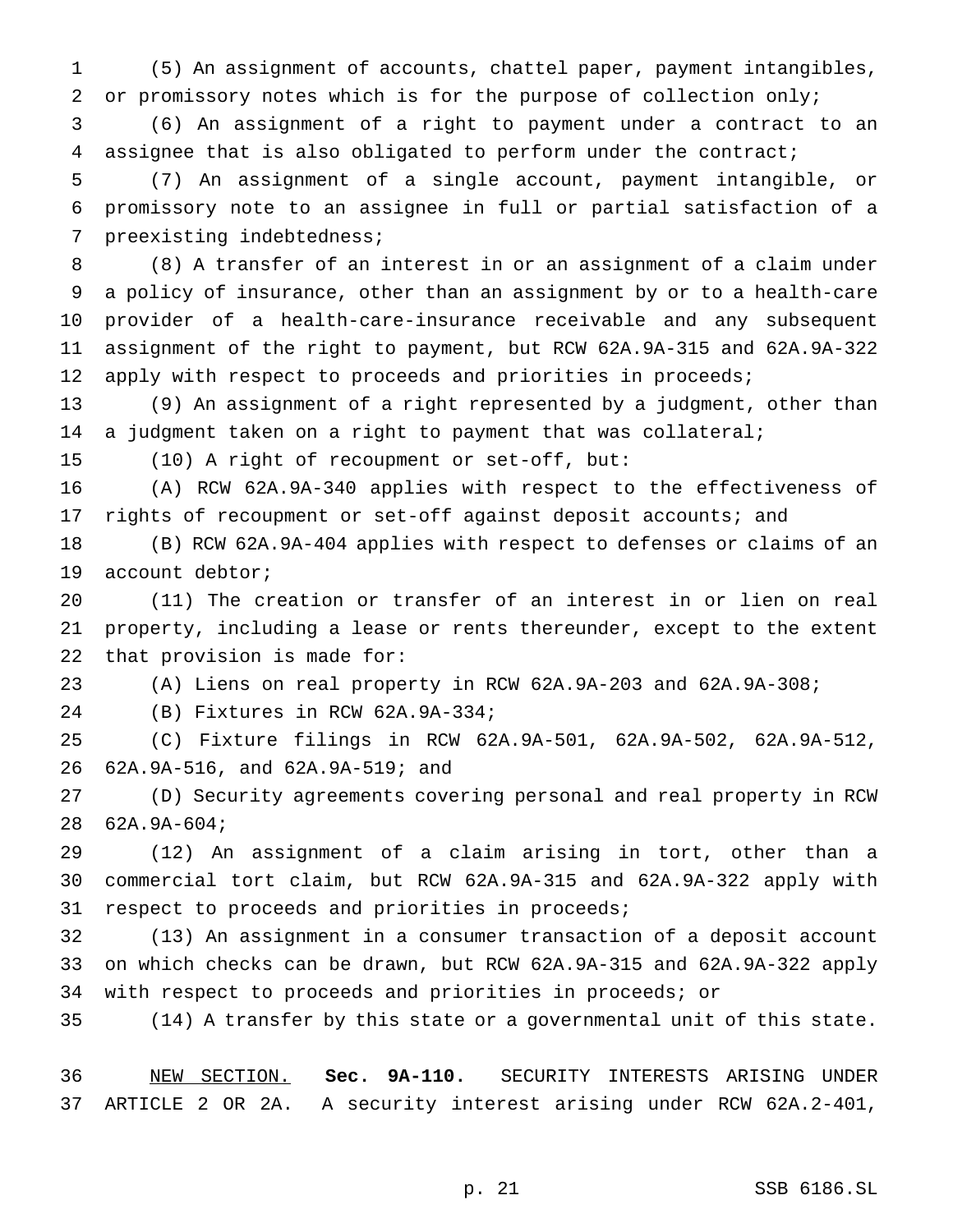(5) An assignment of accounts, chattel paper, payment intangibles, or promissory notes which is for the purpose of collection only;

(6) An assignment of a right to payment under a contract to an assignee that is also obligated to perform under the contract;

(7) An assignment of a single account, payment intangible, or promissory note to an assignee in full or partial satisfaction of a preexisting indebtedness;

(8) A transfer of an interest in or an assignment of a claim under a policy of insurance, other than an assignment by or to a health-care provider of a health-care-insurance receivable and any subsequent assignment of the right to payment, but RCW 62A.9A-315 and 62A.9A-322 apply with respect to proceeds and priorities in proceeds;

(9) An assignment of a right represented by a judgment, other than a judgment taken on a right to payment that was collateral;

(10) A right of recoupment or set-off, but:

(A) RCW 62A.9A-340 applies with respect to the effectiveness of rights of recoupment or set-off against deposit accounts; and

(B) RCW 62A.9A-404 applies with respect to defenses or claims of an account debtor;

(11) The creation or transfer of an interest in or lien on real property, including a lease or rents thereunder, except to the extent that provision is made for:

(A) Liens on real property in RCW 62A.9A-203 and 62A.9A-308;

(B) Fixtures in RCW 62A.9A-334;

(C) Fixture filings in RCW 62A.9A-501, 62A.9A-502, 62A.9A-512, 62A.9A-516, and 62A.9A-519; and

(D) Security agreements covering personal and real property in RCW 62A.9A-604;

(12) An assignment of a claim arising in tort, other than a commercial tort claim, but RCW 62A.9A-315 and 62A.9A-322 apply with respect to proceeds and priorities in proceeds;

(13) An assignment in a consumer transaction of a deposit account on which checks can be drawn, but RCW 62A.9A-315 and 62A.9A-322 apply with respect to proceeds and priorities in proceeds; or

(14) A transfer by this state or a governmental unit of this state.

NEW SECTION. **Sec. 9A-110.** SECURITY INTERESTS ARISING UNDER ARTICLE 2 OR 2A. A security interest arising under RCW 62A.2-401,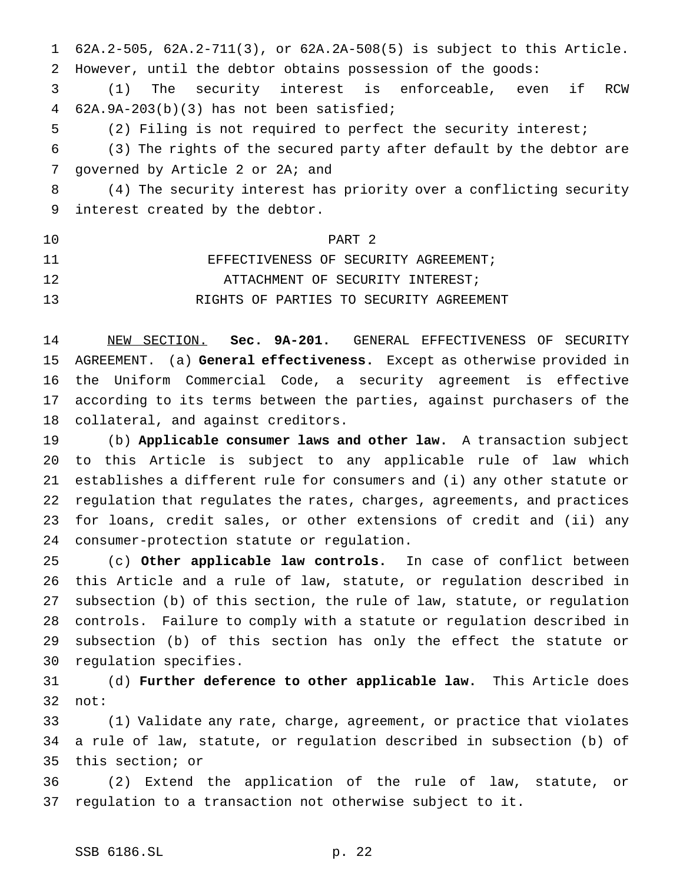62A.2-505, 62A.2-711(3), or 62A.2A-508(5) is subject to this Article. However, until the debtor obtains possession of the goods:

(1) The security interest is enforceable, even if RCW 62A.9A-203(b)(3) has not been satisfied;

(2) Filing is not required to perfect the security interest;

(3) The rights of the secured party after default by the debtor are governed by Article 2 or 2A; and

(4) The security interest has priority over a conflicting security interest created by the debtor.

## PART 2
## EFFECTIVENESS OF SECURITY AGREEMENT;
## ATTACHMENT OF SECURITY INTEREST;
## RIGHTS OF PARTIES TO SECURITY AGREEMENT

NEW SECTION. **Sec. 9A-201.** GENERAL EFFECTIVENESS OF SECURITY AGREEMENT. (a) **General effectiveness.** Except as otherwise provided in the Uniform Commercial Code, a security agreement is effective according to its terms between the parties, against purchasers of the collateral, and against creditors.

(b) **Applicable consumer laws and other law.** A transaction subject to this Article is subject to any applicable rule of law which establishes a different rule for consumers and (i) any other statute or regulation that regulates the rates, charges, agreements, and practices for loans, credit sales, or other extensions of credit and (ii) any consumer-protection statute or regulation.

(c) **Other applicable law controls.** In case of conflict between this Article and a rule of law, statute, or regulation described in subsection (b) of this section, the rule of law, statute, or regulation controls. Failure to comply with a statute or regulation described in subsection (b) of this section has only the effect the statute or regulation specifies.

(d) **Further deference to other applicable law.** This Article does not:

(1) Validate any rate, charge, agreement, or practice that violates a rule of law, statute, or regulation described in subsection (b) of this section; or

(2) Extend the application of the rule of law, statute, or regulation to a transaction not otherwise subject to it.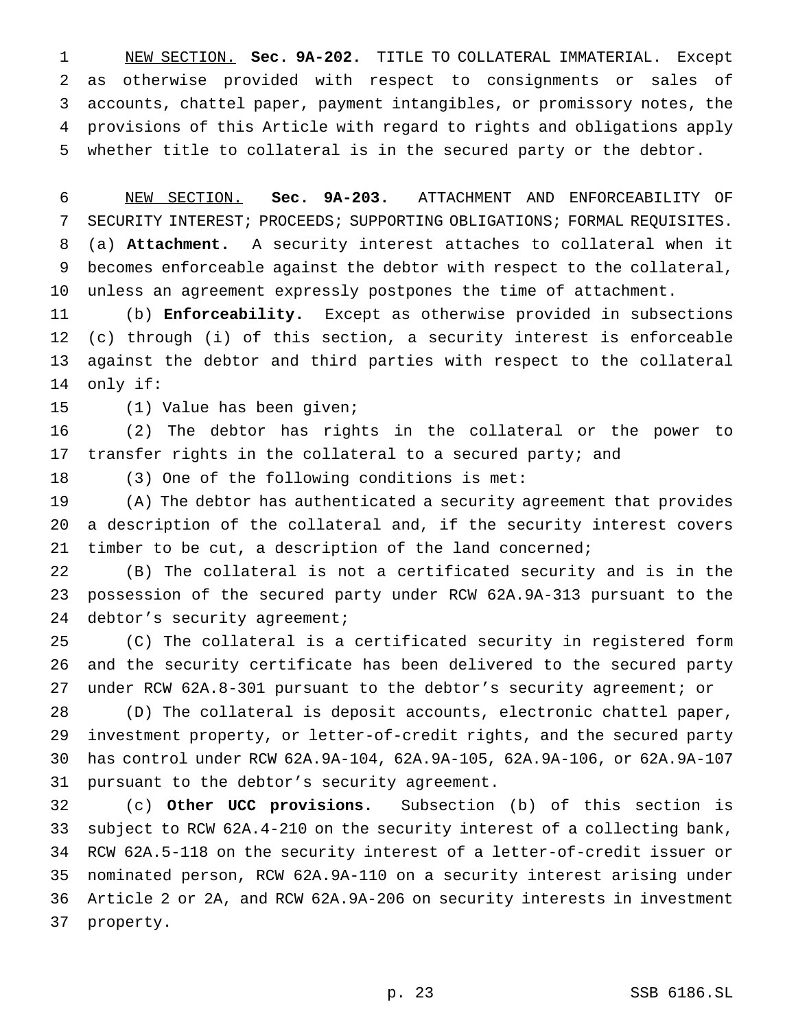NEW SECTION. **Sec. 9A-202.** TITLE TO COLLATERAL IMMATERIAL. Except as otherwise provided with respect to consignments or sales of accounts, chattel paper, payment intangibles, or promissory notes, the provisions of this Article with regard to rights and obligations apply whether title to collateral is in the secured party or the debtor.

NEW SECTION. **Sec. 9A-203.** ATTACHMENT AND ENFORCEABILITY OF SECURITY INTEREST; PROCEEDS; SUPPORTING OBLIGATIONS; FORMAL REQUISITES. (a) **Attachment.** A security interest attaches to collateral when it becomes enforceable against the debtor with respect to the collateral, unless an agreement expressly postpones the time of attachment.

(b) **Enforceability.** Except as otherwise provided in subsections (c) through (i) of this section, a security interest is enforceable against the debtor and third parties with respect to the collateral only if:

(1) Value has been given;

(2) The debtor has rights in the collateral or the power to transfer rights in the collateral to a secured party; and

(3) One of the following conditions is met:

(A) The debtor has authenticated a security agreement that provides a description of the collateral and, if the security interest covers timber to be cut, a description of the land concerned;

(B) The collateral is not a certificated security and is in the possession of the secured party under RCW 62A.9A-313 pursuant to the debtor's security agreement;

(C) The collateral is a certificated security in registered form and the security certificate has been delivered to the secured party under RCW 62A.8-301 pursuant to the debtor's security agreement; or

(D) The collateral is deposit accounts, electronic chattel paper, investment property, or letter-of-credit rights, and the secured party has control under RCW 62A.9A-104, 62A.9A-105, 62A.9A-106, or 62A.9A-107 pursuant to the debtor's security agreement.

(c) **Other UCC provisions.** Subsection (b) of this section is subject to RCW 62A.4-210 on the security interest of a collecting bank, RCW 62A.5-118 on the security interest of a letter-of-credit issuer or nominated person, RCW 62A.9A-110 on a security interest arising under Article 2 or 2A, and RCW 62A.9A-206 on security interests in investment property.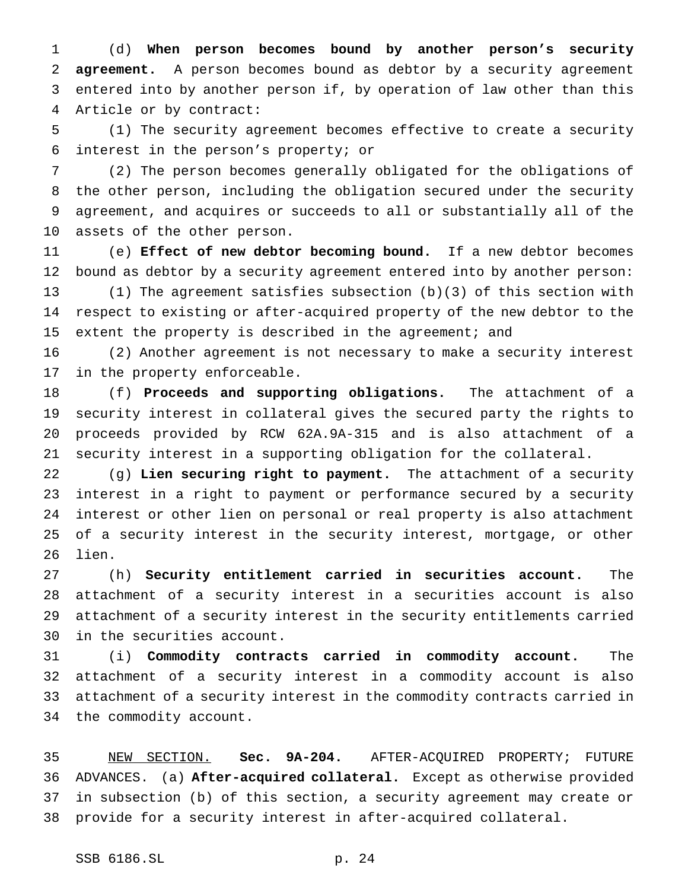(d) **When person becomes bound by another person's security agreement.** A person becomes bound as debtor by a security agreement entered into by another person if, by operation of law other than this Article or by contract:

(1) The security agreement becomes effective to create a security interest in the person's property; or

(2) The person becomes generally obligated for the obligations of the other person, including the obligation secured under the security agreement, and acquires or succeeds to all or substantially all of the assets of the other person.

(e) **Effect of new debtor becoming bound.** If a new debtor becomes bound as debtor by a security agreement entered into by another person:

(1) The agreement satisfies subsection (b)(3) of this section with respect to existing or after-acquired property of the new debtor to the extent the property is described in the agreement; and

(2) Another agreement is not necessary to make a security interest in the property enforceable.

(f) **Proceeds and supporting obligations.** The attachment of a security interest in collateral gives the secured party the rights to proceeds provided by RCW 62A.9A-315 and is also attachment of a security interest in a supporting obligation for the collateral.

(g) **Lien securing right to payment.** The attachment of a security interest in a right to payment or performance secured by a security interest or other lien on personal or real property is also attachment of a security interest in the security interest, mortgage, or other lien.

(h) **Security entitlement carried in securities account.** The attachment of a security interest in a securities account is also attachment of a security interest in the security entitlements carried in the securities account.

(i) **Commodity contracts carried in commodity account.** The attachment of a security interest in a commodity account is also attachment of a security interest in the commodity contracts carried in the commodity account.

NEW SECTION. **Sec. 9A-204.** AFTER-ACQUIRED PROPERTY; FUTURE ADVANCES. (a) **After-acquired collateral.** Except as otherwise provided in subsection (b) of this section, a security agreement may create or provide for a security interest in after-acquired collateral.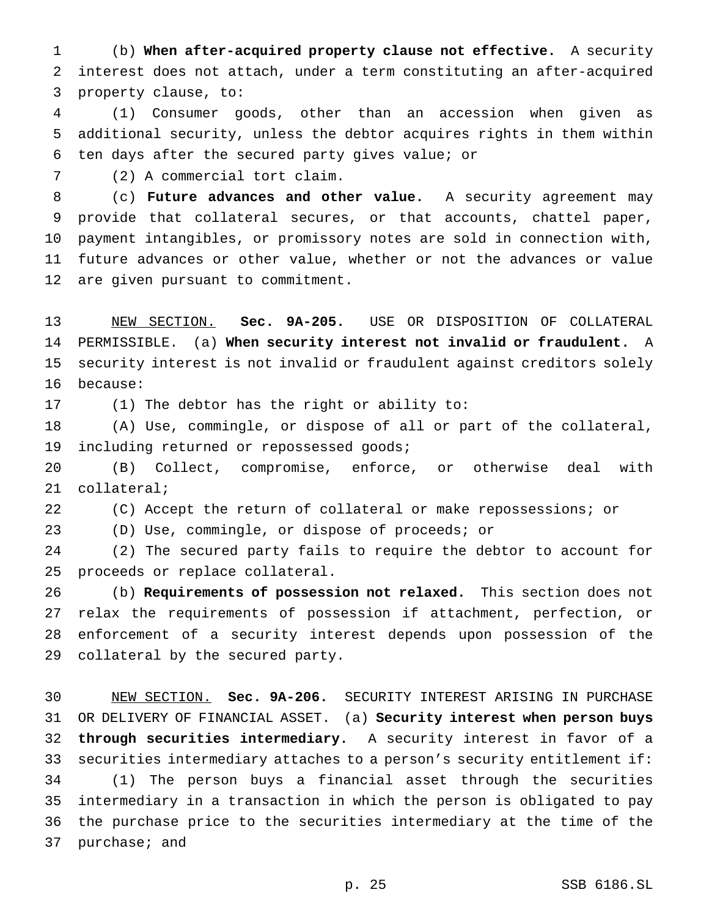(b) **When after-acquired property clause not effective.** A security interest does not attach, under a term constituting an after-acquired property clause, to:

(1) Consumer goods, other than an accession when given as additional security, unless the debtor acquires rights in them within ten days after the secured party gives value; or

(2) A commercial tort claim.

(c) **Future advances and other value.** A security agreement may provide that collateral secures, or that accounts, chattel paper, payment intangibles, or promissory notes are sold in connection with, future advances or other value, whether or not the advances or value are given pursuant to commitment.

NEW SECTION. **Sec. 9A-205.** USE OR DISPOSITION OF COLLATERAL PERMISSIBLE. (a) **When security interest not invalid or fraudulent.** A security interest is not invalid or fraudulent against creditors solely because:

(1) The debtor has the right or ability to:

(A) Use, commingle, or dispose of all or part of the collateral, including returned or repossessed goods;

(B) Collect, compromise, enforce, or otherwise deal with collateral;

(C) Accept the return of collateral or make repossessions; or

(D) Use, commingle, or dispose of proceeds; or

(2) The secured party fails to require the debtor to account for proceeds or replace collateral.

(b) **Requirements of possession not relaxed.** This section does not relax the requirements of possession if attachment, perfection, or enforcement of a security interest depends upon possession of the collateral by the secured party.

NEW SECTION. **Sec. 9A-206.** SECURITY INTEREST ARISING IN PURCHASE OR DELIVERY OF FINANCIAL ASSET. (a) **Security interest when person buys through securities intermediary.** A security interest in favor of a securities intermediary attaches to a person's security entitlement if:

(1) The person buys a financial asset through the securities intermediary in a transaction in which the person is obligated to pay the purchase price to the securities intermediary at the time of the purchase; and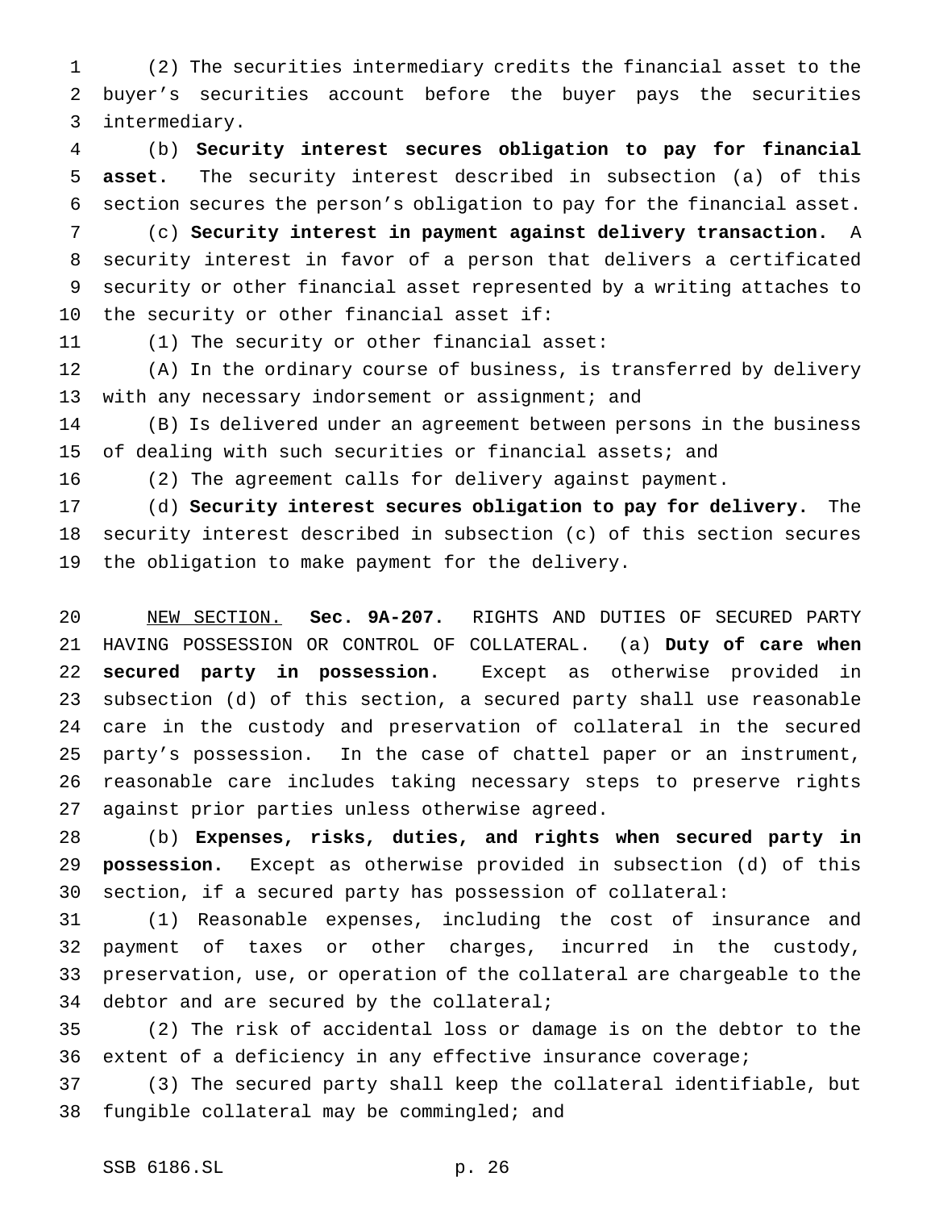(2) The securities intermediary credits the financial asset to the buyer's securities account before the buyer pays the securities intermediary.

(b) **Security interest secures obligation to pay for financial asset.** The security interest described in subsection (a) of this section secures the person's obligation to pay for the financial asset.

(c) **Security interest in payment against delivery transaction.** A security interest in favor of a person that delivers a certificated security or other financial asset represented by a writing attaches to the security or other financial asset if:

(1) The security or other financial asset:

(A) In the ordinary course of business, is transferred by delivery with any necessary indorsement or assignment; and

(B) Is delivered under an agreement between persons in the business of dealing with such securities or financial assets; and

(2) The agreement calls for delivery against payment.

(d) **Security interest secures obligation to pay for delivery.** The security interest described in subsection (c) of this section secures the obligation to make payment for the delivery.

NEW SECTION. **Sec. 9A-207.** RIGHTS AND DUTIES OF SECURED PARTY HAVING POSSESSION OR CONTROL OF COLLATERAL. (a) **Duty of care when secured party in possession.** Except as otherwise provided in subsection (d) of this section, a secured party shall use reasonable care in the custody and preservation of collateral in the secured party's possession. In the case of chattel paper or an instrument, reasonable care includes taking necessary steps to preserve rights against prior parties unless otherwise agreed.

(b) **Expenses, risks, duties, and rights when secured party in possession.** Except as otherwise provided in subsection (d) of this section, if a secured party has possession of collateral:

(1) Reasonable expenses, including the cost of insurance and payment of taxes or other charges, incurred in the custody, preservation, use, or operation of the collateral are chargeable to the debtor and are secured by the collateral;

(2) The risk of accidental loss or damage is on the debtor to the extent of a deficiency in any effective insurance coverage;

(3) The secured party shall keep the collateral identifiable, but fungible collateral may be commingled; and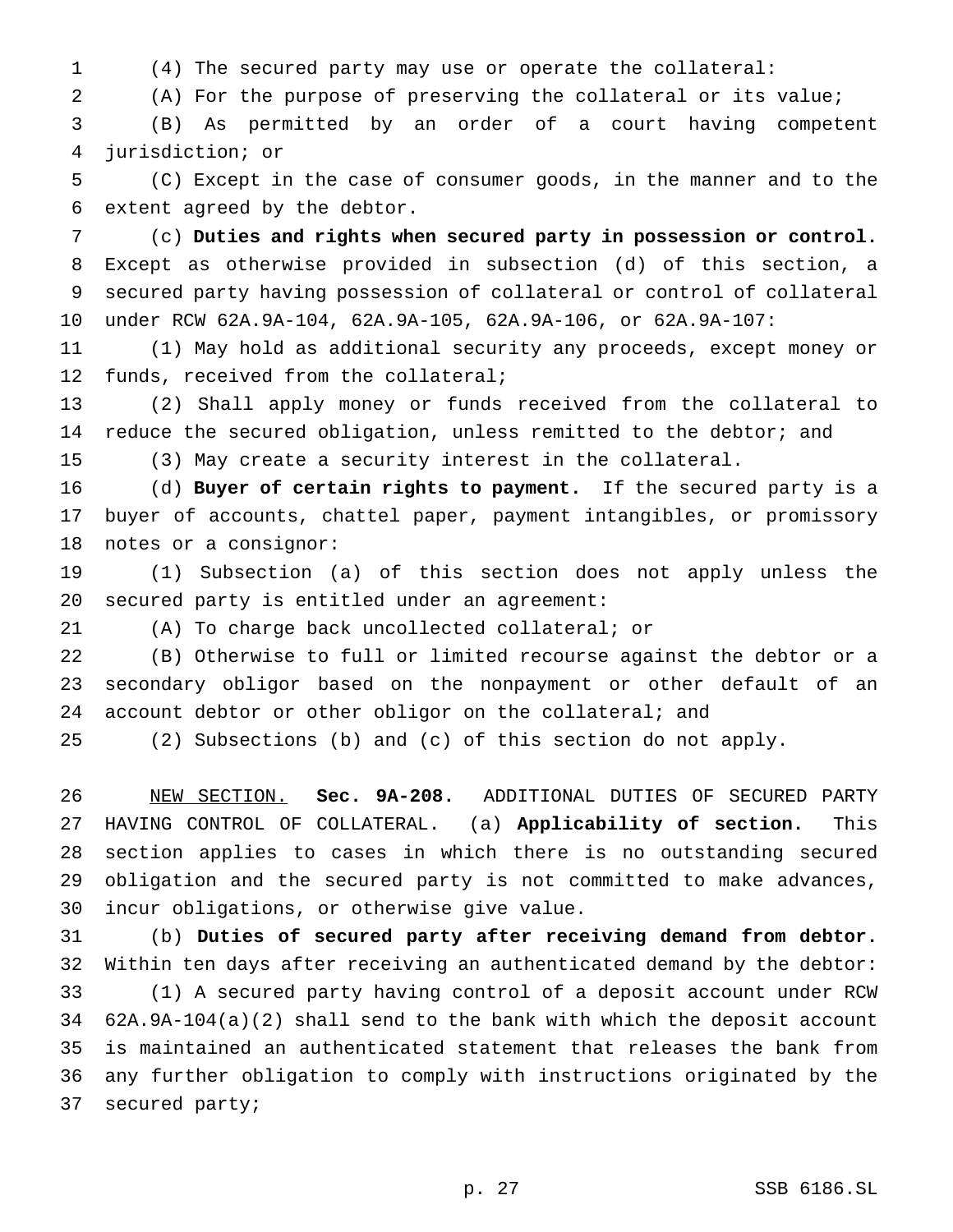(4) The secured party may use or operate the collateral:

(A) For the purpose of preserving the collateral or its value;

(B) As permitted by an order of a court having competent jurisdiction; or

(C) Except in the case of consumer goods, in the manner and to the extent agreed by the debtor.

(c) **Duties and rights when secured party in possession or control.** Except as otherwise provided in subsection (d) of this section, a secured party having possession of collateral or control of collateral under RCW 62A.9A-104, 62A.9A-105, 62A.9A-106, or 62A.9A-107:

(1) May hold as additional security any proceeds, except money or funds, received from the collateral;

(2) Shall apply money or funds received from the collateral to reduce the secured obligation, unless remitted to the debtor; and

(3) May create a security interest in the collateral.

(d) **Buyer of certain rights to payment.** If the secured party is a buyer of accounts, chattel paper, payment intangibles, or promissory notes or a consignor:

(1) Subsection (a) of this section does not apply unless the secured party is entitled under an agreement:

(A) To charge back uncollected collateral; or

(B) Otherwise to full or limited recourse against the debtor or a secondary obligor based on the nonpayment or other default of an account debtor or other obligor on the collateral; and

(2) Subsections (b) and (c) of this section do not apply.

NEW SECTION. **Sec. 9A-208.** ADDITIONAL DUTIES OF SECURED PARTY HAVING CONTROL OF COLLATERAL. (a) **Applicability of section.** This section applies to cases in which there is no outstanding secured obligation and the secured party is not committed to make advances, incur obligations, or otherwise give value.

(b) **Duties of secured party after receiving demand from debtor.** Within ten days after receiving an authenticated demand by the debtor:

(1) A secured party having control of a deposit account under RCW 62A.9A-104(a)(2) shall send to the bank with which the deposit account is maintained an authenticated statement that releases the bank from any further obligation to comply with instructions originated by the secured party;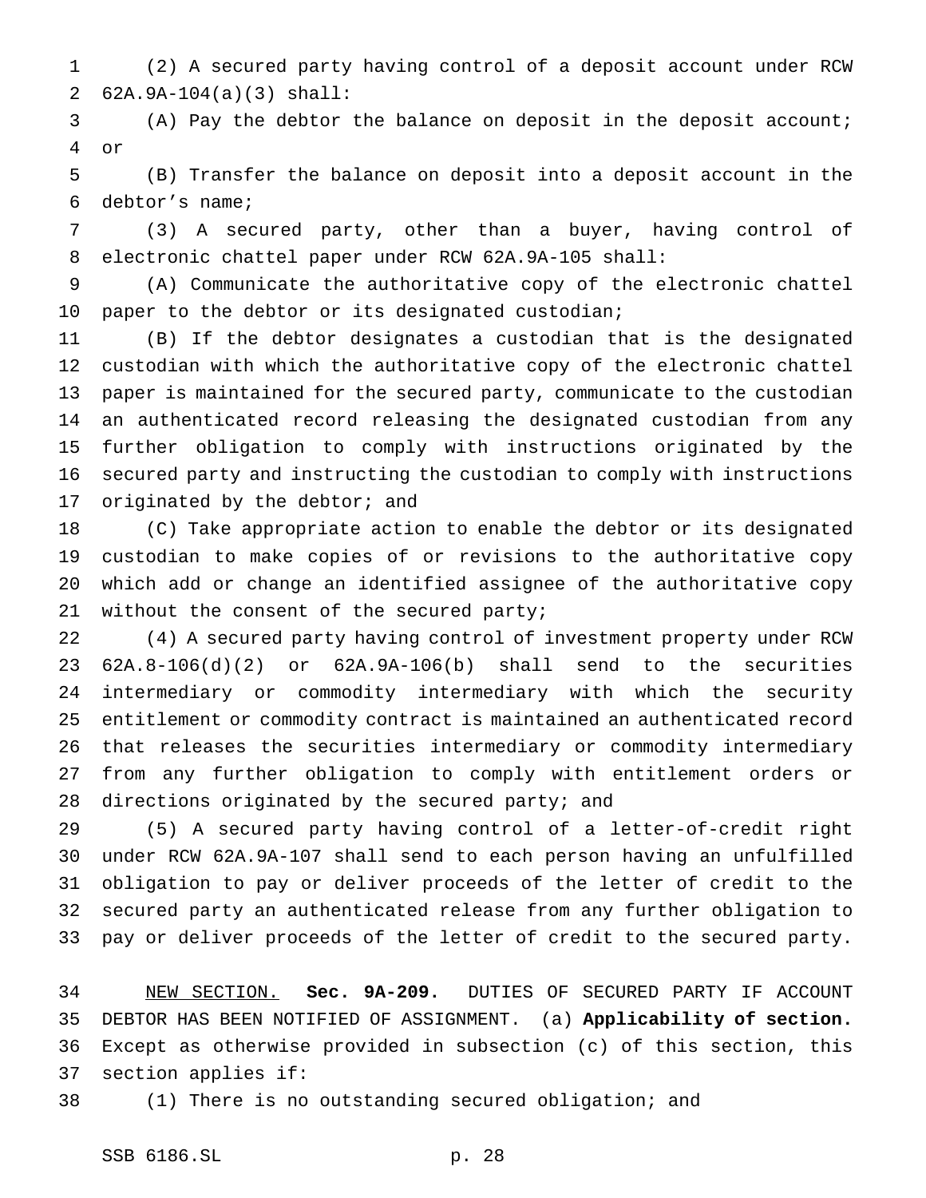(2) A secured party having control of a deposit account under RCW 62A.9A-104(a)(3) shall:

(A) Pay the debtor the balance on deposit in the deposit account; or

(B) Transfer the balance on deposit into a deposit account in the debtor's name;

(3) A secured party, other than a buyer, having control of electronic chattel paper under RCW 62A.9A-105 shall:

(A) Communicate the authoritative copy of the electronic chattel paper to the debtor or its designated custodian;

(B) If the debtor designates a custodian that is the designated custodian with which the authoritative copy of the electronic chattel paper is maintained for the secured party, communicate to the custodian an authenticated record releasing the designated custodian from any further obligation to comply with instructions originated by the secured party and instructing the custodian to comply with instructions originated by the debtor; and

(C) Take appropriate action to enable the debtor or its designated custodian to make copies of or revisions to the authoritative copy which add or change an identified assignee of the authoritative copy without the consent of the secured party;

(4) A secured party having control of investment property under RCW 62A.8-106(d)(2) or 62A.9A-106(b) shall send to the securities intermediary or commodity intermediary with which the security entitlement or commodity contract is maintained an authenticated record that releases the securities intermediary or commodity intermediary from any further obligation to comply with entitlement orders or directions originated by the secured party; and

(5) A secured party having control of a letter-of-credit right under RCW 62A.9A-107 shall send to each person having an unfulfilled obligation to pay or deliver proceeds of the letter of credit to the secured party an authenticated release from any further obligation to pay or deliver proceeds of the letter of credit to the secured party.

NEW SECTION. **Sec. 9A-209.** DUTIES OF SECURED PARTY IF ACCOUNT DEBTOR HAS BEEN NOTIFIED OF ASSIGNMENT. (a) **Applicability of section.** Except as otherwise provided in subsection (c) of this section, this section applies if:

(1) There is no outstanding secured obligation; and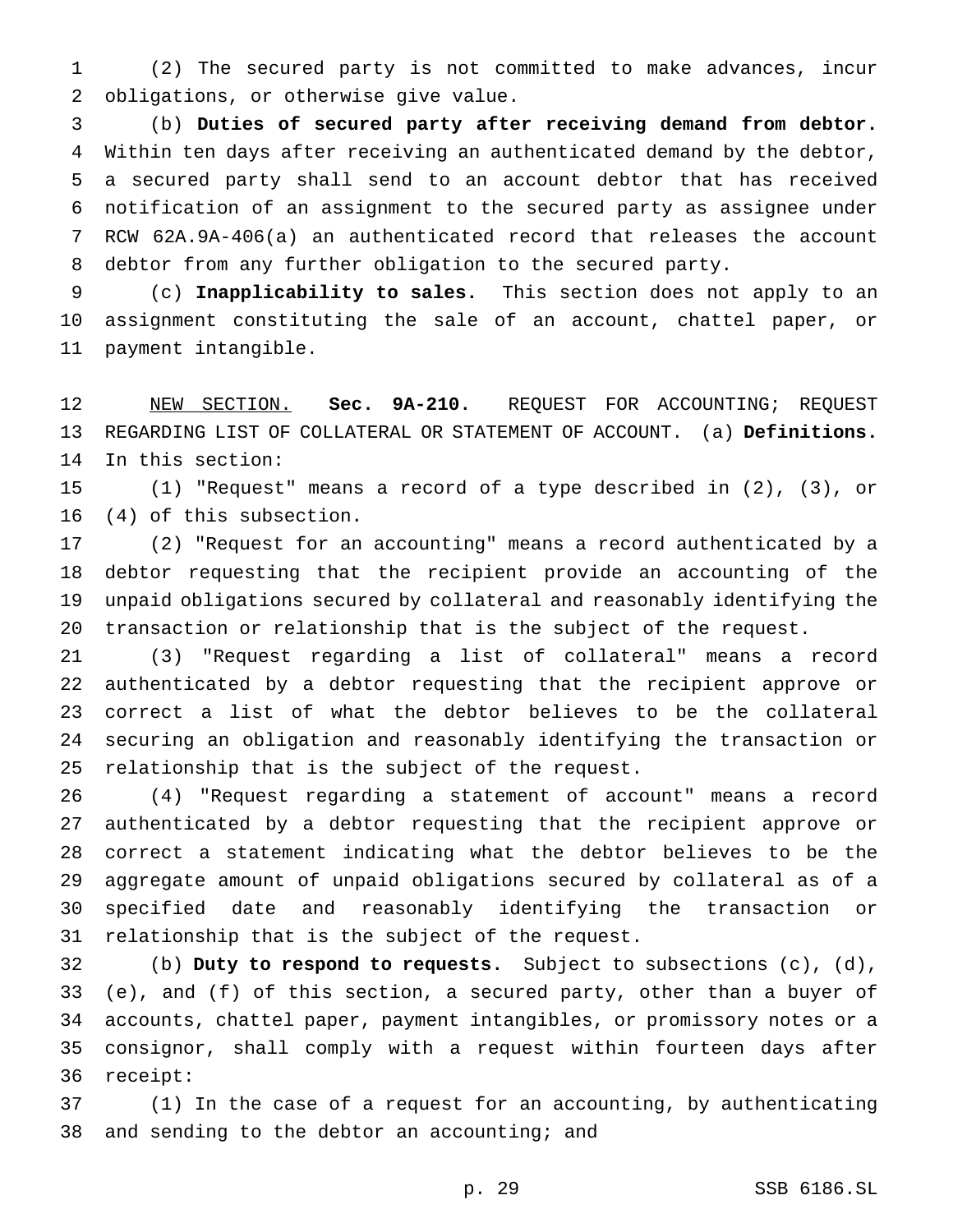(2) The secured party is not committed to make advances, incur obligations, or otherwise give value.

(b) **Duties of secured party after receiving demand from debtor.** Within ten days after receiving an authenticated demand by the debtor, a secured party shall send to an account debtor that has received notification of an assignment to the secured party as assignee under RCW 62A.9A-406(a) an authenticated record that releases the account debtor from any further obligation to the secured party.

(c) **Inapplicability to sales.** This section does not apply to an assignment constituting the sale of an account, chattel paper, or payment intangible.

NEW SECTION. **Sec. 9A-210.** REQUEST FOR ACCOUNTING; REQUEST REGARDING LIST OF COLLATERAL OR STATEMENT OF ACCOUNT. (a) **Definitions.** In this section:

(1) "Request" means a record of a type described in (2), (3), or (4) of this subsection.

(2) "Request for an accounting" means a record authenticated by a debtor requesting that the recipient provide an accounting of the unpaid obligations secured by collateral and reasonably identifying the transaction or relationship that is the subject of the request.

(3) "Request regarding a list of collateral" means a record authenticated by a debtor requesting that the recipient approve or correct a list of what the debtor believes to be the collateral securing an obligation and reasonably identifying the transaction or relationship that is the subject of the request.

(4) "Request regarding a statement of account" means a record authenticated by a debtor requesting that the recipient approve or correct a statement indicating what the debtor believes to be the aggregate amount of unpaid obligations secured by collateral as of a specified date and reasonably identifying the transaction or relationship that is the subject of the request.

(b) **Duty to respond to requests.** Subject to subsections (c), (d), (e), and (f) of this section, a secured party, other than a buyer of accounts, chattel paper, payment intangibles, or promissory notes or a consignor, shall comply with a request within fourteen days after receipt:

(1) In the case of a request for an accounting, by authenticating and sending to the debtor an accounting; and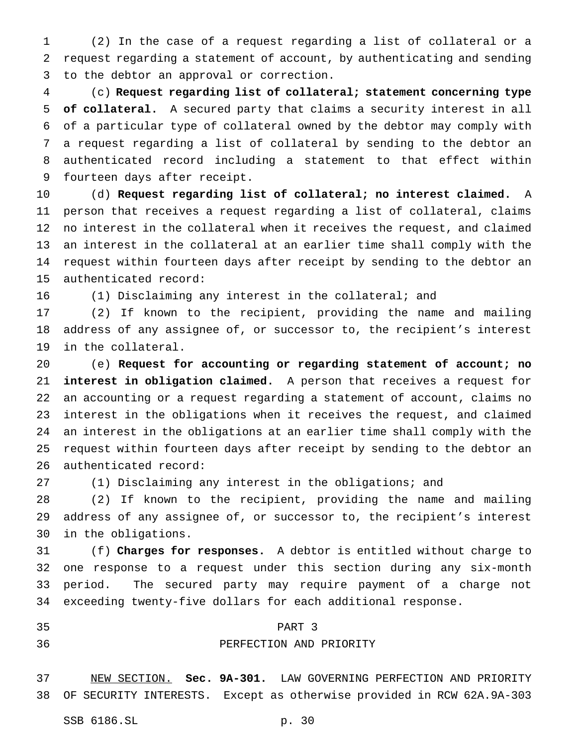(2) In the case of a request regarding a list of collateral or a request regarding a statement of account, by authenticating and sending to the debtor an approval or correction.

(c) **Request regarding list of collateral; statement concerning type of collateral.** A secured party that claims a security interest in all of a particular type of collateral owned by the debtor may comply with a request regarding a list of collateral by sending to the debtor an authenticated record including a statement to that effect within fourteen days after receipt.

(d) **Request regarding list of collateral; no interest claimed.** A person that receives a request regarding a list of collateral, claims no interest in the collateral when it receives the request, and claimed an interest in the collateral at an earlier time shall comply with the request within fourteen days after receipt by sending to the debtor an authenticated record:

(1) Disclaiming any interest in the collateral; and

(2) If known to the recipient, providing the name and mailing address of any assignee of, or successor to, the recipient's interest in the collateral.

(e) **Request for accounting or regarding statement of account; no interest in obligation claimed.** A person that receives a request for an accounting or a request regarding a statement of account, claims no interest in the obligations when it receives the request, and claimed an interest in the obligations at an earlier time shall comply with the request within fourteen days after receipt by sending to the debtor an authenticated record:

(1) Disclaiming any interest in the obligations; and

(2) If known to the recipient, providing the name and mailing address of any assignee of, or successor to, the recipient's interest in the obligations.

(f) **Charges for responses.** A debtor is entitled without charge to one response to a request under this section during any six-month period. The secured party may require payment of a charge not exceeding twenty-five dollars for each additional response.

## PART 3
## PERFECTION AND PRIORITY

NEW SECTION. **Sec. 9A-301.** LAW GOVERNING PERFECTION AND PRIORITY OF SECURITY INTERESTS. Except as otherwise provided in RCW 62A.9A-303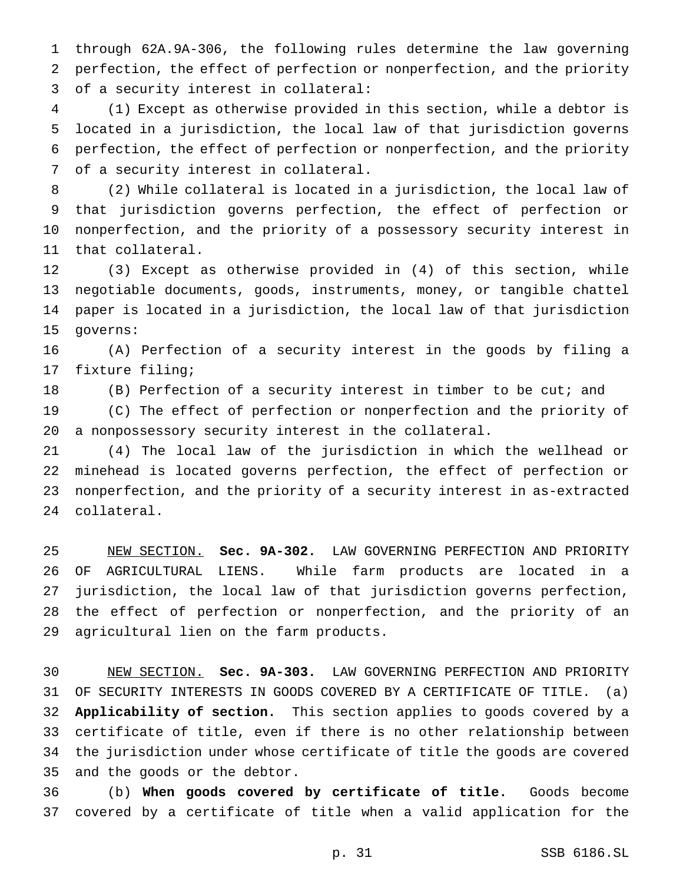through 62A.9A-306, the following rules determine the law governing perfection, the effect of perfection or nonperfection, and the priority of a security interest in collateral:

(1) Except as otherwise provided in this section, while a debtor is located in a jurisdiction, the local law of that jurisdiction governs perfection, the effect of perfection or nonperfection, and the priority of a security interest in collateral.

(2) While collateral is located in a jurisdiction, the local law of that jurisdiction governs perfection, the effect of perfection or nonperfection, and the priority of a possessory security interest in that collateral.

(3) Except as otherwise provided in (4) of this section, while negotiable documents, goods, instruments, money, or tangible chattel paper is located in a jurisdiction, the local law of that jurisdiction governs:

(A) Perfection of a security interest in the goods by filing a fixture filing;

(B) Perfection of a security interest in timber to be cut; and

(C) The effect of perfection or nonperfection and the priority of a nonpossessory security interest in the collateral.

(4) The local law of the jurisdiction in which the wellhead or minehead is located governs perfection, the effect of perfection or nonperfection, and the priority of a security interest in as-extracted collateral.

NEW SECTION. **Sec. 9A-302.** LAW GOVERNING PERFECTION AND PRIORITY OF AGRICULTURAL LIENS. While farm products are located in a jurisdiction, the local law of that jurisdiction governs perfection, the effect of perfection or nonperfection, and the priority of an agricultural lien on the farm products.

NEW SECTION. **Sec. 9A-303.** LAW GOVERNING PERFECTION AND PRIORITY OF SECURITY INTERESTS IN GOODS COVERED BY A CERTIFICATE OF TITLE. (a) **Applicability of section.** This section applies to goods covered by a certificate of title, even if there is no other relationship between the jurisdiction under whose certificate of title the goods are covered and the goods or the debtor.

(b) **When goods covered by certificate of title.** Goods become covered by a certificate of title when a valid application for the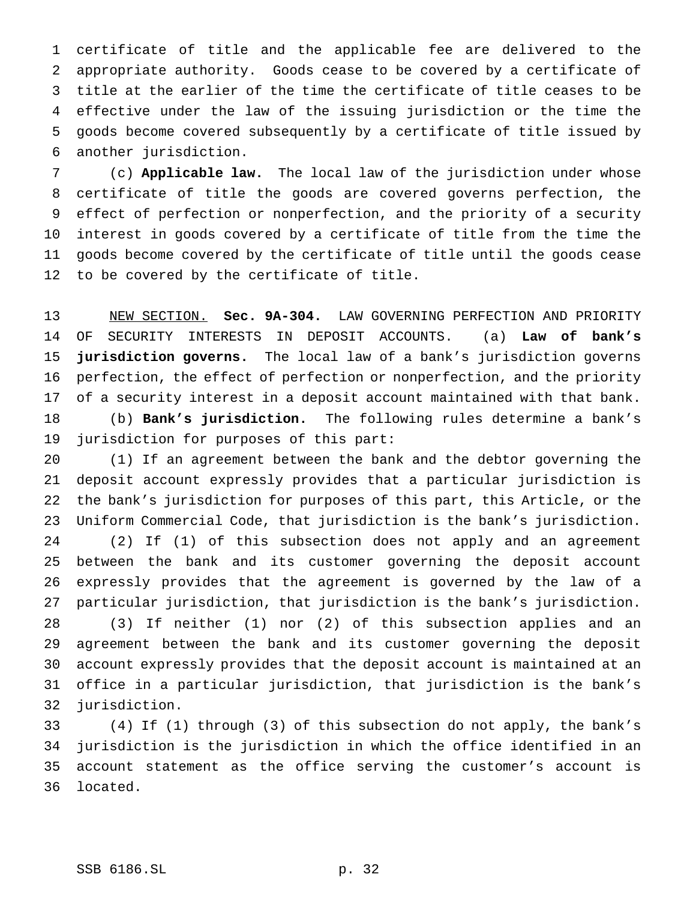certificate of title and the applicable fee are delivered to the appropriate authority. Goods cease to be covered by a certificate of title at the earlier of the time the certificate of title ceases to be effective under the law of the issuing jurisdiction or the time the goods become covered subsequently by a certificate of title issued by another jurisdiction.

(c) **Applicable law.** The local law of the jurisdiction under whose certificate of title the goods are covered governs perfection, the effect of perfection or nonperfection, and the priority of a security interest in goods covered by a certificate of title from the time the goods become covered by the certificate of title until the goods cease to be covered by the certificate of title.

NEW SECTION. **Sec. 9A-304.** LAW GOVERNING PERFECTION AND PRIORITY OF SECURITY INTERESTS IN DEPOSIT ACCOUNTS. (a) **Law of bank's jurisdiction governs.** The local law of a bank's jurisdiction governs perfection, the effect of perfection or nonperfection, and the priority of a security interest in a deposit account maintained with that bank.

(b) **Bank's jurisdiction.** The following rules determine a bank's jurisdiction for purposes of this part:

(1) If an agreement between the bank and the debtor governing the deposit account expressly provides that a particular jurisdiction is the bank's jurisdiction for purposes of this part, this Article, or the Uniform Commercial Code, that jurisdiction is the bank's jurisdiction.

(2) If (1) of this subsection does not apply and an agreement between the bank and its customer governing the deposit account expressly provides that the agreement is governed by the law of a particular jurisdiction, that jurisdiction is the bank's jurisdiction.

(3) If neither (1) nor (2) of this subsection applies and an agreement between the bank and its customer governing the deposit account expressly provides that the deposit account is maintained at an office in a particular jurisdiction, that jurisdiction is the bank's jurisdiction.

(4) If (1) through (3) of this subsection do not apply, the bank's jurisdiction is the jurisdiction in which the office identified in an account statement as the office serving the customer's account is located.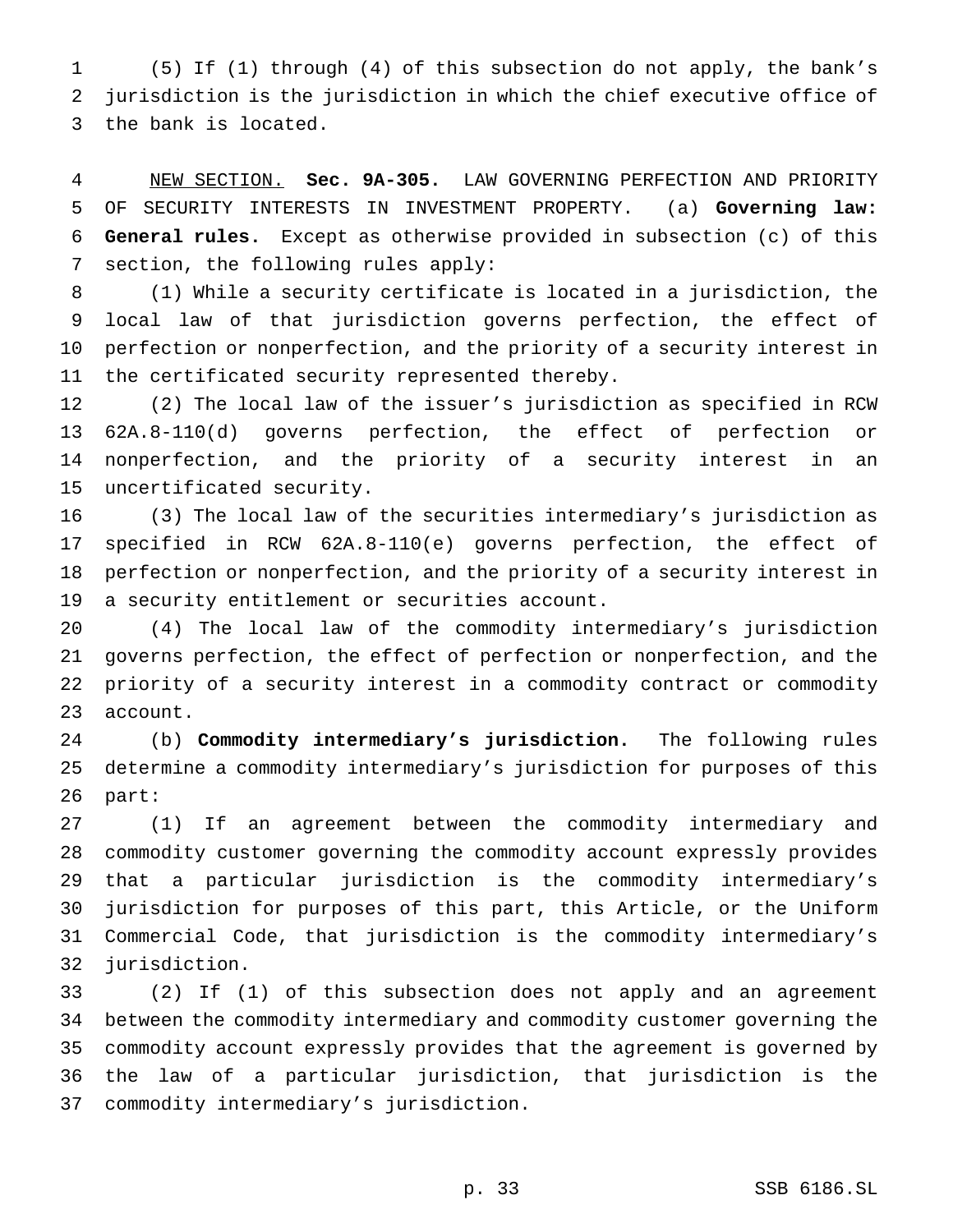(5) If (1) through (4) of this subsection do not apply, the bank's jurisdiction is the jurisdiction in which the chief executive office of the bank is located.

NEW SECTION. **Sec. 9A-305.** LAW GOVERNING PERFECTION AND PRIORITY OF SECURITY INTERESTS IN INVESTMENT PROPERTY. (a) **Governing law: General rules.** Except as otherwise provided in subsection (c) of this section, the following rules apply:

(1) While a security certificate is located in a jurisdiction, the local law of that jurisdiction governs perfection, the effect of perfection or nonperfection, and the priority of a security interest in the certificated security represented thereby.

(2) The local law of the issuer's jurisdiction as specified in RCW 62A.8-110(d) governs perfection, the effect of perfection or nonperfection, and the priority of a security interest in an uncertificated security.

(3) The local law of the securities intermediary's jurisdiction as specified in RCW 62A.8-110(e) governs perfection, the effect of perfection or nonperfection, and the priority of a security interest in a security entitlement or securities account.

(4) The local law of the commodity intermediary's jurisdiction governs perfection, the effect of perfection or nonperfection, and the priority of a security interest in a commodity contract or commodity account.

(b) **Commodity intermediary's jurisdiction.** The following rules determine a commodity intermediary's jurisdiction for purposes of this part:

(1) If an agreement between the commodity intermediary and commodity customer governing the commodity account expressly provides that a particular jurisdiction is the commodity intermediary's jurisdiction for purposes of this part, this Article, or the Uniform Commercial Code, that jurisdiction is the commodity intermediary's jurisdiction.

(2) If (1) of this subsection does not apply and an agreement between the commodity intermediary and commodity customer governing the commodity account expressly provides that the agreement is governed by the law of a particular jurisdiction, that jurisdiction is the commodity intermediary's jurisdiction.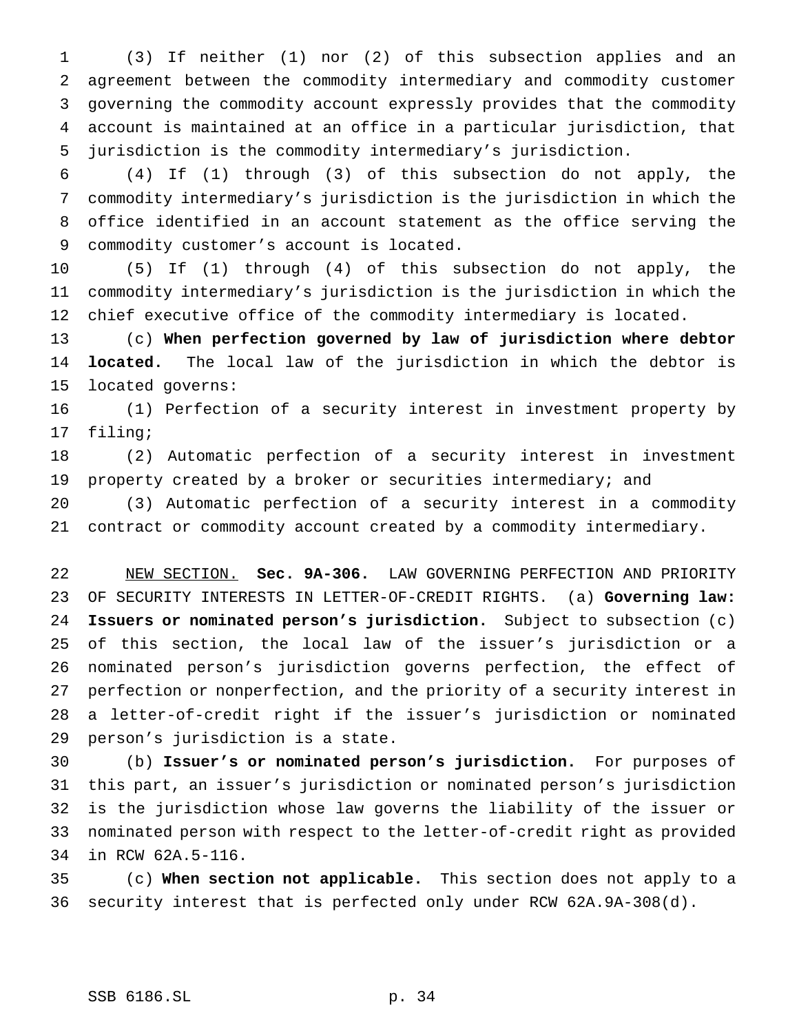(3) If neither (1) nor (2) of this subsection applies and an agreement between the commodity intermediary and commodity customer governing the commodity account expressly provides that the commodity account is maintained at an office in a particular jurisdiction, that jurisdiction is the commodity intermediary's jurisdiction.

(4) If (1) through (3) of this subsection do not apply, the commodity intermediary's jurisdiction is the jurisdiction in which the office identified in an account statement as the office serving the commodity customer's account is located.

(5) If (1) through (4) of this subsection do not apply, the commodity intermediary's jurisdiction is the jurisdiction in which the chief executive office of the commodity intermediary is located.

(c) **When perfection governed by law of jurisdiction where debtor located.** The local law of the jurisdiction in which the debtor is located governs:

(1) Perfection of a security interest in investment property by filing;

(2) Automatic perfection of a security interest in investment property created by a broker or securities intermediary; and

(3) Automatic perfection of a security interest in a commodity contract or commodity account created by a commodity intermediary.

NEW SECTION. **Sec. 9A-306.** LAW GOVERNING PERFECTION AND PRIORITY OF SECURITY INTERESTS IN LETTER-OF-CREDIT RIGHTS. (a) **Governing law: Issuers or nominated person's jurisdiction.** Subject to subsection (c) of this section, the local law of the issuer's jurisdiction or a nominated person's jurisdiction governs perfection, the effect of perfection or nonperfection, and the priority of a security interest in a letter-of-credit right if the issuer's jurisdiction or nominated person's jurisdiction is a state.

(b) **Issuer's or nominated person's jurisdiction.** For purposes of this part, an issuer's jurisdiction or nominated person's jurisdiction is the jurisdiction whose law governs the liability of the issuer or nominated person with respect to the letter-of-credit right as provided in RCW 62A.5-116.

(c) **When section not applicable.** This section does not apply to a security interest that is perfected only under RCW 62A.9A-308(d).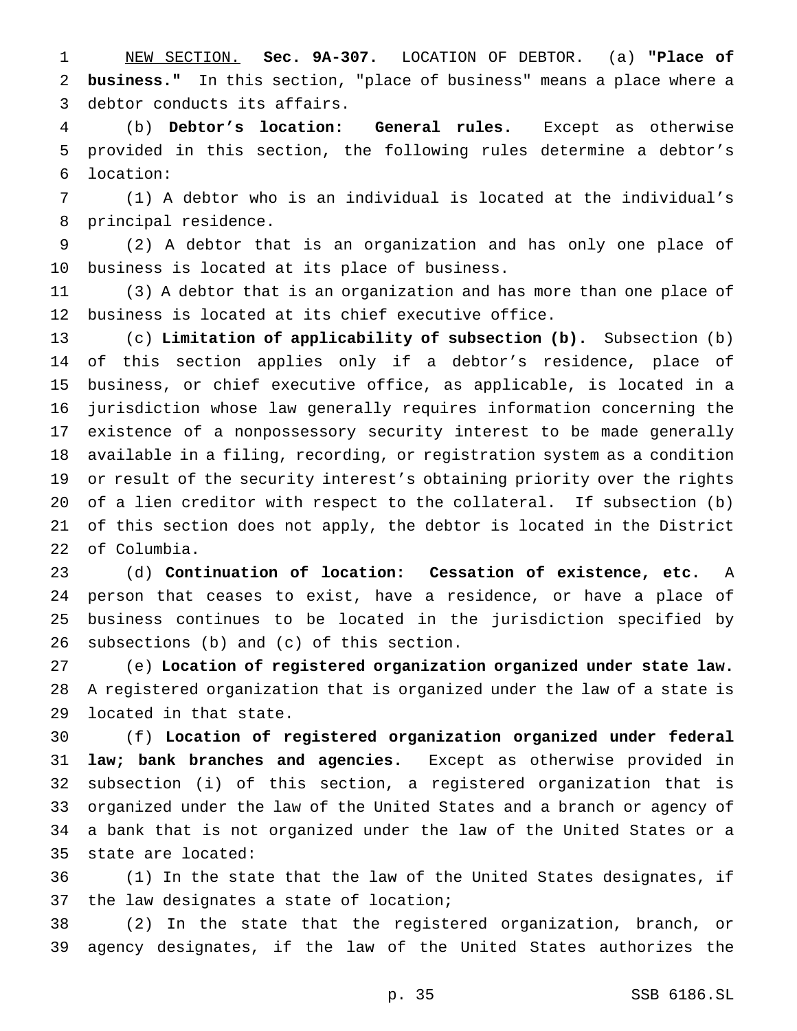NEW SECTION. **Sec. 9A-307.** LOCATION OF DEBTOR. (a) **"Place of business."** In this section, "place of business" means a place where a debtor conducts its affairs.

(b) **Debtor's location: General rules.** Except as otherwise provided in this section, the following rules determine a debtor's location:

(1) A debtor who is an individual is located at the individual's principal residence.

(2) A debtor that is an organization and has only one place of business is located at its place of business.

(3) A debtor that is an organization and has more than one place of business is located at its chief executive office.

(c) **Limitation of applicability of subsection (b).** Subsection (b) of this section applies only if a debtor's residence, place of business, or chief executive office, as applicable, is located in a jurisdiction whose law generally requires information concerning the existence of a nonpossessory security interest to be made generally available in a filing, recording, or registration system as a condition or result of the security interest's obtaining priority over the rights of a lien creditor with respect to the collateral. If subsection (b) of this section does not apply, the debtor is located in the District of Columbia.

(d) **Continuation of location: Cessation of existence, etc.** A person that ceases to exist, have a residence, or have a place of business continues to be located in the jurisdiction specified by subsections (b) and (c) of this section.

(e) **Location of registered organization organized under state law.** A registered organization that is organized under the law of a state is located in that state.

(f) **Location of registered organization organized under federal law; bank branches and agencies.** Except as otherwise provided in subsection (i) of this section, a registered organization that is organized under the law of the United States and a branch or agency of a bank that is not organized under the law of the United States or a state are located:

(1) In the state that the law of the United States designates, if the law designates a state of location;

(2) In the state that the registered organization, branch, or agency designates, if the law of the United States authorizes the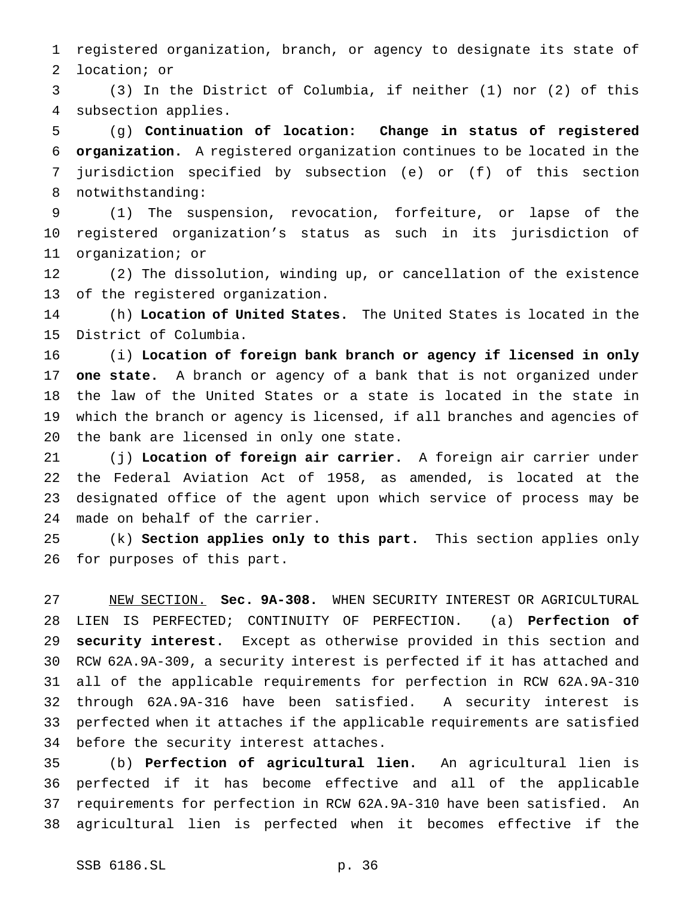registered organization, branch, or agency to designate its state of location; or

(3) In the District of Columbia, if neither (1) nor (2) of this subsection applies.

(g) **Continuation of location: Change in status of registered organization.** A registered organization continues to be located in the jurisdiction specified by subsection (e) or (f) of this section notwithstanding:

(1) The suspension, revocation, forfeiture, or lapse of the registered organization's status as such in its jurisdiction of organization; or

(2) The dissolution, winding up, or cancellation of the existence of the registered organization.

(h) **Location of United States.** The United States is located in the District of Columbia.

(i) **Location of foreign bank branch or agency if licensed in only one state.** A branch or agency of a bank that is not organized under the law of the United States or a state is located in the state in which the branch or agency is licensed, if all branches and agencies of the bank are licensed in only one state.

(j) **Location of foreign air carrier.** A foreign air carrier under the Federal Aviation Act of 1958, as amended, is located at the designated office of the agent upon which service of process may be made on behalf of the carrier.

(k) **Section applies only to this part.** This section applies only for purposes of this part.

NEW SECTION. **Sec. 9A-308.** WHEN SECURITY INTEREST OR AGRICULTURAL LIEN IS PERFECTED; CONTINUITY OF PERFECTION. (a) **Perfection of security interest.** Except as otherwise provided in this section and RCW 62A.9A-309, a security interest is perfected if it has attached and all of the applicable requirements for perfection in RCW 62A.9A-310 through 62A.9A-316 have been satisfied. A security interest is perfected when it attaches if the applicable requirements are satisfied before the security interest attaches.

(b) **Perfection of agricultural lien.** An agricultural lien is perfected if it has become effective and all of the applicable requirements for perfection in RCW 62A.9A-310 have been satisfied. An agricultural lien is perfected when it becomes effective if the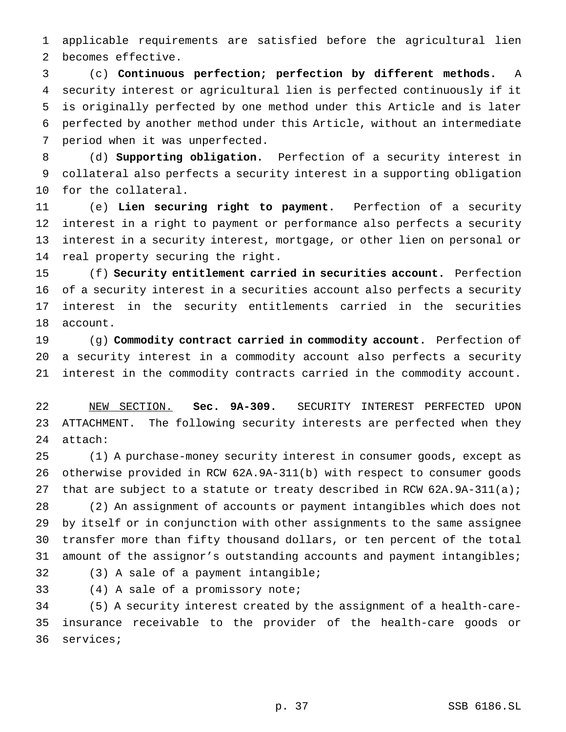applicable requirements are satisfied before the agricultural lien becomes effective.

(c) **Continuous perfection; perfection by different methods.** A security interest or agricultural lien is perfected continuously if it is originally perfected by one method under this Article and is later perfected by another method under this Article, without an intermediate period when it was unperfected.

(d) **Supporting obligation.** Perfection of a security interest in collateral also perfects a security interest in a supporting obligation for the collateral.

(e) **Lien securing right to payment.** Perfection of a security interest in a right to payment or performance also perfects a security interest in a security interest, mortgage, or other lien on personal or real property securing the right.

(f) **Security entitlement carried in securities account.** Perfection of a security interest in a securities account also perfects a security interest in the security entitlements carried in the securities account.

(g) **Commodity contract carried in commodity account.** Perfection of a security interest in a commodity account also perfects a security interest in the commodity contracts carried in the commodity account.

NEW SECTION. **Sec. 9A-309.** SECURITY INTEREST PERFECTED UPON ATTACHMENT. The following security interests are perfected when they attach:

(1) A purchase-money security interest in consumer goods, except as otherwise provided in RCW 62A.9A-311(b) with respect to consumer goods that are subject to a statute or treaty described in RCW 62A.9A-311(a);

(2) An assignment of accounts or payment intangibles which does not by itself or in conjunction with other assignments to the same assignee transfer more than fifty thousand dollars, or ten percent of the total amount of the assignor's outstanding accounts and payment intangibles;

(3) A sale of a payment intangible;

(4) A sale of a promissory note;

(5) A security interest created by the assignment of a health-care-insurance receivable to the provider of the health-care goods or services;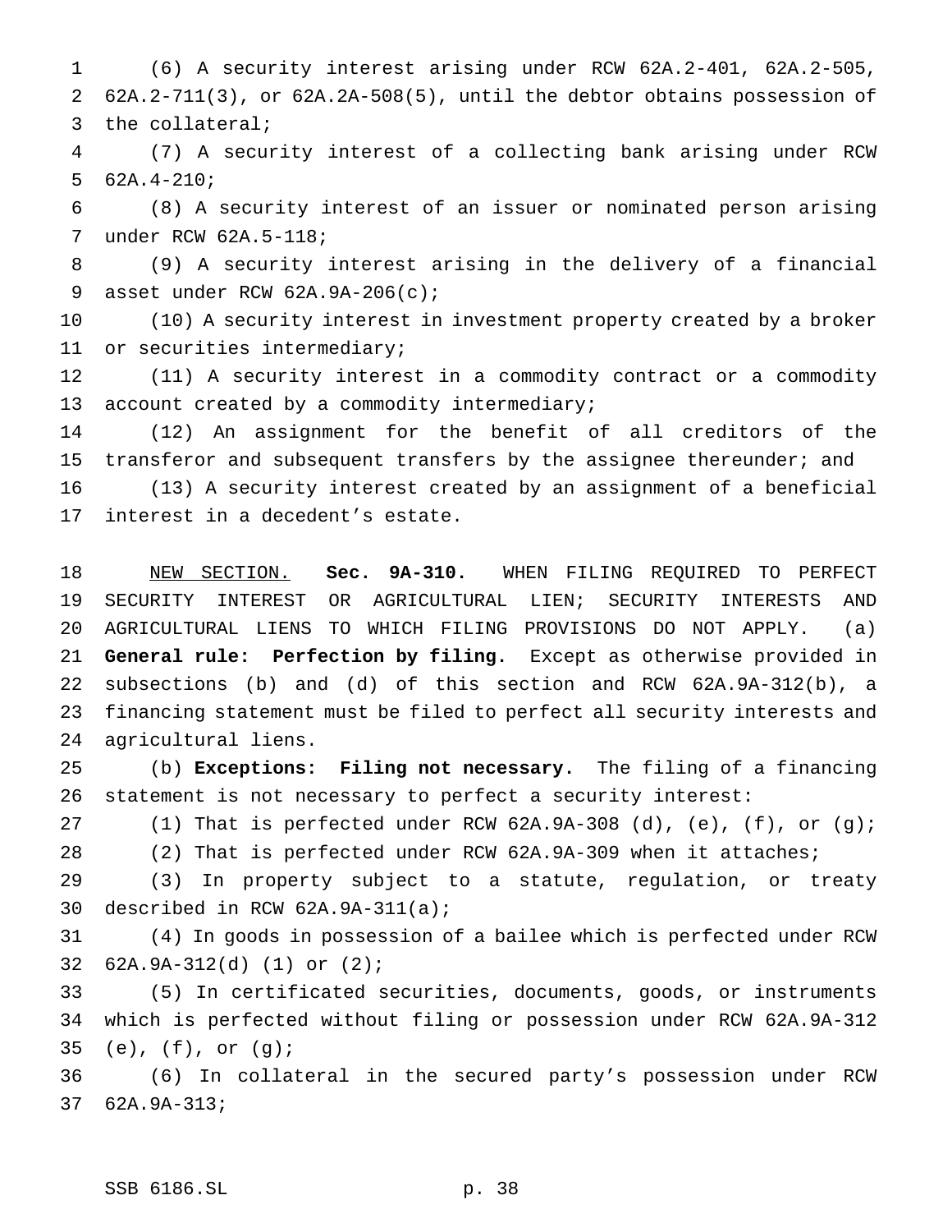(6) A security interest arising under RCW 62A.2-401, 62A.2-505, 62A.2-711(3), or 62A.2A-508(5), until the debtor obtains possession of the collateral;

(7) A security interest of a collecting bank arising under RCW 62A.4-210;

(8) A security interest of an issuer or nominated person arising under RCW 62A.5-118;

(9) A security interest arising in the delivery of a financial asset under RCW 62A.9A-206(c);

(10) A security interest in investment property created by a broker or securities intermediary;

(11) A security interest in a commodity contract or a commodity account created by a commodity intermediary;

(12) An assignment for the benefit of all creditors of the transferor and subsequent transfers by the assignee thereunder; and

(13) A security interest created by an assignment of a beneficial interest in a decedent's estate.

NEW SECTION. **Sec. 9A-310.** WHEN FILING REQUIRED TO PERFECT SECURITY INTEREST OR AGRICULTURAL LIEN; SECURITY INTERESTS AND AGRICULTURAL LIENS TO WHICH FILING PROVISIONS DO NOT APPLY. (a) **General rule: Perfection by filing.** Except as otherwise provided in subsections (b) and (d) of this section and RCW 62A.9A-312(b), a financing statement must be filed to perfect all security interests and agricultural liens.

(b) **Exceptions: Filing not necessary.** The filing of a financing statement is not necessary to perfect a security interest:

(1) That is perfected under RCW 62A.9A-308 (d), (e), (f), or (g);

(2) That is perfected under RCW 62A.9A-309 when it attaches;

(3) In property subject to a statute, regulation, or treaty described in RCW 62A.9A-311(a);

(4) In goods in possession of a bailee which is perfected under RCW 62A.9A-312(d) (1) or (2);

(5) In certificated securities, documents, goods, or instruments which is perfected without filing or possession under RCW 62A.9A-312 (e), (f), or (g);

(6) In collateral in the secured party's possession under RCW 62A.9A-313;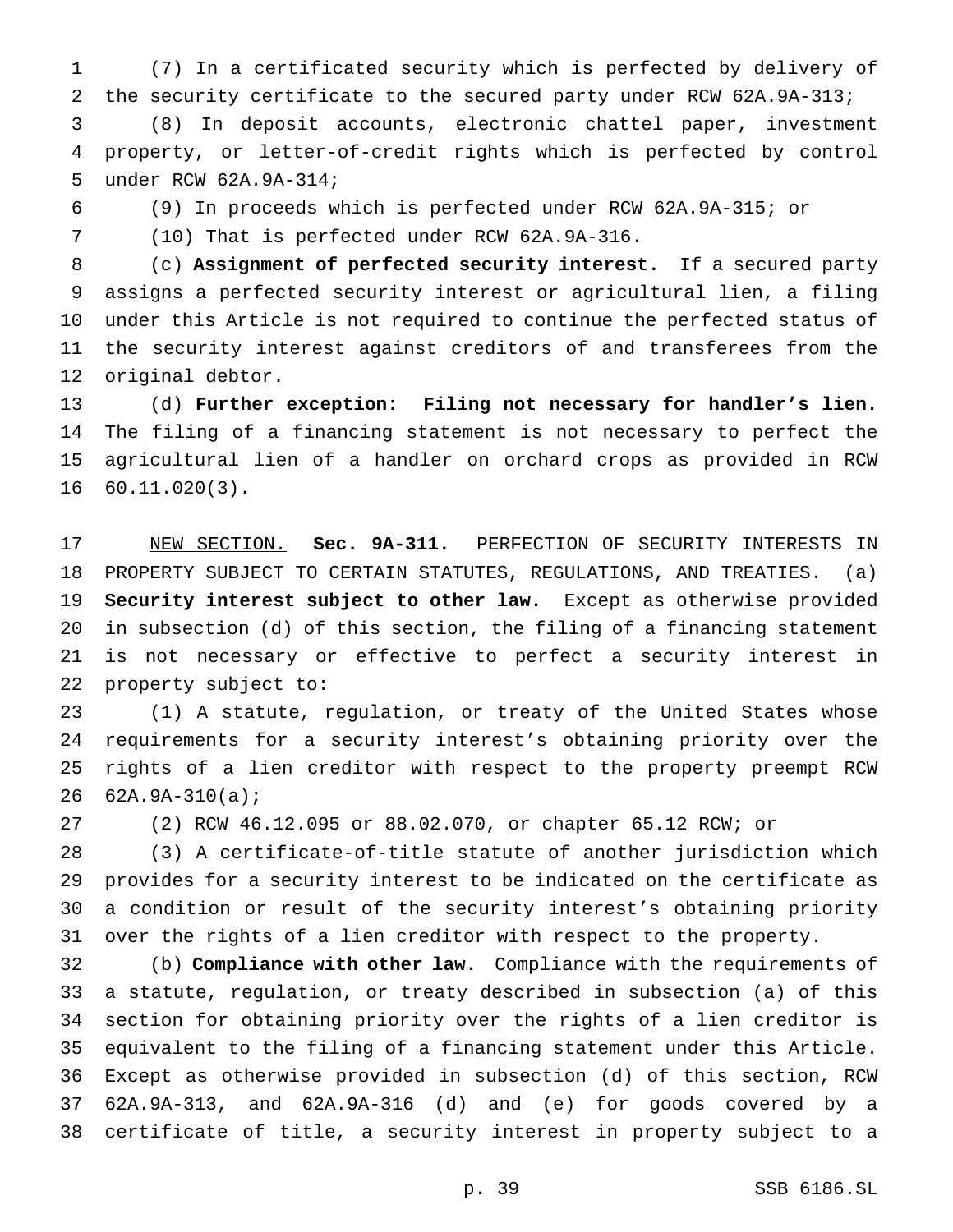(7) In a certificated security which is perfected by delivery of the security certificate to the secured party under RCW 62A.9A-313;

(8) In deposit accounts, electronic chattel paper, investment property, or letter-of-credit rights which is perfected by control under RCW 62A.9A-314;

(9) In proceeds which is perfected under RCW 62A.9A-315; or

(10) That is perfected under RCW 62A.9A-316.

(c) **Assignment of perfected security interest.** If a secured party assigns a perfected security interest or agricultural lien, a filing under this Article is not required to continue the perfected status of the security interest against creditors of and transferees from the original debtor.

(d) **Further exception: Filing not necessary for handler's lien.** The filing of a financing statement is not necessary to perfect the agricultural lien of a handler on orchard crops as provided in RCW 60.11.020(3).

NEW SECTION. **Sec. 9A-311.** PERFECTION OF SECURITY INTERESTS IN PROPERTY SUBJECT TO CERTAIN STATUTES, REGULATIONS, AND TREATIES. (a) **Security interest subject to other law.** Except as otherwise provided in subsection (d) of this section, the filing of a financing statement is not necessary or effective to perfect a security interest in property subject to:

(1) A statute, regulation, or treaty of the United States whose requirements for a security interest's obtaining priority over the rights of a lien creditor with respect to the property preempt RCW 62A.9A-310(a);

(2) RCW 46.12.095 or 88.02.070, or chapter 65.12 RCW; or

(3) A certificate-of-title statute of another jurisdiction which provides for a security interest to be indicated on the certificate as a condition or result of the security interest's obtaining priority over the rights of a lien creditor with respect to the property.

(b) **Compliance with other law.** Compliance with the requirements of a statute, regulation, or treaty described in subsection (a) of this section for obtaining priority over the rights of a lien creditor is equivalent to the filing of a financing statement under this Article. Except as otherwise provided in subsection (d) of this section, RCW 62A.9A-313, and 62A.9A-316 (d) and (e) for goods covered by a certificate of title, a security interest in property subject to a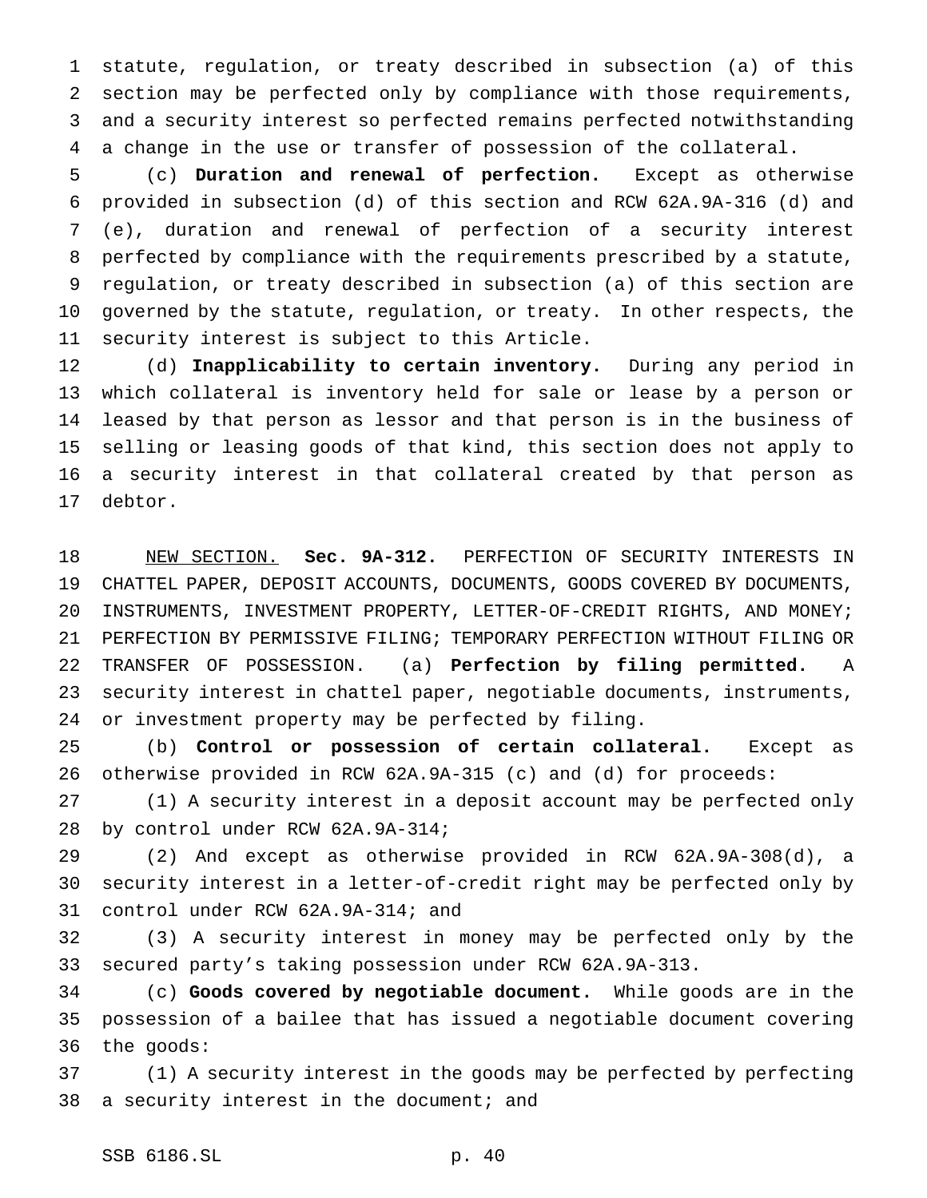statute, regulation, or treaty described in subsection (a) of this section may be perfected only by compliance with those requirements, and a security interest so perfected remains perfected notwithstanding a change in the use or transfer of possession of the collateral.

(c) **Duration and renewal of perfection.** Except as otherwise provided in subsection (d) of this section and RCW 62A.9A-316 (d) and (e), duration and renewal of perfection of a security interest perfected by compliance with the requirements prescribed by a statute, regulation, or treaty described in subsection (a) of this section are governed by the statute, regulation, or treaty. In other respects, the security interest is subject to this Article.

(d) **Inapplicability to certain inventory.** During any period in which collateral is inventory held for sale or lease by a person or leased by that person as lessor and that person is in the business of selling or leasing goods of that kind, this section does not apply to a security interest in that collateral created by that person as debtor.

NEW SECTION. **Sec. 9A-312.** PERFECTION OF SECURITY INTERESTS IN CHATTEL PAPER, DEPOSIT ACCOUNTS, DOCUMENTS, GOODS COVERED BY DOCUMENTS, INSTRUMENTS, INVESTMENT PROPERTY, LETTER-OF-CREDIT RIGHTS, AND MONEY; PERFECTION BY PERMISSIVE FILING; TEMPORARY PERFECTION WITHOUT FILING OR TRANSFER OF POSSESSION. (a) **Perfection by filing permitted.** A security interest in chattel paper, negotiable documents, instruments, or investment property may be perfected by filing.

(b) **Control or possession of certain collateral.** Except as otherwise provided in RCW 62A.9A-315 (c) and (d) for proceeds:

(1) A security interest in a deposit account may be perfected only by control under RCW 62A.9A-314;

(2) And except as otherwise provided in RCW 62A.9A-308(d), a security interest in a letter-of-credit right may be perfected only by control under RCW 62A.9A-314; and

(3) A security interest in money may be perfected only by the secured party's taking possession under RCW 62A.9A-313.

(c) **Goods covered by negotiable document.** While goods are in the possession of a bailee that has issued a negotiable document covering the goods:

(1) A security interest in the goods may be perfected by perfecting a security interest in the document; and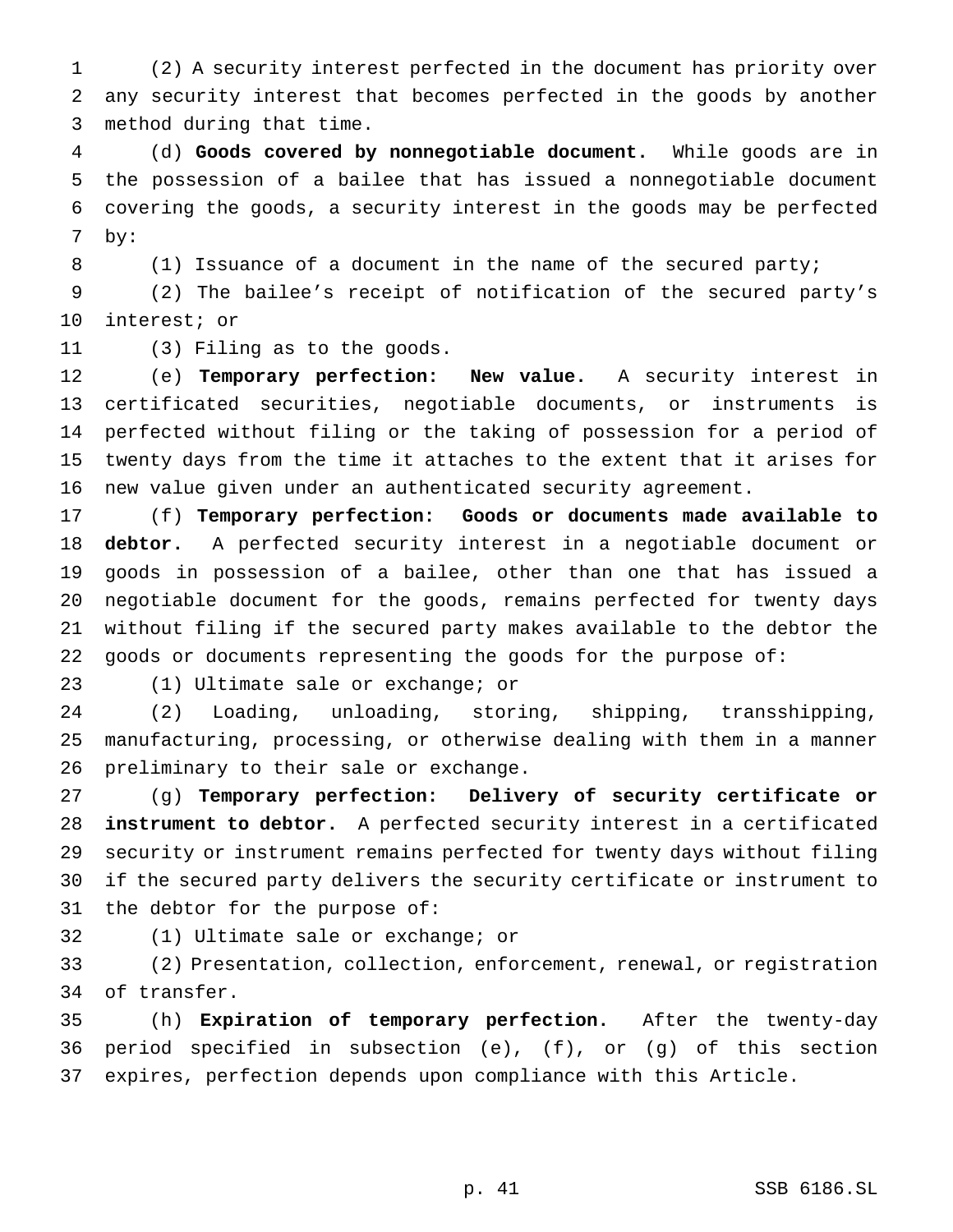(2) A security interest perfected in the document has priority over any security interest that becomes perfected in the goods by another method during that time.

(d) **Goods covered by nonnegotiable document.** While goods are in the possession of a bailee that has issued a nonnegotiable document covering the goods, a security interest in the goods may be perfected by:

(1) Issuance of a document in the name of the secured party;

(2) The bailee's receipt of notification of the secured party's interest; or

(3) Filing as to the goods.

(e) **Temporary perfection: New value.** A security interest in certificated securities, negotiable documents, or instruments is perfected without filing or the taking of possession for a period of twenty days from the time it attaches to the extent that it arises for new value given under an authenticated security agreement.

(f) **Temporary perfection: Goods or documents made available to debtor.** A perfected security interest in a negotiable document or goods in possession of a bailee, other than one that has issued a negotiable document for the goods, remains perfected for twenty days without filing if the secured party makes available to the debtor the goods or documents representing the goods for the purpose of:

(1) Ultimate sale or exchange; or

(2) Loading, unloading, storing, shipping, transshipping, manufacturing, processing, or otherwise dealing with them in a manner preliminary to their sale or exchange.

(g) **Temporary perfection: Delivery of security certificate or instrument to debtor.** A perfected security interest in a certificated security or instrument remains perfected for twenty days without filing if the secured party delivers the security certificate or instrument to the debtor for the purpose of:

(1) Ultimate sale or exchange; or

(2) Presentation, collection, enforcement, renewal, or registration of transfer.

(h) **Expiration of temporary perfection.** After the twenty-day period specified in subsection (e), (f), or (g) of this section expires, perfection depends upon compliance with this Article.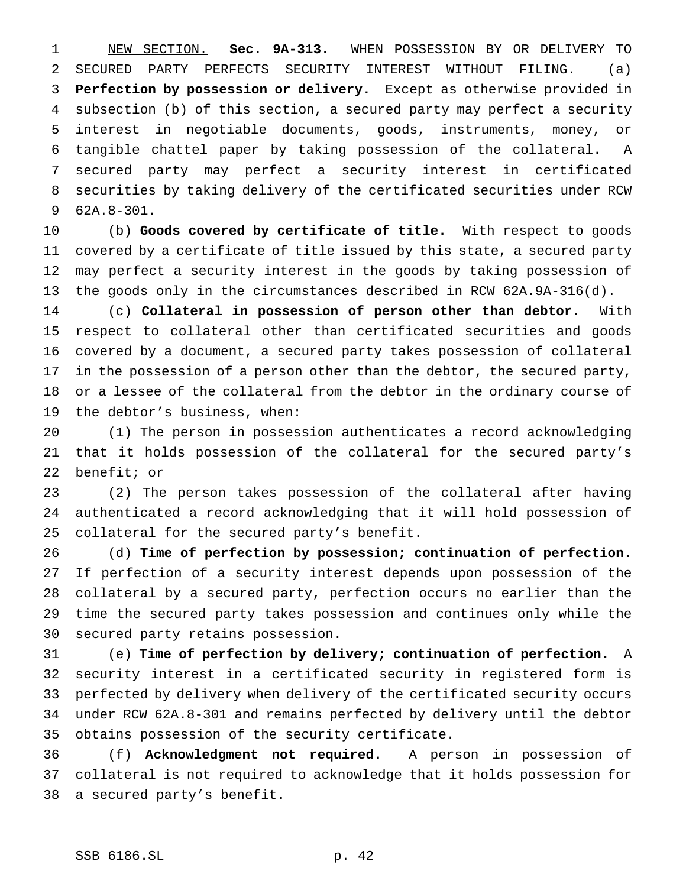NEW SECTION. **Sec. 9A-313.** WHEN POSSESSION BY OR DELIVERY TO SECURED PARTY PERFECTS SECURITY INTEREST WITHOUT FILING. (a) **Perfection by possession or delivery.** Except as otherwise provided in subsection (b) of this section, a secured party may perfect a security interest in negotiable documents, goods, instruments, money, or tangible chattel paper by taking possession of the collateral. A secured party may perfect a security interest in certificated securities by taking delivery of the certificated securities under RCW 62A.8-301.

(b) **Goods covered by certificate of title.** With respect to goods covered by a certificate of title issued by this state, a secured party may perfect a security interest in the goods by taking possession of the goods only in the circumstances described in RCW 62A.9A-316(d).

(c) **Collateral in possession of person other than debtor.** With respect to collateral other than certificated securities and goods covered by a document, a secured party takes possession of collateral in the possession of a person other than the debtor, the secured party, or a lessee of the collateral from the debtor in the ordinary course of the debtor's business, when:

(1) The person in possession authenticates a record acknowledging that it holds possession of the collateral for the secured party's benefit; or

(2) The person takes possession of the collateral after having authenticated a record acknowledging that it will hold possession of collateral for the secured party's benefit.

(d) **Time of perfection by possession; continuation of perfection.** If perfection of a security interest depends upon possession of the collateral by a secured party, perfection occurs no earlier than the time the secured party takes possession and continues only while the secured party retains possession.

(e) **Time of perfection by delivery; continuation of perfection.** A security interest in a certificated security in registered form is perfected by delivery when delivery of the certificated security occurs under RCW 62A.8-301 and remains perfected by delivery until the debtor obtains possession of the security certificate.

(f) **Acknowledgment not required.** A person in possession of collateral is not required to acknowledge that it holds possession for a secured party's benefit.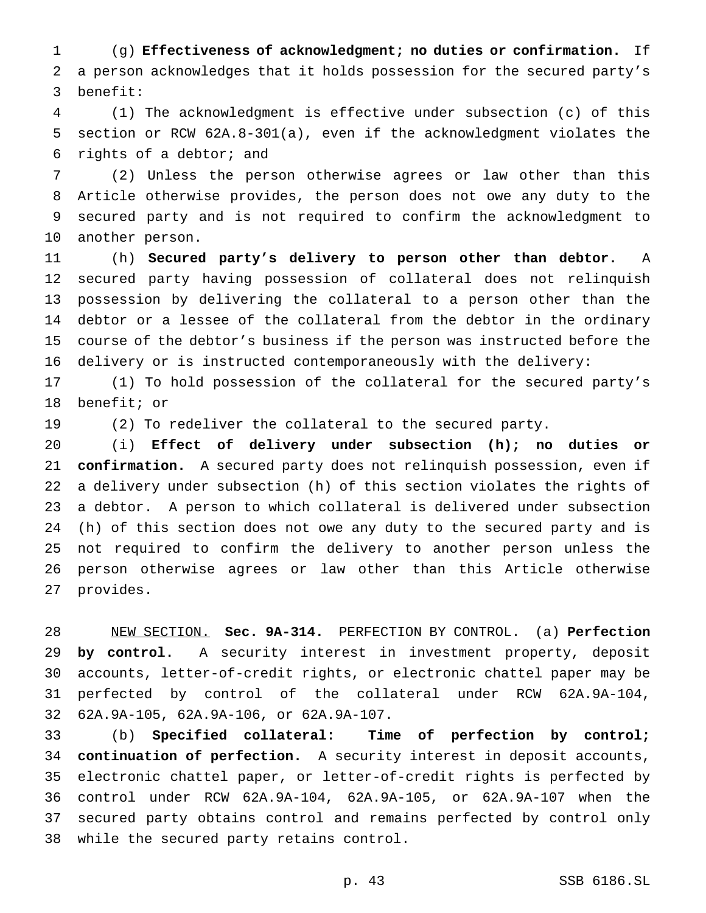(g) **Effectiveness of acknowledgment; no duties or confirmation.** If a person acknowledges that it holds possession for the secured party's benefit:

(1) The acknowledgment is effective under subsection (c) of this section or RCW 62A.8-301(a), even if the acknowledgment violates the rights of a debtor; and

(2) Unless the person otherwise agrees or law other than this Article otherwise provides, the person does not owe any duty to the secured party and is not required to confirm the acknowledgment to another person.

(h) **Secured party's delivery to person other than debtor.** A secured party having possession of collateral does not relinquish possession by delivering the collateral to a person other than the debtor or a lessee of the collateral from the debtor in the ordinary course of the debtor's business if the person was instructed before the delivery or is instructed contemporaneously with the delivery:

(1) To hold possession of the collateral for the secured party's benefit; or

(2) To redeliver the collateral to the secured party.

(i) **Effect of delivery under subsection (h); no duties or confirmation.** A secured party does not relinquish possession, even if a delivery under subsection (h) of this section violates the rights of a debtor. A person to which collateral is delivered under subsection (h) of this section does not owe any duty to the secured party and is not required to confirm the delivery to another person unless the person otherwise agrees or law other than this Article otherwise provides.

NEW SECTION. **Sec. 9A-314.** PERFECTION BY CONTROL. (a) **Perfection by control.** A security interest in investment property, deposit accounts, letter-of-credit rights, or electronic chattel paper may be perfected by control of the collateral under RCW 62A.9A-104, 62A.9A-105, 62A.9A-106, or 62A.9A-107.

(b) **Specified collateral: Time of perfection by control; continuation of perfection.** A security interest in deposit accounts, electronic chattel paper, or letter-of-credit rights is perfected by control under RCW 62A.9A-104, 62A.9A-105, or 62A.9A-107 when the secured party obtains control and remains perfected by control only while the secured party retains control.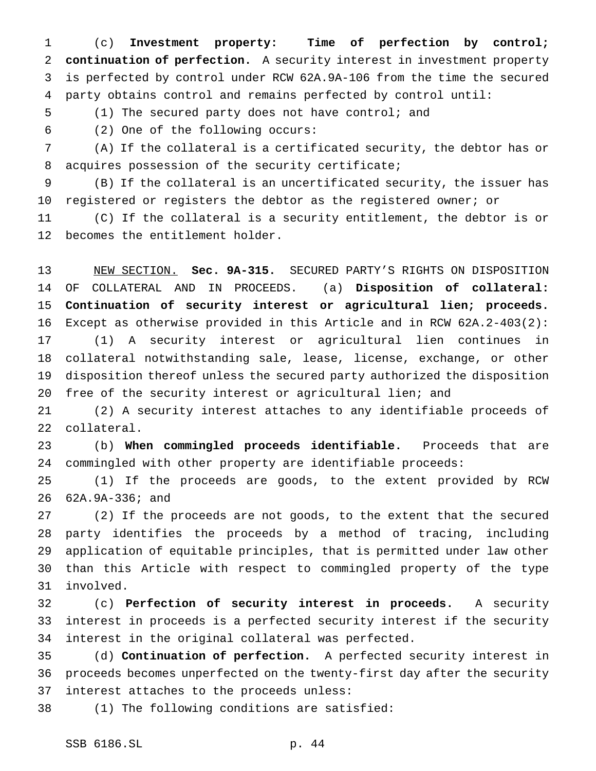(c) **Investment property: Time of perfection by control; continuation of perfection.** A security interest in investment property is perfected by control under RCW 62A.9A-106 from the time the secured party obtains control and remains perfected by control until:

(1) The secured party does not have control; and

(2) One of the following occurs:

(A) If the collateral is a certificated security, the debtor has or acquires possession of the security certificate;

(B) If the collateral is an uncertificated security, the issuer has registered or registers the debtor as the registered owner; or

(C) If the collateral is a security entitlement, the debtor is or becomes the entitlement holder.

NEW SECTION. **Sec. 9A-315.** SECURED PARTY'S RIGHTS ON DISPOSITION OF COLLATERAL AND IN PROCEEDS. (a) **Disposition of collateral: Continuation of security interest or agricultural lien; proceeds.** Except as otherwise provided in this Article and in RCW 62A.2-403(2):

(1) A security interest or agricultural lien continues in collateral notwithstanding sale, lease, license, exchange, or other disposition thereof unless the secured party authorized the disposition free of the security interest or agricultural lien; and

(2) A security interest attaches to any identifiable proceeds of collateral.

(b) **When commingled proceeds identifiable.** Proceeds that are commingled with other property are identifiable proceeds:

(1) If the proceeds are goods, to the extent provided by RCW 62A.9A-336; and

(2) If the proceeds are not goods, to the extent that the secured party identifies the proceeds by a method of tracing, including application of equitable principles, that is permitted under law other than this Article with respect to commingled property of the type involved.

(c) **Perfection of security interest in proceeds.** A security interest in proceeds is a perfected security interest if the security interest in the original collateral was perfected.

(d) **Continuation of perfection.** A perfected security interest in proceeds becomes unperfected on the twenty-first day after the security interest attaches to the proceeds unless:

(1) The following conditions are satisfied: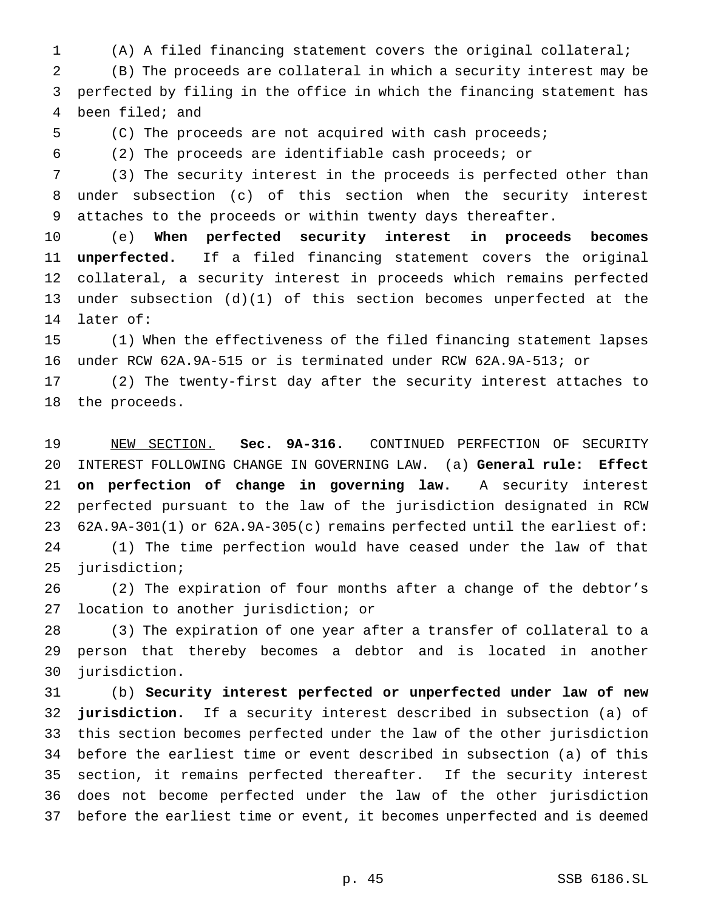(A) A filed financing statement covers the original collateral;

(B) The proceeds are collateral in which a security interest may be perfected by filing in the office in which the financing statement has been filed; and

(C) The proceeds are not acquired with cash proceeds;

(2) The proceeds are identifiable cash proceeds; or

(3) The security interest in the proceeds is perfected other than under subsection (c) of this section when the security interest attaches to the proceeds or within twenty days thereafter.

(e) **When perfected security interest in proceeds becomes unperfected.** If a filed financing statement covers the original collateral, a security interest in proceeds which remains perfected under subsection (d)(1) of this section becomes unperfected at the later of:

(1) When the effectiveness of the filed financing statement lapses under RCW 62A.9A-515 or is terminated under RCW 62A.9A-513; or

(2) The twenty-first day after the security interest attaches to the proceeds.

NEW SECTION. **Sec. 9A-316.** CONTINUED PERFECTION OF SECURITY INTEREST FOLLOWING CHANGE IN GOVERNING LAW. (a) **General rule: Effect on perfection of change in governing law.** A security interest perfected pursuant to the law of the jurisdiction designated in RCW 62A.9A-301(1) or 62A.9A-305(c) remains perfected until the earliest of:

(1) The time perfection would have ceased under the law of that jurisdiction;

(2) The expiration of four months after a change of the debtor's location to another jurisdiction; or

(3) The expiration of one year after a transfer of collateral to a person that thereby becomes a debtor and is located in another jurisdiction.

(b) **Security interest perfected or unperfected under law of new jurisdiction.** If a security interest described in subsection (a) of this section becomes perfected under the law of the other jurisdiction before the earliest time or event described in subsection (a) of this section, it remains perfected thereafter. If the security interest does not become perfected under the law of the other jurisdiction before the earliest time or event, it becomes unperfected and is deemed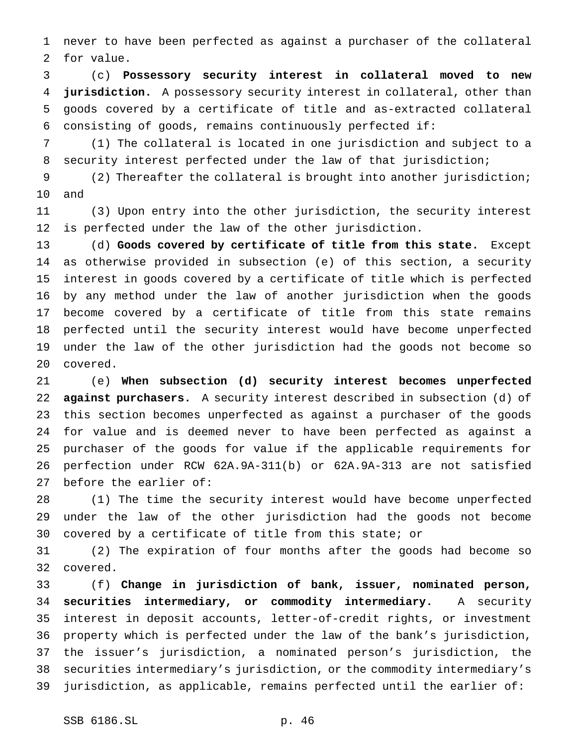never to have been perfected as against a purchaser of the collateral for value.

(c) **Possessory security interest in collateral moved to new jurisdiction.** A possessory security interest in collateral, other than goods covered by a certificate of title and as-extracted collateral consisting of goods, remains continuously perfected if:

(1) The collateral is located in one jurisdiction and subject to a security interest perfected under the law of that jurisdiction;

(2) Thereafter the collateral is brought into another jurisdiction; and

(3) Upon entry into the other jurisdiction, the security interest is perfected under the law of the other jurisdiction.

(d) **Goods covered by certificate of title from this state.** Except as otherwise provided in subsection (e) of this section, a security interest in goods covered by a certificate of title which is perfected by any method under the law of another jurisdiction when the goods become covered by a certificate of title from this state remains perfected until the security interest would have become unperfected under the law of the other jurisdiction had the goods not become so covered.

(e) **When subsection (d) security interest becomes unperfected against purchasers.** A security interest described in subsection (d) of this section becomes unperfected as against a purchaser of the goods for value and is deemed never to have been perfected as against a purchaser of the goods for value if the applicable requirements for perfection under RCW 62A.9A-311(b) or 62A.9A-313 are not satisfied before the earlier of:

(1) The time the security interest would have become unperfected under the law of the other jurisdiction had the goods not become covered by a certificate of title from this state; or

(2) The expiration of four months after the goods had become so covered.

(f) **Change in jurisdiction of bank, issuer, nominated person, securities intermediary, or commodity intermediary.** A security interest in deposit accounts, letter-of-credit rights, or investment property which is perfected under the law of the bank's jurisdiction, the issuer's jurisdiction, a nominated person's jurisdiction, the securities intermediary's jurisdiction, or the commodity intermediary's jurisdiction, as applicable, remains perfected until the earlier of: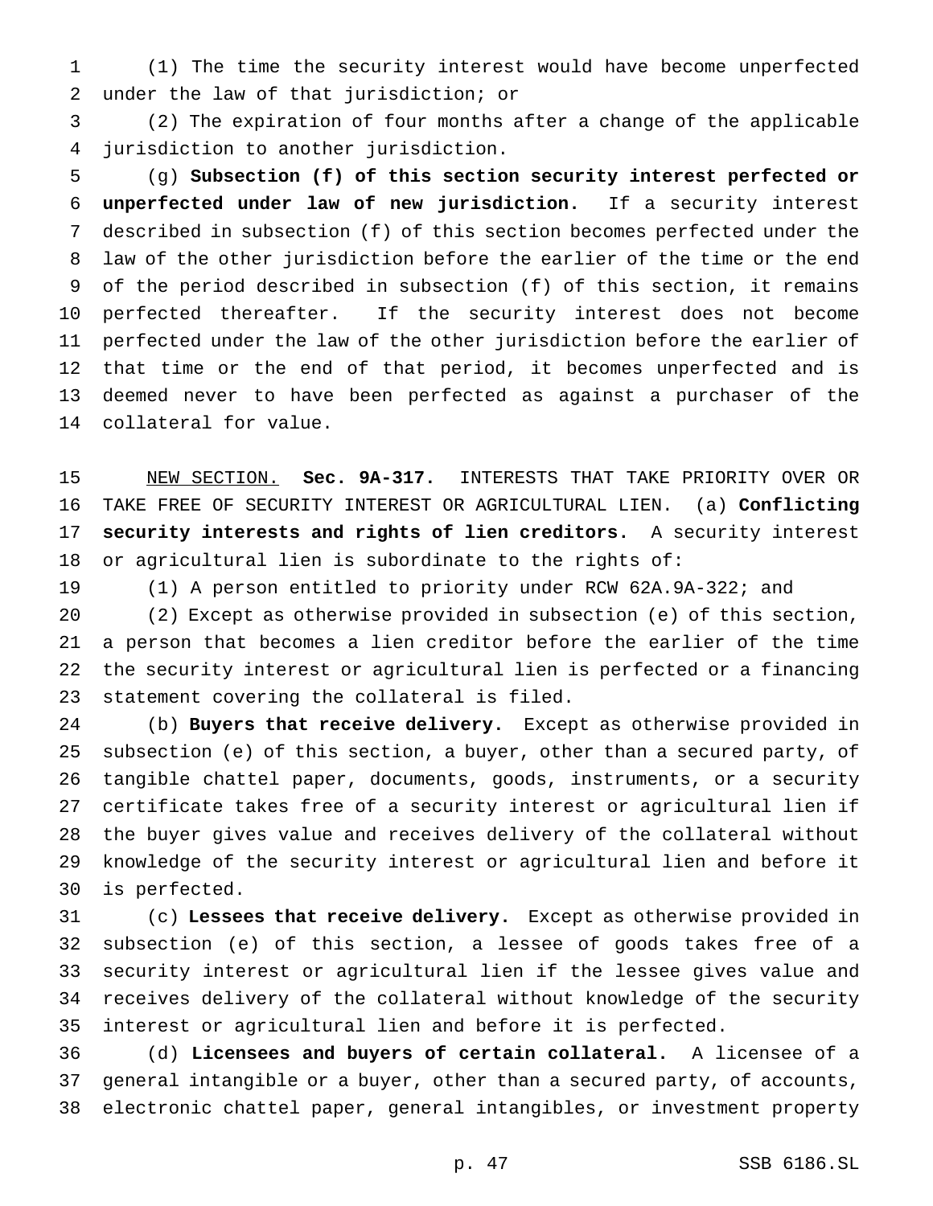(1) The time the security interest would have become unperfected under the law of that jurisdiction; or

(2) The expiration of four months after a change of the applicable jurisdiction to another jurisdiction.

(g) **Subsection (f) of this section security interest perfected or unperfected under law of new jurisdiction.** If a security interest described in subsection (f) of this section becomes perfected under the law of the other jurisdiction before the earlier of the time or the end of the period described in subsection (f) of this section, it remains perfected thereafter. If the security interest does not become perfected under the law of the other jurisdiction before the earlier of that time or the end of that period, it becomes unperfected and is deemed never to have been perfected as against a purchaser of the collateral for value.

NEW SECTION. **Sec. 9A-317.** INTERESTS THAT TAKE PRIORITY OVER OR TAKE FREE OF SECURITY INTEREST OR AGRICULTURAL LIEN. (a) **Conflicting security interests and rights of lien creditors.** A security interest or agricultural lien is subordinate to the rights of:

(1) A person entitled to priority under RCW 62A.9A-322; and

(2) Except as otherwise provided in subsection (e) of this section, a person that becomes a lien creditor before the earlier of the time the security interest or agricultural lien is perfected or a financing statement covering the collateral is filed.

(b) **Buyers that receive delivery.** Except as otherwise provided in subsection (e) of this section, a buyer, other than a secured party, of tangible chattel paper, documents, goods, instruments, or a security certificate takes free of a security interest or agricultural lien if the buyer gives value and receives delivery of the collateral without knowledge of the security interest or agricultural lien and before it is perfected.

(c) **Lessees that receive delivery.** Except as otherwise provided in subsection (e) of this section, a lessee of goods takes free of a security interest or agricultural lien if the lessee gives value and receives delivery of the collateral without knowledge of the security interest or agricultural lien and before it is perfected.

(d) **Licensees and buyers of certain collateral.** A licensee of a general intangible or a buyer, other than a secured party, of accounts, electronic chattel paper, general intangibles, or investment property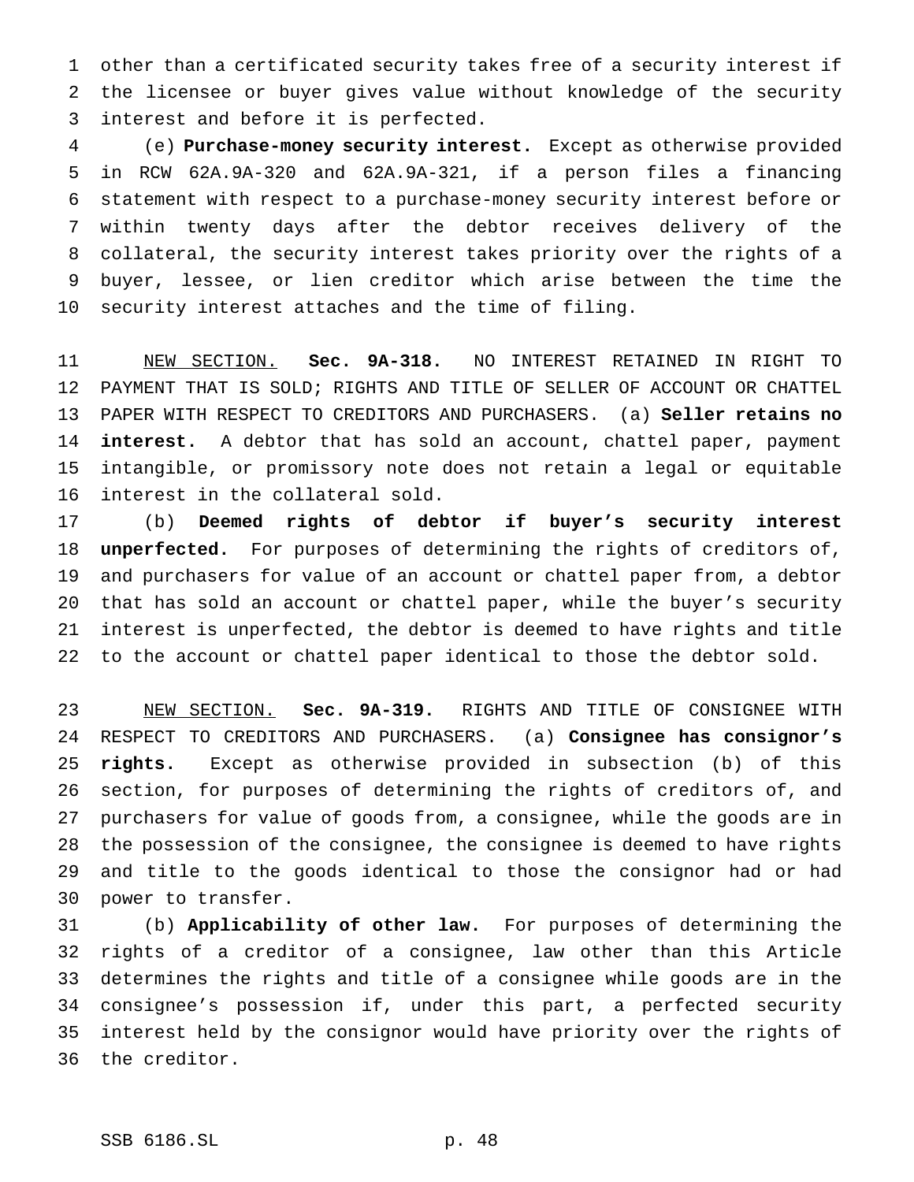other than a certificated security takes free of a security interest if the licensee or buyer gives value without knowledge of the security interest and before it is perfected.

(e) **Purchase-money security interest.** Except as otherwise provided in RCW 62A.9A-320 and 62A.9A-321, if a person files a financing statement with respect to a purchase-money security interest before or within twenty days after the debtor receives delivery of the collateral, the security interest takes priority over the rights of a buyer, lessee, or lien creditor which arise between the time the security interest attaches and the time of filing.

NEW SECTION. **Sec. 9A-318.** NO INTEREST RETAINED IN RIGHT TO PAYMENT THAT IS SOLD; RIGHTS AND TITLE OF SELLER OF ACCOUNT OR CHATTEL PAPER WITH RESPECT TO CREDITORS AND PURCHASERS. (a) **Seller retains no interest.** A debtor that has sold an account, chattel paper, payment intangible, or promissory note does not retain a legal or equitable interest in the collateral sold.

(b) **Deemed rights of debtor if buyer's security interest unperfected.** For purposes of determining the rights of creditors of, and purchasers for value of an account or chattel paper from, a debtor that has sold an account or chattel paper, while the buyer's security interest is unperfected, the debtor is deemed to have rights and title to the account or chattel paper identical to those the debtor sold.

NEW SECTION. **Sec. 9A-319.** RIGHTS AND TITLE OF CONSIGNEE WITH RESPECT TO CREDITORS AND PURCHASERS. (a) **Consignee has consignor's rights.** Except as otherwise provided in subsection (b) of this section, for purposes of determining the rights of creditors of, and purchasers for value of goods from, a consignee, while the goods are in the possession of the consignee, the consignee is deemed to have rights and title to the goods identical to those the consignor had or had power to transfer.

(b) **Applicability of other law.** For purposes of determining the rights of a creditor of a consignee, law other than this Article determines the rights and title of a consignee while goods are in the consignee's possession if, under this part, a perfected security interest held by the consignor would have priority over the rights of the creditor.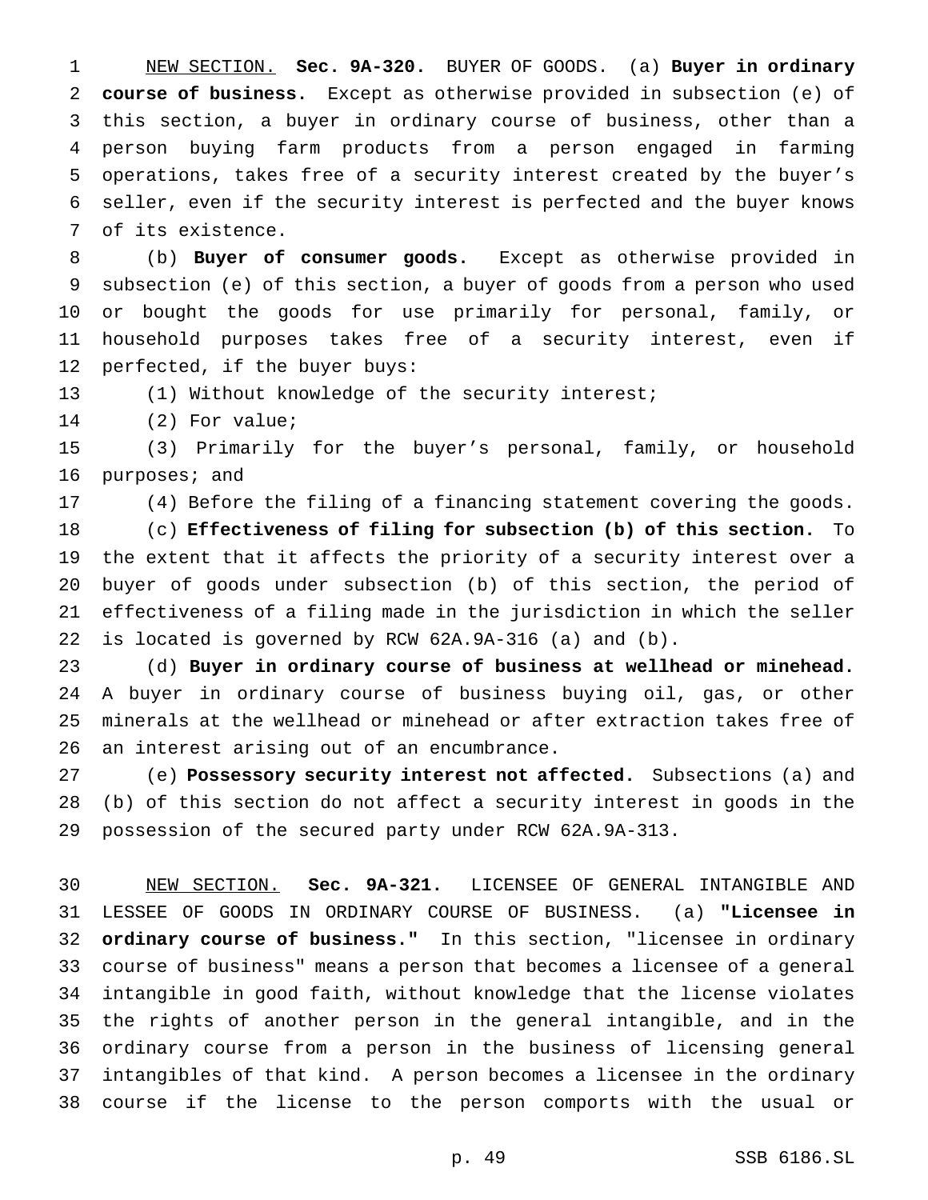NEW SECTION. **Sec. 9A-320.** BUYER OF GOODS. (a) **Buyer in ordinary course of business.** Except as otherwise provided in subsection (e) of this section, a buyer in ordinary course of business, other than a person buying farm products from a person engaged in farming operations, takes free of a security interest created by the buyer's seller, even if the security interest is perfected and the buyer knows of its existence.

(b) **Buyer of consumer goods.** Except as otherwise provided in subsection (e) of this section, a buyer of goods from a person who used or bought the goods for use primarily for personal, family, or household purposes takes free of a security interest, even if perfected, if the buyer buys:

(1) Without knowledge of the security interest;

(2) For value;

(3) Primarily for the buyer's personal, family, or household purposes; and

(4) Before the filing of a financing statement covering the goods.

(c) **Effectiveness of filing for subsection (b) of this section.** To the extent that it affects the priority of a security interest over a buyer of goods under subsection (b) of this section, the period of effectiveness of a filing made in the jurisdiction in which the seller is located is governed by RCW 62A.9A-316 (a) and (b).

(d) **Buyer in ordinary course of business at wellhead or minehead.** A buyer in ordinary course of business buying oil, gas, or other minerals at the wellhead or minehead or after extraction takes free of an interest arising out of an encumbrance.

(e) **Possessory security interest not affected.** Subsections (a) and (b) of this section do not affect a security interest in goods in the possession of the secured party under RCW 62A.9A-313.

NEW SECTION. **Sec. 9A-321.** LICENSEE OF GENERAL INTANGIBLE AND LESSEE OF GOODS IN ORDINARY COURSE OF BUSINESS. (a) **"Licensee in ordinary course of business."** In this section, "licensee in ordinary course of business" means a person that becomes a licensee of a general intangible in good faith, without knowledge that the license violates the rights of another person in the general intangible, and in the ordinary course from a person in the business of licensing general intangibles of that kind. A person becomes a licensee in the ordinary course if the license to the person comports with the usual or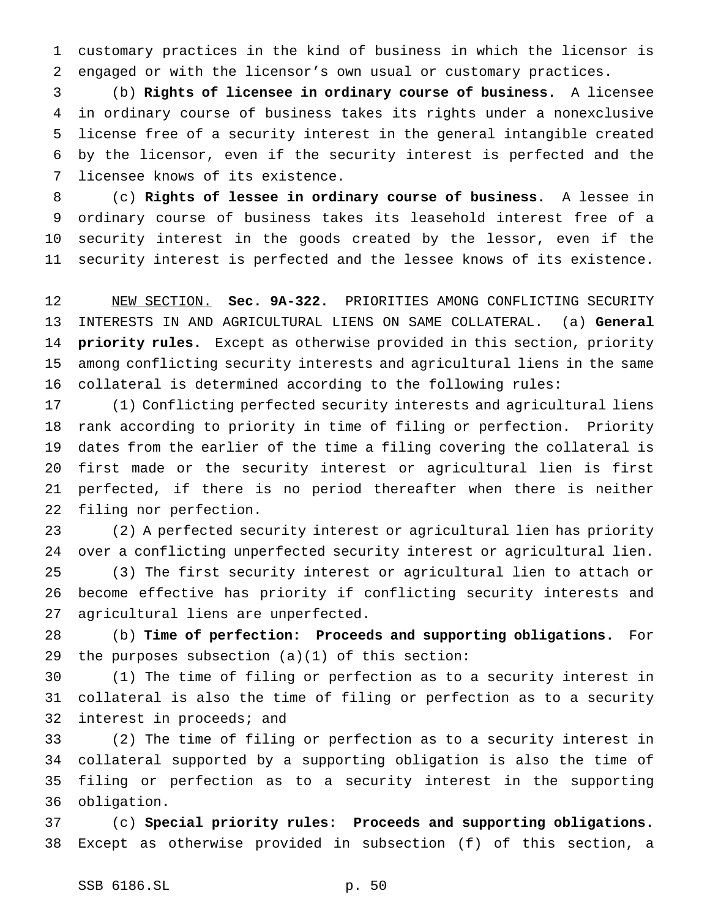customary practices in the kind of business in which the licensor is engaged or with the licensor's own usual or customary practices.

(b) **Rights of licensee in ordinary course of business.** A licensee in ordinary course of business takes its rights under a nonexclusive license free of a security interest in the general intangible created by the licensor, even if the security interest is perfected and the licensee knows of its existence.

(c) **Rights of lessee in ordinary course of business.** A lessee in ordinary course of business takes its leasehold interest free of a security interest in the goods created by the lessor, even if the security interest is perfected and the lessee knows of its existence.

NEW SECTION. **Sec. 9A-322.** PRIORITIES AMONG CONFLICTING SECURITY INTERESTS IN AND AGRICULTURAL LIENS ON SAME COLLATERAL. (a) **General priority rules.** Except as otherwise provided in this section, priority among conflicting security interests and agricultural liens in the same collateral is determined according to the following rules:

(1) Conflicting perfected security interests and agricultural liens rank according to priority in time of filing or perfection. Priority dates from the earlier of the time a filing covering the collateral is first made or the security interest or agricultural lien is first perfected, if there is no period thereafter when there is neither filing nor perfection.

(2) A perfected security interest or agricultural lien has priority over a conflicting unperfected security interest or agricultural lien.

(3) The first security interest or agricultural lien to attach or become effective has priority if conflicting security interests and agricultural liens are unperfected.

(b) **Time of perfection: Proceeds and supporting obligations.** For the purposes subsection (a)(1) of this section:

(1) The time of filing or perfection as to a security interest in collateral is also the time of filing or perfection as to a security interest in proceeds; and

(2) The time of filing or perfection as to a security interest in collateral supported by a supporting obligation is also the time of filing or perfection as to a security interest in the supporting obligation.

(c) **Special priority rules: Proceeds and supporting obligations.** Except as otherwise provided in subsection (f) of this section, a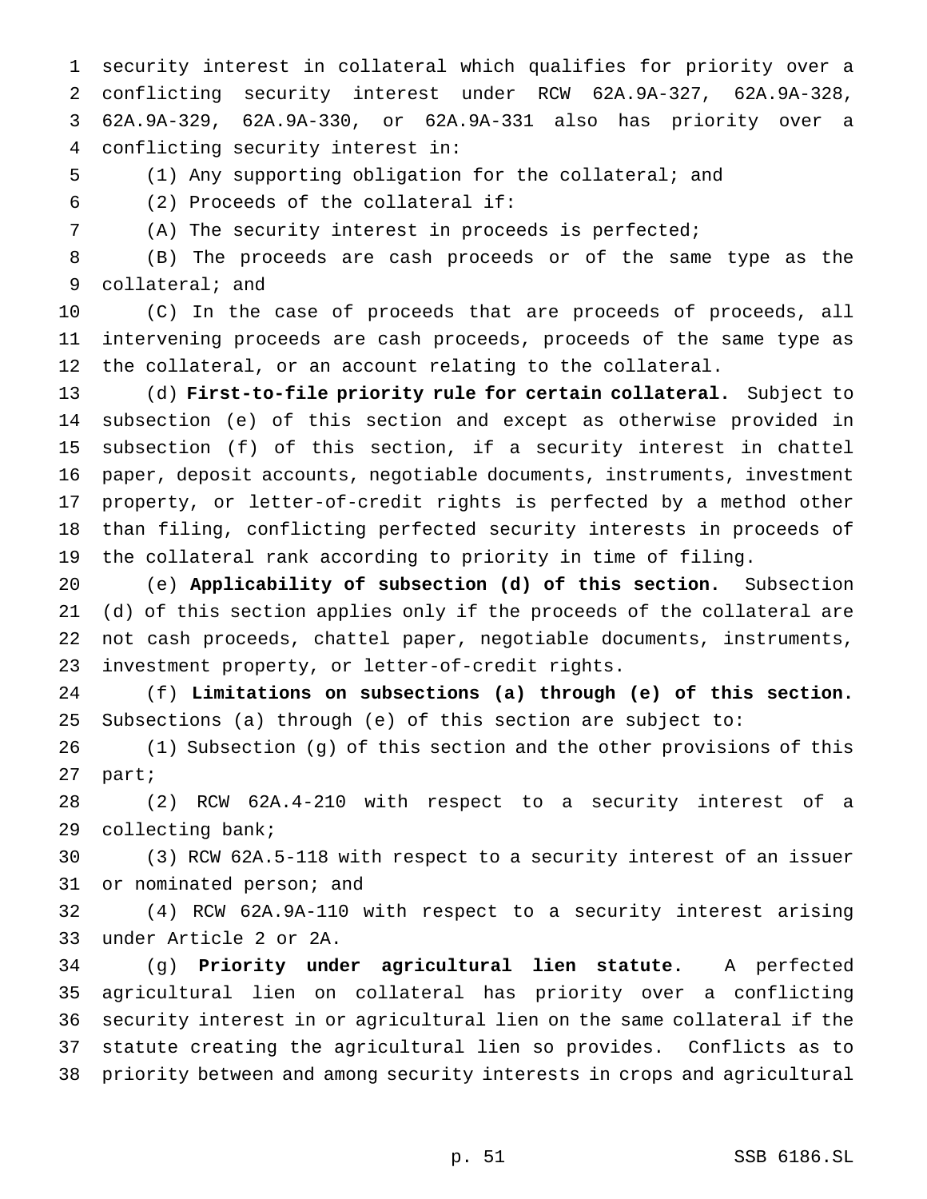security interest in collateral which qualifies for priority over a conflicting security interest under RCW 62A.9A-327, 62A.9A-328, 62A.9A-329, 62A.9A-330, or 62A.9A-331 also has priority over a conflicting security interest in:

(1) Any supporting obligation for the collateral; and

(2) Proceeds of the collateral if:

(A) The security interest in proceeds is perfected;

(B) The proceeds are cash proceeds or of the same type as the collateral; and

(C) In the case of proceeds that are proceeds of proceeds, all intervening proceeds are cash proceeds, proceeds of the same type as the collateral, or an account relating to the collateral.

(d) **First-to-file priority rule for certain collateral.** Subject to subsection (e) of this section and except as otherwise provided in subsection (f) of this section, if a security interest in chattel paper, deposit accounts, negotiable documents, instruments, investment property, or letter-of-credit rights is perfected by a method other than filing, conflicting perfected security interests in proceeds of the collateral rank according to priority in time of filing.

(e) **Applicability of subsection (d) of this section.** Subsection (d) of this section applies only if the proceeds of the collateral are not cash proceeds, chattel paper, negotiable documents, instruments, investment property, or letter-of-credit rights.

(f) **Limitations on subsections (a) through (e) of this section.** Subsections (a) through (e) of this section are subject to:

(1) Subsection (g) of this section and the other provisions of this part;

(2) RCW 62A.4-210 with respect to a security interest of a collecting bank;

(3) RCW 62A.5-118 with respect to a security interest of an issuer or nominated person; and

(4) RCW 62A.9A-110 with respect to a security interest arising under Article 2 or 2A.

(g) **Priority under agricultural lien statute.** A perfected agricultural lien on collateral has priority over a conflicting security interest in or agricultural lien on the same collateral if the statute creating the agricultural lien so provides. Conflicts as to priority between and among security interests in crops and agricultural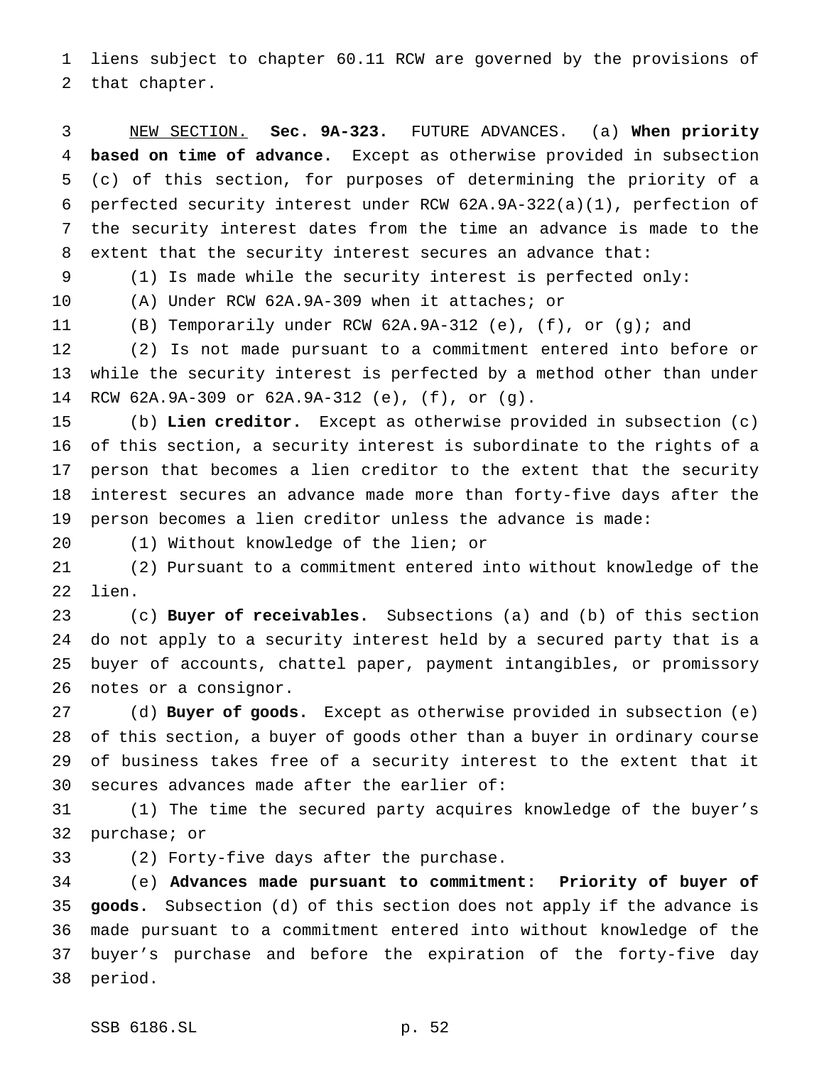liens subject to chapter 60.11 RCW are governed by the provisions of that chapter.

NEW SECTION. **Sec. 9A-323.** FUTURE ADVANCES. (a) **When priority based on time of advance.** Except as otherwise provided in subsection (c) of this section, for purposes of determining the priority of a perfected security interest under RCW 62A.9A-322(a)(1), perfection of the security interest dates from the time an advance is made to the extent that the security interest secures an advance that:

(1) Is made while the security interest is perfected only:

(A) Under RCW 62A.9A-309 when it attaches; or

(B) Temporarily under RCW 62A.9A-312 (e), (f), or (g); and

(2) Is not made pursuant to a commitment entered into before or while the security interest is perfected by a method other than under RCW 62A.9A-309 or 62A.9A-312 (e), (f), or (g).

(b) **Lien creditor.** Except as otherwise provided in subsection (c) of this section, a security interest is subordinate to the rights of a person that becomes a lien creditor to the extent that the security interest secures an advance made more than forty-five days after the person becomes a lien creditor unless the advance is made:

(1) Without knowledge of the lien; or

(2) Pursuant to a commitment entered into without knowledge of the lien.

(c) **Buyer of receivables.** Subsections (a) and (b) of this section do not apply to a security interest held by a secured party that is a buyer of accounts, chattel paper, payment intangibles, or promissory notes or a consignor.

(d) **Buyer of goods.** Except as otherwise provided in subsection (e) of this section, a buyer of goods other than a buyer in ordinary course of business takes free of a security interest to the extent that it secures advances made after the earlier of:

(1) The time the secured party acquires knowledge of the buyer's purchase; or

(2) Forty-five days after the purchase.

(e) **Advances made pursuant to commitment: Priority of buyer of goods.** Subsection (d) of this section does not apply if the advance is made pursuant to a commitment entered into without knowledge of the buyer's purchase and before the expiration of the forty-five day period.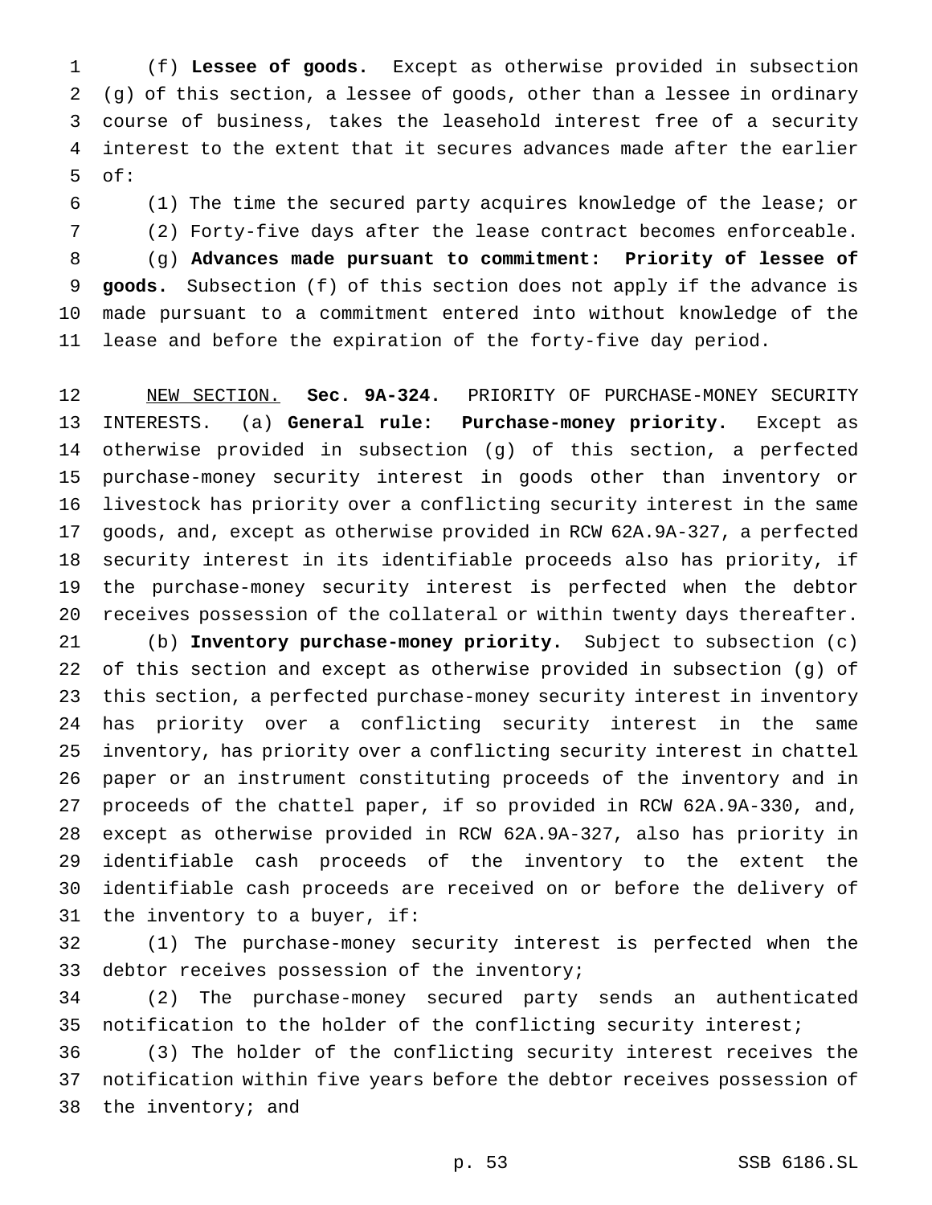(f) **Lessee of goods.** Except as otherwise provided in subsection (g) of this section, a lessee of goods, other than a lessee in ordinary course of business, takes the leasehold interest free of a security interest to the extent that it secures advances made after the earlier of:

(1) The time the secured party acquires knowledge of the lease; or

(2) Forty-five days after the lease contract becomes enforceable.

(g) **Advances made pursuant to commitment: Priority of lessee of goods.** Subsection (f) of this section does not apply if the advance is made pursuant to a commitment entered into without knowledge of the lease and before the expiration of the forty-five day period.

NEW SECTION. **Sec. 9A-324.** PRIORITY OF PURCHASE-MONEY SECURITY INTERESTS. (a) **General rule: Purchase-money priority.** Except as otherwise provided in subsection (g) of this section, a perfected purchase-money security interest in goods other than inventory or livestock has priority over a conflicting security interest in the same goods, and, except as otherwise provided in RCW 62A.9A-327, a perfected security interest in its identifiable proceeds also has priority, if the purchase-money security interest is perfected when the debtor receives possession of the collateral or within twenty days thereafter.

(b) **Inventory purchase-money priority.** Subject to subsection (c) of this section and except as otherwise provided in subsection (g) of this section, a perfected purchase-money security interest in inventory has priority over a conflicting security interest in the same inventory, has priority over a conflicting security interest in chattel paper or an instrument constituting proceeds of the inventory and in proceeds of the chattel paper, if so provided in RCW 62A.9A-330, and, except as otherwise provided in RCW 62A.9A-327, also has priority in identifiable cash proceeds of the inventory to the extent the identifiable cash proceeds are received on or before the delivery of the inventory to a buyer, if:

(1) The purchase-money security interest is perfected when the debtor receives possession of the inventory;

(2) The purchase-money secured party sends an authenticated notification to the holder of the conflicting security interest;

(3) The holder of the conflicting security interest receives the notification within five years before the debtor receives possession of the inventory; and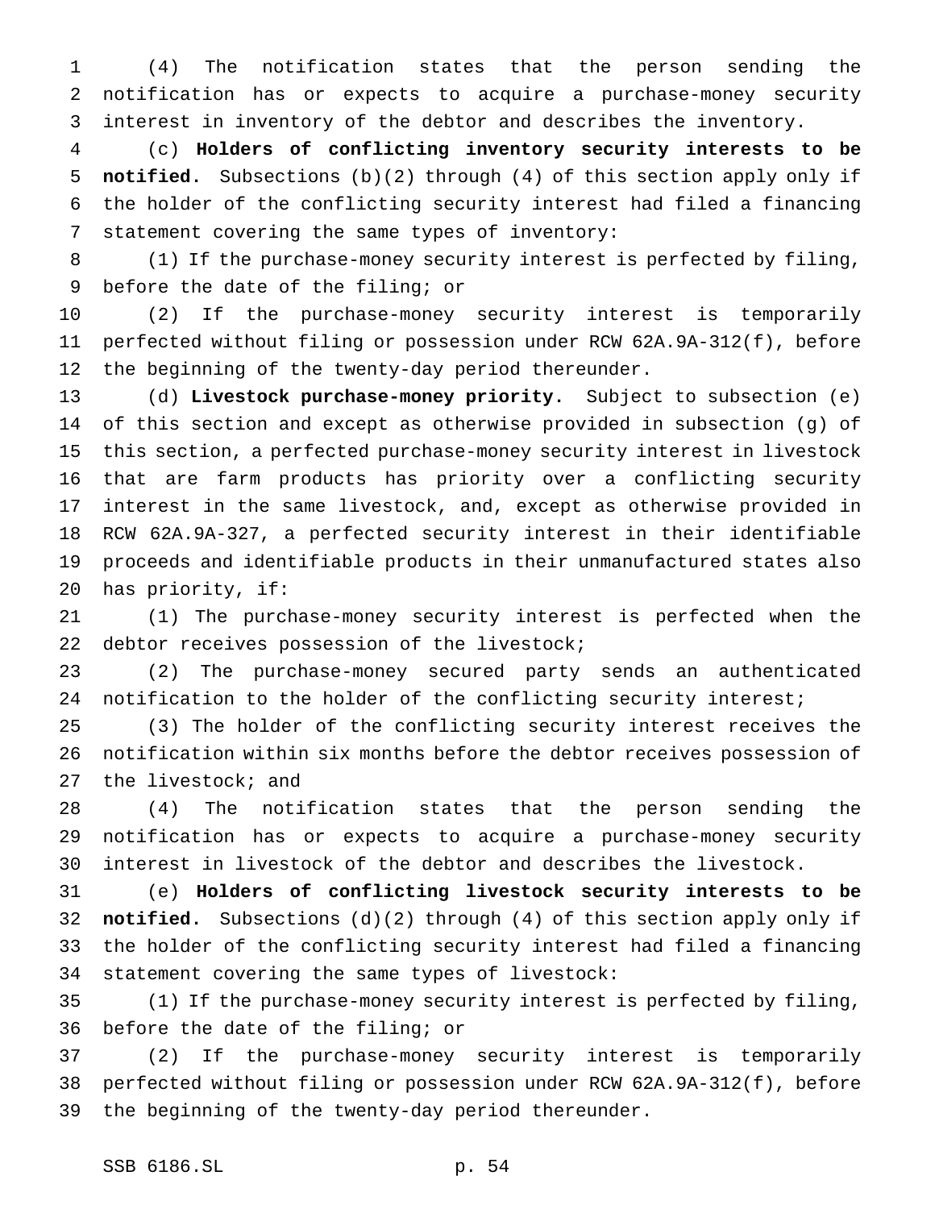(4) The notification states that the person sending the notification has or expects to acquire a purchase-money security interest in inventory of the debtor and describes the inventory.

(c) **Holders of conflicting inventory security interests to be notified.** Subsections (b)(2) through (4) of this section apply only if the holder of the conflicting security interest had filed a financing statement covering the same types of inventory:

(1) If the purchase-money security interest is perfected by filing, before the date of the filing; or

(2) If the purchase-money security interest is temporarily perfected without filing or possession under RCW 62A.9A-312(f), before the beginning of the twenty-day period thereunder.

(d) **Livestock purchase-money priority.** Subject to subsection (e) of this section and except as otherwise provided in subsection (g) of this section, a perfected purchase-money security interest in livestock that are farm products has priority over a conflicting security interest in the same livestock, and, except as otherwise provided in RCW 62A.9A-327, a perfected security interest in their identifiable proceeds and identifiable products in their unmanufactured states also has priority, if:

(1) The purchase-money security interest is perfected when the debtor receives possession of the livestock;

(2) The purchase-money secured party sends an authenticated notification to the holder of the conflicting security interest;

(3) The holder of the conflicting security interest receives the notification within six months before the debtor receives possession of the livestock; and

(4) The notification states that the person sending the notification has or expects to acquire a purchase-money security interest in livestock of the debtor and describes the livestock.

(e) **Holders of conflicting livestock security interests to be notified.** Subsections (d)(2) through (4) of this section apply only if the holder of the conflicting security interest had filed a financing statement covering the same types of livestock:

(1) If the purchase-money security interest is perfected by filing, before the date of the filing; or

(2) If the purchase-money security interest is temporarily perfected without filing or possession under RCW 62A.9A-312(f), before the beginning of the twenty-day period thereunder.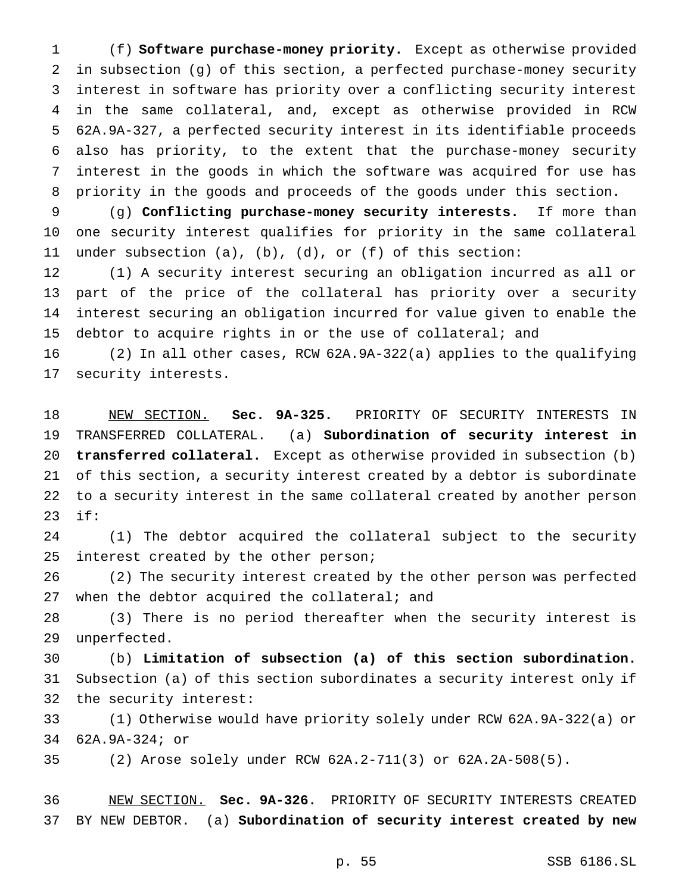(f) **Software purchase-money priority.** Except as otherwise provided in subsection (g) of this section, a perfected purchase-money security interest in software has priority over a conflicting security interest in the same collateral, and, except as otherwise provided in RCW 62A.9A-327, a perfected security interest in its identifiable proceeds also has priority, to the extent that the purchase-money security interest in the goods in which the software was acquired for use has priority in the goods and proceeds of the goods under this section.

(g) **Conflicting purchase-money security interests.** If more than one security interest qualifies for priority in the same collateral under subsection (a), (b), (d), or (f) of this section:

(1) A security interest securing an obligation incurred as all or part of the price of the collateral has priority over a security interest securing an obligation incurred for value given to enable the debtor to acquire rights in or the use of collateral; and

(2) In all other cases, RCW 62A.9A-322(a) applies to the qualifying security interests.

NEW SECTION. **Sec. 9A-325.** PRIORITY OF SECURITY INTERESTS IN TRANSFERRED COLLATERAL. (a) **Subordination of security interest in transferred collateral.** Except as otherwise provided in subsection (b) of this section, a security interest created by a debtor is subordinate to a security interest in the same collateral created by another person if:

(1) The debtor acquired the collateral subject to the security interest created by the other person;

(2) The security interest created by the other person was perfected when the debtor acquired the collateral; and

(3) There is no period thereafter when the security interest is unperfected.

(b) **Limitation of subsection (a) of this section subordination.** Subsection (a) of this section subordinates a security interest only if the security interest:

(1) Otherwise would have priority solely under RCW 62A.9A-322(a) or 62A.9A-324; or

(2) Arose solely under RCW 62A.2-711(3) or 62A.2A-508(5).

NEW SECTION. **Sec. 9A-326.** PRIORITY OF SECURITY INTERESTS CREATED BY NEW DEBTOR. (a) **Subordination of security interest created by new**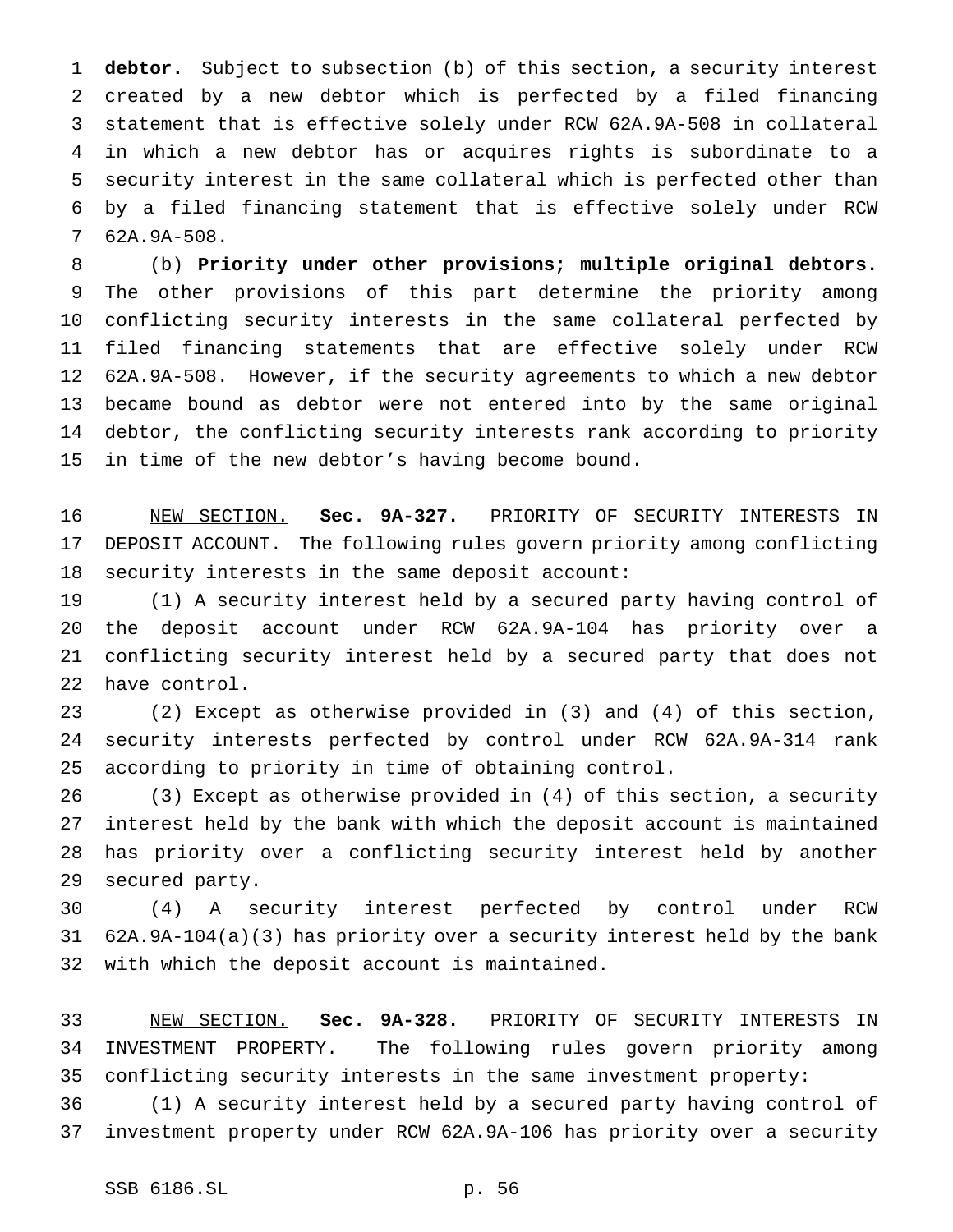**debtor.** Subject to subsection (b) of this section, a security interest created by a new debtor which is perfected by a filed financing statement that is effective solely under RCW 62A.9A-508 in collateral in which a new debtor has or acquires rights is subordinate to a security interest in the same collateral which is perfected other than by a filed financing statement that is effective solely under RCW 62A.9A-508.

(b) **Priority under other provisions; multiple original debtors.** The other provisions of this part determine the priority among conflicting security interests in the same collateral perfected by filed financing statements that are effective solely under RCW 62A.9A-508. However, if the security agreements to which a new debtor became bound as debtor were not entered into by the same original debtor, the conflicting security interests rank according to priority in time of the new debtor's having become bound.

NEW SECTION. **Sec. 9A-327.** PRIORITY OF SECURITY INTERESTS IN DEPOSIT ACCOUNT. The following rules govern priority among conflicting security interests in the same deposit account:

(1) A security interest held by a secured party having control of the deposit account under RCW 62A.9A-104 has priority over a conflicting security interest held by a secured party that does not have control.

(2) Except as otherwise provided in (3) and (4) of this section, security interests perfected by control under RCW 62A.9A-314 rank according to priority in time of obtaining control.

(3) Except as otherwise provided in (4) of this section, a security interest held by the bank with which the deposit account is maintained has priority over a conflicting security interest held by another secured party.

(4) A security interest perfected by control under RCW 62A.9A-104(a)(3) has priority over a security interest held by the bank with which the deposit account is maintained.

NEW SECTION. **Sec. 9A-328.** PRIORITY OF SECURITY INTERESTS IN INVESTMENT PROPERTY. The following rules govern priority among conflicting security interests in the same investment property:

(1) A security interest held by a secured party having control of investment property under RCW 62A.9A-106 has priority over a security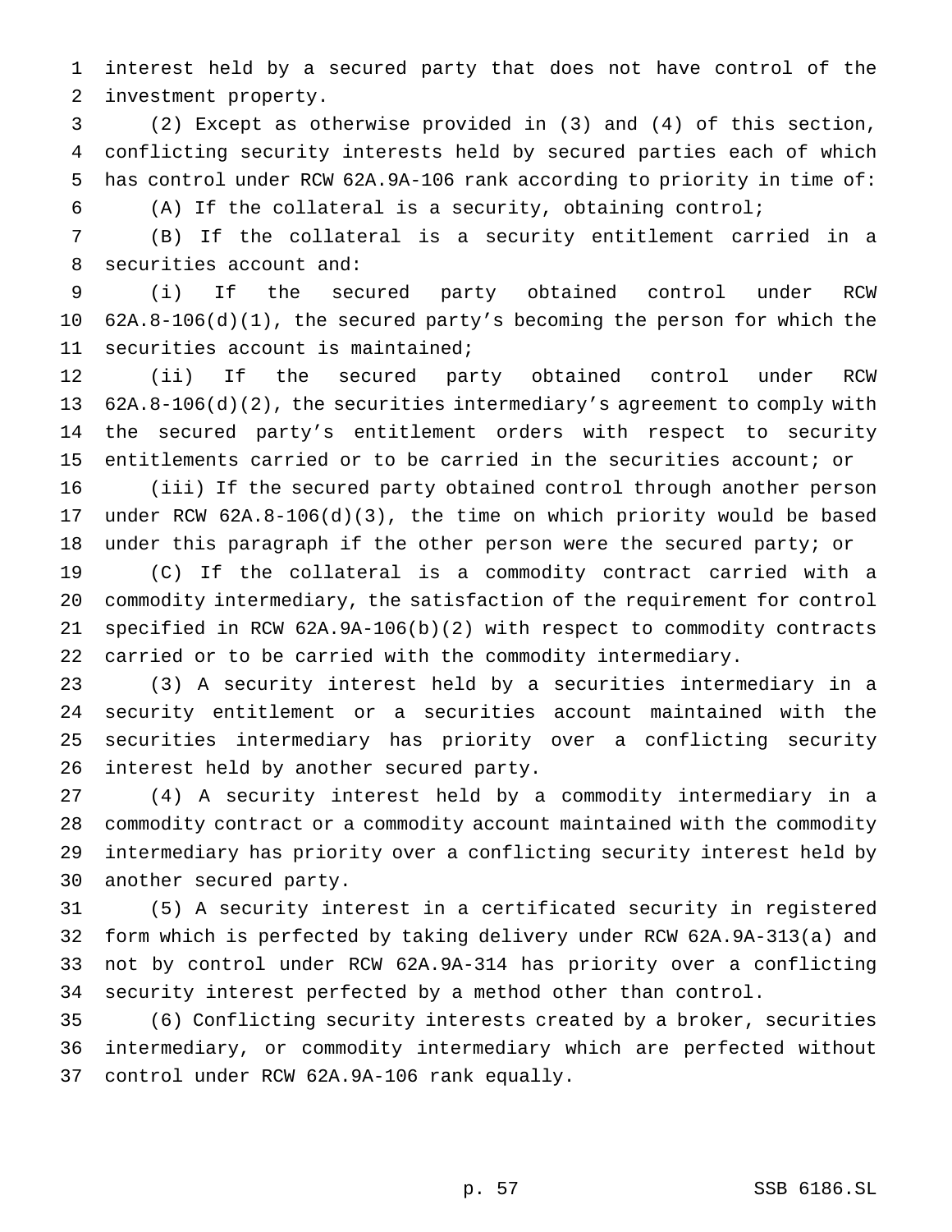interest held by a secured party that does not have control of the investment property.

(2) Except as otherwise provided in (3) and (4) of this section, conflicting security interests held by secured parties each of which has control under RCW 62A.9A-106 rank according to priority in time of:

(A) If the collateral is a security, obtaining control;

(B) If the collateral is a security entitlement carried in a securities account and:

(i) If the secured party obtained control under RCW 62A.8-106(d)(1), the secured party's becoming the person for which the securities account is maintained;

(ii) If the secured party obtained control under RCW 62A.8-106(d)(2), the securities intermediary's agreement to comply with the secured party's entitlement orders with respect to security entitlements carried or to be carried in the securities account; or

(iii) If the secured party obtained control through another person under RCW 62A.8-106(d)(3), the time on which priority would be based under this paragraph if the other person were the secured party; or

(C) If the collateral is a commodity contract carried with a commodity intermediary, the satisfaction of the requirement for control specified in RCW 62A.9A-106(b)(2) with respect to commodity contracts carried or to be carried with the commodity intermediary.

(3) A security interest held by a securities intermediary in a security entitlement or a securities account maintained with the securities intermediary has priority over a conflicting security interest held by another secured party.

(4) A security interest held by a commodity intermediary in a commodity contract or a commodity account maintained with the commodity intermediary has priority over a conflicting security interest held by another secured party.

(5) A security interest in a certificated security in registered form which is perfected by taking delivery under RCW 62A.9A-313(a) and not by control under RCW 62A.9A-314 has priority over a conflicting security interest perfected by a method other than control.

(6) Conflicting security interests created by a broker, securities intermediary, or commodity intermediary which are perfected without control under RCW 62A.9A-106 rank equally.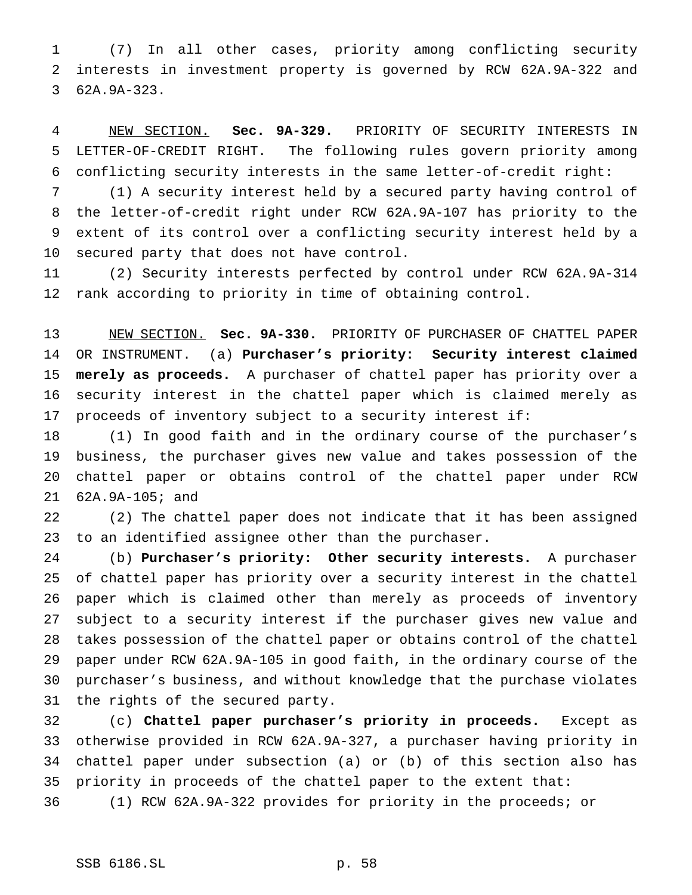(7) In all other cases, priority among conflicting security interests in investment property is governed by RCW 62A.9A-322 and 62A.9A-323.

NEW SECTION. **Sec. 9A-329.** PRIORITY OF SECURITY INTERESTS IN LETTER-OF-CREDIT RIGHT. The following rules govern priority among conflicting security interests in the same letter-of-credit right:

(1) A security interest held by a secured party having control of the letter-of-credit right under RCW 62A.9A-107 has priority to the extent of its control over a conflicting security interest held by a secured party that does not have control.

(2) Security interests perfected by control under RCW 62A.9A-314 rank according to priority in time of obtaining control.

NEW SECTION. **Sec. 9A-330.** PRIORITY OF PURCHASER OF CHATTEL PAPER OR INSTRUMENT. (a) **Purchaser's priority: Security interest claimed merely as proceeds.** A purchaser of chattel paper has priority over a security interest in the chattel paper which is claimed merely as proceeds of inventory subject to a security interest if:

(1) In good faith and in the ordinary course of the purchaser's business, the purchaser gives new value and takes possession of the chattel paper or obtains control of the chattel paper under RCW 62A.9A-105; and

(2) The chattel paper does not indicate that it has been assigned to an identified assignee other than the purchaser.

(b) **Purchaser's priority: Other security interests.** A purchaser of chattel paper has priority over a security interest in the chattel paper which is claimed other than merely as proceeds of inventory subject to a security interest if the purchaser gives new value and takes possession of the chattel paper or obtains control of the chattel paper under RCW 62A.9A-105 in good faith, in the ordinary course of the purchaser's business, and without knowledge that the purchase violates the rights of the secured party.

(c) **Chattel paper purchaser's priority in proceeds.** Except as otherwise provided in RCW 62A.9A-327, a purchaser having priority in chattel paper under subsection (a) or (b) of this section also has priority in proceeds of the chattel paper to the extent that:

(1) RCW 62A.9A-322 provides for priority in the proceeds; or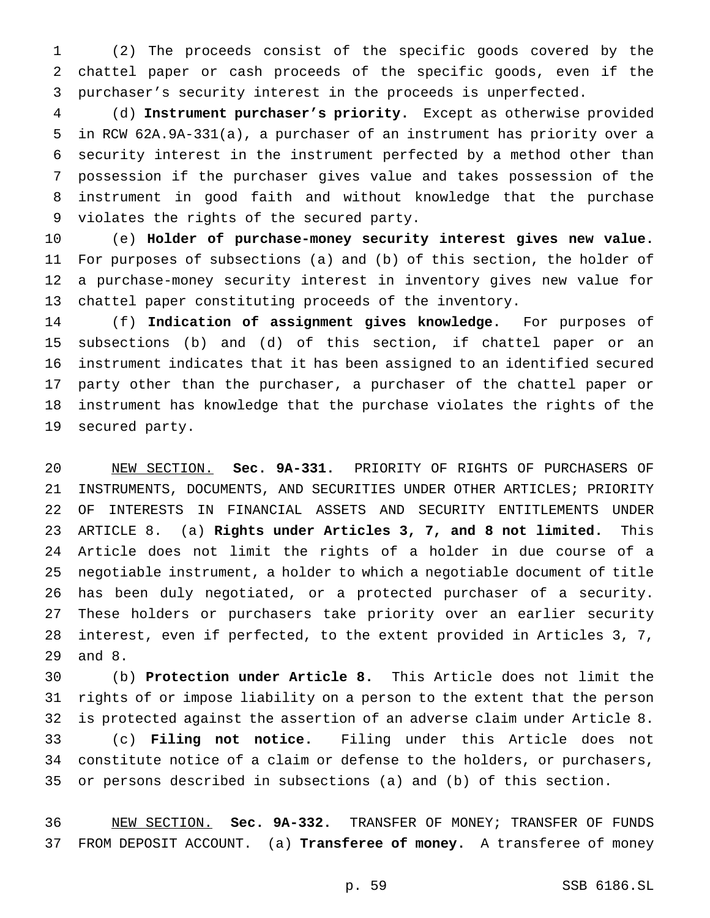(2) The proceeds consist of the specific goods covered by the chattel paper or cash proceeds of the specific goods, even if the purchaser's security interest in the proceeds is unperfected.

(d) **Instrument purchaser's priority.** Except as otherwise provided in RCW 62A.9A-331(a), a purchaser of an instrument has priority over a security interest in the instrument perfected by a method other than possession if the purchaser gives value and takes possession of the instrument in good faith and without knowledge that the purchase violates the rights of the secured party.

(e) **Holder of purchase-money security interest gives new value.** For purposes of subsections (a) and (b) of this section, the holder of a purchase-money security interest in inventory gives new value for chattel paper constituting proceeds of the inventory.

(f) **Indication of assignment gives knowledge.** For purposes of subsections (b) and (d) of this section, if chattel paper or an instrument indicates that it has been assigned to an identified secured party other than the purchaser, a purchaser of the chattel paper or instrument has knowledge that the purchase violates the rights of the secured party.

NEW SECTION. **Sec. 9A-331.** PRIORITY OF RIGHTS OF PURCHASERS OF INSTRUMENTS, DOCUMENTS, AND SECURITIES UNDER OTHER ARTICLES; PRIORITY OF INTERESTS IN FINANCIAL ASSETS AND SECURITY ENTITLEMENTS UNDER ARTICLE 8. (a) **Rights under Articles 3, 7, and 8 not limited.** This Article does not limit the rights of a holder in due course of a negotiable instrument, a holder to which a negotiable document of title has been duly negotiated, or a protected purchaser of a security. These holders or purchasers take priority over an earlier security interest, even if perfected, to the extent provided in Articles 3, 7, and 8.

(b) **Protection under Article 8.** This Article does not limit the rights of or impose liability on a person to the extent that the person is protected against the assertion of an adverse claim under Article 8.

(c) **Filing not notice.** Filing under this Article does not constitute notice of a claim or defense to the holders, or purchasers, or persons described in subsections (a) and (b) of this section.

NEW SECTION. **Sec. 9A-332.** TRANSFER OF MONEY; TRANSFER OF FUNDS FROM DEPOSIT ACCOUNT. (a) **Transferee of money.** A transferee of money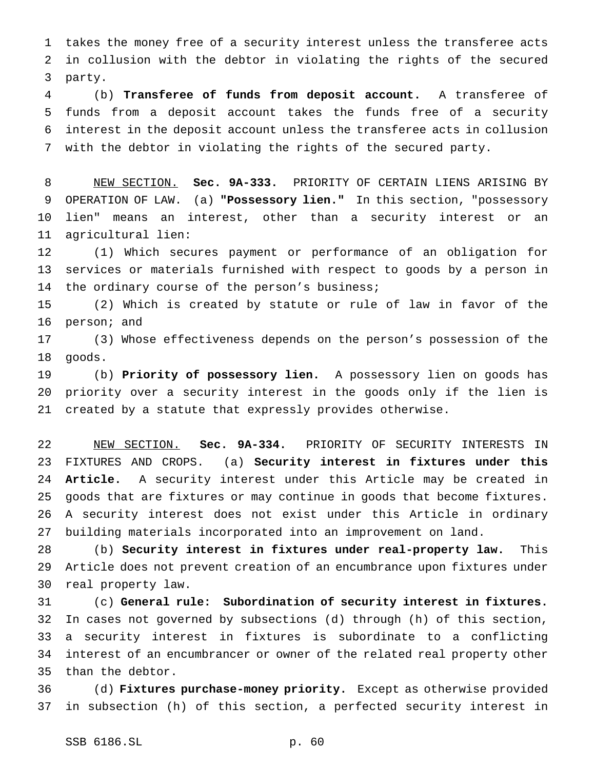takes the money free of a security interest unless the transferee acts in collusion with the debtor in violating the rights of the secured party.

(b) **Transferee of funds from deposit account.** A transferee of funds from a deposit account takes the funds free of a security interest in the deposit account unless the transferee acts in collusion with the debtor in violating the rights of the secured party.

NEW SECTION. **Sec. 9A-333.** PRIORITY OF CERTAIN LIENS ARISING BY OPERATION OF LAW. (a) **"Possessory lien."** In this section, "possessory lien" means an interest, other than a security interest or an agricultural lien:

(1) Which secures payment or performance of an obligation for services or materials furnished with respect to goods by a person in the ordinary course of the person's business;

(2) Which is created by statute or rule of law in favor of the person; and

(3) Whose effectiveness depends on the person's possession of the goods.

(b) **Priority of possessory lien.** A possessory lien on goods has priority over a security interest in the goods only if the lien is created by a statute that expressly provides otherwise.

NEW SECTION. **Sec. 9A-334.** PRIORITY OF SECURITY INTERESTS IN FIXTURES AND CROPS. (a) **Security interest in fixtures under this Article.** A security interest under this Article may be created in goods that are fixtures or may continue in goods that become fixtures. A security interest does not exist under this Article in ordinary building materials incorporated into an improvement on land.

(b) **Security interest in fixtures under real-property law.** This Article does not prevent creation of an encumbrance upon fixtures under real property law.

(c) **General rule: Subordination of security interest in fixtures.** In cases not governed by subsections (d) through (h) of this section, a security interest in fixtures is subordinate to a conflicting interest of an encumbrancer or owner of the related real property other than the debtor.

(d) **Fixtures purchase-money priority.** Except as otherwise provided in subsection (h) of this section, a perfected security interest in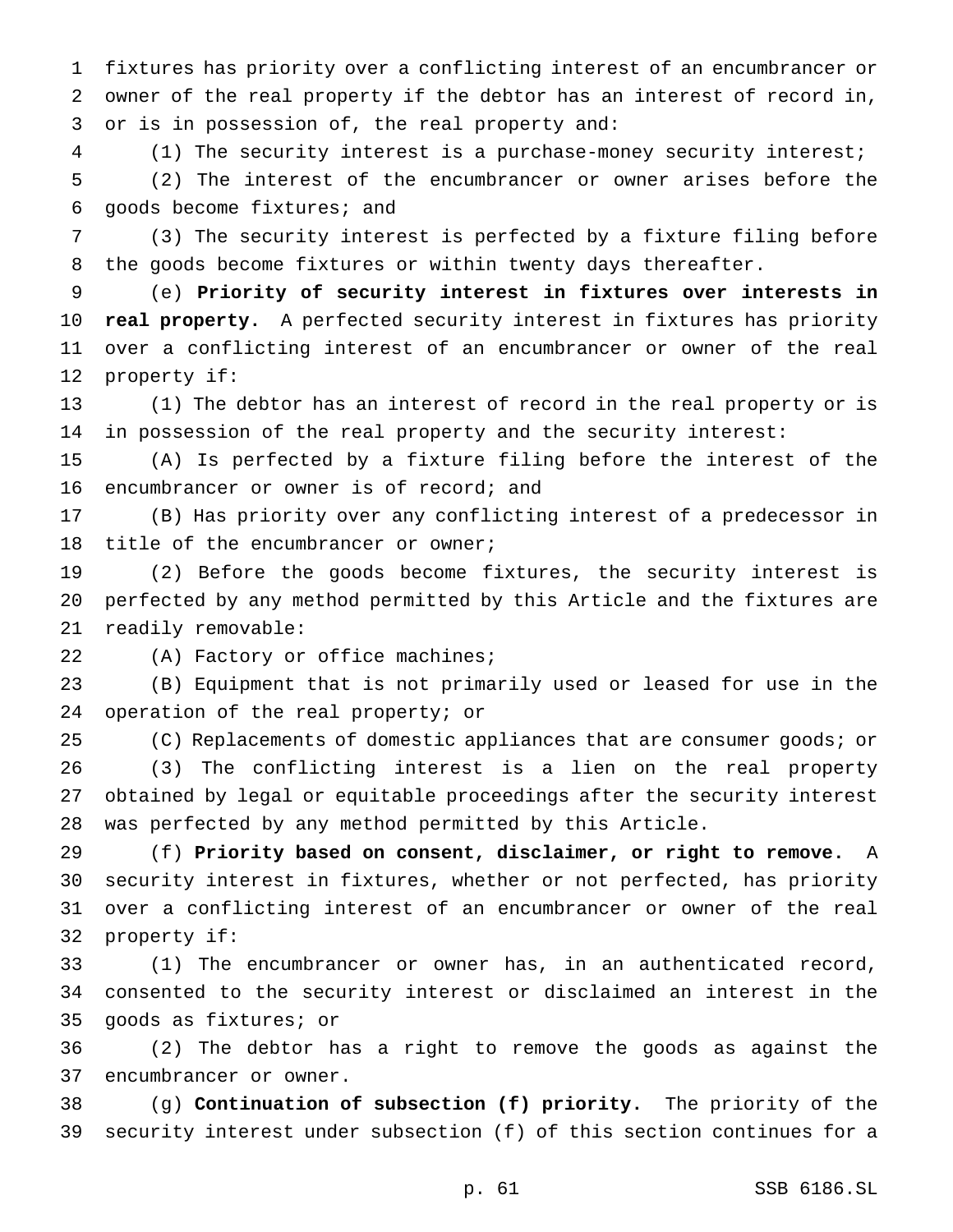fixtures has priority over a conflicting interest of an encumbrancer or owner of the real property if the debtor has an interest of record in, or is in possession of, the real property and:

(1) The security interest is a purchase-money security interest;

(2) The interest of the encumbrancer or owner arises before the goods become fixtures; and

(3) The security interest is perfected by a fixture filing before the goods become fixtures or within twenty days thereafter.

(e) **Priority of security interest in fixtures over interests in real property.** A perfected security interest in fixtures has priority over a conflicting interest of an encumbrancer or owner of the real property if:

(1) The debtor has an interest of record in the real property or is in possession of the real property and the security interest:

(A) Is perfected by a fixture filing before the interest of the encumbrancer or owner is of record; and

(B) Has priority over any conflicting interest of a predecessor in title of the encumbrancer or owner;

(2) Before the goods become fixtures, the security interest is perfected by any method permitted by this Article and the fixtures are readily removable:

(A) Factory or office machines;

(B) Equipment that is not primarily used or leased for use in the operation of the real property; or

(C) Replacements of domestic appliances that are consumer goods; or

(3) The conflicting interest is a lien on the real property obtained by legal or equitable proceedings after the security interest was perfected by any method permitted by this Article.

(f) **Priority based on consent, disclaimer, or right to remove.** A security interest in fixtures, whether or not perfected, has priority over a conflicting interest of an encumbrancer or owner of the real property if:

(1) The encumbrancer or owner has, in an authenticated record, consented to the security interest or disclaimed an interest in the goods as fixtures; or

(2) The debtor has a right to remove the goods as against the encumbrancer or owner.

(g) **Continuation of subsection (f) priority.** The priority of the security interest under subsection (f) of this section continues for a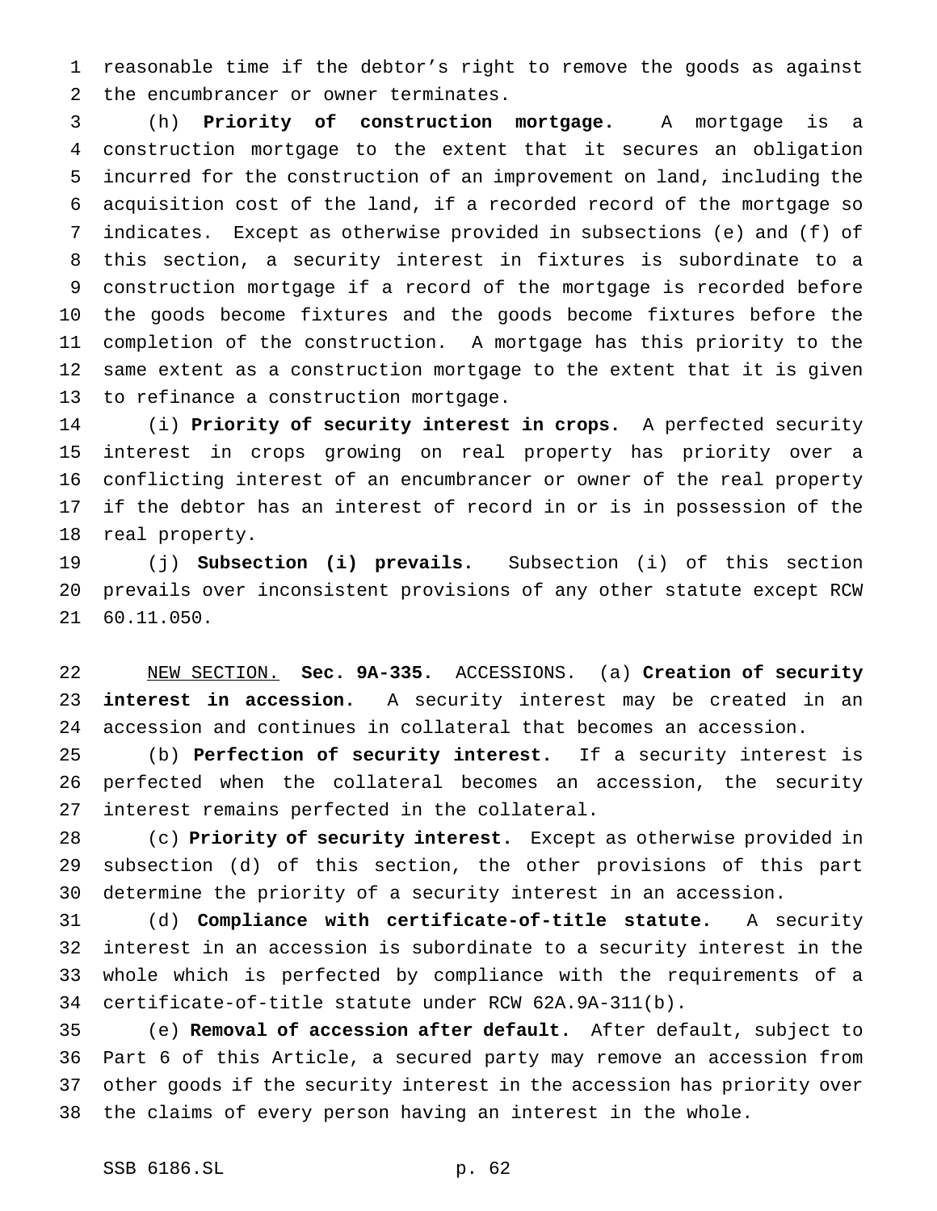reasonable time if the debtor's right to remove the goods as against the encumbrancer or owner terminates.

(h) **Priority of construction mortgage.** A mortgage is a construction mortgage to the extent that it secures an obligation incurred for the construction of an improvement on land, including the acquisition cost of the land, if a recorded record of the mortgage so indicates. Except as otherwise provided in subsections (e) and (f) of this section, a security interest in fixtures is subordinate to a construction mortgage if a record of the mortgage is recorded before the goods become fixtures and the goods become fixtures before the completion of the construction. A mortgage has this priority to the same extent as a construction mortgage to the extent that it is given to refinance a construction mortgage.

(i) **Priority of security interest in crops.** A perfected security interest in crops growing on real property has priority over a conflicting interest of an encumbrancer or owner of the real property if the debtor has an interest of record in or is in possession of the real property.

(j) **Subsection (i) prevails.** Subsection (i) of this section prevails over inconsistent provisions of any other statute except RCW 60.11.050.

NEW SECTION. **Sec. 9A-335.** ACCESSIONS. (a) **Creation of security interest in accession.** A security interest may be created in an accession and continues in collateral that becomes an accession.

(b) **Perfection of security interest.** If a security interest is perfected when the collateral becomes an accession, the security interest remains perfected in the collateral.

(c) **Priority of security interest.** Except as otherwise provided in subsection (d) of this section, the other provisions of this part determine the priority of a security interest in an accession.

(d) **Compliance with certificate-of-title statute.** A security interest in an accession is subordinate to a security interest in the whole which is perfected by compliance with the requirements of a certificate-of-title statute under RCW 62A.9A-311(b).

(e) **Removal of accession after default.** After default, subject to Part 6 of this Article, a secured party may remove an accession from other goods if the security interest in the accession has priority over the claims of every person having an interest in the whole.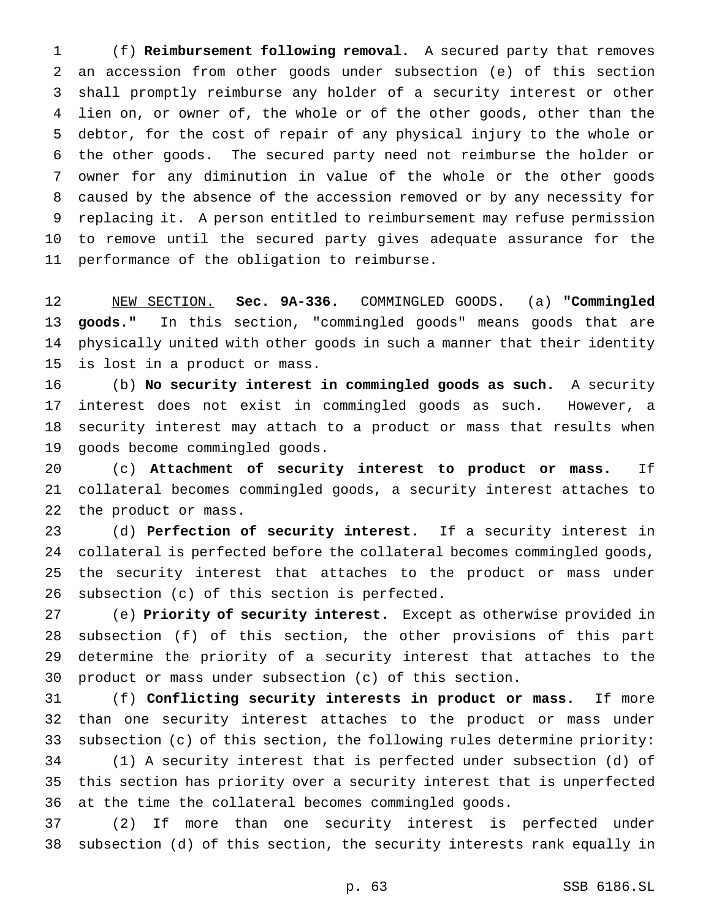(f) **Reimbursement following removal.** A secured party that removes an accession from other goods under subsection (e) of this section shall promptly reimburse any holder of a security interest or other lien on, or owner of, the whole or of the other goods, other than the debtor, for the cost of repair of any physical injury to the whole or the other goods. The secured party need not reimburse the holder or owner for any diminution in value of the whole or the other goods caused by the absence of the accession removed or by any necessity for replacing it. A person entitled to reimbursement may refuse permission to remove until the secured party gives adequate assurance for the performance of the obligation to reimburse.

NEW SECTION. **Sec. 9A-336.** COMMINGLED GOODS. (a) **"Commingled goods."** In this section, "commingled goods" means goods that are physically united with other goods in such a manner that their identity is lost in a product or mass.

(b) **No security interest in commingled goods as such.** A security interest does not exist in commingled goods as such. However, a security interest may attach to a product or mass that results when goods become commingled goods.

(c) **Attachment of security interest to product or mass.** If collateral becomes commingled goods, a security interest attaches to the product or mass.

(d) **Perfection of security interest.** If a security interest in collateral is perfected before the collateral becomes commingled goods, the security interest that attaches to the product or mass under subsection (c) of this section is perfected.

(e) **Priority of security interest.** Except as otherwise provided in subsection (f) of this section, the other provisions of this part determine the priority of a security interest that attaches to the product or mass under subsection (c) of this section.

(f) **Conflicting security interests in product or mass.** If more than one security interest attaches to the product or mass under subsection (c) of this section, the following rules determine priority:

(1) A security interest that is perfected under subsection (d) of this section has priority over a security interest that is unperfected at the time the collateral becomes commingled goods.

(2) If more than one security interest is perfected under subsection (d) of this section, the security interests rank equally in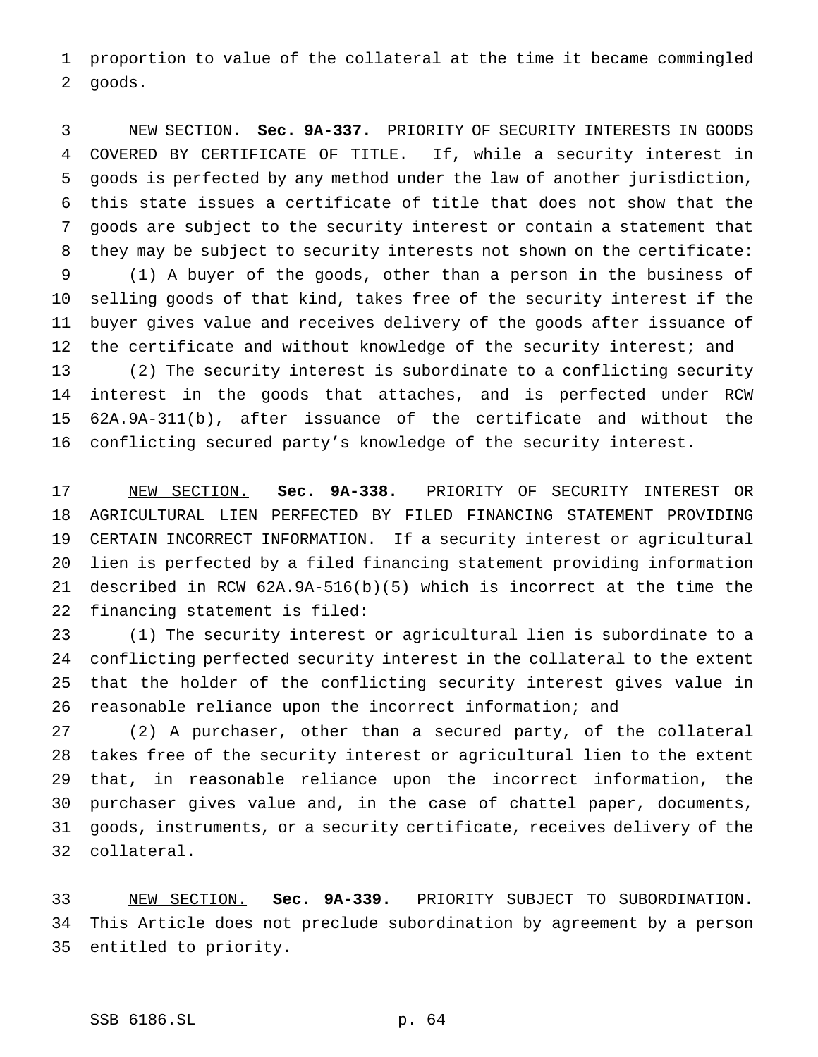proportion to value of the collateral at the time it became commingled goods.

NEW SECTION. **Sec. 9A-337.** PRIORITY OF SECURITY INTERESTS IN GOODS COVERED BY CERTIFICATE OF TITLE. If, while a security interest in goods is perfected by any method under the law of another jurisdiction, this state issues a certificate of title that does not show that the goods are subject to the security interest or contain a statement that they may be subject to security interests not shown on the certificate:

(1) A buyer of the goods, other than a person in the business of selling goods of that kind, takes free of the security interest if the buyer gives value and receives delivery of the goods after issuance of the certificate and without knowledge of the security interest; and

(2) The security interest is subordinate to a conflicting security interest in the goods that attaches, and is perfected under RCW 62A.9A-311(b), after issuance of the certificate and without the conflicting secured party's knowledge of the security interest.

NEW SECTION. **Sec. 9A-338.** PRIORITY OF SECURITY INTEREST OR AGRICULTURAL LIEN PERFECTED BY FILED FINANCING STATEMENT PROVIDING CERTAIN INCORRECT INFORMATION. If a security interest or agricultural lien is perfected by a filed financing statement providing information described in RCW 62A.9A-516(b)(5) which is incorrect at the time the financing statement is filed:

(1) The security interest or agricultural lien is subordinate to a conflicting perfected security interest in the collateral to the extent that the holder of the conflicting security interest gives value in reasonable reliance upon the incorrect information; and

(2) A purchaser, other than a secured party, of the collateral takes free of the security interest or agricultural lien to the extent that, in reasonable reliance upon the incorrect information, the purchaser gives value and, in the case of chattel paper, documents, goods, instruments, or a security certificate, receives delivery of the collateral.

NEW SECTION. **Sec. 9A-339.** PRIORITY SUBJECT TO SUBORDINATION. This Article does not preclude subordination by agreement by a person entitled to priority.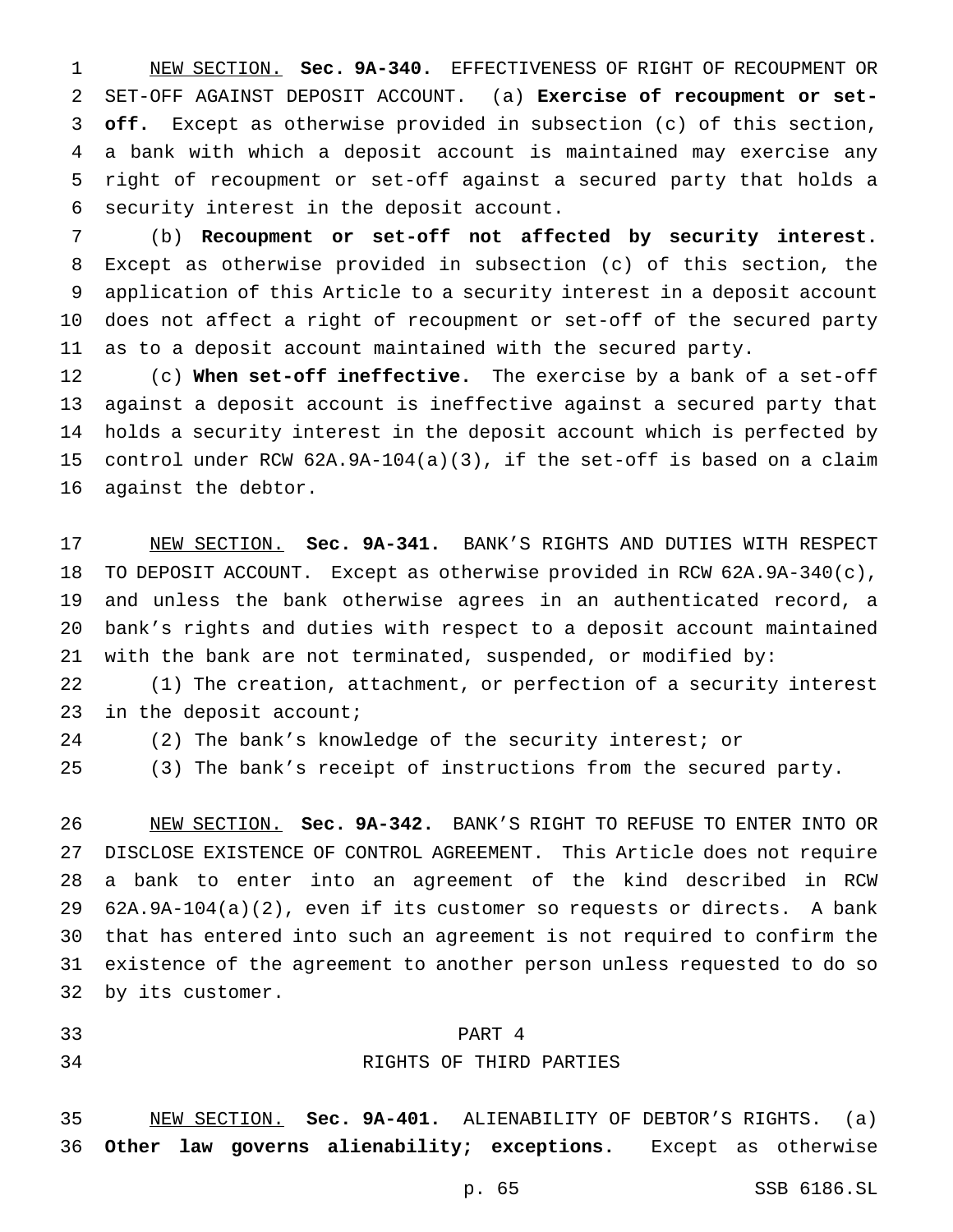NEW SECTION. **Sec. 9A-340.** EFFECTIVENESS OF RIGHT OF RECOUPMENT OR SET-OFF AGAINST DEPOSIT ACCOUNT. (a) **Exercise of recoupment or set-off.** Except as otherwise provided in subsection (c) of this section, a bank with which a deposit account is maintained may exercise any right of recoupment or set-off against a secured party that holds a security interest in the deposit account.

(b) **Recoupment or set-off not affected by security interest.** Except as otherwise provided in subsection (c) of this section, the application of this Article to a security interest in a deposit account does not affect a right of recoupment or set-off of the secured party as to a deposit account maintained with the secured party.

(c) **When set-off ineffective.** The exercise by a bank of a set-off against a deposit account is ineffective against a secured party that holds a security interest in the deposit account which is perfected by control under RCW 62A.9A-104(a)(3), if the set-off is based on a claim against the debtor.

NEW SECTION. **Sec. 9A-341.** BANK'S RIGHTS AND DUTIES WITH RESPECT TO DEPOSIT ACCOUNT. Except as otherwise provided in RCW 62A.9A-340(c), and unless the bank otherwise agrees in an authenticated record, a bank's rights and duties with respect to a deposit account maintained with the bank are not terminated, suspended, or modified by:

(1) The creation, attachment, or perfection of a security interest in the deposit account;

(2) The bank's knowledge of the security interest; or

(3) The bank's receipt of instructions from the secured party.

NEW SECTION. **Sec. 9A-342.** BANK'S RIGHT TO REFUSE TO ENTER INTO OR DISCLOSE EXISTENCE OF CONTROL AGREEMENT. This Article does not require a bank to enter into an agreement of the kind described in RCW 62A.9A-104(a)(2), even if its customer so requests or directs. A bank that has entered into such an agreement is not required to confirm the existence of the agreement to another person unless requested to do so by its customer.

PART 4

RIGHTS OF THIRD PARTIES

NEW SECTION. **Sec. 9A-401.** ALIENABILITY OF DEBTOR'S RIGHTS. (a) **Other law governs alienability; exceptions.** Except as otherwise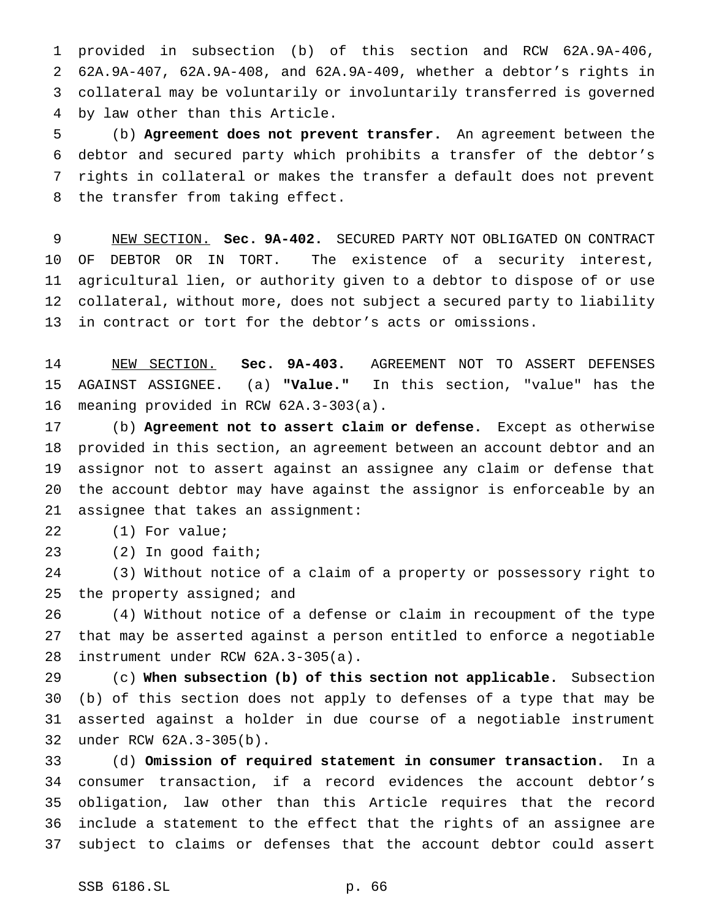provided in subsection (b) of this section and RCW 62A.9A-406, 62A.9A-407, 62A.9A-408, and 62A.9A-409, whether a debtor's rights in collateral may be voluntarily or involuntarily transferred is governed by law other than this Article.

(b) **Agreement does not prevent transfer.** An agreement between the debtor and secured party which prohibits a transfer of the debtor's rights in collateral or makes the transfer a default does not prevent the transfer from taking effect.

NEW SECTION. **Sec. 9A-402.** SECURED PARTY NOT OBLIGATED ON CONTRACT OF DEBTOR OR IN TORT. The existence of a security interest, agricultural lien, or authority given to a debtor to dispose of or use collateral, without more, does not subject a secured party to liability in contract or tort for the debtor's acts or omissions.

NEW SECTION. **Sec. 9A-403.** AGREEMENT NOT TO ASSERT DEFENSES AGAINST ASSIGNEE. (a) **"Value."** In this section, "value" has the meaning provided in RCW 62A.3-303(a).

(b) **Agreement not to assert claim or defense.** Except as otherwise provided in this section, an agreement between an account debtor and an assignor not to assert against an assignee any claim or defense that the account debtor may have against the assignor is enforceable by an assignee that takes an assignment:

(1) For value;

(2) In good faith;

(3) Without notice of a claim of a property or possessory right to the property assigned; and

(4) Without notice of a defense or claim in recoupment of the type that may be asserted against a person entitled to enforce a negotiable instrument under RCW 62A.3-305(a).

(c) **When subsection (b) of this section not applicable.** Subsection (b) of this section does not apply to defenses of a type that may be asserted against a holder in due course of a negotiable instrument under RCW 62A.3-305(b).

(d) **Omission of required statement in consumer transaction.** In a consumer transaction, if a record evidences the account debtor's obligation, law other than this Article requires that the record include a statement to the effect that the rights of an assignee are subject to claims or defenses that the account debtor could assert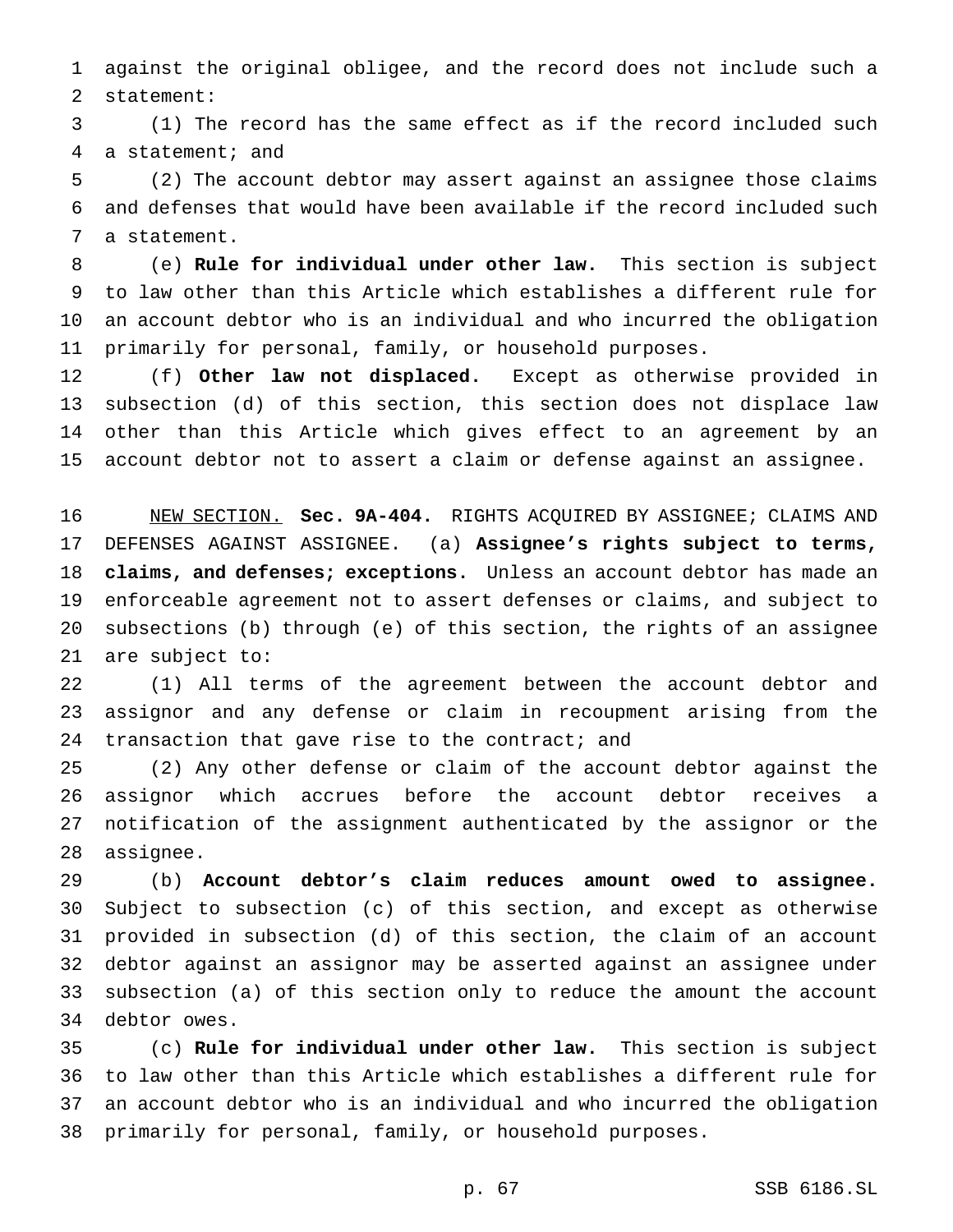against the original obligee, and the record does not include such a statement:

(1) The record has the same effect as if the record included such a statement; and

(2) The account debtor may assert against an assignee those claims and defenses that would have been available if the record included such a statement.

(e) **Rule for individual under other law.** This section is subject to law other than this Article which establishes a different rule for an account debtor who is an individual and who incurred the obligation primarily for personal, family, or household purposes.

(f) **Other law not displaced.** Except as otherwise provided in subsection (d) of this section, this section does not displace law other than this Article which gives effect to an agreement by an account debtor not to assert a claim or defense against an assignee.

NEW SECTION. **Sec. 9A-404.** RIGHTS ACQUIRED BY ASSIGNEE; CLAIMS AND DEFENSES AGAINST ASSIGNEE. (a) **Assignee's rights subject to terms, claims, and defenses; exceptions.** Unless an account debtor has made an enforceable agreement not to assert defenses or claims, and subject to subsections (b) through (e) of this section, the rights of an assignee are subject to:

(1) All terms of the agreement between the account debtor and assignor and any defense or claim in recoupment arising from the transaction that gave rise to the contract; and

(2) Any other defense or claim of the account debtor against the assignor which accrues before the account debtor receives a notification of the assignment authenticated by the assignor or the assignee.

(b) **Account debtor's claim reduces amount owed to assignee.** Subject to subsection (c) of this section, and except as otherwise provided in subsection (d) of this section, the claim of an account debtor against an assignor may be asserted against an assignee under subsection (a) of this section only to reduce the amount the account debtor owes.

(c) **Rule for individual under other law.** This section is subject to law other than this Article which establishes a different rule for an account debtor who is an individual and who incurred the obligation primarily for personal, family, or household purposes.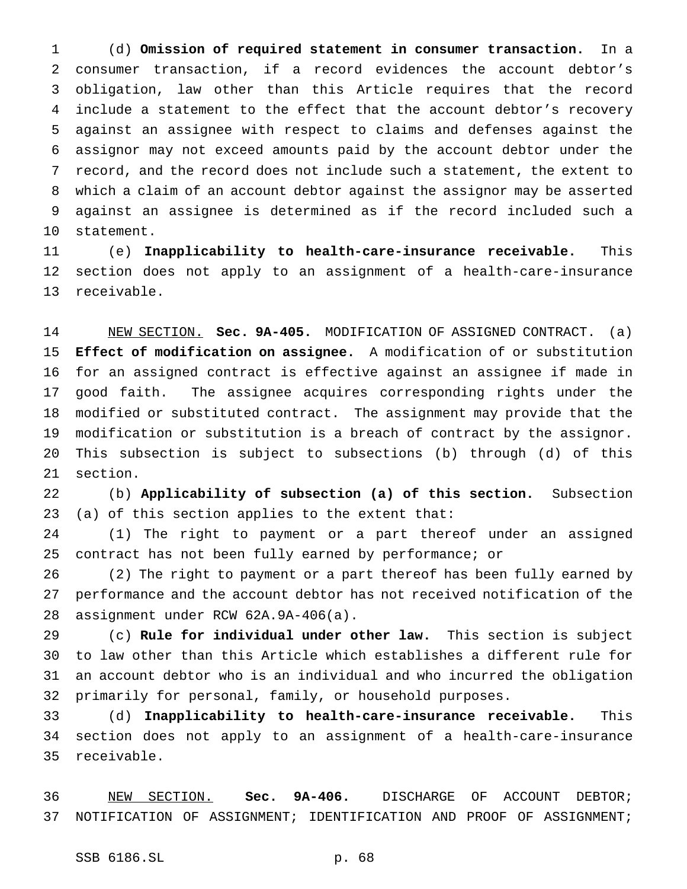(d) **Omission of required statement in consumer transaction.** In a consumer transaction, if a record evidences the account debtor's obligation, law other than this Article requires that the record include a statement to the effect that the account debtor's recovery against an assignee with respect to claims and defenses against the assignor may not exceed amounts paid by the account debtor under the record, and the record does not include such a statement, the extent to which a claim of an account debtor against the assignor may be asserted against an assignee is determined as if the record included such a statement.

(e) **Inapplicability to health-care-insurance receivable.** This section does not apply to an assignment of a health-care-insurance receivable.

NEW SECTION. **Sec. 9A-405.** MODIFICATION OF ASSIGNED CONTRACT. (a) **Effect of modification on assignee.** A modification of or substitution for an assigned contract is effective against an assignee if made in good faith. The assignee acquires corresponding rights under the modified or substituted contract. The assignment may provide that the modification or substitution is a breach of contract by the assignor. This subsection is subject to subsections (b) through (d) of this section.

(b) **Applicability of subsection (a) of this section.** Subsection (a) of this section applies to the extent that:

(1) The right to payment or a part thereof under an assigned contract has not been fully earned by performance; or

(2) The right to payment or a part thereof has been fully earned by performance and the account debtor has not received notification of the assignment under RCW 62A.9A-406(a).

(c) **Rule for individual under other law.** This section is subject to law other than this Article which establishes a different rule for an account debtor who is an individual and who incurred the obligation primarily for personal, family, or household purposes.

(d) **Inapplicability to health-care-insurance receivable.** This section does not apply to an assignment of a health-care-insurance receivable.

NEW SECTION. **Sec. 9A-406.** DISCHARGE OF ACCOUNT DEBTOR; NOTIFICATION OF ASSIGNMENT; IDENTIFICATION AND PROOF OF ASSIGNMENT;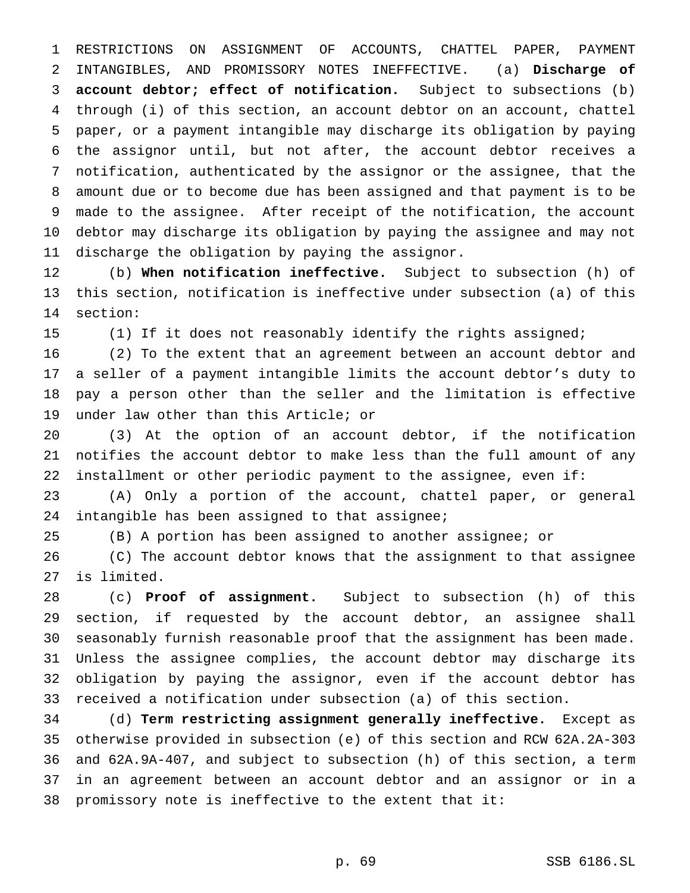RESTRICTIONS ON ASSIGNMENT OF ACCOUNTS, CHATTEL PAPER, PAYMENT INTANGIBLES, AND PROMISSORY NOTES INEFFECTIVE. (a) **Discharge of account debtor; effect of notification.** Subject to subsections (b) through (i) of this section, an account debtor on an account, chattel paper, or a payment intangible may discharge its obligation by paying the assignor until, but not after, the account debtor receives a notification, authenticated by the assignor or the assignee, that the amount due or to become due has been assigned and that payment is to be made to the assignee. After receipt of the notification, the account debtor may discharge its obligation by paying the assignee and may not discharge the obligation by paying the assignor.

(b) **When notification ineffective.** Subject to subsection (h) of this section, notification is ineffective under subsection (a) of this section:

(1) If it does not reasonably identify the rights assigned;

(2) To the extent that an agreement between an account debtor and a seller of a payment intangible limits the account debtor's duty to pay a person other than the seller and the limitation is effective under law other than this Article; or

(3) At the option of an account debtor, if the notification notifies the account debtor to make less than the full amount of any installment or other periodic payment to the assignee, even if:

(A) Only a portion of the account, chattel paper, or general intangible has been assigned to that assignee;

(B) A portion has been assigned to another assignee; or

(C) The account debtor knows that the assignment to that assignee is limited.

(c) **Proof of assignment.** Subject to subsection (h) of this section, if requested by the account debtor, an assignee shall seasonably furnish reasonable proof that the assignment has been made. Unless the assignee complies, the account debtor may discharge its obligation by paying the assignor, even if the account debtor has received a notification under subsection (a) of this section.

(d) **Term restricting assignment generally ineffective.** Except as otherwise provided in subsection (e) of this section and RCW 62A.2A-303 and 62A.9A-407, and subject to subsection (h) of this section, a term in an agreement between an account debtor and an assignor or in a promissory note is ineffective to the extent that it: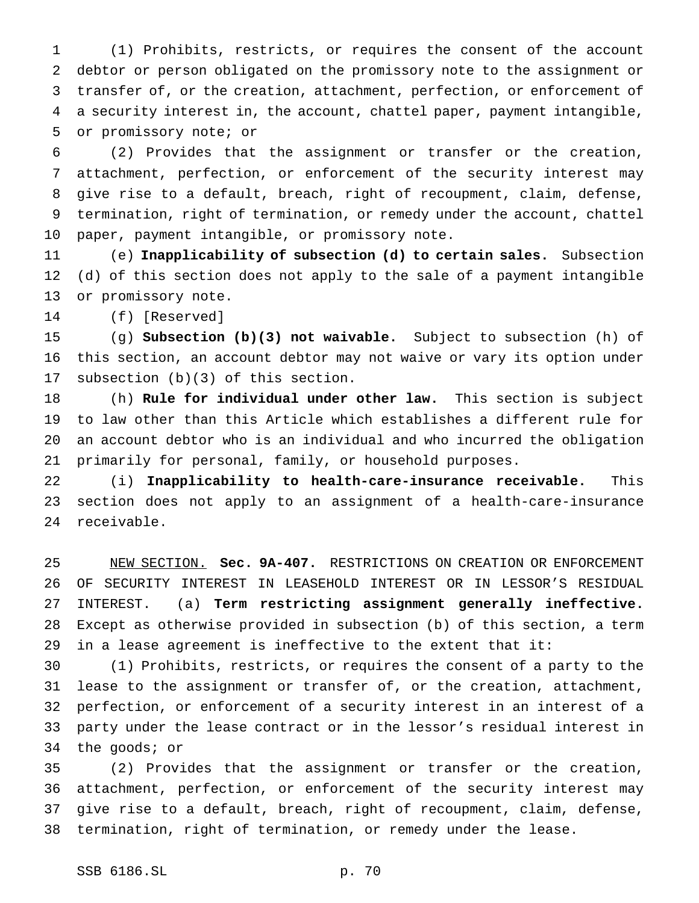(1) Prohibits, restricts, or requires the consent of the account debtor or person obligated on the promissory note to the assignment or transfer of, or the creation, attachment, perfection, or enforcement of a security interest in, the account, chattel paper, payment intangible, or promissory note; or

(2) Provides that the assignment or transfer or the creation, attachment, perfection, or enforcement of the security interest may give rise to a default, breach, right of recoupment, claim, defense, termination, right of termination, or remedy under the account, chattel paper, payment intangible, or promissory note.

(e) **Inapplicability of subsection (d) to certain sales.** Subsection (d) of this section does not apply to the sale of a payment intangible or promissory note.

(f) [Reserved]

(g) **Subsection (b)(3) not waivable.** Subject to subsection (h) of this section, an account debtor may not waive or vary its option under subsection (b)(3) of this section.

(h) **Rule for individual under other law.** This section is subject to law other than this Article which establishes a different rule for an account debtor who is an individual and who incurred the obligation primarily for personal, family, or household purposes.

(i) **Inapplicability to health-care-insurance receivable.** This section does not apply to an assignment of a health-care-insurance receivable.

NEW SECTION. **Sec. 9A-407.** RESTRICTIONS ON CREATION OR ENFORCEMENT OF SECURITY INTEREST IN LEASEHOLD INTEREST OR IN LESSOR'S RESIDUAL INTEREST. (a) **Term restricting assignment generally ineffective.** Except as otherwise provided in subsection (b) of this section, a term in a lease agreement is ineffective to the extent that it:

(1) Prohibits, restricts, or requires the consent of a party to the lease to the assignment or transfer of, or the creation, attachment, perfection, or enforcement of a security interest in an interest of a party under the lease contract or in the lessor's residual interest in the goods; or

(2) Provides that the assignment or transfer or the creation, attachment, perfection, or enforcement of the security interest may give rise to a default, breach, right of recoupment, claim, defense, termination, right of termination, or remedy under the lease.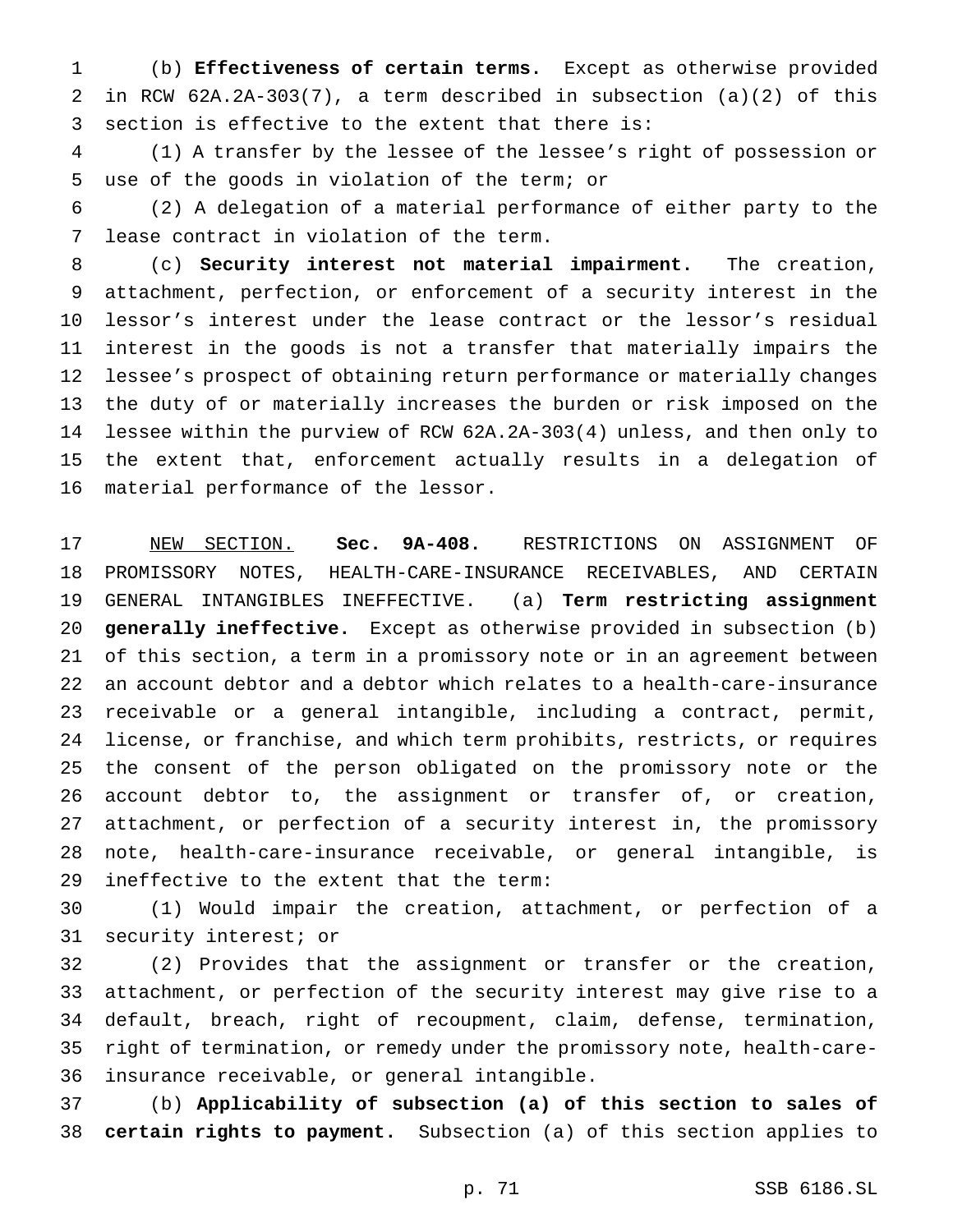(b) **Effectiveness of certain terms.** Except as otherwise provided in RCW 62A.2A-303(7), a term described in subsection (a)(2) of this section is effective to the extent that there is:

(1) A transfer by the lessee of the lessee's right of possession or use of the goods in violation of the term; or

(2) A delegation of a material performance of either party to the lease contract in violation of the term.

(c) **Security interest not material impairment.** The creation, attachment, perfection, or enforcement of a security interest in the lessor's interest under the lease contract or the lessor's residual interest in the goods is not a transfer that materially impairs the lessee's prospect of obtaining return performance or materially changes the duty of or materially increases the burden or risk imposed on the lessee within the purview of RCW 62A.2A-303(4) unless, and then only to the extent that, enforcement actually results in a delegation of material performance of the lessor.

NEW SECTION. **Sec. 9A-408.** RESTRICTIONS ON ASSIGNMENT OF PROMISSORY NOTES, HEALTH-CARE-INSURANCE RECEIVABLES, AND CERTAIN GENERAL INTANGIBLES INEFFECTIVE. (a) **Term restricting assignment generally ineffective.** Except as otherwise provided in subsection (b) of this section, a term in a promissory note or in an agreement between an account debtor and a debtor which relates to a health-care-insurance receivable or a general intangible, including a contract, permit, license, or franchise, and which term prohibits, restricts, or requires the consent of the person obligated on the promissory note or the account debtor to, the assignment or transfer of, or creation, attachment, or perfection of a security interest in, the promissory note, health-care-insurance receivable, or general intangible, is ineffective to the extent that the term:

(1) Would impair the creation, attachment, or perfection of a security interest; or

(2) Provides that the assignment or transfer or the creation, attachment, or perfection of the security interest may give rise to a default, breach, right of recoupment, claim, defense, termination, right of termination, or remedy under the promissory note, health-care-insurance receivable, or general intangible.

(b) **Applicability of subsection (a) of this section to sales of certain rights to payment.** Subsection (a) of this section applies to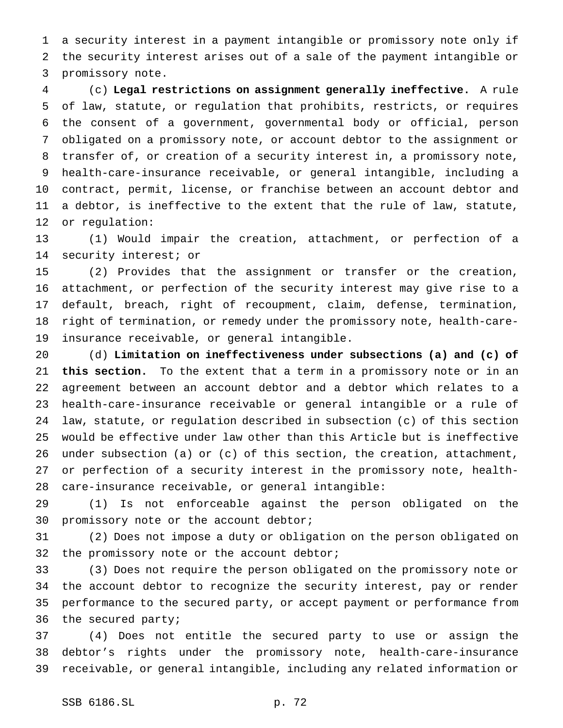a security interest in a payment intangible or promissory note only if the security interest arises out of a sale of the payment intangible or promissory note.

(c) **Legal restrictions on assignment generally ineffective.** A rule of law, statute, or regulation that prohibits, restricts, or requires the consent of a government, governmental body or official, person obligated on a promissory note, or account debtor to the assignment or transfer of, or creation of a security interest in, a promissory note, health-care-insurance receivable, or general intangible, including a contract, permit, license, or franchise between an account debtor and a debtor, is ineffective to the extent that the rule of law, statute, or regulation:

(1) Would impair the creation, attachment, or perfection of a security interest; or

(2) Provides that the assignment or transfer or the creation, attachment, or perfection of the security interest may give rise to a default, breach, right of recoupment, claim, defense, termination, right of termination, or remedy under the promissory note, health-care-insurance receivable, or general intangible.

(d) **Limitation on ineffectiveness under subsections (a) and (c) of this section.** To the extent that a term in a promissory note or in an agreement between an account debtor and a debtor which relates to a health-care-insurance receivable or general intangible or a rule of law, statute, or regulation described in subsection (c) of this section would be effective under law other than this Article but is ineffective under subsection (a) or (c) of this section, the creation, attachment, or perfection of a security interest in the promissory note, health-care-insurance receivable, or general intangible:

(1) Is not enforceable against the person obligated on the promissory note or the account debtor;

(2) Does not impose a duty or obligation on the person obligated on the promissory note or the account debtor;

(3) Does not require the person obligated on the promissory note or the account debtor to recognize the security interest, pay or render performance to the secured party, or accept payment or performance from the secured party;

(4) Does not entitle the secured party to use or assign the debtor's rights under the promissory note, health-care-insurance receivable, or general intangible, including any related information or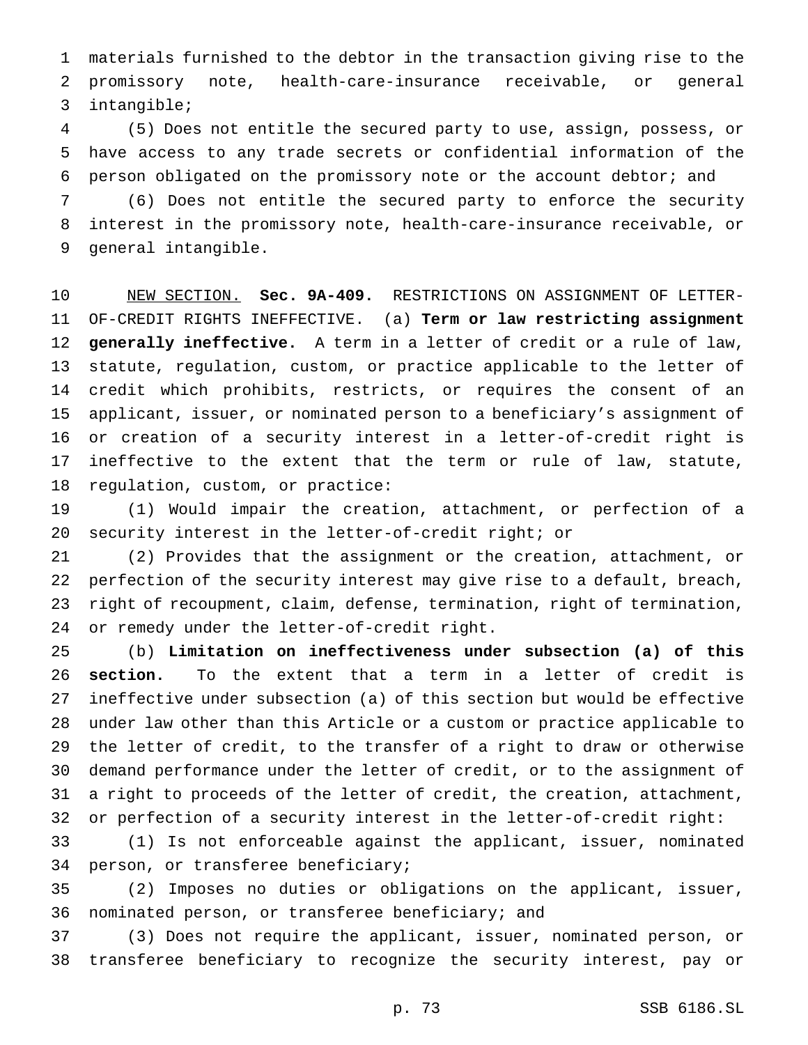materials furnished to the debtor in the transaction giving rise to the promissory note, health-care-insurance receivable, or general intangible;

(5) Does not entitle the secured party to use, assign, possess, or have access to any trade secrets or confidential information of the person obligated on the promissory note or the account debtor; and

(6) Does not entitle the secured party to enforce the security interest in the promissory note, health-care-insurance receivable, or general intangible.

NEW SECTION. **Sec. 9A-409.** RESTRICTIONS ON ASSIGNMENT OF LETTER-OF-CREDIT RIGHTS INEFFECTIVE. (a) **Term or law restricting assignment generally ineffective.** A term in a letter of credit or a rule of law, statute, regulation, custom, or practice applicable to the letter of credit which prohibits, restricts, or requires the consent of an applicant, issuer, or nominated person to a beneficiary's assignment of or creation of a security interest in a letter-of-credit right is ineffective to the extent that the term or rule of law, statute, regulation, custom, or practice:

(1) Would impair the creation, attachment, or perfection of a security interest in the letter-of-credit right; or

(2) Provides that the assignment or the creation, attachment, or perfection of the security interest may give rise to a default, breach, right of recoupment, claim, defense, termination, right of termination, or remedy under the letter-of-credit right.

(b) **Limitation on ineffectiveness under subsection (a) of this section.** To the extent that a term in a letter of credit is ineffective under subsection (a) of this section but would be effective under law other than this Article or a custom or practice applicable to the letter of credit, to the transfer of a right to draw or otherwise demand performance under the letter of credit, or to the assignment of a right to proceeds of the letter of credit, the creation, attachment, or perfection of a security interest in the letter-of-credit right:

(1) Is not enforceable against the applicant, issuer, nominated person, or transferee beneficiary;

(2) Imposes no duties or obligations on the applicant, issuer, nominated person, or transferee beneficiary; and

(3) Does not require the applicant, issuer, nominated person, or transferee beneficiary to recognize the security interest, pay or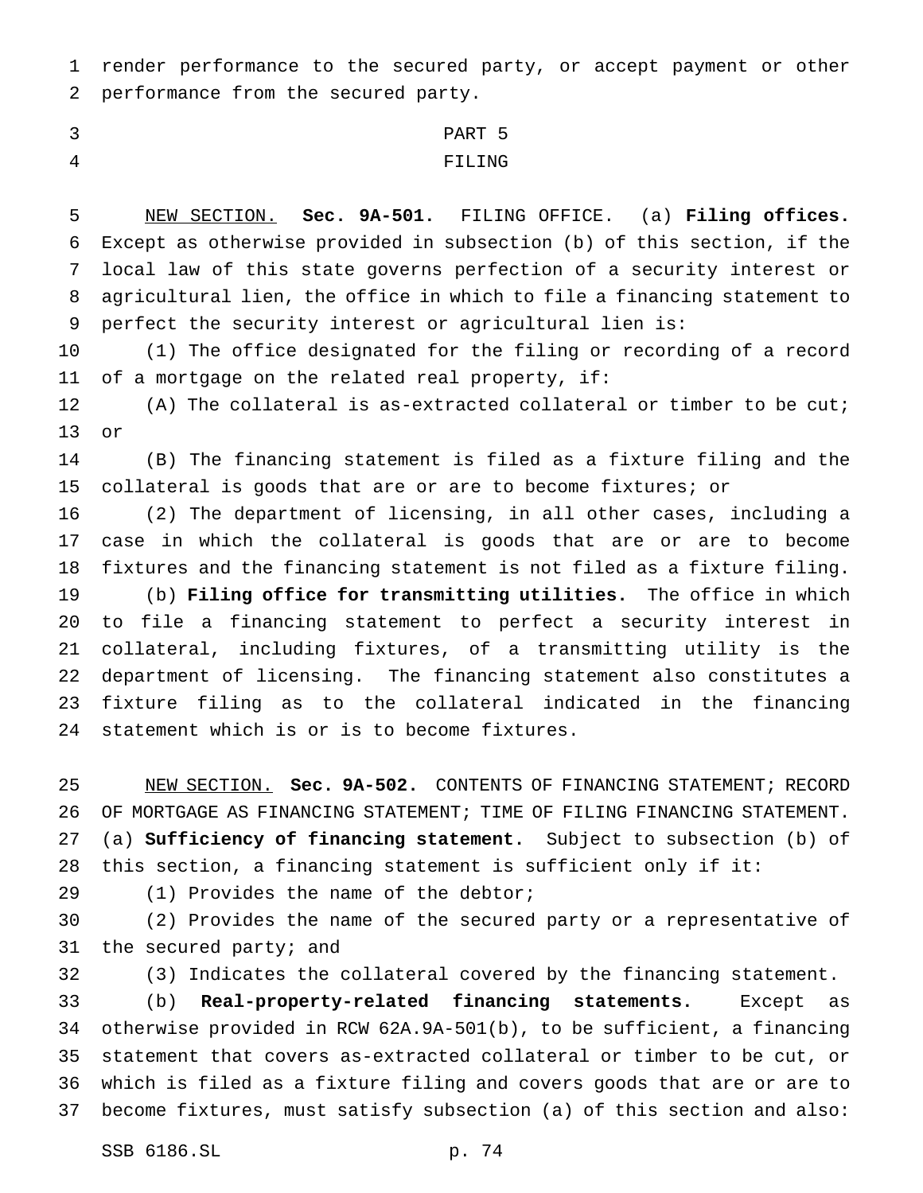render performance to the secured party, or accept payment or other performance from the secured party.

PART 5

FILING

NEW SECTION. **Sec. 9A-501.** FILING OFFICE. (a) **Filing offices.** Except as otherwise provided in subsection (b) of this section, if the local law of this state governs perfection of a security interest or agricultural lien, the office in which to file a financing statement to perfect the security interest or agricultural lien is:

(1) The office designated for the filing or recording of a record of a mortgage on the related real property, if:

(A) The collateral is as-extracted collateral or timber to be cut; or

(B) The financing statement is filed as a fixture filing and the collateral is goods that are or are to become fixtures; or

(2) The department of licensing, in all other cases, including a case in which the collateral is goods that are or are to become fixtures and the financing statement is not filed as a fixture filing.

(b) **Filing office for transmitting utilities.** The office in which to file a financing statement to perfect a security interest in collateral, including fixtures, of a transmitting utility is the department of licensing. The financing statement also constitutes a fixture filing as to the collateral indicated in the financing statement which is or is to become fixtures.

NEW SECTION. **Sec. 9A-502.** CONTENTS OF FINANCING STATEMENT; RECORD OF MORTGAGE AS FINANCING STATEMENT; TIME OF FILING FINANCING STATEMENT. (a) **Sufficiency of financing statement.** Subject to subsection (b) of this section, a financing statement is sufficient only if it:

(1) Provides the name of the debtor;

(2) Provides the name of the secured party or a representative of the secured party; and

(3) Indicates the collateral covered by the financing statement.

(b) **Real-property-related financing statements.** Except as otherwise provided in RCW 62A.9A-501(b), to be sufficient, a financing statement that covers as-extracted collateral or timber to be cut, or which is filed as a fixture filing and covers goods that are or are to become fixtures, must satisfy subsection (a) of this section and also: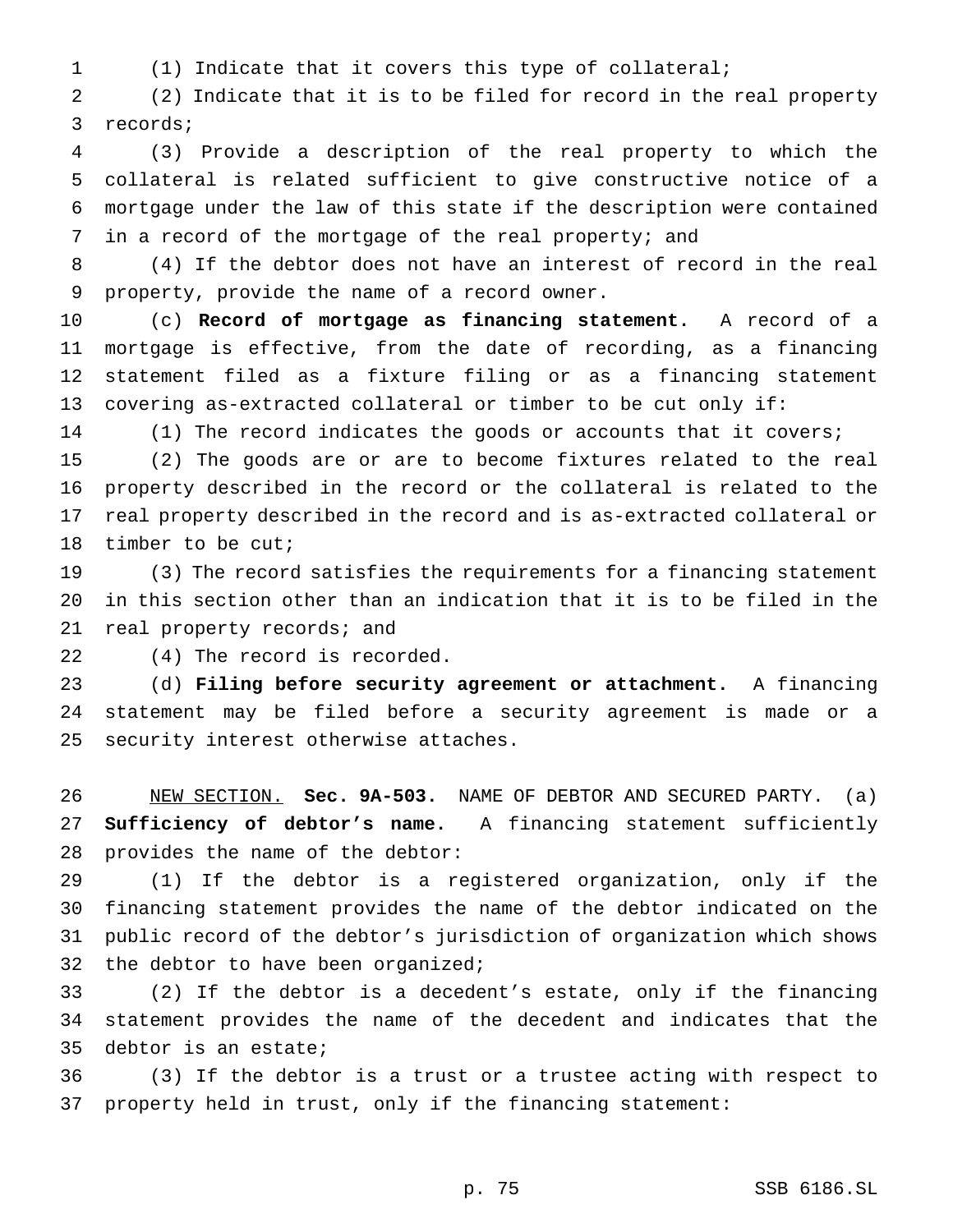(1) Indicate that it covers this type of collateral;

(2) Indicate that it is to be filed for record in the real property records;

(3) Provide a description of the real property to which the collateral is related sufficient to give constructive notice of a mortgage under the law of this state if the description were contained in a record of the mortgage of the real property; and

(4) If the debtor does not have an interest of record in the real property, provide the name of a record owner.

(c) **Record of mortgage as financing statement.** A record of a mortgage is effective, from the date of recording, as a financing statement filed as a fixture filing or as a financing statement covering as-extracted collateral or timber to be cut only if:

(1) The record indicates the goods or accounts that it covers;

(2) The goods are or are to become fixtures related to the real property described in the record or the collateral is related to the real property described in the record and is as-extracted collateral or timber to be cut;

(3) The record satisfies the requirements for a financing statement in this section other than an indication that it is to be filed in the real property records; and

(4) The record is recorded.

(d) **Filing before security agreement or attachment.** A financing statement may be filed before a security agreement is made or a security interest otherwise attaches.

NEW SECTION. **Sec. 9A-503.** NAME OF DEBTOR AND SECURED PARTY. (a) **Sufficiency of debtor's name.** A financing statement sufficiently provides the name of the debtor:

(1) If the debtor is a registered organization, only if the financing statement provides the name of the debtor indicated on the public record of the debtor's jurisdiction of organization which shows the debtor to have been organized;

(2) If the debtor is a decedent's estate, only if the financing statement provides the name of the decedent and indicates that the debtor is an estate;

(3) If the debtor is a trust or a trustee acting with respect to property held in trust, only if the financing statement: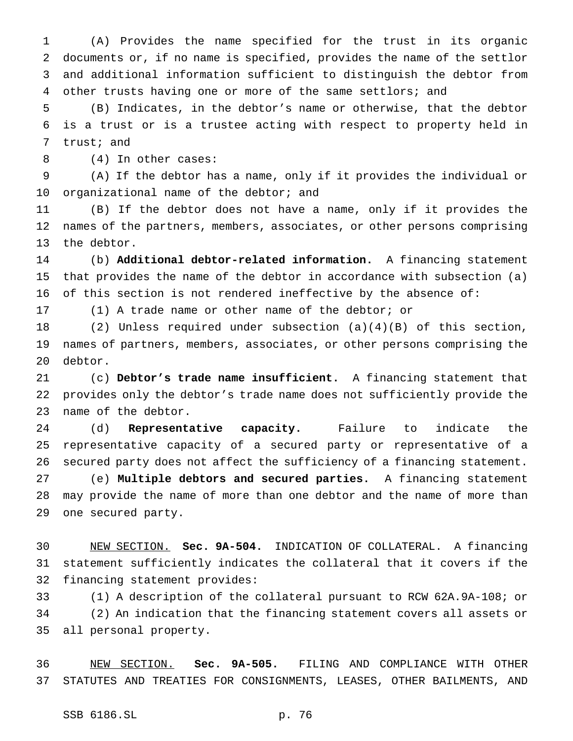(A) Provides the name specified for the trust in its organic documents or, if no name is specified, provides the name of the settlor and additional information sufficient to distinguish the debtor from other trusts having one or more of the same settlors; and

(B) Indicates, in the debtor's name or otherwise, that the debtor is a trust or is a trustee acting with respect to property held in trust; and

(4) In other cases:

(A) If the debtor has a name, only if it provides the individual or organizational name of the debtor; and

(B) If the debtor does not have a name, only if it provides the names of the partners, members, associates, or other persons comprising the debtor.

(b) **Additional debtor-related information.** A financing statement that provides the name of the debtor in accordance with subsection (a) of this section is not rendered ineffective by the absence of:

(1) A trade name or other name of the debtor; or

(2) Unless required under subsection (a)(4)(B) of this section, names of partners, members, associates, or other persons comprising the debtor.

(c) **Debtor's trade name insufficient.** A financing statement that provides only the debtor's trade name does not sufficiently provide the name of the debtor.

(d) **Representative capacity.** Failure to indicate the representative capacity of a secured party or representative of a secured party does not affect the sufficiency of a financing statement.

(e) **Multiple debtors and secured parties.** A financing statement may provide the name of more than one debtor and the name of more than one secured party.

NEW SECTION. **Sec. 9A-504.** INDICATION OF COLLATERAL. A financing statement sufficiently indicates the collateral that it covers if the financing statement provides:

(1) A description of the collateral pursuant to RCW 62A.9A-108; or

(2) An indication that the financing statement covers all assets or all personal property.

NEW SECTION. **Sec. 9A-505.** FILING AND COMPLIANCE WITH OTHER STATUTES AND TREATIES FOR CONSIGNMENTS, LEASES, OTHER BAILMENTS, AND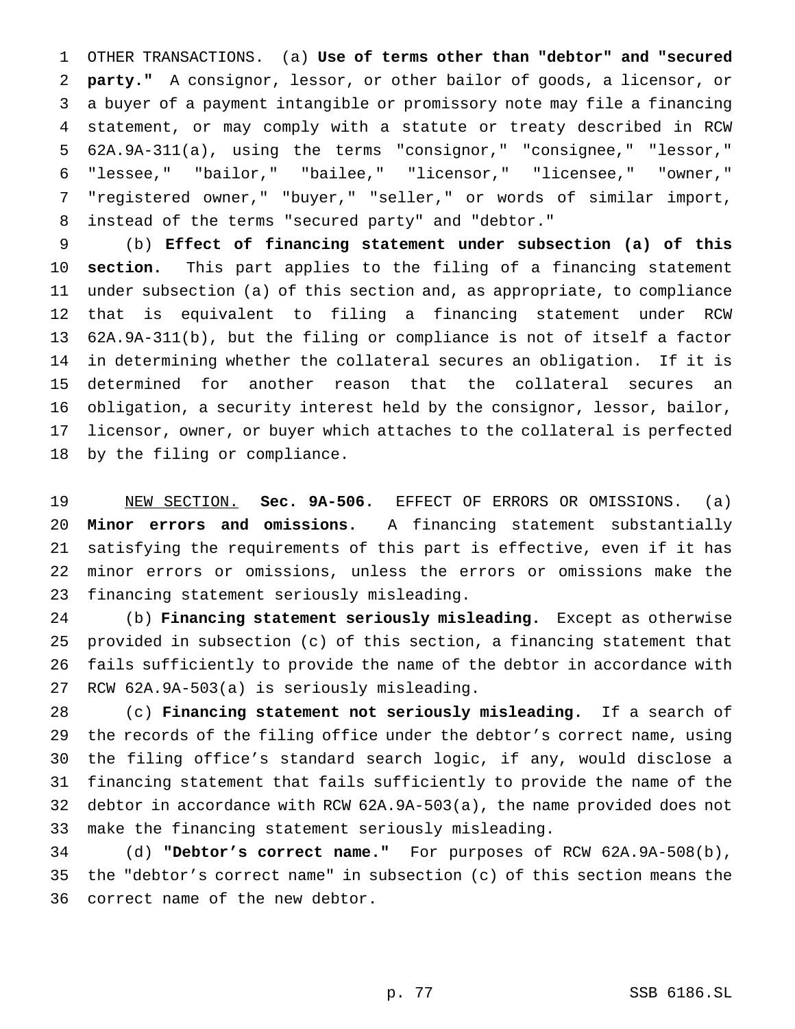OTHER TRANSACTIONS. (a) **Use of terms other than "debtor" and "secured party."** A consignor, lessor, or other bailor of goods, a licensor, or a buyer of a payment intangible or promissory note may file a financing statement, or may comply with a statute or treaty described in RCW 62A.9A-311(a), using the terms "consignor," "consignee," "lessor," "lessee," "bailor," "bailee," "licensor," "licensee," "owner," "registered owner," "buyer," "seller," or words of similar import, instead of the terms "secured party" and "debtor."

(b) **Effect of financing statement under subsection (a) of this section.** This part applies to the filing of a financing statement under subsection (a) of this section and, as appropriate, to compliance that is equivalent to filing a financing statement under RCW 62A.9A-311(b), but the filing or compliance is not of itself a factor in determining whether the collateral secures an obligation. If it is determined for another reason that the collateral secures an obligation, a security interest held by the consignor, lessor, bailor, licensor, owner, or buyer which attaches to the collateral is perfected by the filing or compliance.

NEW SECTION. **Sec. 9A-506.** EFFECT OF ERRORS OR OMISSIONS. (a) **Minor errors and omissions.** A financing statement substantially satisfying the requirements of this part is effective, even if it has minor errors or omissions, unless the errors or omissions make the financing statement seriously misleading.

(b) **Financing statement seriously misleading.** Except as otherwise provided in subsection (c) of this section, a financing statement that fails sufficiently to provide the name of the debtor in accordance with RCW 62A.9A-503(a) is seriously misleading.

(c) **Financing statement not seriously misleading.** If a search of the records of the filing office under the debtor's correct name, using the filing office's standard search logic, if any, would disclose a financing statement that fails sufficiently to provide the name of the debtor in accordance with RCW 62A.9A-503(a), the name provided does not make the financing statement seriously misleading.

(d) **"Debtor's correct name."** For purposes of RCW 62A.9A-508(b), the "debtor's correct name" in subsection (c) of this section means the correct name of the new debtor.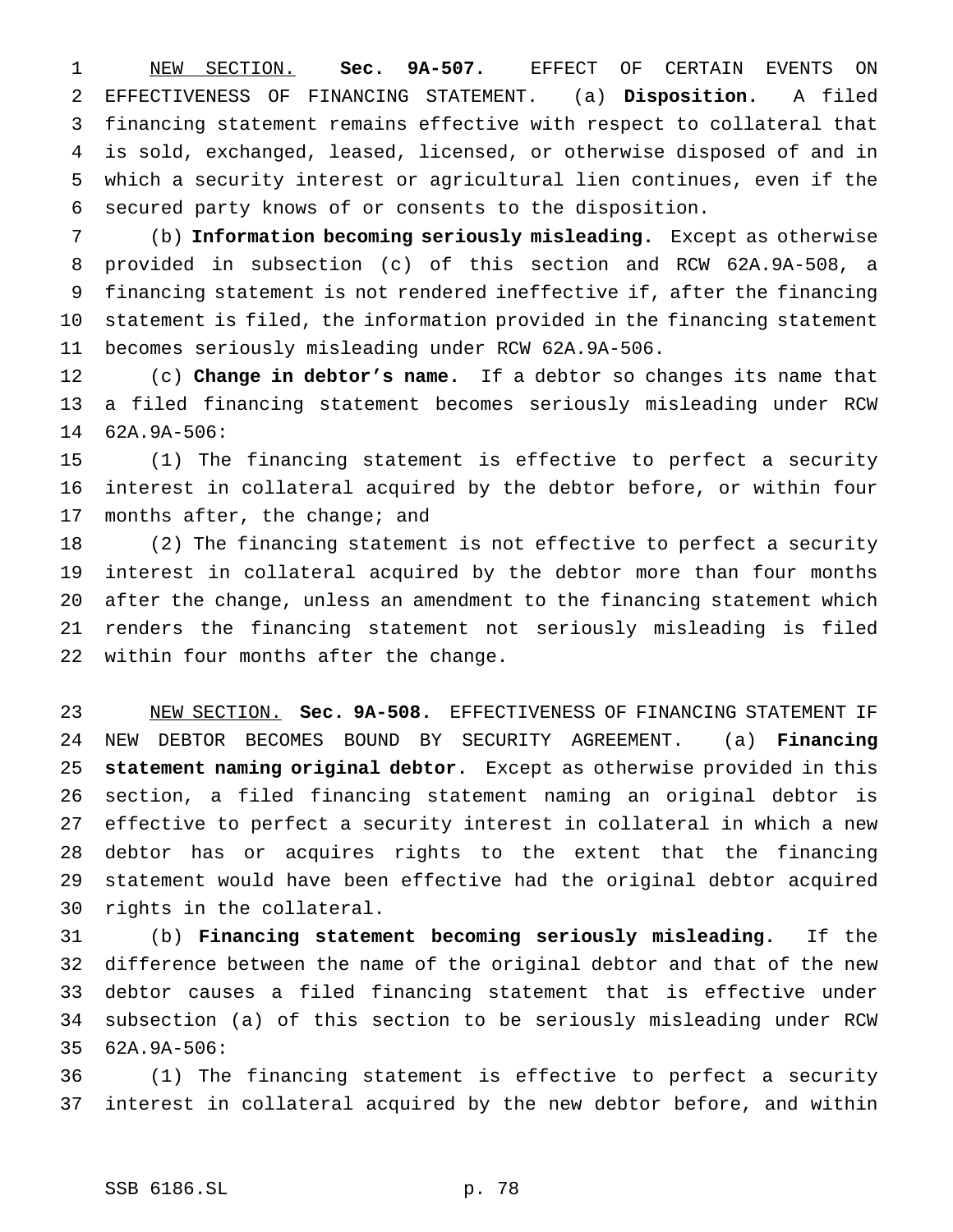NEW SECTION. **Sec. 9A-507.** EFFECT OF CERTAIN EVENTS ON EFFECTIVENESS OF FINANCING STATEMENT. (a) **Disposition.** A filed financing statement remains effective with respect to collateral that is sold, exchanged, leased, licensed, or otherwise disposed of and in which a security interest or agricultural lien continues, even if the secured party knows of or consents to the disposition.

(b) **Information becoming seriously misleading.** Except as otherwise provided in subsection (c) of this section and RCW 62A.9A-508, a financing statement is not rendered ineffective if, after the financing statement is filed, the information provided in the financing statement becomes seriously misleading under RCW 62A.9A-506.

(c) **Change in debtor's name.** If a debtor so changes its name that a filed financing statement becomes seriously misleading under RCW 62A.9A-506:

(1) The financing statement is effective to perfect a security interest in collateral acquired by the debtor before, or within four months after, the change; and

(2) The financing statement is not effective to perfect a security interest in collateral acquired by the debtor more than four months after the change, unless an amendment to the financing statement which renders the financing statement not seriously misleading is filed within four months after the change.

NEW SECTION. **Sec. 9A-508.** EFFECTIVENESS OF FINANCING STATEMENT IF NEW DEBTOR BECOMES BOUND BY SECURITY AGREEMENT. (a) **Financing statement naming original debtor.** Except as otherwise provided in this section, a filed financing statement naming an original debtor is effective to perfect a security interest in collateral in which a new debtor has or acquires rights to the extent that the financing statement would have been effective had the original debtor acquired rights in the collateral.

(b) **Financing statement becoming seriously misleading.** If the difference between the name of the original debtor and that of the new debtor causes a filed financing statement that is effective under subsection (a) of this section to be seriously misleading under RCW 62A.9A-506:

(1) The financing statement is effective to perfect a security interest in collateral acquired by the new debtor before, and within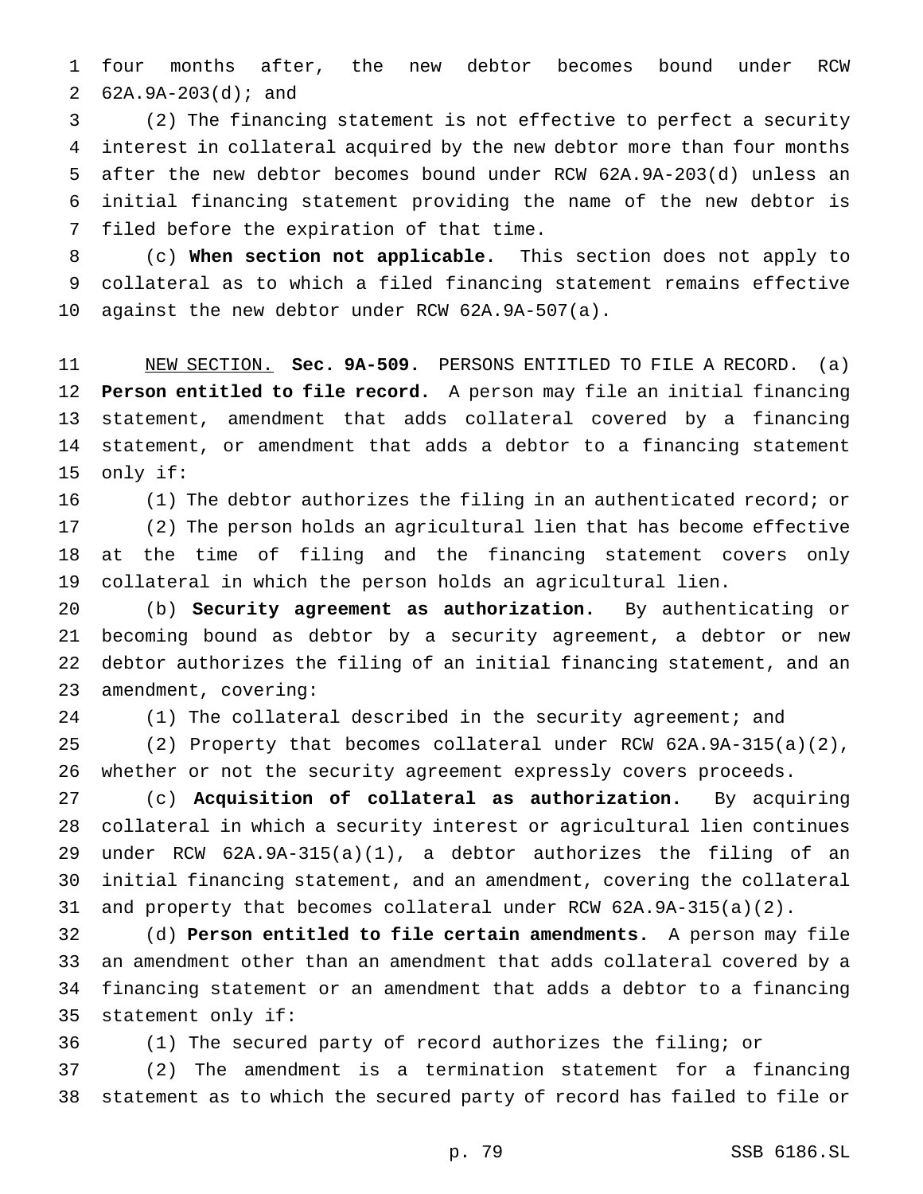four months after, the new debtor becomes bound under RCW 62A.9A-203(d); and

(2) The financing statement is not effective to perfect a security interest in collateral acquired by the new debtor more than four months after the new debtor becomes bound under RCW 62A.9A-203(d) unless an initial financing statement providing the name of the new debtor is filed before the expiration of that time.

(c) **When section not applicable.** This section does not apply to collateral as to which a filed financing statement remains effective against the new debtor under RCW 62A.9A-507(a).

NEW SECTION. **Sec. 9A-509.** PERSONS ENTITLED TO FILE A RECORD. (a) **Person entitled to file record.** A person may file an initial financing statement, amendment that adds collateral covered by a financing statement, or amendment that adds a debtor to a financing statement only if:

(1) The debtor authorizes the filing in an authenticated record; or

(2) The person holds an agricultural lien that has become effective at the time of filing and the financing statement covers only collateral in which the person holds an agricultural lien.

(b) **Security agreement as authorization.** By authenticating or becoming bound as debtor by a security agreement, a debtor or new debtor authorizes the filing of an initial financing statement, and an amendment, covering:

(1) The collateral described in the security agreement; and

(2) Property that becomes collateral under RCW 62A.9A-315(a)(2), whether or not the security agreement expressly covers proceeds.

(c) **Acquisition of collateral as authorization.** By acquiring collateral in which a security interest or agricultural lien continues under RCW 62A.9A-315(a)(1), a debtor authorizes the filing of an initial financing statement, and an amendment, covering the collateral and property that becomes collateral under RCW 62A.9A-315(a)(2).

(d) **Person entitled to file certain amendments.** A person may file an amendment other than an amendment that adds collateral covered by a financing statement or an amendment that adds a debtor to a financing statement only if:

(1) The secured party of record authorizes the filing; or

(2) The amendment is a termination statement for a financing statement as to which the secured party of record has failed to file or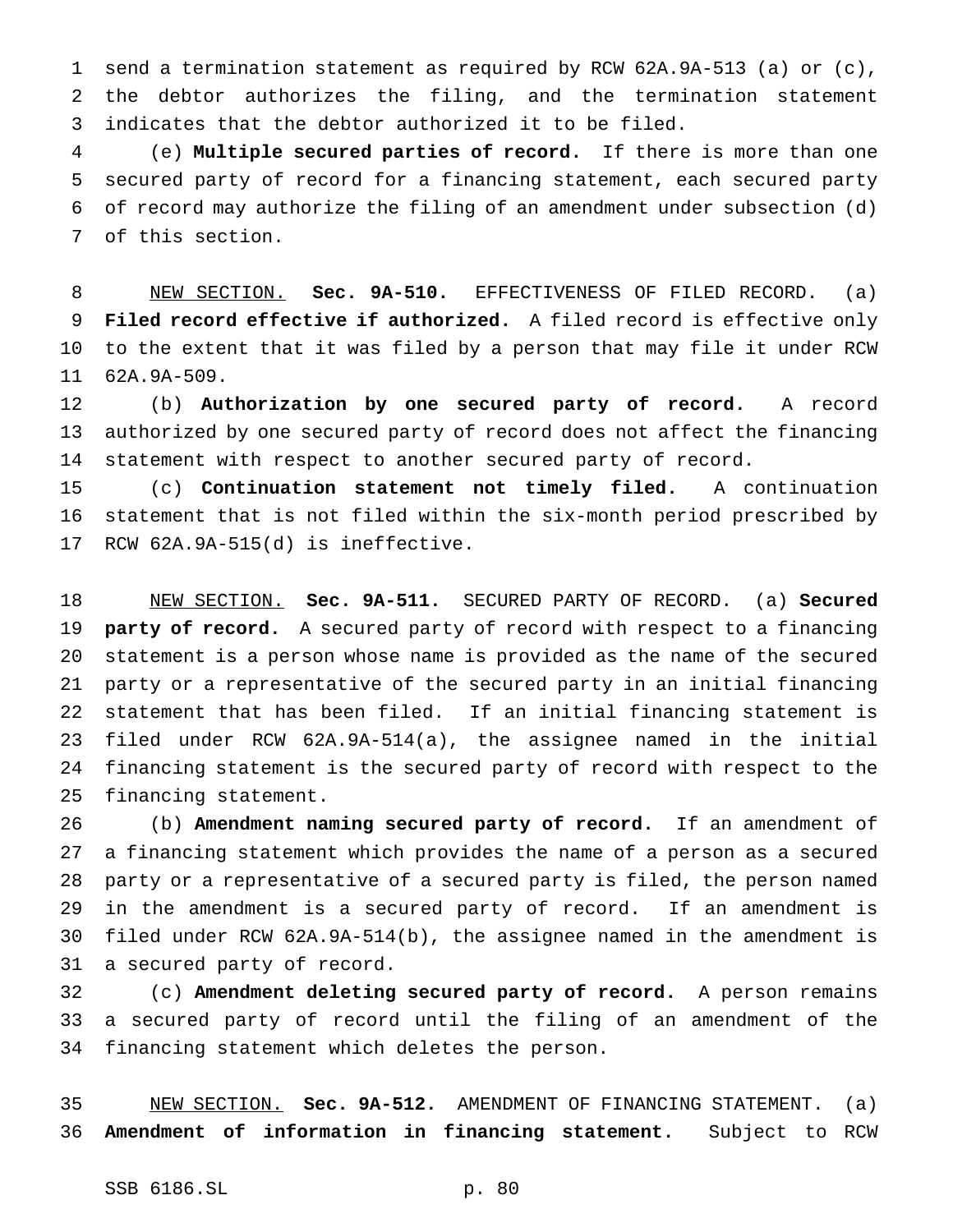send a termination statement as required by RCW 62A.9A-513 (a) or (c), the debtor authorizes the filing, and the termination statement indicates that the debtor authorized it to be filed.

(e) **Multiple secured parties of record.** If there is more than one secured party of record for a financing statement, each secured party of record may authorize the filing of an amendment under subsection (d) of this section.

NEW SECTION. **Sec. 9A-510.** EFFECTIVENESS OF FILED RECORD. (a) **Filed record effective if authorized.** A filed record is effective only to the extent that it was filed by a person that may file it under RCW 62A.9A-509.

(b) **Authorization by one secured party of record.** A record authorized by one secured party of record does not affect the financing statement with respect to another secured party of record.

(c) **Continuation statement not timely filed.** A continuation statement that is not filed within the six-month period prescribed by RCW 62A.9A-515(d) is ineffective.

NEW SECTION. **Sec. 9A-511.** SECURED PARTY OF RECORD. (a) **Secured party of record.** A secured party of record with respect to a financing statement is a person whose name is provided as the name of the secured party or a representative of the secured party in an initial financing statement that has been filed. If an initial financing statement is filed under RCW 62A.9A-514(a), the assignee named in the initial financing statement is the secured party of record with respect to the financing statement.

(b) **Amendment naming secured party of record.** If an amendment of a financing statement which provides the name of a person as a secured party or a representative of a secured party is filed, the person named in the amendment is a secured party of record. If an amendment is filed under RCW 62A.9A-514(b), the assignee named in the amendment is a secured party of record.

(c) **Amendment deleting secured party of record.** A person remains a secured party of record until the filing of an amendment of the financing statement which deletes the person.

NEW SECTION. **Sec. 9A-512.** AMENDMENT OF FINANCING STATEMENT. (a) **Amendment of information in financing statement.** Subject to RCW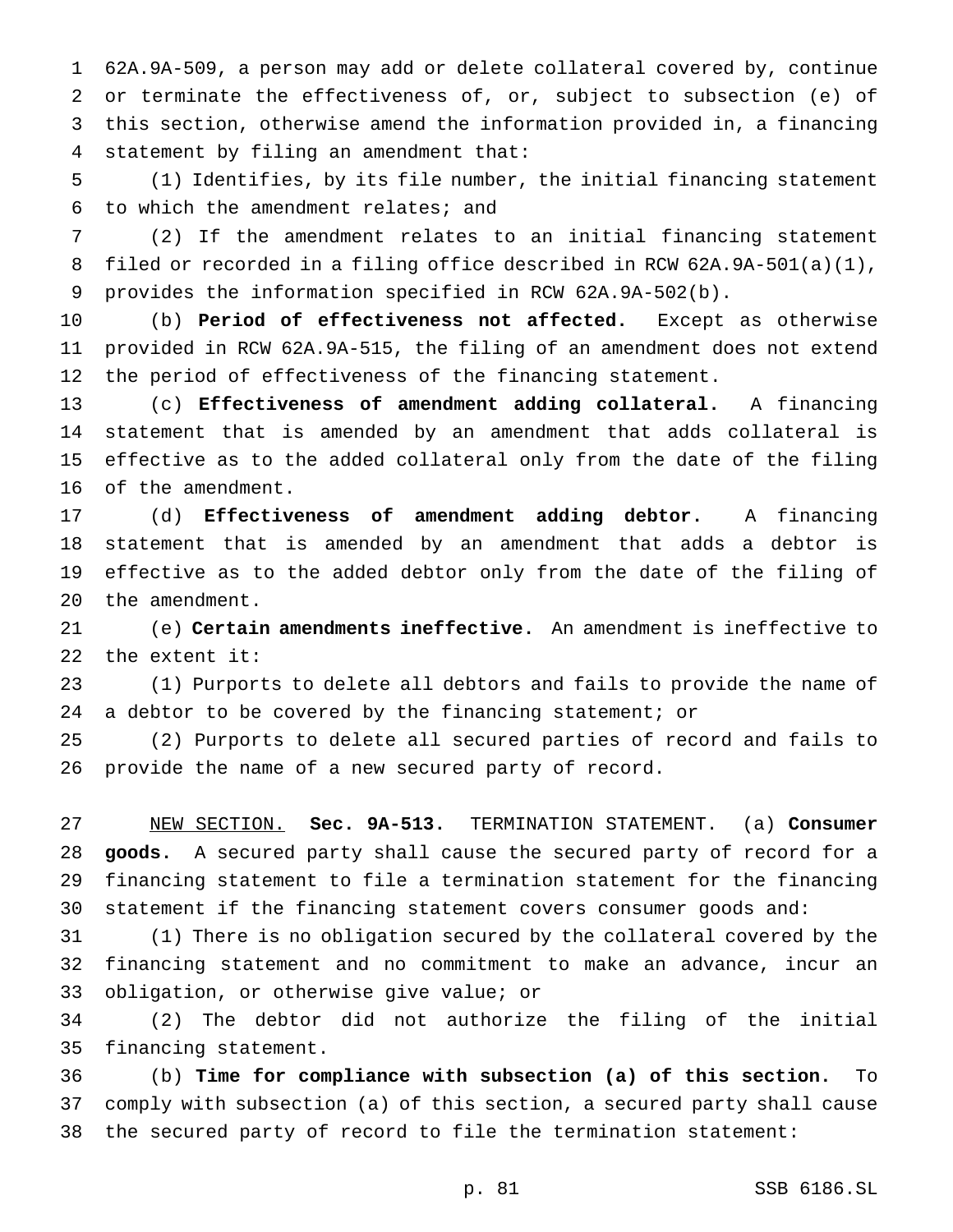62A.9A-509, a person may add or delete collateral covered by, continue or terminate the effectiveness of, or, subject to subsection (e) of this section, otherwise amend the information provided in, a financing statement by filing an amendment that:

(1) Identifies, by its file number, the initial financing statement to which the amendment relates; and

(2) If the amendment relates to an initial financing statement filed or recorded in a filing office described in RCW 62A.9A-501(a)(1), provides the information specified in RCW 62A.9A-502(b).

(b) **Period of effectiveness not affected.** Except as otherwise provided in RCW 62A.9A-515, the filing of an amendment does not extend the period of effectiveness of the financing statement.

(c) **Effectiveness of amendment adding collateral.** A financing statement that is amended by an amendment that adds collateral is effective as to the added collateral only from the date of the filing of the amendment.

(d) **Effectiveness of amendment adding debtor.** A financing statement that is amended by an amendment that adds a debtor is effective as to the added debtor only from the date of the filing of the amendment.

(e) **Certain amendments ineffective.** An amendment is ineffective to the extent it:

(1) Purports to delete all debtors and fails to provide the name of a debtor to be covered by the financing statement; or

(2) Purports to delete all secured parties of record and fails to provide the name of a new secured party of record.

NEW SECTION. **Sec. 9A-513.** TERMINATION STATEMENT. (a) **Consumer goods.** A secured party shall cause the secured party of record for a financing statement to file a termination statement for the financing statement if the financing statement covers consumer goods and:

(1) There is no obligation secured by the collateral covered by the financing statement and no commitment to make an advance, incur an obligation, or otherwise give value; or

(2) The debtor did not authorize the filing of the initial financing statement.

(b) **Time for compliance with subsection (a) of this section.** To comply with subsection (a) of this section, a secured party shall cause the secured party of record to file the termination statement: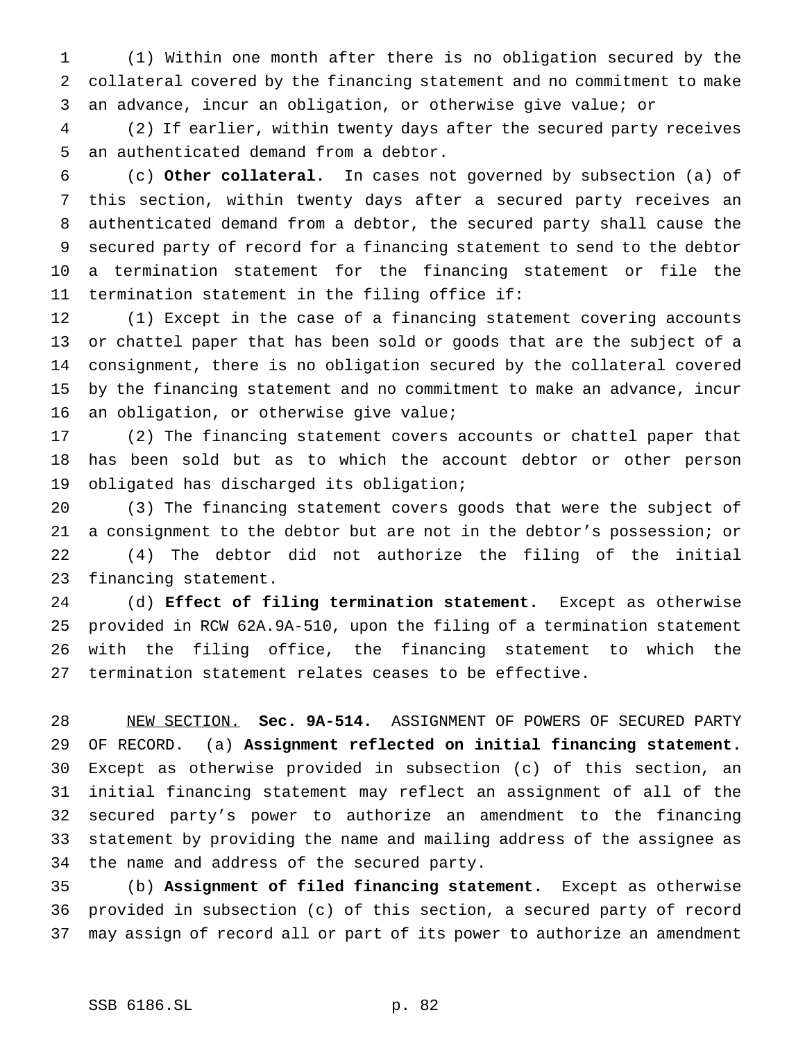(1) Within one month after there is no obligation secured by the collateral covered by the financing statement and no commitment to make an advance, incur an obligation, or otherwise give value; or

(2) If earlier, within twenty days after the secured party receives an authenticated demand from a debtor.

(c) **Other collateral.** In cases not governed by subsection (a) of this section, within twenty days after a secured party receives an authenticated demand from a debtor, the secured party shall cause the secured party of record for a financing statement to send to the debtor a termination statement for the financing statement or file the termination statement in the filing office if:

(1) Except in the case of a financing statement covering accounts or chattel paper that has been sold or goods that are the subject of a consignment, there is no obligation secured by the collateral covered by the financing statement and no commitment to make an advance, incur an obligation, or otherwise give value;

(2) The financing statement covers accounts or chattel paper that has been sold but as to which the account debtor or other person obligated has discharged its obligation;

(3) The financing statement covers goods that were the subject of a consignment to the debtor but are not in the debtor's possession; or

(4) The debtor did not authorize the filing of the initial financing statement.

(d) **Effect of filing termination statement.** Except as otherwise provided in RCW 62A.9A-510, upon the filing of a termination statement with the filing office, the financing statement to which the termination statement relates ceases to be effective.

NEW SECTION. **Sec. 9A-514.** ASSIGNMENT OF POWERS OF SECURED PARTY OF RECORD. (a) **Assignment reflected on initial financing statement.** Except as otherwise provided in subsection (c) of this section, an initial financing statement may reflect an assignment of all of the secured party's power to authorize an amendment to the financing statement by providing the name and mailing address of the assignee as the name and address of the secured party.

(b) **Assignment of filed financing statement.** Except as otherwise provided in subsection (c) of this section, a secured party of record may assign of record all or part of its power to authorize an amendment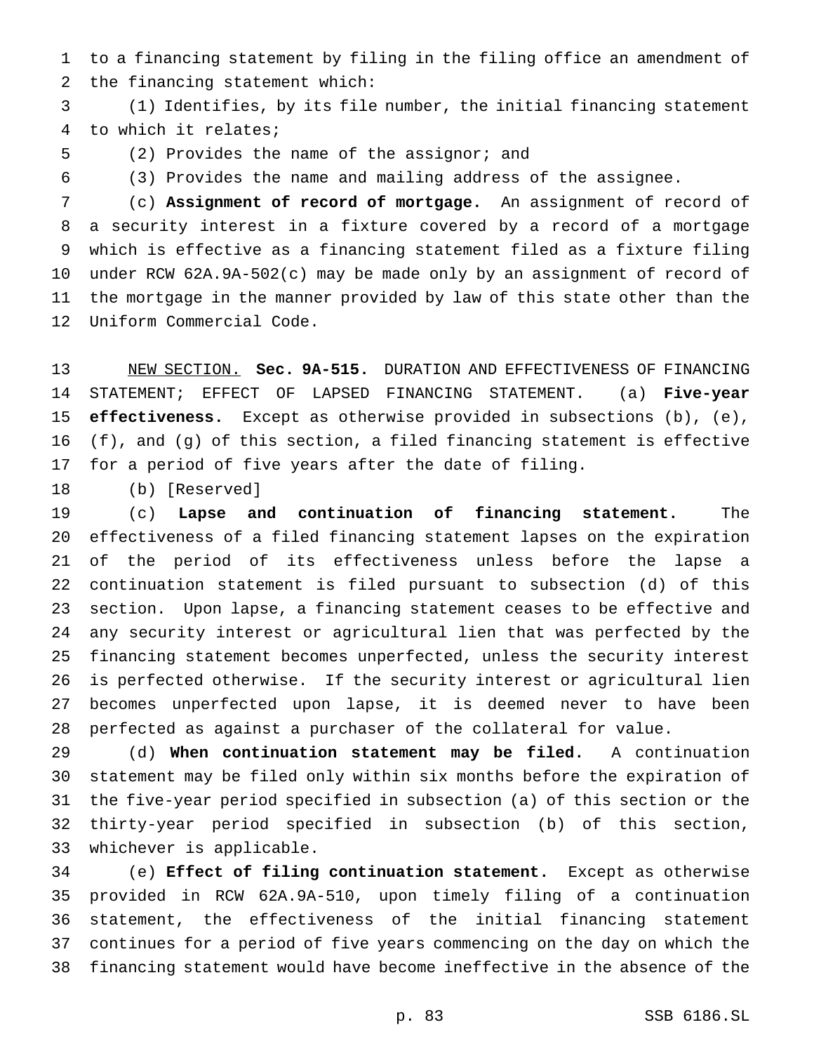to a financing statement by filing in the filing office an amendment of the financing statement which:

(1) Identifies, by its file number, the initial financing statement to which it relates;

(2) Provides the name of the assignor; and

(3) Provides the name and mailing address of the assignee.

(c) **Assignment of record of mortgage.** An assignment of record of a security interest in a fixture covered by a record of a mortgage which is effective as a financing statement filed as a fixture filing under RCW 62A.9A-502(c) may be made only by an assignment of record of the mortgage in the manner provided by law of this state other than the Uniform Commercial Code.

NEW SECTION. **Sec. 9A-515.** DURATION AND EFFECTIVENESS OF FINANCING STATEMENT; EFFECT OF LAPSED FINANCING STATEMENT. (a) **Five-year effectiveness.** Except as otherwise provided in subsections (b), (e), (f), and (g) of this section, a filed financing statement is effective for a period of five years after the date of filing.

(b) [Reserved]

(c) **Lapse and continuation of financing statement.** The effectiveness of a filed financing statement lapses on the expiration of the period of its effectiveness unless before the lapse a continuation statement is filed pursuant to subsection (d) of this section. Upon lapse, a financing statement ceases to be effective and any security interest or agricultural lien that was perfected by the financing statement becomes unperfected, unless the security interest is perfected otherwise. If the security interest or agricultural lien becomes unperfected upon lapse, it is deemed never to have been perfected as against a purchaser of the collateral for value.

(d) **When continuation statement may be filed.** A continuation statement may be filed only within six months before the expiration of the five-year period specified in subsection (a) of this section or the thirty-year period specified in subsection (b) of this section, whichever is applicable.

(e) **Effect of filing continuation statement.** Except as otherwise provided in RCW 62A.9A-510, upon timely filing of a continuation statement, the effectiveness of the initial financing statement continues for a period of five years commencing on the day on which the financing statement would have become ineffective in the absence of the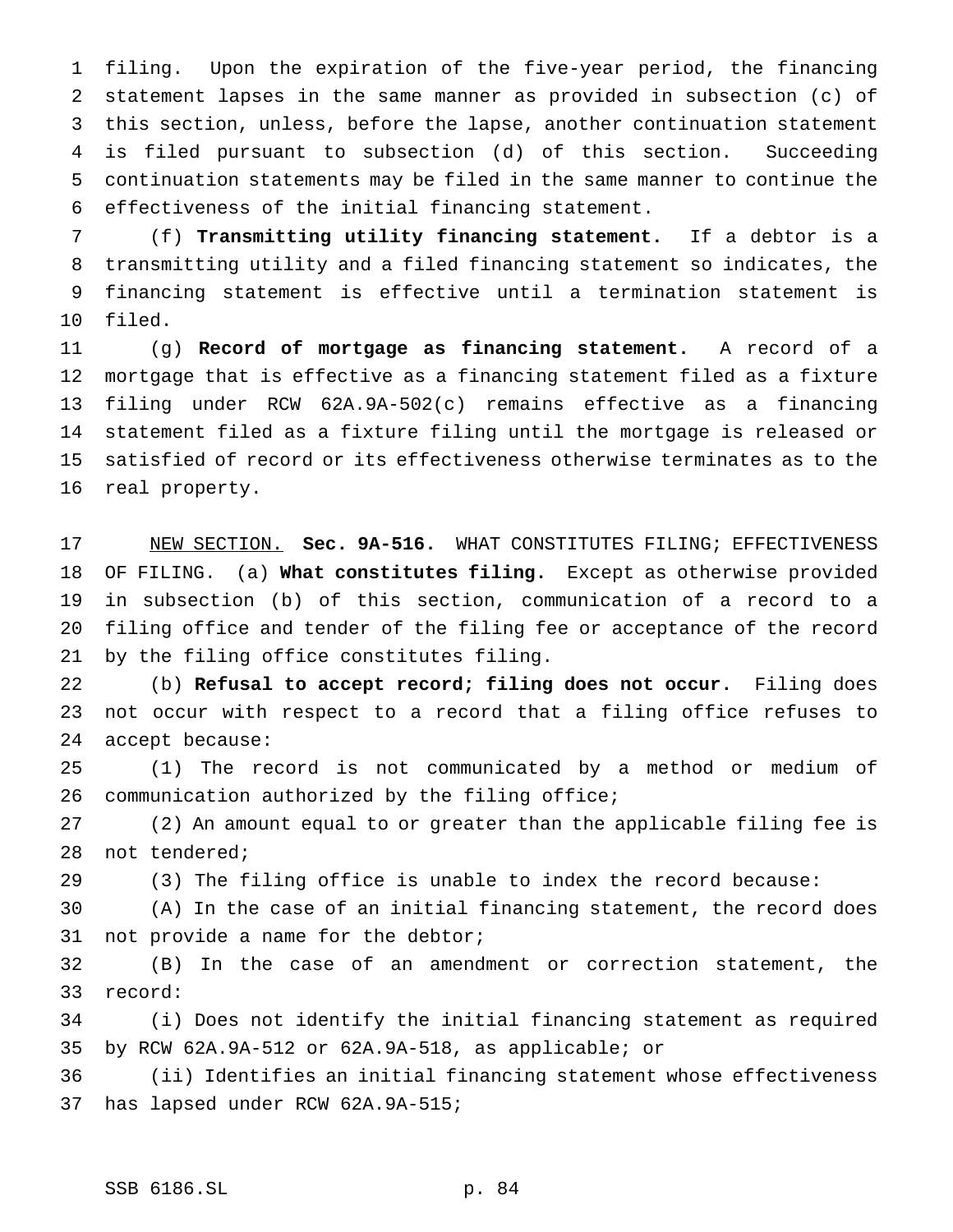filing. Upon the expiration of the five-year period, the financing statement lapses in the same manner as provided in subsection (c) of this section, unless, before the lapse, another continuation statement is filed pursuant to subsection (d) of this section. Succeeding continuation statements may be filed in the same manner to continue the effectiveness of the initial financing statement.

(f) **Transmitting utility financing statement.** If a debtor is a transmitting utility and a filed financing statement so indicates, the financing statement is effective until a termination statement is filed.

(g) **Record of mortgage as financing statement.** A record of a mortgage that is effective as a financing statement filed as a fixture filing under RCW 62A.9A-502(c) remains effective as a financing statement filed as a fixture filing until the mortgage is released or satisfied of record or its effectiveness otherwise terminates as to the real property.

NEW SECTION. **Sec. 9A-516.** WHAT CONSTITUTES FILING; EFFECTIVENESS OF FILING. (a) **What constitutes filing.** Except as otherwise provided in subsection (b) of this section, communication of a record to a filing office and tender of the filing fee or acceptance of the record by the filing office constitutes filing.

(b) **Refusal to accept record; filing does not occur.** Filing does not occur with respect to a record that a filing office refuses to accept because:

(1) The record is not communicated by a method or medium of communication authorized by the filing office;

(2) An amount equal to or greater than the applicable filing fee is not tendered;

(3) The filing office is unable to index the record because:

(A) In the case of an initial financing statement, the record does not provide a name for the debtor;

(B) In the case of an amendment or correction statement, the record:

(i) Does not identify the initial financing statement as required by RCW 62A.9A-512 or 62A.9A-518, as applicable; or

(ii) Identifies an initial financing statement whose effectiveness has lapsed under RCW 62A.9A-515;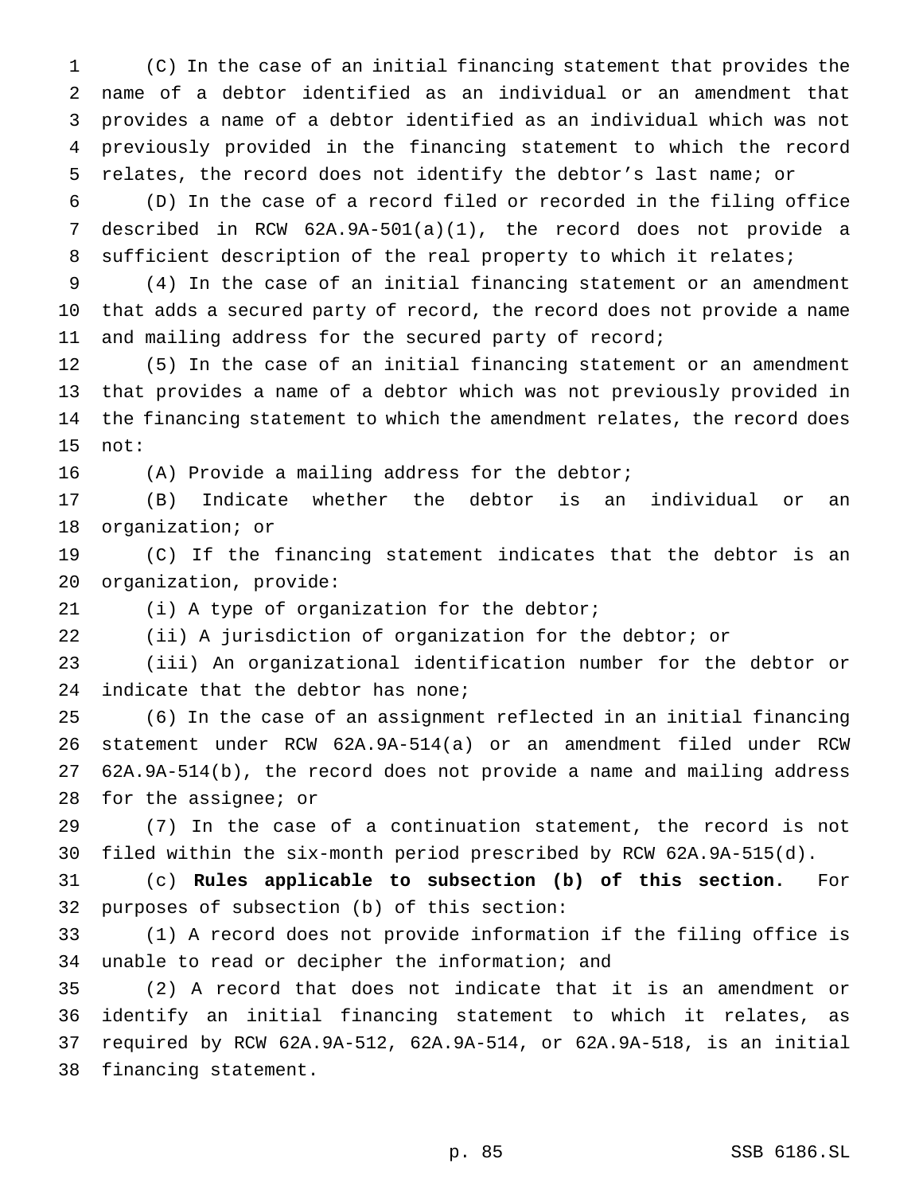(C) In the case of an initial financing statement that provides the name of a debtor identified as an individual or an amendment that provides a name of a debtor identified as an individual which was not previously provided in the financing statement to which the record relates, the record does not identify the debtor's last name; or

(D) In the case of a record filed or recorded in the filing office described in RCW 62A.9A-501(a)(1), the record does not provide a sufficient description of the real property to which it relates;

(4) In the case of an initial financing statement or an amendment that adds a secured party of record, the record does not provide a name and mailing address for the secured party of record;

(5) In the case of an initial financing statement or an amendment that provides a name of a debtor which was not previously provided in the financing statement to which the amendment relates, the record does not:

(A) Provide a mailing address for the debtor;

(B) Indicate whether the debtor is an individual or an organization; or

(C) If the financing statement indicates that the debtor is an organization, provide:

(i) A type of organization for the debtor;

(ii) A jurisdiction of organization for the debtor; or

(iii) An organizational identification number for the debtor or indicate that the debtor has none;

(6) In the case of an assignment reflected in an initial financing statement under RCW 62A.9A-514(a) or an amendment filed under RCW 62A.9A-514(b), the record does not provide a name and mailing address for the assignee; or

(7) In the case of a continuation statement, the record is not filed within the six-month period prescribed by RCW 62A.9A-515(d).

(c) **Rules applicable to subsection (b) of this section.** For purposes of subsection (b) of this section:

(1) A record does not provide information if the filing office is unable to read or decipher the information; and

(2) A record that does not indicate that it is an amendment or identify an initial financing statement to which it relates, as required by RCW 62A.9A-512, 62A.9A-514, or 62A.9A-518, is an initial financing statement.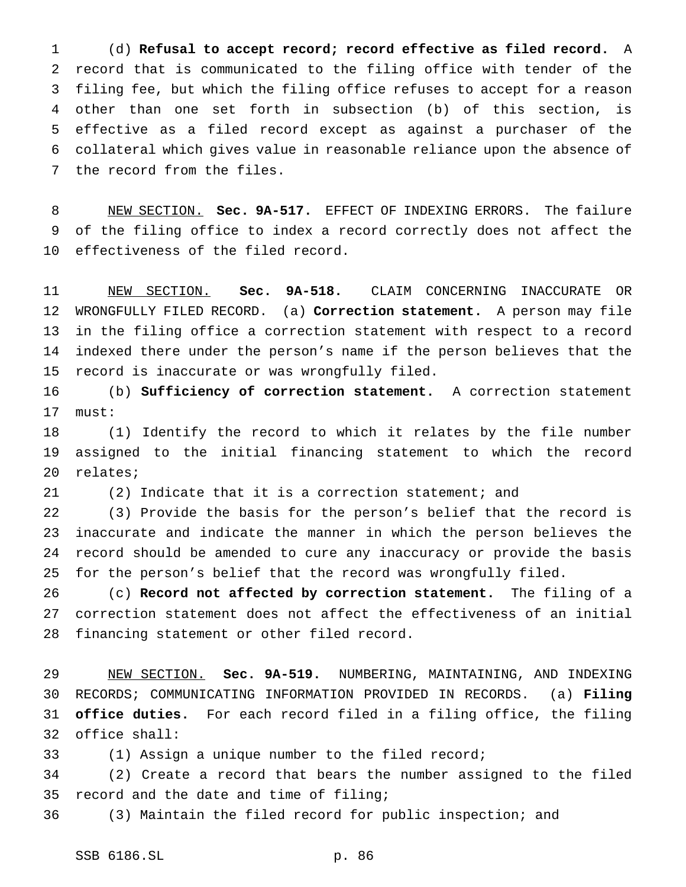(d) **Refusal to accept record; record effective as filed record.** A record that is communicated to the filing office with tender of the filing fee, but which the filing office refuses to accept for a reason other than one set forth in subsection (b) of this section, is effective as a filed record except as against a purchaser of the collateral which gives value in reasonable reliance upon the absence of the record from the files.

NEW SECTION. **Sec. 9A-517.** EFFECT OF INDEXING ERRORS. The failure of the filing office to index a record correctly does not affect the effectiveness of the filed record.

NEW SECTION. **Sec. 9A-518.** CLAIM CONCERNING INACCURATE OR WRONGFULLY FILED RECORD. (a) **Correction statement.** A person may file in the filing office a correction statement with respect to a record indexed there under the person's name if the person believes that the record is inaccurate or was wrongfully filed.

(b) **Sufficiency of correction statement.** A correction statement must:

(1) Identify the record to which it relates by the file number assigned to the initial financing statement to which the record relates;

(2) Indicate that it is a correction statement; and

(3) Provide the basis for the person's belief that the record is inaccurate and indicate the manner in which the person believes the record should be amended to cure any inaccuracy or provide the basis for the person's belief that the record was wrongfully filed.

(c) **Record not affected by correction statement.** The filing of a correction statement does not affect the effectiveness of an initial financing statement or other filed record.

NEW SECTION. **Sec. 9A-519.** NUMBERING, MAINTAINING, AND INDEXING RECORDS; COMMUNICATING INFORMATION PROVIDED IN RECORDS. (a) **Filing office duties.** For each record filed in a filing office, the filing office shall:

(1) Assign a unique number to the filed record;

(2) Create a record that bears the number assigned to the filed record and the date and time of filing;

(3) Maintain the filed record for public inspection; and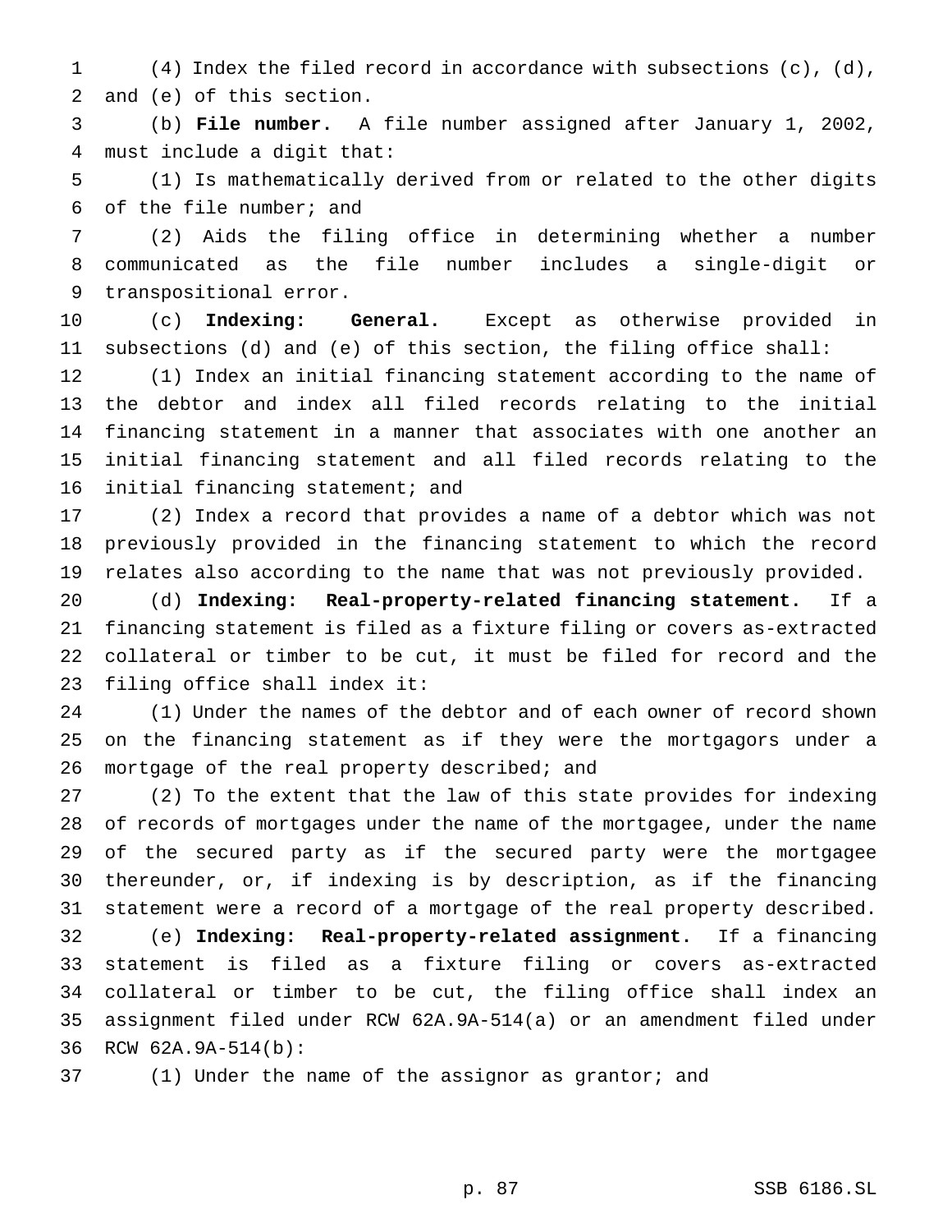(4) Index the filed record in accordance with subsections (c), (d), and (e) of this section.

(b) **File number.** A file number assigned after January 1, 2002, must include a digit that:

(1) Is mathematically derived from or related to the other digits of the file number; and

(2) Aids the filing office in determining whether a number communicated as the file number includes a single-digit or transpositional error.

(c) **Indexing: General.** Except as otherwise provided in subsections (d) and (e) of this section, the filing office shall:

(1) Index an initial financing statement according to the name of the debtor and index all filed records relating to the initial financing statement in a manner that associates with one another an initial financing statement and all filed records relating to the initial financing statement; and

(2) Index a record that provides a name of a debtor which was not previously provided in the financing statement to which the record relates also according to the name that was not previously provided.

(d) **Indexing: Real-property-related financing statement.** If a financing statement is filed as a fixture filing or covers as-extracted collateral or timber to be cut, it must be filed for record and the filing office shall index it:

(1) Under the names of the debtor and of each owner of record shown on the financing statement as if they were the mortgagors under a mortgage of the real property described; and

(2) To the extent that the law of this state provides for indexing of records of mortgages under the name of the mortgagee, under the name of the secured party as if the secured party were the mortgagee thereunder, or, if indexing is by description, as if the financing statement were a record of a mortgage of the real property described.

(e) **Indexing: Real-property-related assignment.** If a financing statement is filed as a fixture filing or covers as-extracted collateral or timber to be cut, the filing office shall index an assignment filed under RCW 62A.9A-514(a) or an amendment filed under RCW 62A.9A-514(b):

(1) Under the name of the assignor as grantor; and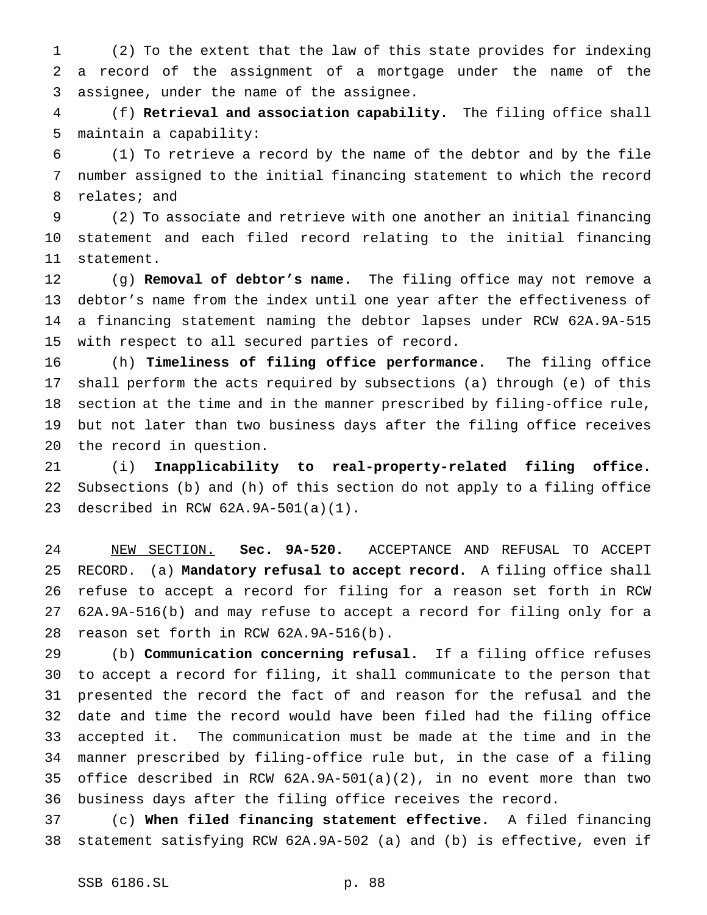(2) To the extent that the law of this state provides for indexing a record of the assignment of a mortgage under the name of the assignee, under the name of the assignee.

(f) **Retrieval and association capability.** The filing office shall maintain a capability:

(1) To retrieve a record by the name of the debtor and by the file number assigned to the initial financing statement to which the record relates; and

(2) To associate and retrieve with one another an initial financing statement and each filed record relating to the initial financing statement.

(g) **Removal of debtor's name.** The filing office may not remove a debtor's name from the index until one year after the effectiveness of a financing statement naming the debtor lapses under RCW 62A.9A-515 with respect to all secured parties of record.

(h) **Timeliness of filing office performance.** The filing office shall perform the acts required by subsections (a) through (e) of this section at the time and in the manner prescribed by filing-office rule, but not later than two business days after the filing office receives the record in question.

(i) **Inapplicability to real-property-related filing office.** Subsections (b) and (h) of this section do not apply to a filing office described in RCW 62A.9A-501(a)(1).

NEW SECTION. **Sec. 9A-520.** ACCEPTANCE AND REFUSAL TO ACCEPT RECORD. (a) **Mandatory refusal to accept record.** A filing office shall refuse to accept a record for filing for a reason set forth in RCW 62A.9A-516(b) and may refuse to accept a record for filing only for a reason set forth in RCW 62A.9A-516(b).

(b) **Communication concerning refusal.** If a filing office refuses to accept a record for filing, it shall communicate to the person that presented the record the fact of and reason for the refusal and the date and time the record would have been filed had the filing office accepted it. The communication must be made at the time and in the manner prescribed by filing-office rule but, in the case of a filing office described in RCW 62A.9A-501(a)(2), in no event more than two business days after the filing office receives the record.

(c) **When filed financing statement effective.** A filed financing statement satisfying RCW 62A.9A-502 (a) and (b) is effective, even if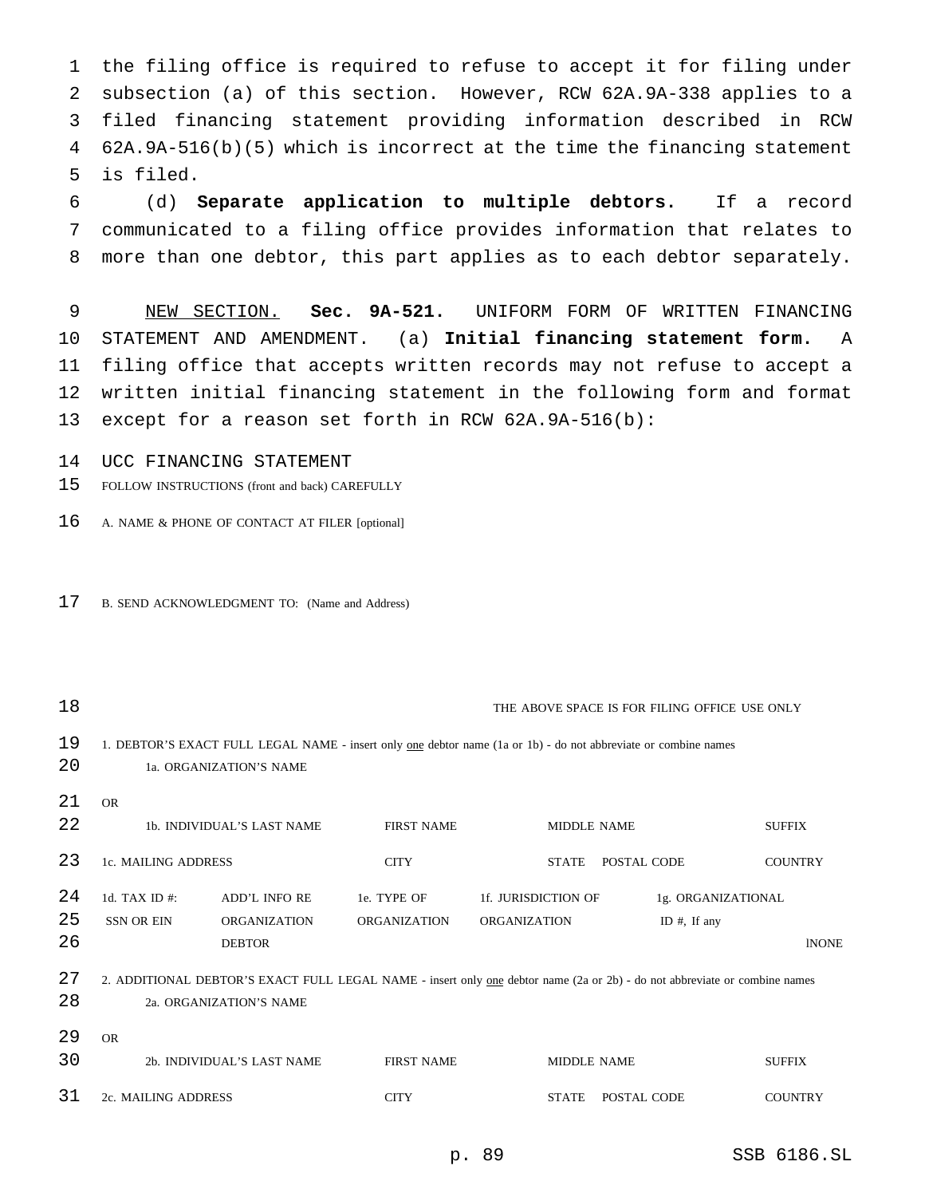the filing office is required to refuse to accept it for filing under subsection (a) of this section. However, RCW 62A.9A-338 applies to a filed financing statement providing information described in RCW 62A.9A-516(b)(5) which is incorrect at the time the financing statement is filed.

(d) **Separate application to multiple debtors.** If a record communicated to a filing office provides information that relates to more than one debtor, this part applies as to each debtor separately.

NEW SECTION. **Sec. 9A-521.** UNIFORM FORM OF WRITTEN FINANCING STATEMENT AND AMENDMENT. (a) **Initial financing statement form.** A filing office that accepts written records may not refuse to accept a written initial financing statement in the following form and format except for a reason set forth in RCW 62A.9A-516(b):

UCC FINANCING STATEMENT

FOLLOW INSTRUCTIONS (front and back) CAREFULLY

A. NAME & PHONE OF CONTACT AT FILER [optional]

B. SEND ACKNOWLEDGMENT TO: (Name and Address)

THE ABOVE SPACE IS FOR FILING OFFICE USE ONLY

1. DEBTOR'S EXACT FULL LEGAL NAME - insert only one debtor name (1a or 1b) - do not abbreviate or combine names

| 1a. ORGANIZATION'S NAME | | | |
|---|---|---|---|
| OR | | | |
| 1b. INDIVIDUAL'S LAST NAME | FIRST NAME | MIDDLE NAME | SUFFIX |
| 1c. MAILING ADDRESS | CITY | STATE POSTAL CODE | COUNTRY |

| 1d. TAX ID #: SSN OR EIN | ADD'L INFO RE ORGANIZATION DEBTOR | 1e. TYPE OF ORGANIZATION | 1f. JURISDICTION OF ORGANIZATION | 1g. ORGANIZATIONAL ID #, If any |
|---|---|---|---|---|
| | | | | lNONE |

2. ADDITIONAL DEBTOR'S EXACT FULL LEGAL NAME - insert only one debtor name (2a or 2b) - do not abbreviate or combine names

| 2a. ORGANIZATION'S NAME | | | |
|---|---|---|---|
| OR | | | |
| 2b. INDIVIDUAL'S LAST NAME | FIRST NAME | MIDDLE NAME | SUFFIX |
| 2c. MAILING ADDRESS | CITY | STATE POSTAL CODE | COUNTRY |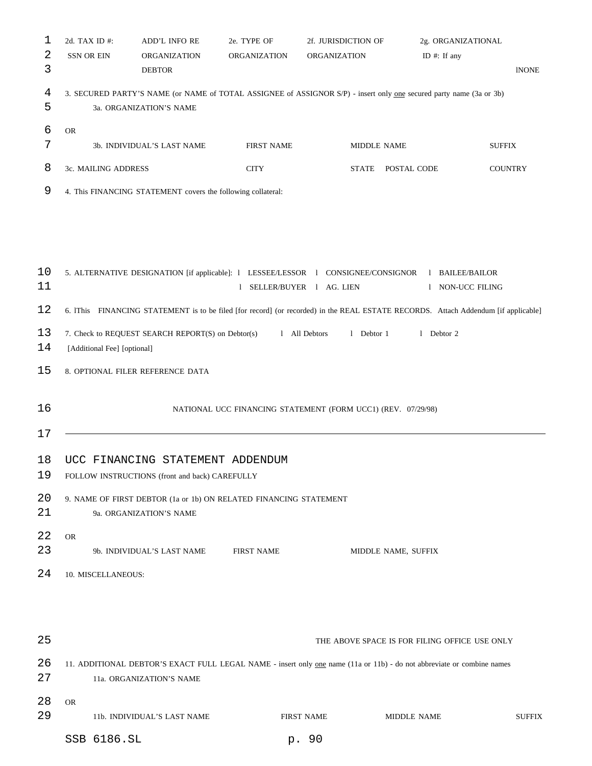2d. TAX ID #: SSN OR EIN | ADD'L INFO RE ORGANIZATION DEBTOR | 2e. TYPE OF ORGANIZATION | 2f. JURISDICTION OF ORGANIZATION | 2g. ORGANIZATIONAL ID #: If any | lNONE

3. SECURED PARTY'S NAME (or NAME of TOTAL ASSIGNEE of ASSIGNOR S/P) - insert only one secured party name (3a or 3b)

3a. ORGANIZATION'S NAME

OR

3b. INDIVIDUAL'S LAST NAME | FIRST NAME | MIDDLE NAME | SUFFIX

3c. MAILING ADDRESS | CITY | STATE | POSTAL CODE | COUNTRY

4. This FINANCING STATEMENT covers the following collateral:

5. ALTERNATIVE DESIGNATION [if applicable]: l LESSEE/LESSOR l CONSIGNEE/CONSIGNOR l BAILEE/BAILOR l SELLER/BUYER l AG. LIEN l NON-UCC FILING

6. lThis FINANCING STATEMENT is to be filed [for record] (or recorded) in the REAL ESTATE RECORDS. Attach Addendum [if applicable]

7. Check to REQUEST SEARCH REPORT(S) on Debtor(s) l All Debtors l Debtor 1 l Debtor 2 [Additional Fee] [optional]

8. OPTIONAL FILER REFERENCE DATA

NATIONAL UCC FINANCING STATEMENT (FORM UCC1) (REV. 07/29/98)

---

# UCC FINANCING STATEMENT ADDENDUM

FOLLOW INSTRUCTIONS (front and back) CAREFULLY

9. NAME OF FIRST DEBTOR (1a or 1b) ON RELATED FINANCING STATEMENT

9a. ORGANIZATION'S NAME

OR

9b. INDIVIDUAL'S LAST NAME | FIRST NAME | MIDDLE NAME, SUFFIX

10. MISCELLANEOUS:

THE ABOVE SPACE IS FOR FILING OFFICE USE ONLY

11. ADDITIONAL DEBTOR'S EXACT FULL LEGAL NAME - insert only one name (11a or 11b) - do not abbreviate or combine names

11a. ORGANIZATION'S NAME

OR

11b. INDIVIDUAL'S LAST NAME | FIRST NAME | MIDDLE NAME | SUFFIX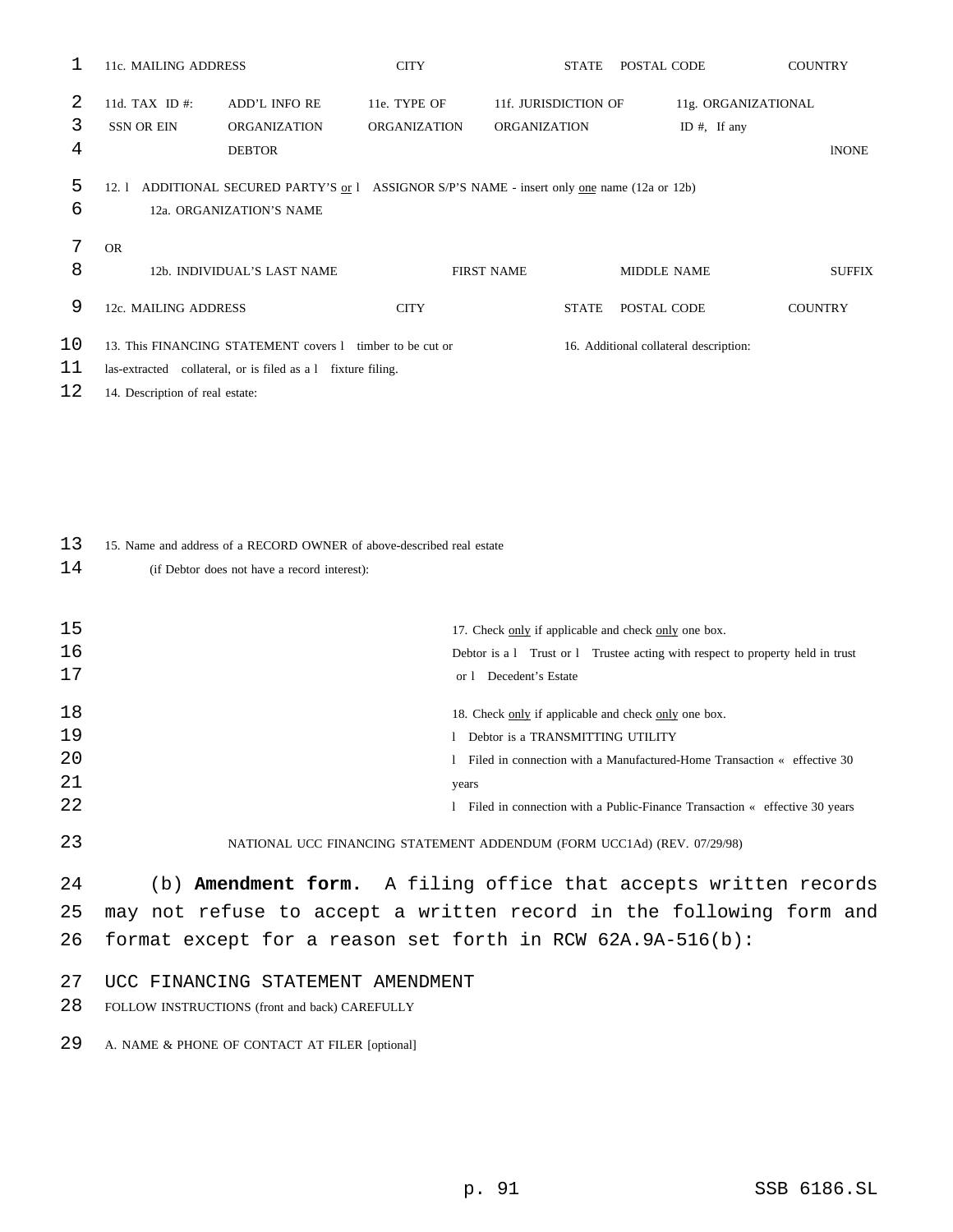11c. MAILING ADDRESS CITY STATE POSTAL CODE COUNTRY

11d. TAX ID #: SSN OR EIN | ADD'L INFO RE ORGANIZATION DEBTOR | 11e. TYPE OF ORGANIZATION | 11f. JURISDICTION OF ORGANIZATION | 11g. ORGANIZATIONAL ID #, If any | lNONE

12. l ADDITIONAL SECURED PARTY'S or l ASSIGNOR S/P'S NAME - insert only one name (12a or 12b)

12a. ORGANIZATION'S NAME

OR

12b. INDIVIDUAL'S LAST NAME FIRST NAME MIDDLE NAME SUFFIX

12c. MAILING ADDRESS CITY STATE POSTAL CODE COUNTRY

13. This FINANCING STATEMENT covers l timber to be cut or las-extracted collateral, or is filed as a l fixture filing.

14. Description of real estate:

15. Name and address of a RECORD OWNER of above-described real estate (if Debtor does not have a record interest):

16. Additional collateral description:

17. Check only if applicable and check only one box.

Debtor is a l Trust or l Trustee acting with respect to property held in trust or l Decedent's Estate

18. Check only if applicable and check only one box.

l Debtor is a TRANSMITTING UTILITY

l Filed in connection with a Manufactured-Home Transaction « effective 30 years

l Filed in connection with a Public-Finance Transaction « effective 30 years

NATIONAL UCC FINANCING STATEMENT ADDENDUM (FORM UCC1Ad) (REV. 07/29/98)

(b) **Amendment form.** A filing office that accepts written records may not refuse to accept a written record in the following form and format except for a reason set forth in RCW 62A.9A-516(b):

UCC FINANCING STATEMENT AMENDMENT

FOLLOW INSTRUCTIONS (front and back) CAREFULLY

A. NAME & PHONE OF CONTACT AT FILER [optional]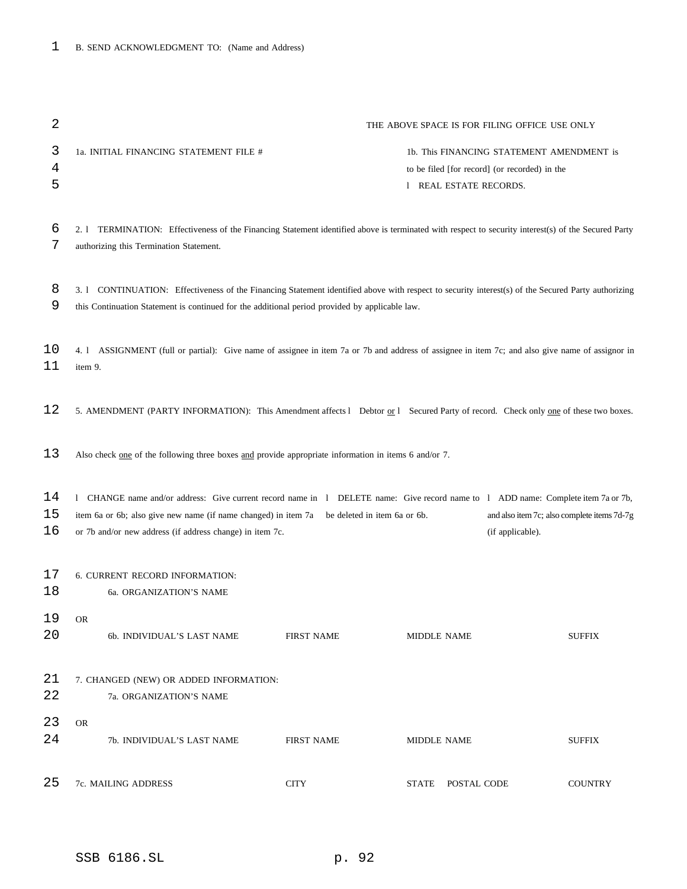B. SEND ACKNOWLEDGMENT TO: (Name and Address)

THE ABOVE SPACE IS FOR FILING OFFICE USE ONLY

1a. INITIAL FINANCING STATEMENT FILE #

1b. This FINANCING STATEMENT AMENDMENT is to be filed [for record] (or recorded) in the

l REAL ESTATE RECORDS.

2. l TERMINATION: Effectiveness of the Financing Statement identified above is terminated with respect to security interest(s) of the Secured Party authorizing this Termination Statement.

3. l CONTINUATION: Effectiveness of the Financing Statement identified above with respect to security interest(s) of the Secured Party authorizing this Continuation Statement is continued for the additional period provided by applicable law.

4. l ASSIGNMENT (full or partial): Give name of assignee in item 7a or 7b and address of assignee in item 7c; and also give name of assignor in item 9.

5. AMENDMENT (PARTY INFORMATION): This Amendment affects l Debtor or l Secured Party of record. Check only one of these two boxes.

Also check one of the following three boxes and provide appropriate information in items 6 and/or 7.

l CHANGE name and/or address: Give current record name in item 6a or 6b; also give new name (if name changed) in item 7a or 7b and/or new address (if address change) in item 7c.

l DELETE name: Give record name to be deleted in item 6a or 6b.

l ADD name: Complete item 7a or 7b, and also item 7c; also complete items 7d-7g (if applicable).

6. CURRENT RECORD INFORMATION:

6a. ORGANIZATION'S NAME

OR

| 6b. INDIVIDUAL'S LAST NAME | FIRST NAME | MIDDLE NAME | SUFFIX |
|---|---|---|---|

7. CHANGED (NEW) OR ADDED INFORMATION:

7a. ORGANIZATION'S NAME

OR

| 7b. INDIVIDUAL'S LAST NAME | FIRST NAME | MIDDLE NAME | SUFFIX |
|---|---|---|---|

| 7c. MAILING ADDRESS | CITY | STATE | POSTAL CODE | COUNTRY |
|---|---|---|---|---|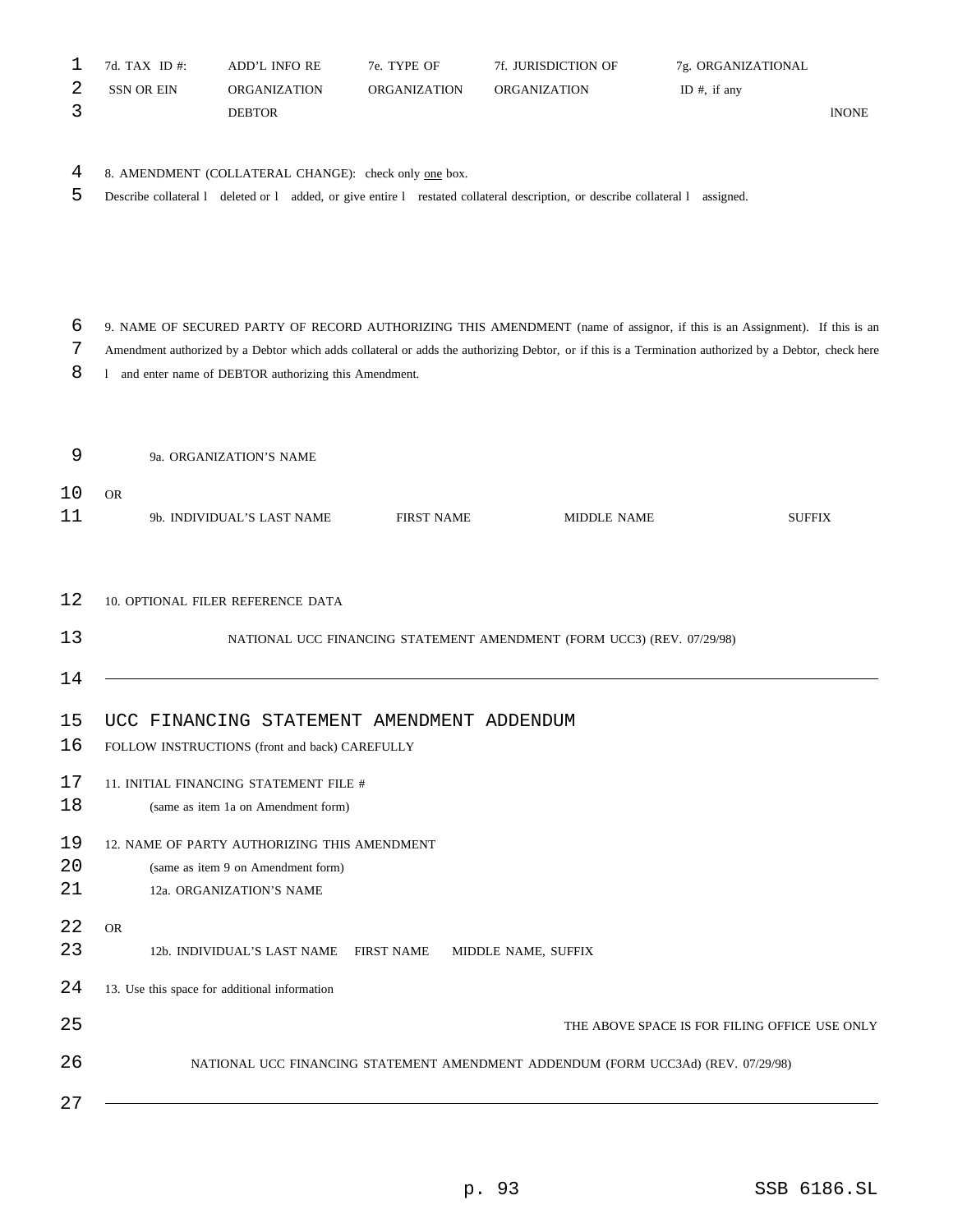7d. TAX ID #: SSN OR EIN | ADD'L INFO RE ORGANIZATION DEBTOR | 7e. TYPE OF ORGANIZATION | 7f. JURISDICTION OF ORGANIZATION | 7g. ORGANIZATIONAL ID #, if any | lNONE

8. AMENDMENT (COLLATERAL CHANGE): check only one box.

Describe collateral l deleted or l added, or give entire l restated collateral description, or describe collateral l assigned.

9. NAME OF SECURED PARTY OF RECORD AUTHORIZING THIS AMENDMENT (name of assignor, if this is an Assignment). If this is an Amendment authorized by a Debtor which adds collateral or adds the authorizing Debtor, or if this is a Termination authorized by a Debtor, check here l and enter name of DEBTOR authorizing this Amendment.

9a. ORGANIZATION'S NAME

OR

9b. INDIVIDUAL'S LAST NAME FIRST NAME MIDDLE NAME SUFFIX

10. OPTIONAL FILER REFERENCE DATA

NATIONAL UCC FINANCING STATEMENT AMENDMENT (FORM UCC3) (REV. 07/29/98)

---

UCC FINANCING STATEMENT AMENDMENT ADDENDUM

FOLLOW INSTRUCTIONS (front and back) CAREFULLY

11. INITIAL FINANCING STATEMENT FILE #

(same as item 1a on Amendment form)

12. NAME OF PARTY AUTHORIZING THIS AMENDMENT

(same as item 9 on Amendment form)

12a. ORGANIZATION'S NAME

OR

12b. INDIVIDUAL'S LAST NAME FIRST NAME MIDDLE NAME, SUFFIX

13. Use this space for additional information

THE ABOVE SPACE IS FOR FILING OFFICE USE ONLY

NATIONAL UCC FINANCING STATEMENT AMENDMENT ADDENDUM (FORM UCC3Ad) (REV. 07/29/98)

---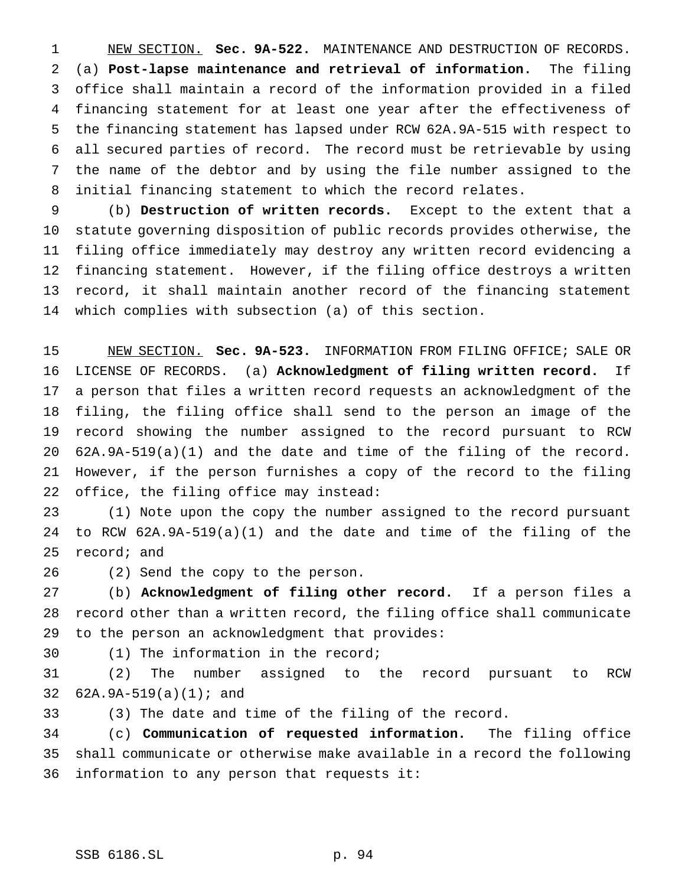NEW SECTION. **Sec. 9A-522.** MAINTENANCE AND DESTRUCTION OF RECORDS. (a) **Post-lapse maintenance and retrieval of information.** The filing office shall maintain a record of the information provided in a filed financing statement for at least one year after the effectiveness of the financing statement has lapsed under RCW 62A.9A-515 with respect to all secured parties of record. The record must be retrievable by using the name of the debtor and by using the file number assigned to the initial financing statement to which the record relates.

(b) **Destruction of written records.** Except to the extent that a statute governing disposition of public records provides otherwise, the filing office immediately may destroy any written record evidencing a financing statement. However, if the filing office destroys a written record, it shall maintain another record of the financing statement which complies with subsection (a) of this section.

NEW SECTION. **Sec. 9A-523.** INFORMATION FROM FILING OFFICE; SALE OR LICENSE OF RECORDS. (a) **Acknowledgment of filing written record.** If a person that files a written record requests an acknowledgment of the filing, the filing office shall send to the person an image of the record showing the number assigned to the record pursuant to RCW 62A.9A-519(a)(1) and the date and time of the filing of the record. However, if the person furnishes a copy of the record to the filing office, the filing office may instead:

(1) Note upon the copy the number assigned to the record pursuant to RCW 62A.9A-519(a)(1) and the date and time of the filing of the record; and

(2) Send the copy to the person.

(b) **Acknowledgment of filing other record.** If a person files a record other than a written record, the filing office shall communicate to the person an acknowledgment that provides:

(1) The information in the record;

(2) The number assigned to the record pursuant to RCW 62A.9A-519(a)(1); and

(3) The date and time of the filing of the record.

(c) **Communication of requested information.** The filing office shall communicate or otherwise make available in a record the following information to any person that requests it: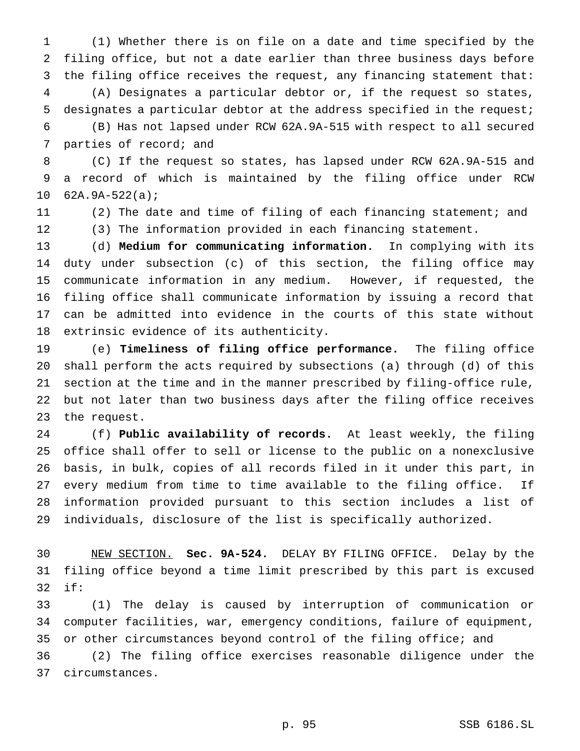(1) Whether there is on file on a date and time specified by the filing office, but not a date earlier than three business days before the filing office receives the request, any financing statement that:

(A) Designates a particular debtor or, if the request so states, designates a particular debtor at the address specified in the request;

(B) Has not lapsed under RCW 62A.9A-515 with respect to all secured parties of record; and

(C) If the request so states, has lapsed under RCW 62A.9A-515 and a record of which is maintained by the filing office under RCW 62A.9A-522(a);

(2) The date and time of filing of each financing statement; and

(3) The information provided in each financing statement.

(d) **Medium for communicating information.** In complying with its duty under subsection (c) of this section, the filing office may communicate information in any medium. However, if requested, the filing office shall communicate information by issuing a record that can be admitted into evidence in the courts of this state without extrinsic evidence of its authenticity.

(e) **Timeliness of filing office performance.** The filing office shall perform the acts required by subsections (a) through (d) of this section at the time and in the manner prescribed by filing-office rule, but not later than two business days after the filing office receives the request.

(f) **Public availability of records.** At least weekly, the filing office shall offer to sell or license to the public on a nonexclusive basis, in bulk, copies of all records filed in it under this part, in every medium from time to time available to the filing office. If information provided pursuant to this section includes a list of individuals, disclosure of the list is specifically authorized.

NEW SECTION. **Sec. 9A-524.** DELAY BY FILING OFFICE. Delay by the filing office beyond a time limit prescribed by this part is excused if:

(1) The delay is caused by interruption of communication or computer facilities, war, emergency conditions, failure of equipment, or other circumstances beyond control of the filing office; and

(2) The filing office exercises reasonable diligence under the circumstances.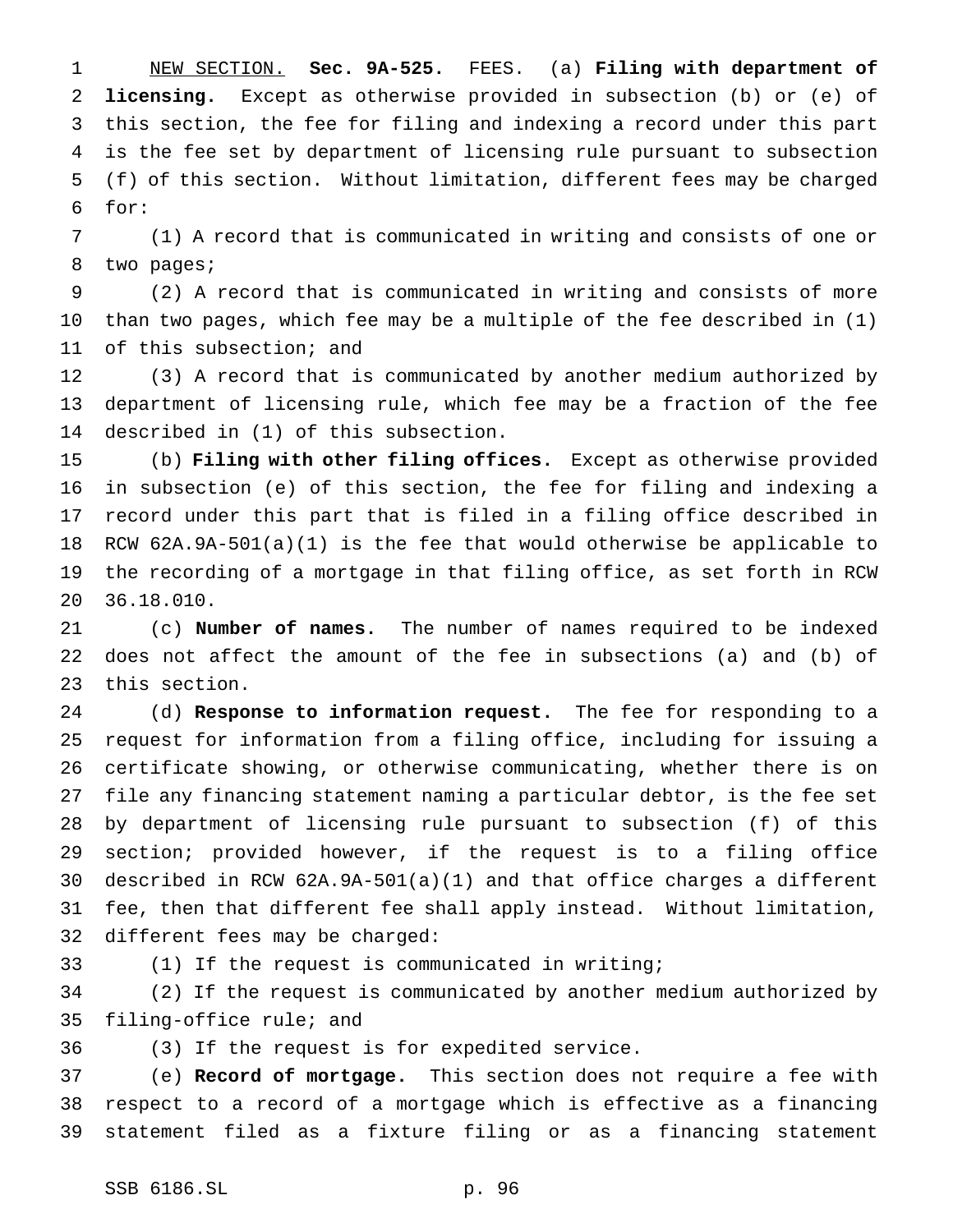NEW SECTION. **Sec. 9A-525.** FEES. (a) **Filing with department of licensing.** Except as otherwise provided in subsection (b) or (e) of this section, the fee for filing and indexing a record under this part is the fee set by department of licensing rule pursuant to subsection (f) of this section. Without limitation, different fees may be charged for:

(1) A record that is communicated in writing and consists of one or two pages;

(2) A record that is communicated in writing and consists of more than two pages, which fee may be a multiple of the fee described in (1) of this subsection; and

(3) A record that is communicated by another medium authorized by department of licensing rule, which fee may be a fraction of the fee described in (1) of this subsection.

(b) **Filing with other filing offices.** Except as otherwise provided in subsection (e) of this section, the fee for filing and indexing a record under this part that is filed in a filing office described in RCW 62A.9A-501(a)(1) is the fee that would otherwise be applicable to the recording of a mortgage in that filing office, as set forth in RCW 36.18.010.

(c) **Number of names.** The number of names required to be indexed does not affect the amount of the fee in subsections (a) and (b) of this section.

(d) **Response to information request.** The fee for responding to a request for information from a filing office, including for issuing a certificate showing, or otherwise communicating, whether there is on file any financing statement naming a particular debtor, is the fee set by department of licensing rule pursuant to subsection (f) of this section; provided however, if the request is to a filing office described in RCW 62A.9A-501(a)(1) and that office charges a different fee, then that different fee shall apply instead. Without limitation, different fees may be charged:

(1) If the request is communicated in writing;

(2) If the request is communicated by another medium authorized by filing-office rule; and

(3) If the request is for expedited service.

(e) **Record of mortgage.** This section does not require a fee with respect to a record of a mortgage which is effective as a financing statement filed as a fixture filing or as a financing statement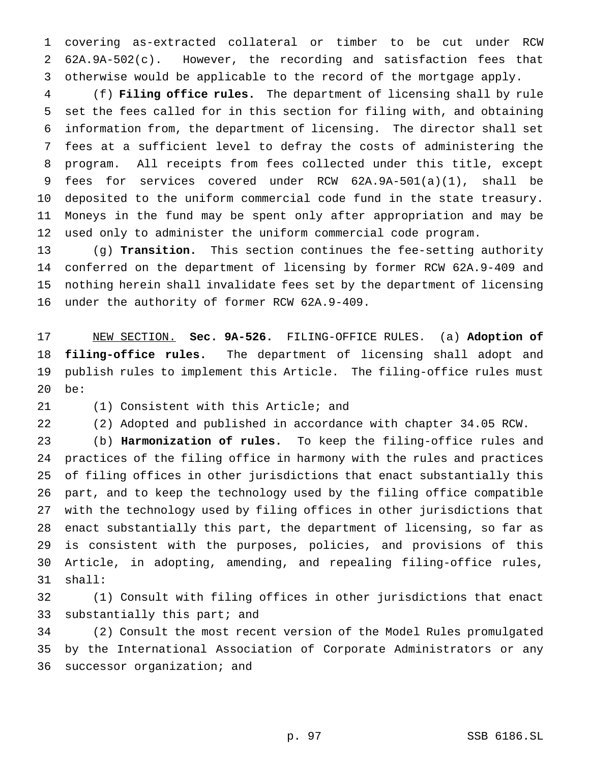covering as-extracted collateral or timber to be cut under RCW 62A.9A-502(c). However, the recording and satisfaction fees that otherwise would be applicable to the record of the mortgage apply.

(f) **Filing office rules.** The department of licensing shall by rule set the fees called for in this section for filing with, and obtaining information from, the department of licensing. The director shall set fees at a sufficient level to defray the costs of administering the program. All receipts from fees collected under this title, except fees for services covered under RCW 62A.9A-501(a)(1), shall be deposited to the uniform commercial code fund in the state treasury. Moneys in the fund may be spent only after appropriation and may be used only to administer the uniform commercial code program.

(g) **Transition.** This section continues the fee-setting authority conferred on the department of licensing by former RCW 62A.9-409 and nothing herein shall invalidate fees set by the department of licensing under the authority of former RCW 62A.9-409.

NEW SECTION. **Sec. 9A-526.** FILING-OFFICE RULES. (a) **Adoption of filing-office rules.** The department of licensing shall adopt and publish rules to implement this Article. The filing-office rules must be:

(1) Consistent with this Article; and

(2) Adopted and published in accordance with chapter 34.05 RCW.

(b) **Harmonization of rules.** To keep the filing-office rules and practices of the filing office in harmony with the rules and practices of filing offices in other jurisdictions that enact substantially this part, and to keep the technology used by the filing office compatible with the technology used by filing offices in other jurisdictions that enact substantially this part, the department of licensing, so far as is consistent with the purposes, policies, and provisions of this Article, in adopting, amending, and repealing filing-office rules, shall:

(1) Consult with filing offices in other jurisdictions that enact substantially this part; and

(2) Consult the most recent version of the Model Rules promulgated by the International Association of Corporate Administrators or any successor organization; and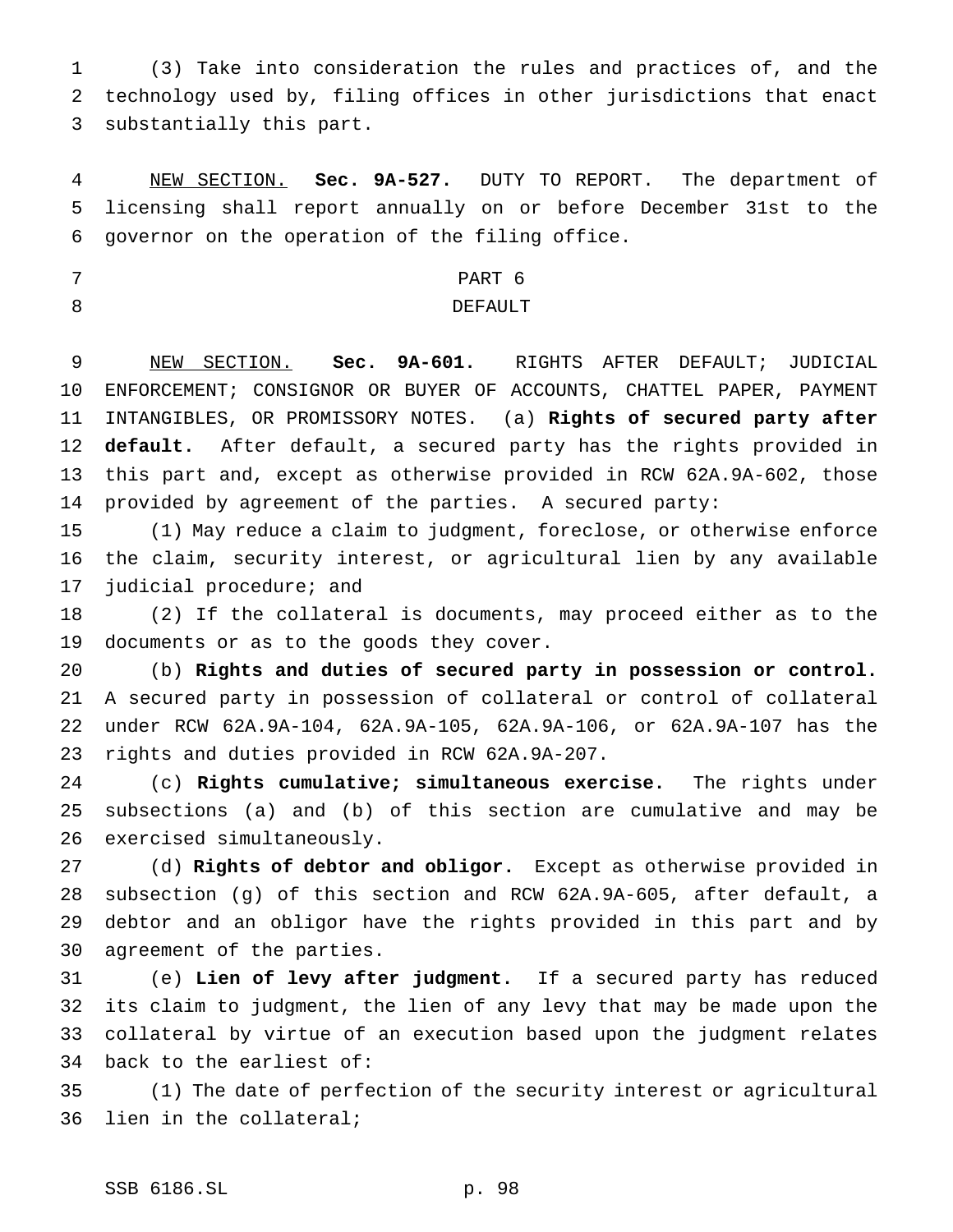(3) Take into consideration the rules and practices of, and the technology used by, filing offices in other jurisdictions that enact substantially this part.

NEW SECTION. **Sec. 9A-527.** DUTY TO REPORT. The department of licensing shall report annually on or before December 31st to the governor on the operation of the filing office.

PART 6
DEFAULT

NEW SECTION. **Sec. 9A-601.** RIGHTS AFTER DEFAULT; JUDICIAL ENFORCEMENT; CONSIGNOR OR BUYER OF ACCOUNTS, CHATTEL PAPER, PAYMENT INTANGIBLES, OR PROMISSORY NOTES. (a) **Rights of secured party after default.** After default, a secured party has the rights provided in this part and, except as otherwise provided in RCW 62A.9A-602, those provided by agreement of the parties. A secured party:

(1) May reduce a claim to judgment, foreclose, or otherwise enforce the claim, security interest, or agricultural lien by any available judicial procedure; and

(2) If the collateral is documents, may proceed either as to the documents or as to the goods they cover.

(b) **Rights and duties of secured party in possession or control.** A secured party in possession of collateral or control of collateral under RCW 62A.9A-104, 62A.9A-105, 62A.9A-106, or 62A.9A-107 has the rights and duties provided in RCW 62A.9A-207.

(c) **Rights cumulative; simultaneous exercise.** The rights under subsections (a) and (b) of this section are cumulative and may be exercised simultaneously.

(d) **Rights of debtor and obligor.** Except as otherwise provided in subsection (g) of this section and RCW 62A.9A-605, after default, a debtor and an obligor have the rights provided in this part and by agreement of the parties.

(e) **Lien of levy after judgment.** If a secured party has reduced its claim to judgment, the lien of any levy that may be made upon the collateral by virtue of an execution based upon the judgment relates back to the earliest of:

(1) The date of perfection of the security interest or agricultural lien in the collateral;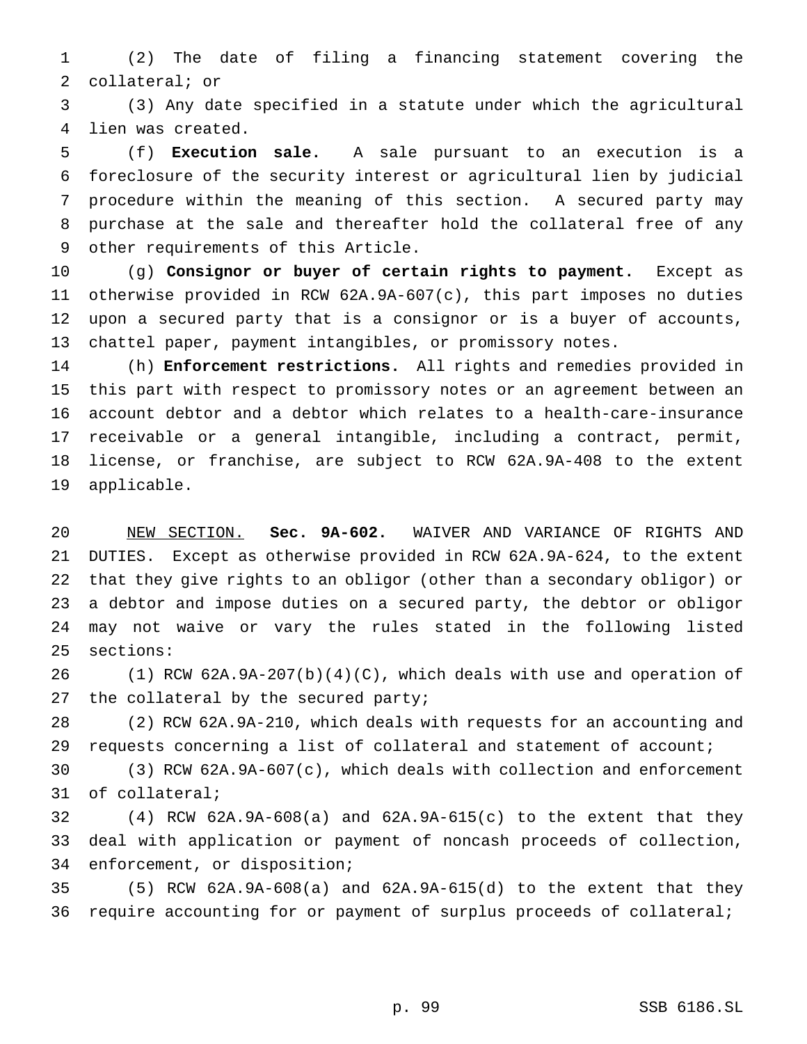(2) The date of filing a financing statement covering the collateral; or

(3) Any date specified in a statute under which the agricultural lien was created.

(f) **Execution sale.** A sale pursuant to an execution is a foreclosure of the security interest or agricultural lien by judicial procedure within the meaning of this section. A secured party may purchase at the sale and thereafter hold the collateral free of any other requirements of this Article.

(g) **Consignor or buyer of certain rights to payment.** Except as otherwise provided in RCW 62A.9A-607(c), this part imposes no duties upon a secured party that is a consignor or is a buyer of accounts, chattel paper, payment intangibles, or promissory notes.

(h) **Enforcement restrictions.** All rights and remedies provided in this part with respect to promissory notes or an agreement between an account debtor and a debtor which relates to a health-care-insurance receivable or a general intangible, including a contract, permit, license, or franchise, are subject to RCW 62A.9A-408 to the extent applicable.

NEW SECTION. **Sec. 9A-602.** WAIVER AND VARIANCE OF RIGHTS AND DUTIES. Except as otherwise provided in RCW 62A.9A-624, to the extent that they give rights to an obligor (other than a secondary obligor) or a debtor and impose duties on a secured party, the debtor or obligor may not waive or vary the rules stated in the following listed sections:

(1) RCW 62A.9A-207(b)(4)(C), which deals with use and operation of the collateral by the secured party;

(2) RCW 62A.9A-210, which deals with requests for an accounting and requests concerning a list of collateral and statement of account;

(3) RCW 62A.9A-607(c), which deals with collection and enforcement of collateral;

(4) RCW 62A.9A-608(a) and 62A.9A-615(c) to the extent that they deal with application or payment of noncash proceeds of collection, enforcement, or disposition;

(5) RCW 62A.9A-608(a) and 62A.9A-615(d) to the extent that they require accounting for or payment of surplus proceeds of collateral;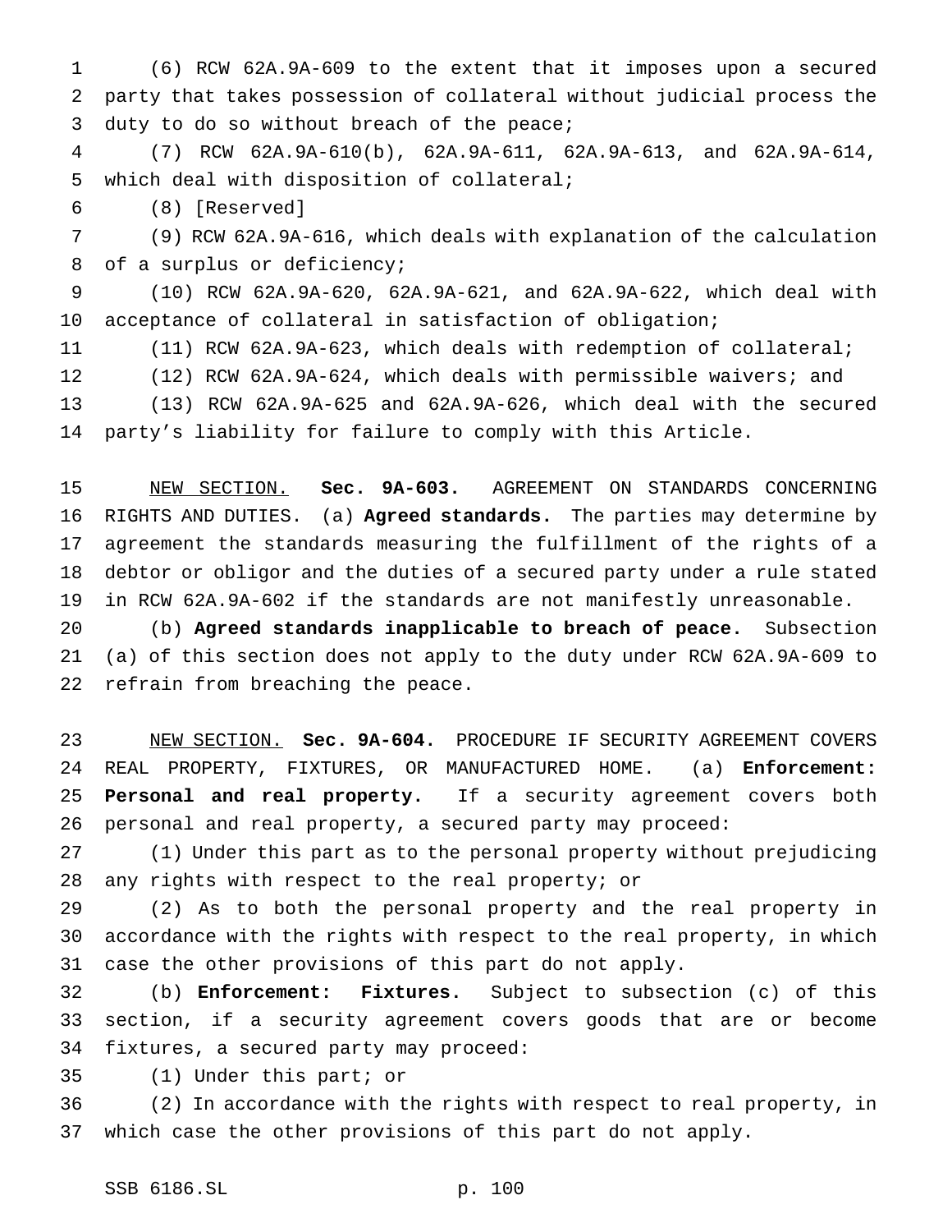(6) RCW 62A.9A-609 to the extent that it imposes upon a secured party that takes possession of collateral without judicial process the duty to do so without breach of the peace;

(7) RCW 62A.9A-610(b), 62A.9A-611, 62A.9A-613, and 62A.9A-614, which deal with disposition of collateral;

(8) [Reserved]

(9) RCW 62A.9A-616, which deals with explanation of the calculation of a surplus or deficiency;

(10) RCW 62A.9A-620, 62A.9A-621, and 62A.9A-622, which deal with acceptance of collateral in satisfaction of obligation;

(11) RCW 62A.9A-623, which deals with redemption of collateral;

(12) RCW 62A.9A-624, which deals with permissible waivers; and

(13) RCW 62A.9A-625 and 62A.9A-626, which deal with the secured party's liability for failure to comply with this Article.

NEW SECTION. **Sec. 9A-603.** AGREEMENT ON STANDARDS CONCERNING RIGHTS AND DUTIES. (a) **Agreed standards.** The parties may determine by agreement the standards measuring the fulfillment of the rights of a debtor or obligor and the duties of a secured party under a rule stated in RCW 62A.9A-602 if the standards are not manifestly unreasonable.

(b) **Agreed standards inapplicable to breach of peace.** Subsection (a) of this section does not apply to the duty under RCW 62A.9A-609 to refrain from breaching the peace.

NEW SECTION. **Sec. 9A-604.** PROCEDURE IF SECURITY AGREEMENT COVERS REAL PROPERTY, FIXTURES, OR MANUFACTURED HOME. (a) **Enforcement: Personal and real property.** If a security agreement covers both personal and real property, a secured party may proceed:

(1) Under this part as to the personal property without prejudicing any rights with respect to the real property; or

(2) As to both the personal property and the real property in accordance with the rights with respect to the real property, in which case the other provisions of this part do not apply.

(b) **Enforcement: Fixtures.** Subject to subsection (c) of this section, if a security agreement covers goods that are or become fixtures, a secured party may proceed:

(1) Under this part; or

(2) In accordance with the rights with respect to real property, in which case the other provisions of this part do not apply.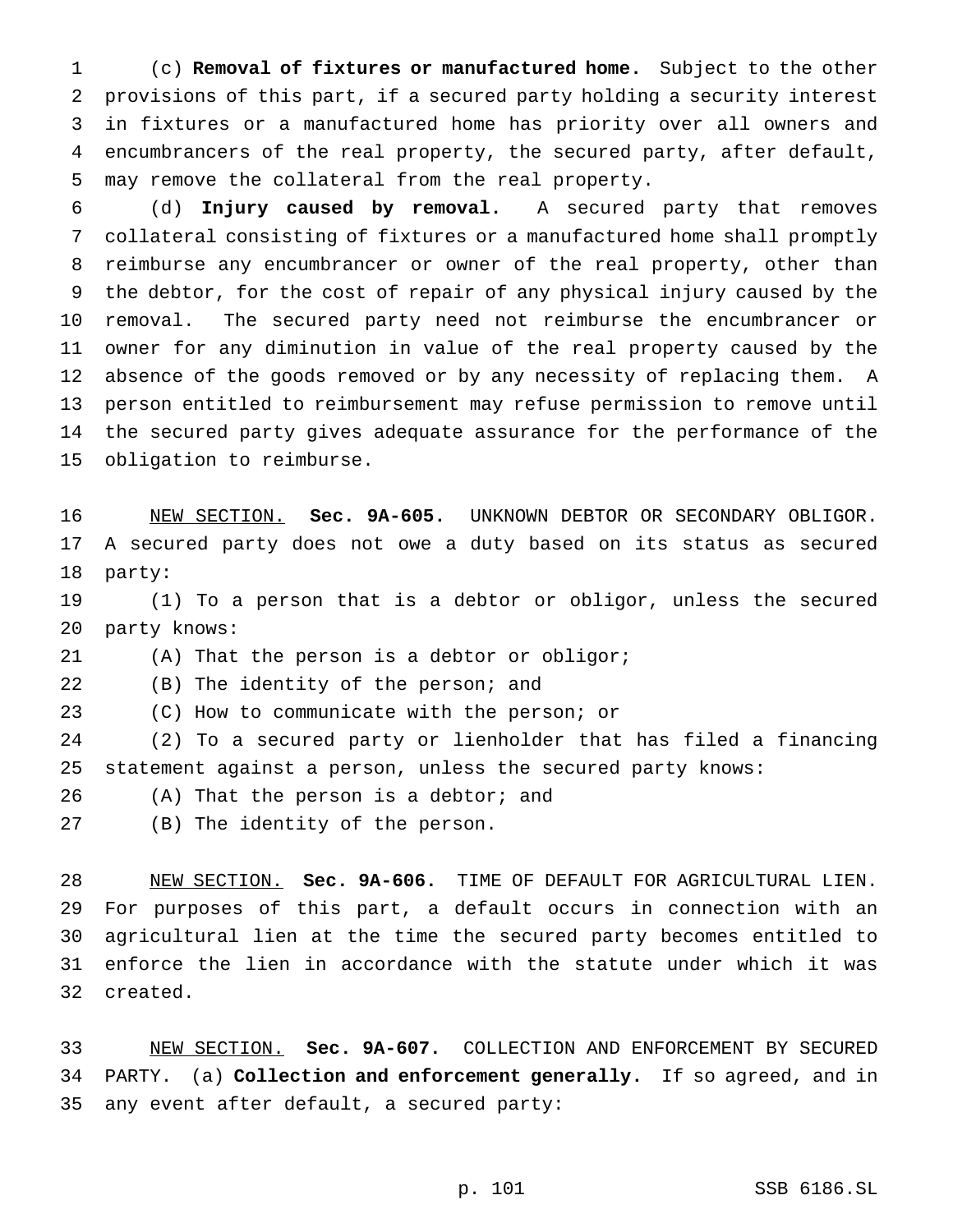(c) **Removal of fixtures or manufactured home.** Subject to the other provisions of this part, if a secured party holding a security interest in fixtures or a manufactured home has priority over all owners and encumbrancers of the real property, the secured party, after default, may remove the collateral from the real property.

(d) **Injury caused by removal.** A secured party that removes collateral consisting of fixtures or a manufactured home shall promptly reimburse any encumbrancer or owner of the real property, other than the debtor, for the cost of repair of any physical injury caused by the removal. The secured party need not reimburse the encumbrancer or owner for any diminution in value of the real property caused by the absence of the goods removed or by any necessity of replacing them. A person entitled to reimbursement may refuse permission to remove until the secured party gives adequate assurance for the performance of the obligation to reimburse.

NEW SECTION. **Sec. 9A-605.** UNKNOWN DEBTOR OR SECONDARY OBLIGOR. A secured party does not owe a duty based on its status as secured party:

(1) To a person that is a debtor or obligor, unless the secured party knows:

(A) That the person is a debtor or obligor;

(B) The identity of the person; and

(C) How to communicate with the person; or

(2) To a secured party or lienholder that has filed a financing statement against a person, unless the secured party knows:

(A) That the person is a debtor; and

(B) The identity of the person.

NEW SECTION. **Sec. 9A-606.** TIME OF DEFAULT FOR AGRICULTURAL LIEN. For purposes of this part, a default occurs in connection with an agricultural lien at the time the secured party becomes entitled to enforce the lien in accordance with the statute under which it was created.

NEW SECTION. **Sec. 9A-607.** COLLECTION AND ENFORCEMENT BY SECURED PARTY. (a) **Collection and enforcement generally.** If so agreed, and in any event after default, a secured party: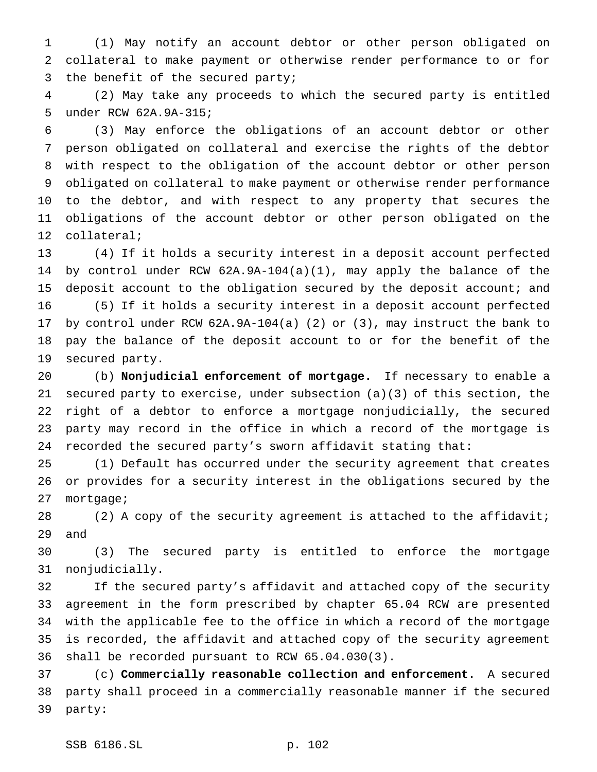(1) May notify an account debtor or other person obligated on collateral to make payment or otherwise render performance to or for the benefit of the secured party;

(2) May take any proceeds to which the secured party is entitled under RCW 62A.9A-315;

(3) May enforce the obligations of an account debtor or other person obligated on collateral and exercise the rights of the debtor with respect to the obligation of the account debtor or other person obligated on collateral to make payment or otherwise render performance to the debtor, and with respect to any property that secures the obligations of the account debtor or other person obligated on the collateral;

(4) If it holds a security interest in a deposit account perfected by control under RCW 62A.9A-104(a)(1), may apply the balance of the deposit account to the obligation secured by the deposit account; and

(5) If it holds a security interest in a deposit account perfected by control under RCW 62A.9A-104(a) (2) or (3), may instruct the bank to pay the balance of the deposit account to or for the benefit of the secured party.

(b) **Nonjudicial enforcement of mortgage.** If necessary to enable a secured party to exercise, under subsection (a)(3) of this section, the right of a debtor to enforce a mortgage nonjudicially, the secured party may record in the office in which a record of the mortgage is recorded the secured party's sworn affidavit stating that:

(1) Default has occurred under the security agreement that creates or provides for a security interest in the obligations secured by the mortgage;

(2) A copy of the security agreement is attached to the affidavit; and

(3) The secured party is entitled to enforce the mortgage nonjudicially.

If the secured party's affidavit and attached copy of the security agreement in the form prescribed by chapter 65.04 RCW are presented with the applicable fee to the office in which a record of the mortgage is recorded, the affidavit and attached copy of the security agreement shall be recorded pursuant to RCW 65.04.030(3).

(c) **Commercially reasonable collection and enforcement.** A secured party shall proceed in a commercially reasonable manner if the secured party: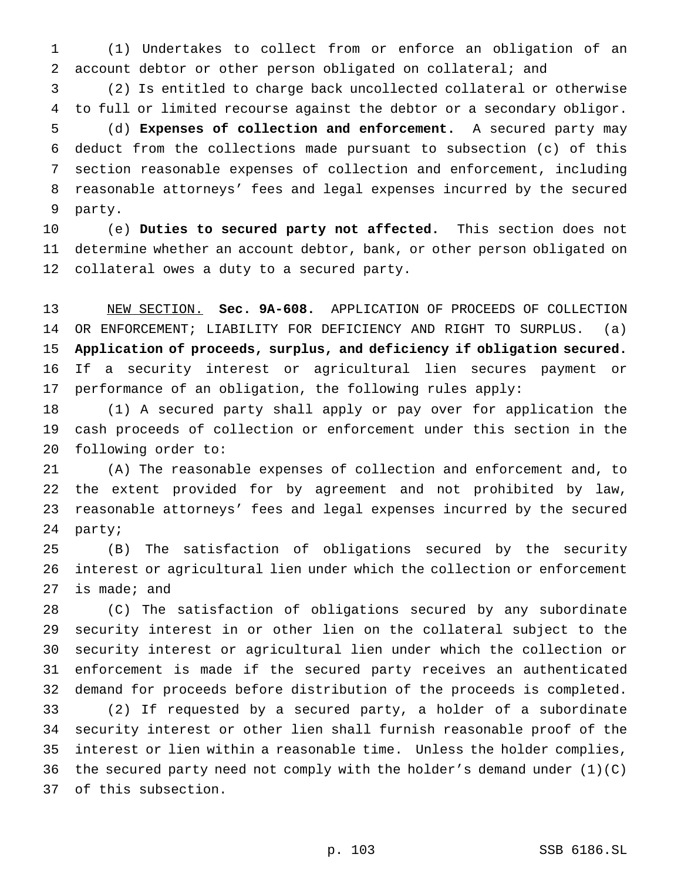(1) Undertakes to collect from or enforce an obligation of an account debtor or other person obligated on collateral; and

(2) Is entitled to charge back uncollected collateral or otherwise to full or limited recourse against the debtor or a secondary obligor.

(d) **Expenses of collection and enforcement.** A secured party may deduct from the collections made pursuant to subsection (c) of this section reasonable expenses of collection and enforcement, including reasonable attorneys' fees and legal expenses incurred by the secured party.

(e) **Duties to secured party not affected.** This section does not determine whether an account debtor, bank, or other person obligated on collateral owes a duty to a secured party.

NEW SECTION. **Sec. 9A-608.** APPLICATION OF PROCEEDS OF COLLECTION OR ENFORCEMENT; LIABILITY FOR DEFICIENCY AND RIGHT TO SURPLUS. (a) **Application of proceeds, surplus, and deficiency if obligation secured.** If a security interest or agricultural lien secures payment or performance of an obligation, the following rules apply:

(1) A secured party shall apply or pay over for application the cash proceeds of collection or enforcement under this section in the following order to:

(A) The reasonable expenses of collection and enforcement and, to the extent provided for by agreement and not prohibited by law, reasonable attorneys' fees and legal expenses incurred by the secured party;

(B) The satisfaction of obligations secured by the security interest or agricultural lien under which the collection or enforcement is made; and

(C) The satisfaction of obligations secured by any subordinate security interest in or other lien on the collateral subject to the security interest or agricultural lien under which the collection or enforcement is made if the secured party receives an authenticated demand for proceeds before distribution of the proceeds is completed.

(2) If requested by a secured party, a holder of a subordinate security interest or other lien shall furnish reasonable proof of the interest or lien within a reasonable time. Unless the holder complies, the secured party need not comply with the holder's demand under (1)(C) of this subsection.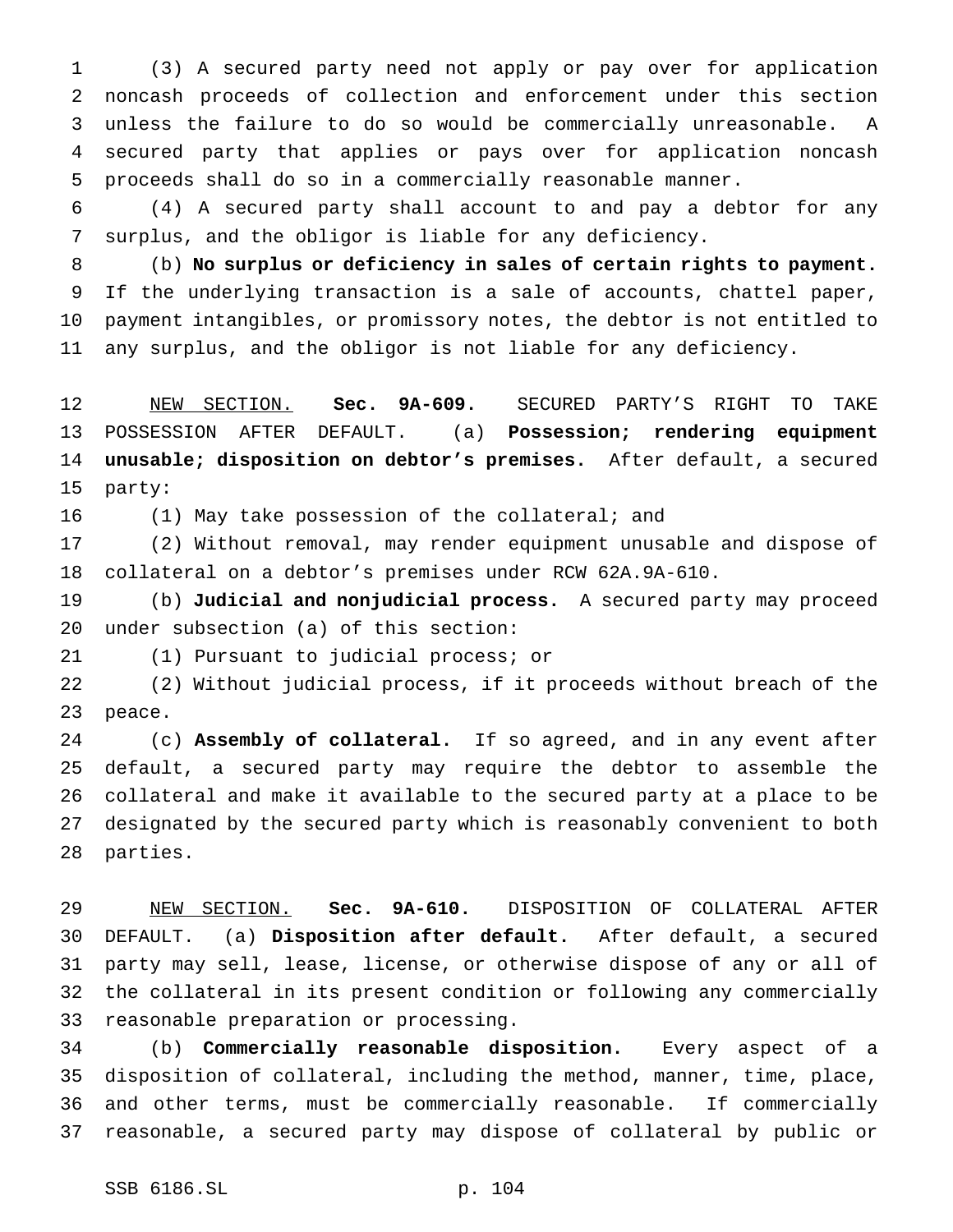(3) A secured party need not apply or pay over for application noncash proceeds of collection and enforcement under this section unless the failure to do so would be commercially unreasonable. A secured party that applies or pays over for application noncash proceeds shall do so in a commercially reasonable manner.

(4) A secured party shall account to and pay a debtor for any surplus, and the obligor is liable for any deficiency.

(b) **No surplus or deficiency in sales of certain rights to payment.** If the underlying transaction is a sale of accounts, chattel paper, payment intangibles, or promissory notes, the debtor is not entitled to any surplus, and the obligor is not liable for any deficiency.

NEW SECTION. **Sec. 9A-609.** SECURED PARTY'S RIGHT TO TAKE POSSESSION AFTER DEFAULT. (a) **Possession; rendering equipment unusable; disposition on debtor's premises.** After default, a secured party:

(1) May take possession of the collateral; and

(2) Without removal, may render equipment unusable and dispose of collateral on a debtor's premises under RCW 62A.9A-610.

(b) **Judicial and nonjudicial process.** A secured party may proceed under subsection (a) of this section:

(1) Pursuant to judicial process; or

(2) Without judicial process, if it proceeds without breach of the peace.

(c) **Assembly of collateral.** If so agreed, and in any event after default, a secured party may require the debtor to assemble the collateral and make it available to the secured party at a place to be designated by the secured party which is reasonably convenient to both parties.

NEW SECTION. **Sec. 9A-610.** DISPOSITION OF COLLATERAL AFTER DEFAULT. (a) **Disposition after default.** After default, a secured party may sell, lease, license, or otherwise dispose of any or all of the collateral in its present condition or following any commercially reasonable preparation or processing.

(b) **Commercially reasonable disposition.** Every aspect of a disposition of collateral, including the method, manner, time, place, and other terms, must be commercially reasonable. If commercially reasonable, a secured party may dispose of collateral by public or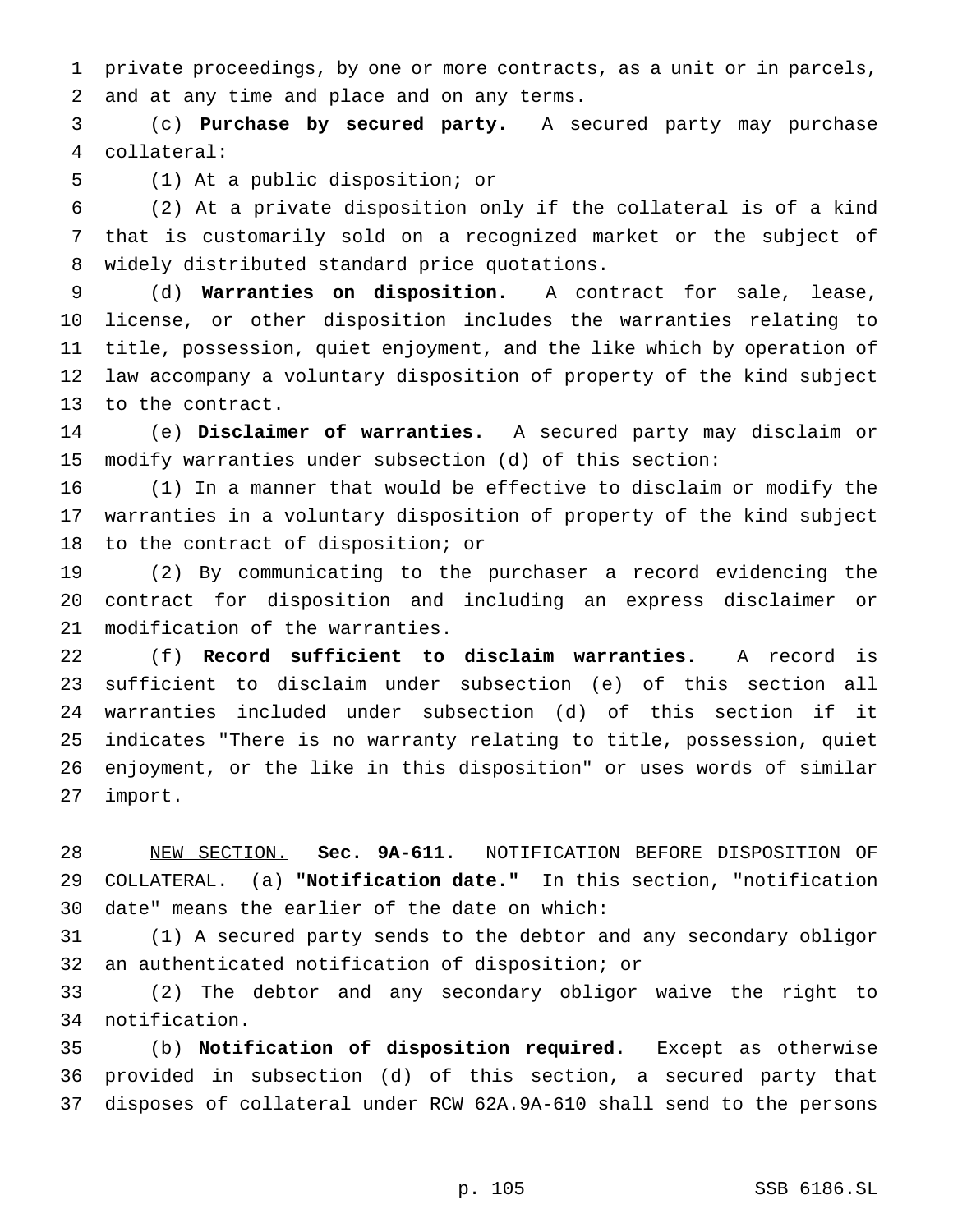private proceedings, by one or more contracts, as a unit or in parcels, and at any time and place and on any terms.

(c) **Purchase by secured party.** A secured party may purchase collateral:

(1) At a public disposition; or

(2) At a private disposition only if the collateral is of a kind that is customarily sold on a recognized market or the subject of widely distributed standard price quotations.

(d) **Warranties on disposition.** A contract for sale, lease, license, or other disposition includes the warranties relating to title, possession, quiet enjoyment, and the like which by operation of law accompany a voluntary disposition of property of the kind subject to the contract.

(e) **Disclaimer of warranties.** A secured party may disclaim or modify warranties under subsection (d) of this section:

(1) In a manner that would be effective to disclaim or modify the warranties in a voluntary disposition of property of the kind subject to the contract of disposition; or

(2) By communicating to the purchaser a record evidencing the contract for disposition and including an express disclaimer or modification of the warranties.

(f) **Record sufficient to disclaim warranties.** A record is sufficient to disclaim under subsection (e) of this section all warranties included under subsection (d) of this section if it indicates "There is no warranty relating to title, possession, quiet enjoyment, or the like in this disposition" or uses words of similar import.

NEW SECTION. **Sec. 9A-611.** NOTIFICATION BEFORE DISPOSITION OF COLLATERAL. (a) **"Notification date."** In this section, "notification date" means the earlier of the date on which:

(1) A secured party sends to the debtor and any secondary obligor an authenticated notification of disposition; or

(2) The debtor and any secondary obligor waive the right to notification.

(b) **Notification of disposition required.** Except as otherwise provided in subsection (d) of this section, a secured party that disposes of collateral under RCW 62A.9A-610 shall send to the persons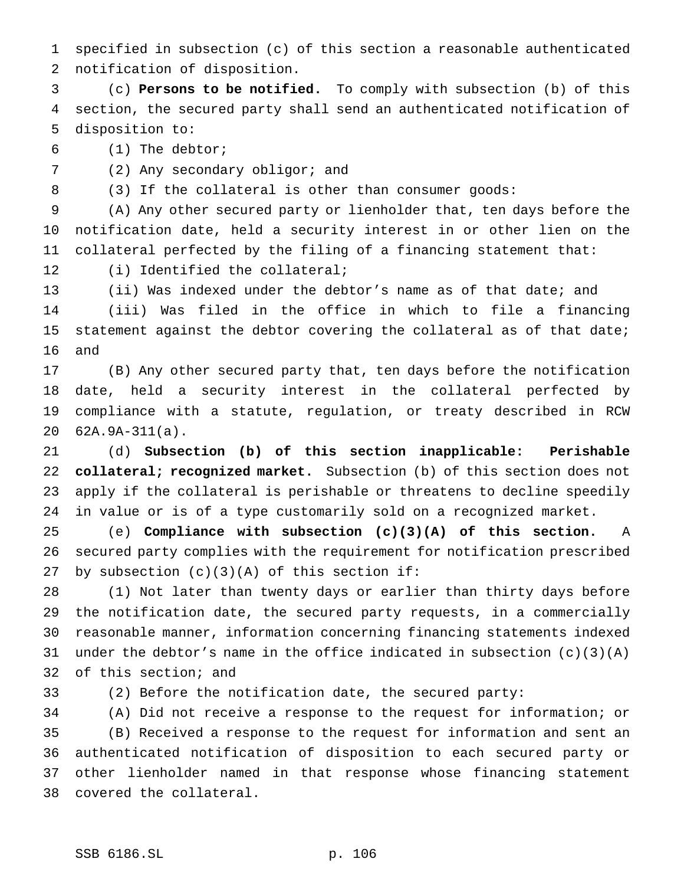specified in subsection (c) of this section a reasonable authenticated notification of disposition.

(c) **Persons to be notified.** To comply with subsection (b) of this section, the secured party shall send an authenticated notification of disposition to:

(1) The debtor;

(2) Any secondary obligor; and

(3) If the collateral is other than consumer goods:

(A) Any other secured party or lienholder that, ten days before the notification date, held a security interest in or other lien on the collateral perfected by the filing of a financing statement that:

(i) Identified the collateral;

(ii) Was indexed under the debtor's name as of that date; and

(iii) Was filed in the office in which to file a financing statement against the debtor covering the collateral as of that date; and

(B) Any other secured party that, ten days before the notification date, held a security interest in the collateral perfected by compliance with a statute, regulation, or treaty described in RCW 62A.9A-311(a).

(d) **Subsection (b) of this section inapplicable: Perishable collateral; recognized market.** Subsection (b) of this section does not apply if the collateral is perishable or threatens to decline speedily in value or is of a type customarily sold on a recognized market.

(e) **Compliance with subsection (c)(3)(A) of this section.** A secured party complies with the requirement for notification prescribed by subsection (c)(3)(A) of this section if:

(1) Not later than twenty days or earlier than thirty days before the notification date, the secured party requests, in a commercially reasonable manner, information concerning financing statements indexed under the debtor's name in the office indicated in subsection (c)(3)(A) of this section; and

(2) Before the notification date, the secured party:

(A) Did not receive a response to the request for information; or

(B) Received a response to the request for information and sent an authenticated notification of disposition to each secured party or other lienholder named in that response whose financing statement covered the collateral.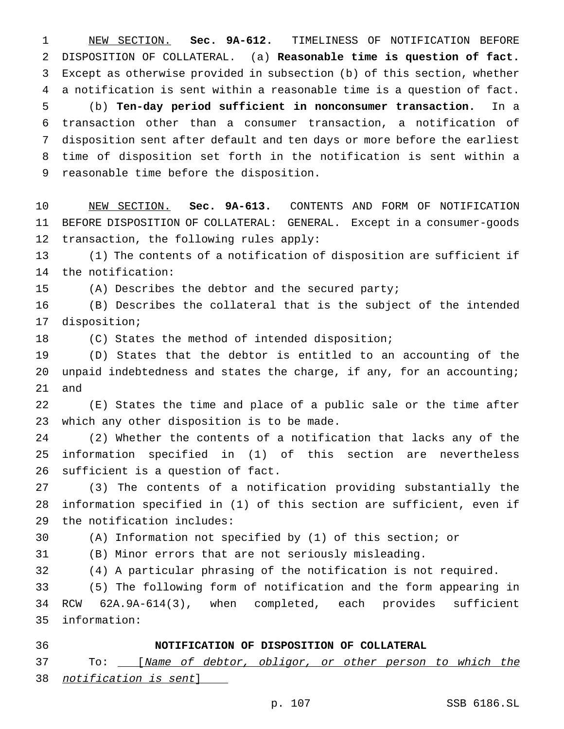<u>NEW SECTION.</u> **Sec. 9A-612.** TIMELINESS OF NOTIFICATION BEFORE DISPOSITION OF COLLATERAL. (a) **Reasonable time is question of fact.** Except as otherwise provided in subsection (b) of this section, whether a notification is sent within a reasonable time is a question of fact.

(b) **Ten-day period sufficient in nonconsumer transaction.** In a transaction other than a consumer transaction, a notification of disposition sent after default and ten days or more before the earliest time of disposition set forth in the notification is sent within a reasonable time before the disposition.

<u>NEW SECTION.</u> **Sec. 9A-613.** CONTENTS AND FORM OF NOTIFICATION BEFORE DISPOSITION OF COLLATERAL: GENERAL. Except in a consumer-goods transaction, the following rules apply:

(1) The contents of a notification of disposition are sufficient if the notification:

(A) Describes the debtor and the secured party;

(B) Describes the collateral that is the subject of the intended disposition;

(C) States the method of intended disposition;

(D) States that the debtor is entitled to an accounting of the unpaid indebtedness and states the charge, if any, for an accounting; and

(E) States the time and place of a public sale or the time after which any other disposition is to be made.

(2) Whether the contents of a notification that lacks any of the information specified in (1) of this section are nevertheless sufficient is a question of fact.

(3) The contents of a notification providing substantially the information specified in (1) of this section are sufficient, even if the notification includes:

(A) Information not specified by (1) of this section; or

(B) Minor errors that are not seriously misleading.

(4) A particular phrasing of the notification is not required.

(5) The following form of notification and the form appearing in RCW 62A.9A-614(3), when completed, each provides sufficient information:

**NOTIFICATION OF DISPOSITION OF COLLATERAL**

To: <u>[*Name of debtor, obligor, or other person to which the notification is sent*]</u>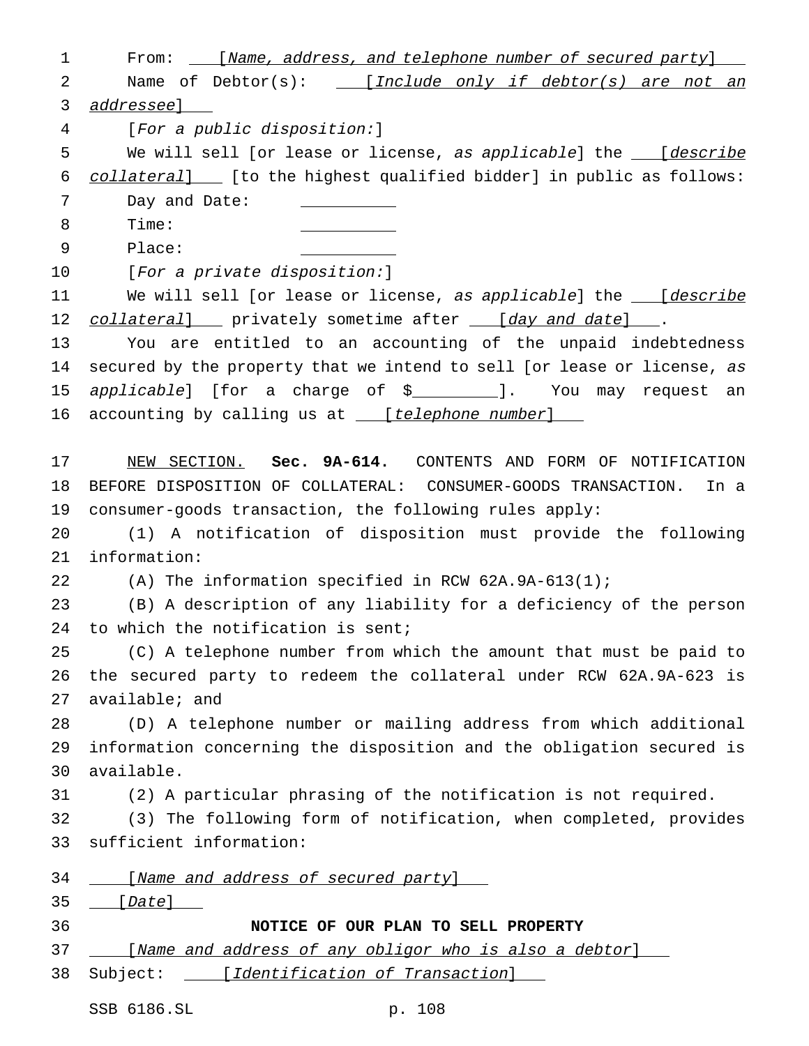From: [*Name, address, and telephone number of secured party*]

Name of Debtor(s): [*Include only if debtor(s) are not an addressee*]

[*For a public disposition:*]

We will sell [or lease or license, *as applicable*] the [*describe collateral*] [to the highest qualified bidder] in public as follows:

Day and Date: __________

Time: __________

Place: __________

[*For a private disposition:*]

We will sell [or lease or license, *as applicable*] the [*describe collateral*] privately sometime after [*day and date*].

You are entitled to an accounting of the unpaid indebtedness secured by the property that we intend to sell [or lease or license, *as applicable*] [for a charge of $________]. You may request an accounting by calling us at [*telephone number*]

NEW SECTION. **Sec. 9A-614.** CONTENTS AND FORM OF NOTIFICATION BEFORE DISPOSITION OF COLLATERAL: CONSUMER-GOODS TRANSACTION. In a consumer-goods transaction, the following rules apply:

(1) A notification of disposition must provide the following information:

(A) The information specified in RCW 62A.9A-613(1);

(B) A description of any liability for a deficiency of the person to which the notification is sent;

(C) A telephone number from which the amount that must be paid to the secured party to redeem the collateral under RCW 62A.9A-623 is available; and

(D) A telephone number or mailing address from which additional information concerning the disposition and the obligation secured is available.

(2) A particular phrasing of the notification is not required.

(3) The following form of notification, when completed, provides sufficient information:

[*Name and address of secured party*]

[*Date*]

**NOTICE OF OUR PLAN TO SELL PROPERTY**

[*Name and address of any obligor who is also a debtor*]

Subject: [*Identification of Transaction*]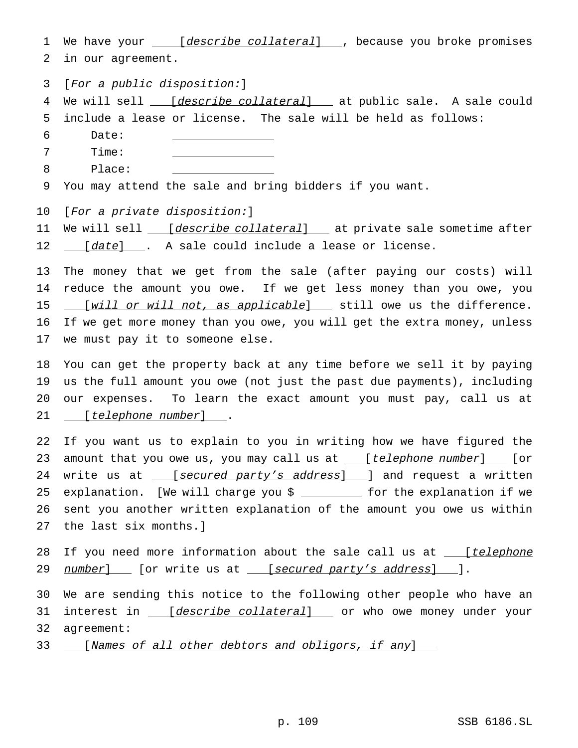We have your ___[*describe collateral*]___, because you broke promises in our agreement.

[*For a public disposition:*]
We will sell ___[*describe collateral*]___ at public sale. A sale could include a lease or license. The sale will be held as follows:

Date: ______________
Time: ______________
Place: ______________

You may attend the sale and bring bidders if you want.

[*For a private disposition:*]
We will sell ___[*describe collateral*]___ at private sale sometime after ___[*date*]___. A sale could include a lease or license.

The money that we get from the sale (after paying our costs) will reduce the amount you owe. If we get less money than you owe, you ___[*will or will not, as applicable*]___ still owe us the difference. If we get more money than you owe, you will get the extra money, unless we must pay it to someone else.

You can get the property back at any time before we sell it by paying us the full amount you owe (not just the past due payments), including our expenses. To learn the exact amount you must pay, call us at ___[*telephone number*]___.

If you want us to explain to you in writing how we have figured the amount that you owe us, you may call us at ___[*telephone number*]___ [or write us at ___[*secured party's address*]___] and request a written explanation. [We will charge you $ _________ for the explanation if we sent you another written explanation of the amount you owe us within the last six months.]

If you need more information about the sale call us at ___[*telephone number*]___ [or write us at ___[*secured party's address*]___].

We are sending this notice to the following other people who have an interest in ___[*describe collateral*]___ or who owe money under your agreement:

___[*Names of all other debtors and obligors, if any*]___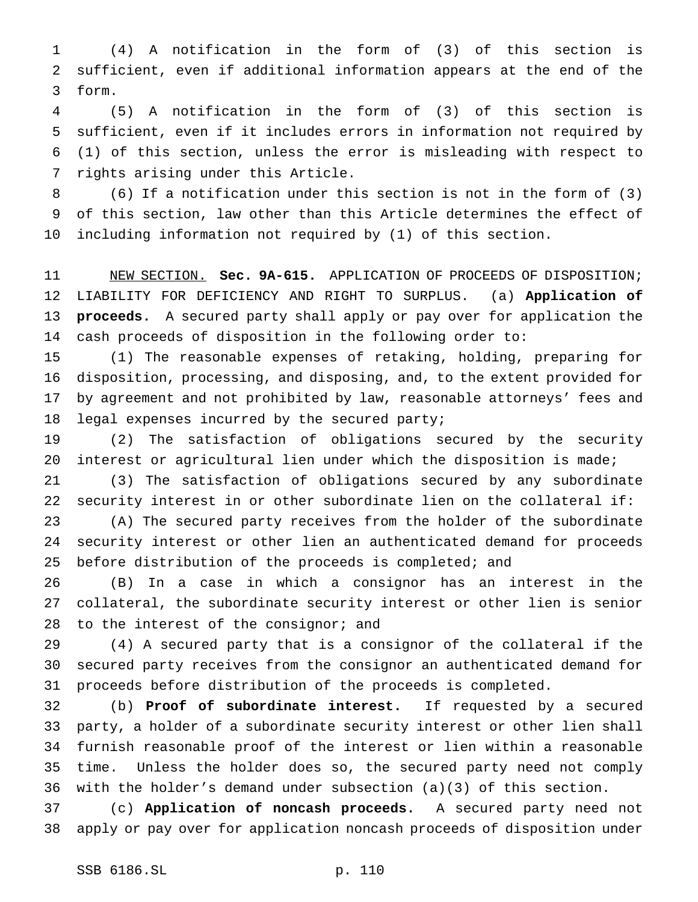(4) A notification in the form of (3) of this section is sufficient, even if additional information appears at the end of the form.

(5) A notification in the form of (3) of this section is sufficient, even if it includes errors in information not required by (1) of this section, unless the error is misleading with respect to rights arising under this Article.

(6) If a notification under this section is not in the form of (3) of this section, law other than this Article determines the effect of including information not required by (1) of this section.

NEW SECTION. **Sec. 9A-615.** APPLICATION OF PROCEEDS OF DISPOSITION; LIABILITY FOR DEFICIENCY AND RIGHT TO SURPLUS. (a) **Application of proceeds.** A secured party shall apply or pay over for application the cash proceeds of disposition in the following order to:

(1) The reasonable expenses of retaking, holding, preparing for disposition, processing, and disposing, and, to the extent provided for by agreement and not prohibited by law, reasonable attorneys' fees and legal expenses incurred by the secured party;

(2) The satisfaction of obligations secured by the security interest or agricultural lien under which the disposition is made;

(3) The satisfaction of obligations secured by any subordinate security interest in or other subordinate lien on the collateral if:

(A) The secured party receives from the holder of the subordinate security interest or other lien an authenticated demand for proceeds before distribution of the proceeds is completed; and

(B) In a case in which a consignor has an interest in the collateral, the subordinate security interest or other lien is senior to the interest of the consignor; and

(4) A secured party that is a consignor of the collateral if the secured party receives from the consignor an authenticated demand for proceeds before distribution of the proceeds is completed.

(b) **Proof of subordinate interest.** If requested by a secured party, a holder of a subordinate security interest or other lien shall furnish reasonable proof of the interest or lien within a reasonable time. Unless the holder does so, the secured party need not comply with the holder's demand under subsection (a)(3) of this section.

(c) **Application of noncash proceeds.** A secured party need not apply or pay over for application noncash proceeds of disposition under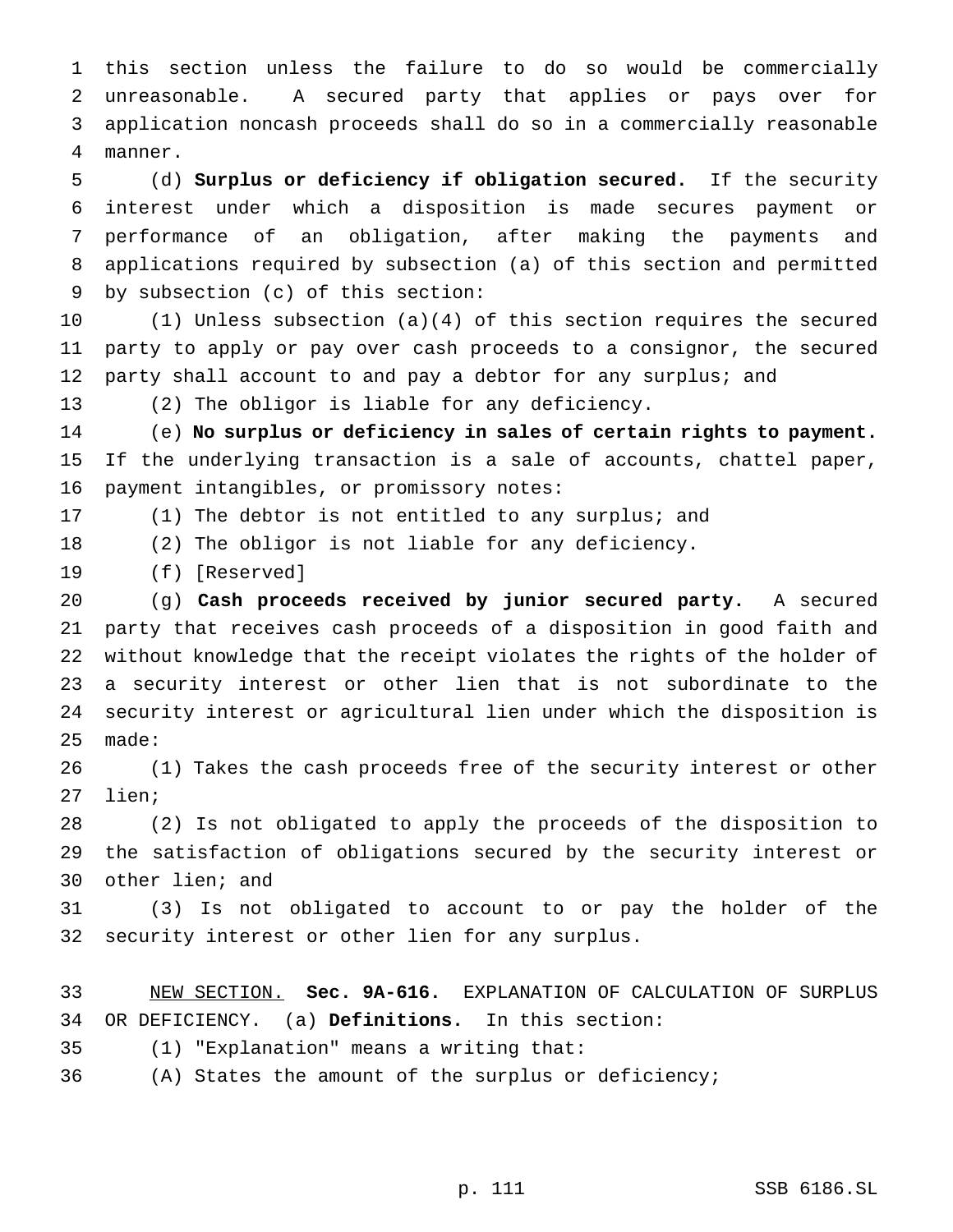this section unless the failure to do so would be commercially unreasonable. A secured party that applies or pays over for application noncash proceeds shall do so in a commercially reasonable manner.

(d) **Surplus or deficiency if obligation secured.** If the security interest under which a disposition is made secures payment or performance of an obligation, after making the payments and applications required by subsection (a) of this section and permitted by subsection (c) of this section:

(1) Unless subsection (a)(4) of this section requires the secured party to apply or pay over cash proceeds to a consignor, the secured party shall account to and pay a debtor for any surplus; and

(2) The obligor is liable for any deficiency.

(e) **No surplus or deficiency in sales of certain rights to payment.** If the underlying transaction is a sale of accounts, chattel paper, payment intangibles, or promissory notes:

(1) The debtor is not entitled to any surplus; and

(2) The obligor is not liable for any deficiency.

(f) [Reserved]

(g) **Cash proceeds received by junior secured party.** A secured party that receives cash proceeds of a disposition in good faith and without knowledge that the receipt violates the rights of the holder of a security interest or other lien that is not subordinate to the security interest or agricultural lien under which the disposition is made:

(1) Takes the cash proceeds free of the security interest or other lien;

(2) Is not obligated to apply the proceeds of the disposition to the satisfaction of obligations secured by the security interest or other lien; and

(3) Is not obligated to account to or pay the holder of the security interest or other lien for any surplus.

NEW SECTION. **Sec. 9A-616.** EXPLANATION OF CALCULATION OF SURPLUS OR DEFICIENCY. (a) **Definitions.** In this section:

(1) "Explanation" means a writing that:

(A) States the amount of the surplus or deficiency;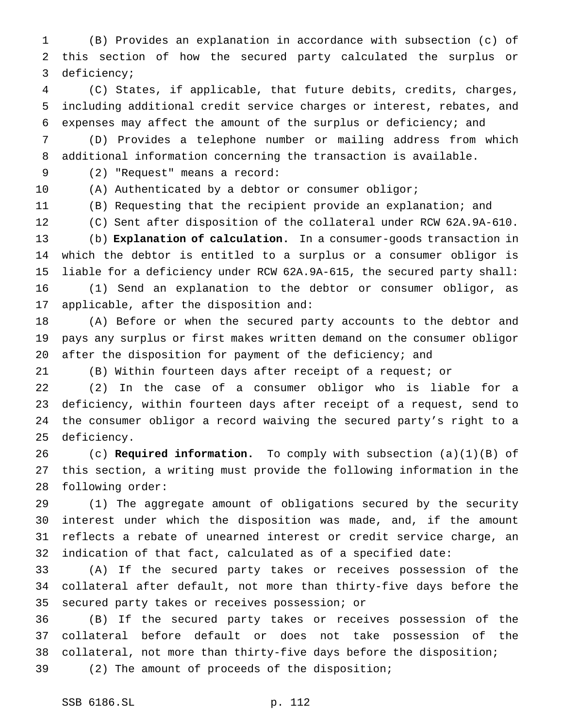(B) Provides an explanation in accordance with subsection (c) of this section of how the secured party calculated the surplus or deficiency;

(C) States, if applicable, that future debits, credits, charges, including additional credit service charges or interest, rebates, and expenses may affect the amount of the surplus or deficiency; and

(D) Provides a telephone number or mailing address from which additional information concerning the transaction is available.

(2) "Request" means a record:

(A) Authenticated by a debtor or consumer obligor;

(B) Requesting that the recipient provide an explanation; and

(C) Sent after disposition of the collateral under RCW 62A.9A-610.

(b) **Explanation of calculation.** In a consumer-goods transaction in which the debtor is entitled to a surplus or a consumer obligor is liable for a deficiency under RCW 62A.9A-615, the secured party shall:

(1) Send an explanation to the debtor or consumer obligor, as applicable, after the disposition and:

(A) Before or when the secured party accounts to the debtor and pays any surplus or first makes written demand on the consumer obligor after the disposition for payment of the deficiency; and

(B) Within fourteen days after receipt of a request; or

(2) In the case of a consumer obligor who is liable for a deficiency, within fourteen days after receipt of a request, send to the consumer obligor a record waiving the secured party's right to a deficiency.

(c) **Required information.** To comply with subsection (a)(1)(B) of this section, a writing must provide the following information in the following order:

(1) The aggregate amount of obligations secured by the security interest under which the disposition was made, and, if the amount reflects a rebate of unearned interest or credit service charge, an indication of that fact, calculated as of a specified date:

(A) If the secured party takes or receives possession of the collateral after default, not more than thirty-five days before the secured party takes or receives possession; or

(B) If the secured party takes or receives possession of the collateral before default or does not take possession of the collateral, not more than thirty-five days before the disposition;

(2) The amount of proceeds of the disposition;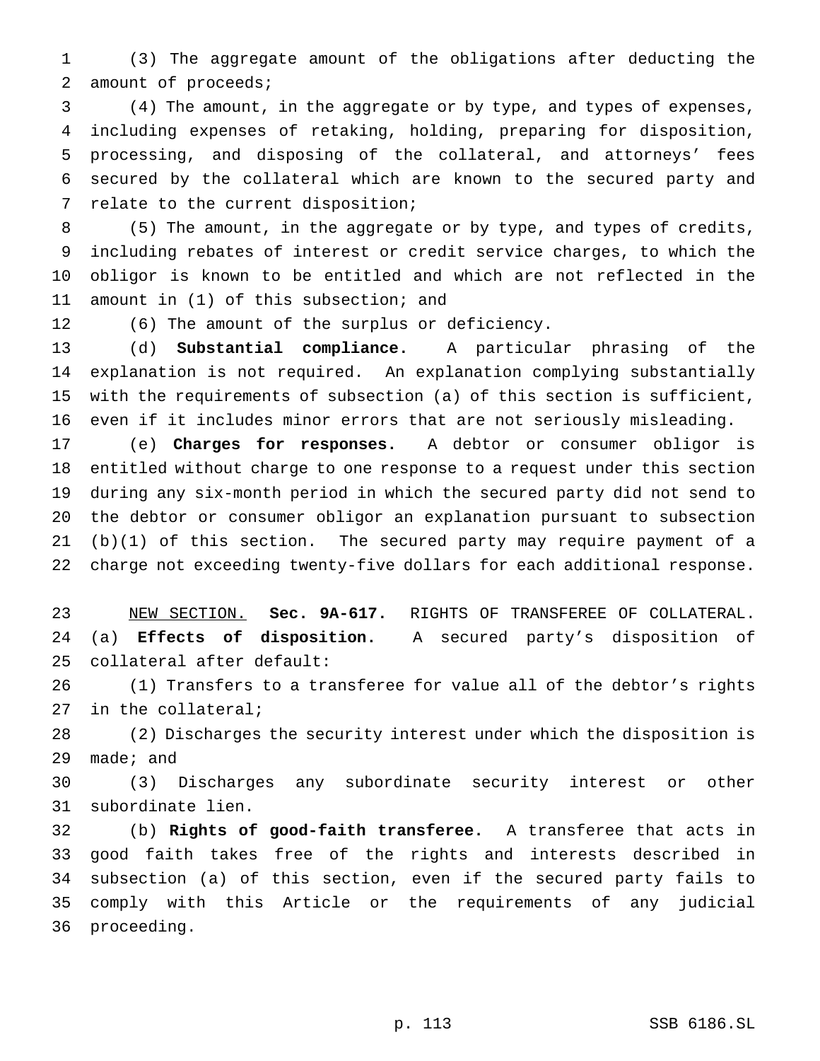(3) The aggregate amount of the obligations after deducting the amount of proceeds;

(4) The amount, in the aggregate or by type, and types of expenses, including expenses of retaking, holding, preparing for disposition, processing, and disposing of the collateral, and attorneys' fees secured by the collateral which are known to the secured party and relate to the current disposition;

(5) The amount, in the aggregate or by type, and types of credits, including rebates of interest or credit service charges, to which the obligor is known to be entitled and which are not reflected in the amount in (1) of this subsection; and

(6) The amount of the surplus or deficiency.

(d) **Substantial compliance.** A particular phrasing of the explanation is not required. An explanation complying substantially with the requirements of subsection (a) of this section is sufficient, even if it includes minor errors that are not seriously misleading.

(e) **Charges for responses.** A debtor or consumer obligor is entitled without charge to one response to a request under this section during any six-month period in which the secured party did not send to the debtor or consumer obligor an explanation pursuant to subsection (b)(1) of this section. The secured party may require payment of a charge not exceeding twenty-five dollars for each additional response.

NEW SECTION. **Sec. 9A-617.** RIGHTS OF TRANSFEREE OF COLLATERAL. (a) **Effects of disposition.** A secured party's disposition of collateral after default:

(1) Transfers to a transferee for value all of the debtor's rights in the collateral;

(2) Discharges the security interest under which the disposition is made; and

(3) Discharges any subordinate security interest or other subordinate lien.

(b) **Rights of good-faith transferee.** A transferee that acts in good faith takes free of the rights and interests described in subsection (a) of this section, even if the secured party fails to comply with this Article or the requirements of any judicial proceeding.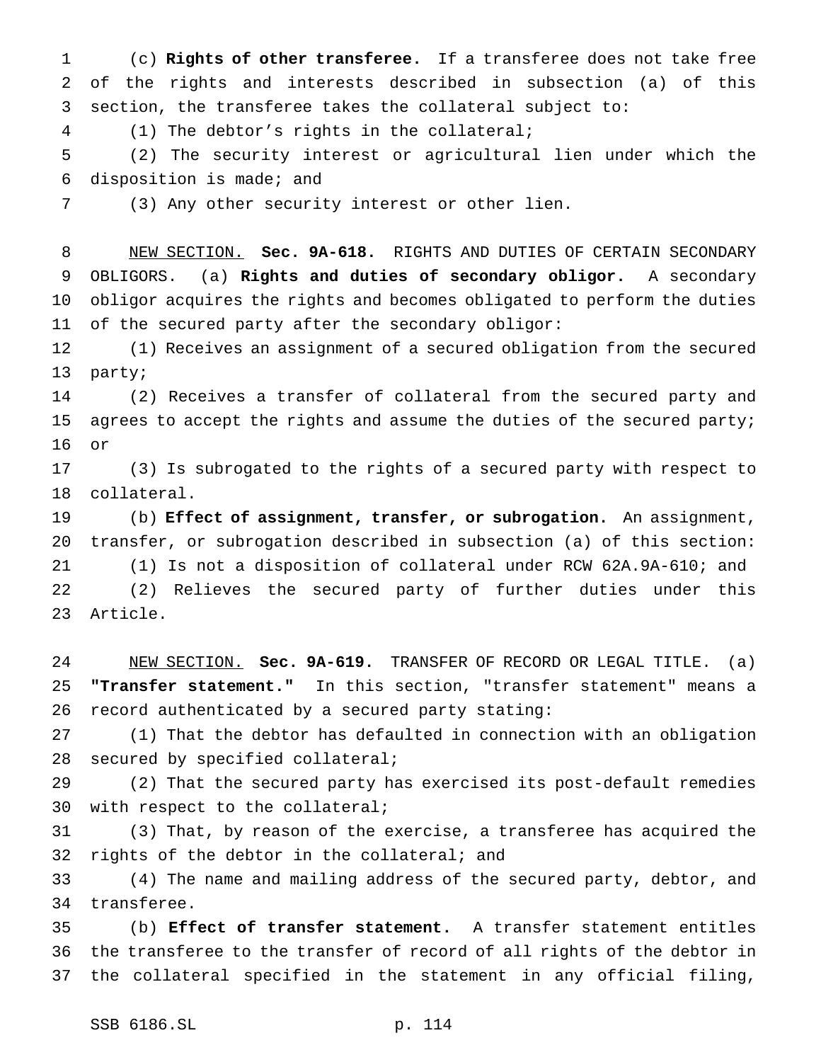(c) **Rights of other transferee.** If a transferee does not take free of the rights and interests described in subsection (a) of this section, the transferee takes the collateral subject to:

(1) The debtor's rights in the collateral;

(2) The security interest or agricultural lien under which the disposition is made; and

(3) Any other security interest or other lien.

NEW SECTION. **Sec. 9A-618.** RIGHTS AND DUTIES OF CERTAIN SECONDARY OBLIGORS. (a) **Rights and duties of secondary obligor.** A secondary obligor acquires the rights and becomes obligated to perform the duties of the secured party after the secondary obligor:

(1) Receives an assignment of a secured obligation from the secured party;

(2) Receives a transfer of collateral from the secured party and agrees to accept the rights and assume the duties of the secured party; or

(3) Is subrogated to the rights of a secured party with respect to collateral.

(b) **Effect of assignment, transfer, or subrogation.** An assignment, transfer, or subrogation described in subsection (a) of this section:

(1) Is not a disposition of collateral under RCW 62A.9A-610; and

(2) Relieves the secured party of further duties under this Article.

NEW SECTION. **Sec. 9A-619.** TRANSFER OF RECORD OR LEGAL TITLE. (a) **"Transfer statement."** In this section, "transfer statement" means a record authenticated by a secured party stating:

(1) That the debtor has defaulted in connection with an obligation secured by specified collateral;

(2) That the secured party has exercised its post-default remedies with respect to the collateral;

(3) That, by reason of the exercise, a transferee has acquired the rights of the debtor in the collateral; and

(4) The name and mailing address of the secured party, debtor, and transferee.

(b) **Effect of transfer statement.** A transfer statement entitles the transferee to the transfer of record of all rights of the debtor in the collateral specified in the statement in any official filing,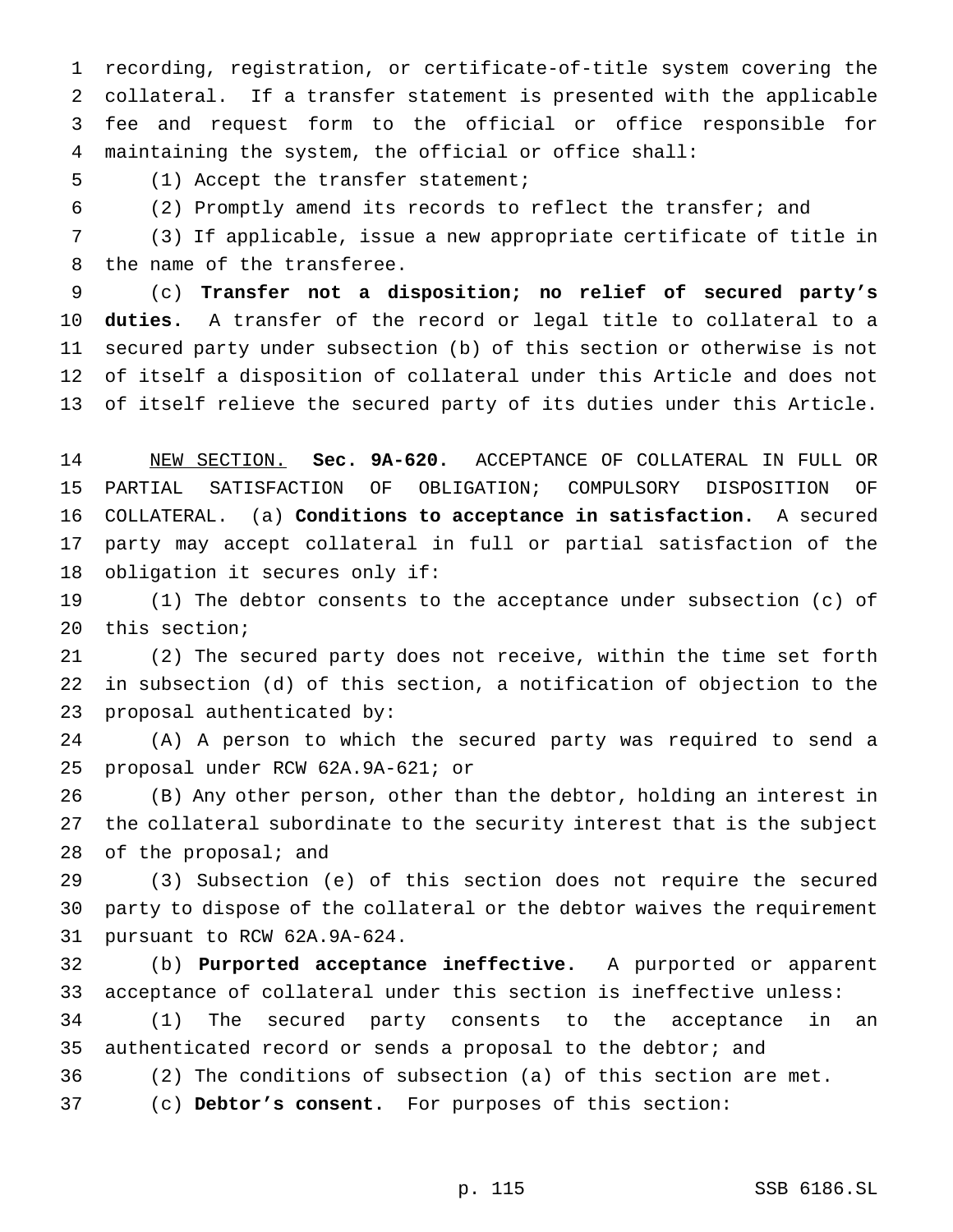recording, registration, or certificate-of-title system covering the collateral. If a transfer statement is presented with the applicable fee and request form to the official or office responsible for maintaining the system, the official or office shall:

(1) Accept the transfer statement;

(2) Promptly amend its records to reflect the transfer; and

(3) If applicable, issue a new appropriate certificate of title in the name of the transferee.

(c) **Transfer not a disposition; no relief of secured party's duties.** A transfer of the record or legal title to collateral to a secured party under subsection (b) of this section or otherwise is not of itself a disposition of collateral under this Article and does not of itself relieve the secured party of its duties under this Article.

NEW SECTION. **Sec. 9A-620.** ACCEPTANCE OF COLLATERAL IN FULL OR PARTIAL SATISFACTION OF OBLIGATION; COMPULSORY DISPOSITION OF COLLATERAL. (a) **Conditions to acceptance in satisfaction.** A secured party may accept collateral in full or partial satisfaction of the obligation it secures only if:

(1) The debtor consents to the acceptance under subsection (c) of this section;

(2) The secured party does not receive, within the time set forth in subsection (d) of this section, a notification of objection to the proposal authenticated by:

(A) A person to which the secured party was required to send a proposal under RCW 62A.9A-621; or

(B) Any other person, other than the debtor, holding an interest in the collateral subordinate to the security interest that is the subject of the proposal; and

(3) Subsection (e) of this section does not require the secured party to dispose of the collateral or the debtor waives the requirement pursuant to RCW 62A.9A-624.

(b) **Purported acceptance ineffective.** A purported or apparent acceptance of collateral under this section is ineffective unless:

(1) The secured party consents to the acceptance in an authenticated record or sends a proposal to the debtor; and

(2) The conditions of subsection (a) of this section are met.

(c) **Debtor's consent.** For purposes of this section: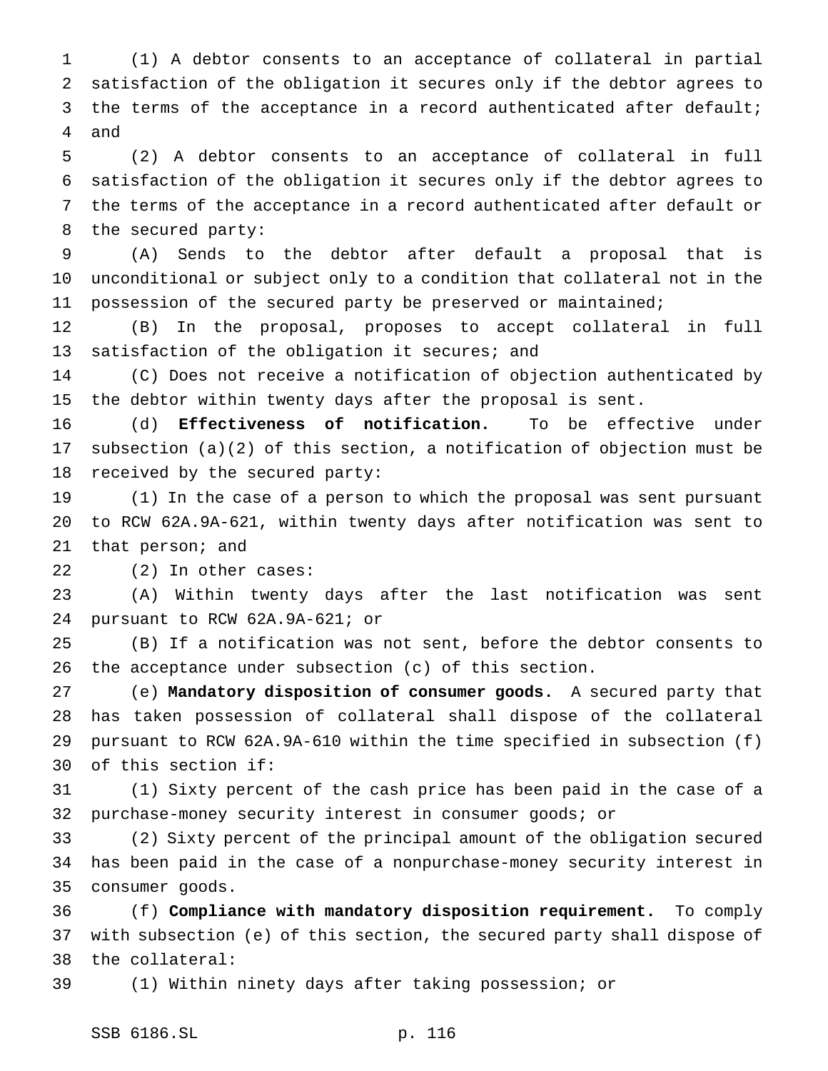(1) A debtor consents to an acceptance of collateral in partial satisfaction of the obligation it secures only if the debtor agrees to the terms of the acceptance in a record authenticated after default; and

(2) A debtor consents to an acceptance of collateral in full satisfaction of the obligation it secures only if the debtor agrees to the terms of the acceptance in a record authenticated after default or the secured party:

(A) Sends to the debtor after default a proposal that is unconditional or subject only to a condition that collateral not in the possession of the secured party be preserved or maintained;

(B) In the proposal, proposes to accept collateral in full satisfaction of the obligation it secures; and

(C) Does not receive a notification of objection authenticated by the debtor within twenty days after the proposal is sent.

(d) **Effectiveness of notification.** To be effective under subsection (a)(2) of this section, a notification of objection must be received by the secured party:

(1) In the case of a person to which the proposal was sent pursuant to RCW 62A.9A-621, within twenty days after notification was sent to that person; and

(2) In other cases:

(A) Within twenty days after the last notification was sent pursuant to RCW 62A.9A-621; or

(B) If a notification was not sent, before the debtor consents to the acceptance under subsection (c) of this section.

(e) **Mandatory disposition of consumer goods.** A secured party that has taken possession of collateral shall dispose of the collateral pursuant to RCW 62A.9A-610 within the time specified in subsection (f) of this section if:

(1) Sixty percent of the cash price has been paid in the case of a purchase-money security interest in consumer goods; or

(2) Sixty percent of the principal amount of the obligation secured has been paid in the case of a nonpurchase-money security interest in consumer goods.

(f) **Compliance with mandatory disposition requirement.** To comply with subsection (e) of this section, the secured party shall dispose of the collateral:

(1) Within ninety days after taking possession; or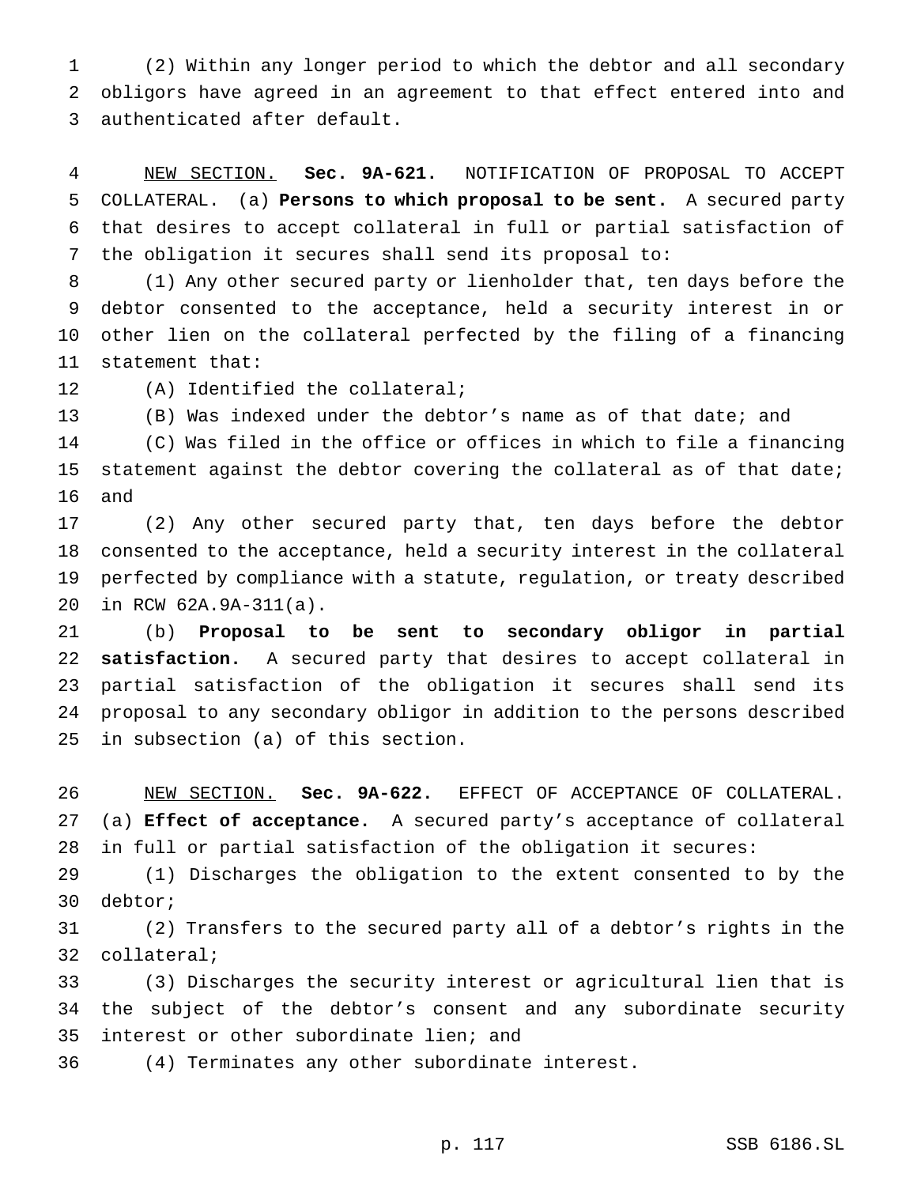(2) Within any longer period to which the debtor and all secondary obligors have agreed in an agreement to that effect entered into and authenticated after default.

NEW SECTION. **Sec. 9A-621.** NOTIFICATION OF PROPOSAL TO ACCEPT COLLATERAL. (a) **Persons to which proposal to be sent.** A secured party that desires to accept collateral in full or partial satisfaction of the obligation it secures shall send its proposal to:

(1) Any other secured party or lienholder that, ten days before the debtor consented to the acceptance, held a security interest in or other lien on the collateral perfected by the filing of a financing statement that:

(A) Identified the collateral;

(B) Was indexed under the debtor's name as of that date; and

(C) Was filed in the office or offices in which to file a financing statement against the debtor covering the collateral as of that date; and

(2) Any other secured party that, ten days before the debtor consented to the acceptance, held a security interest in the collateral perfected by compliance with a statute, regulation, or treaty described in RCW 62A.9A-311(a).

(b) **Proposal to be sent to secondary obligor in partial satisfaction.** A secured party that desires to accept collateral in partial satisfaction of the obligation it secures shall send its proposal to any secondary obligor in addition to the persons described in subsection (a) of this section.

NEW SECTION. **Sec. 9A-622.** EFFECT OF ACCEPTANCE OF COLLATERAL. (a) **Effect of acceptance.** A secured party's acceptance of collateral in full or partial satisfaction of the obligation it secures:

(1) Discharges the obligation to the extent consented to by the debtor;

(2) Transfers to the secured party all of a debtor's rights in the collateral;

(3) Discharges the security interest or agricultural lien that is the subject of the debtor's consent and any subordinate security interest or other subordinate lien; and

(4) Terminates any other subordinate interest.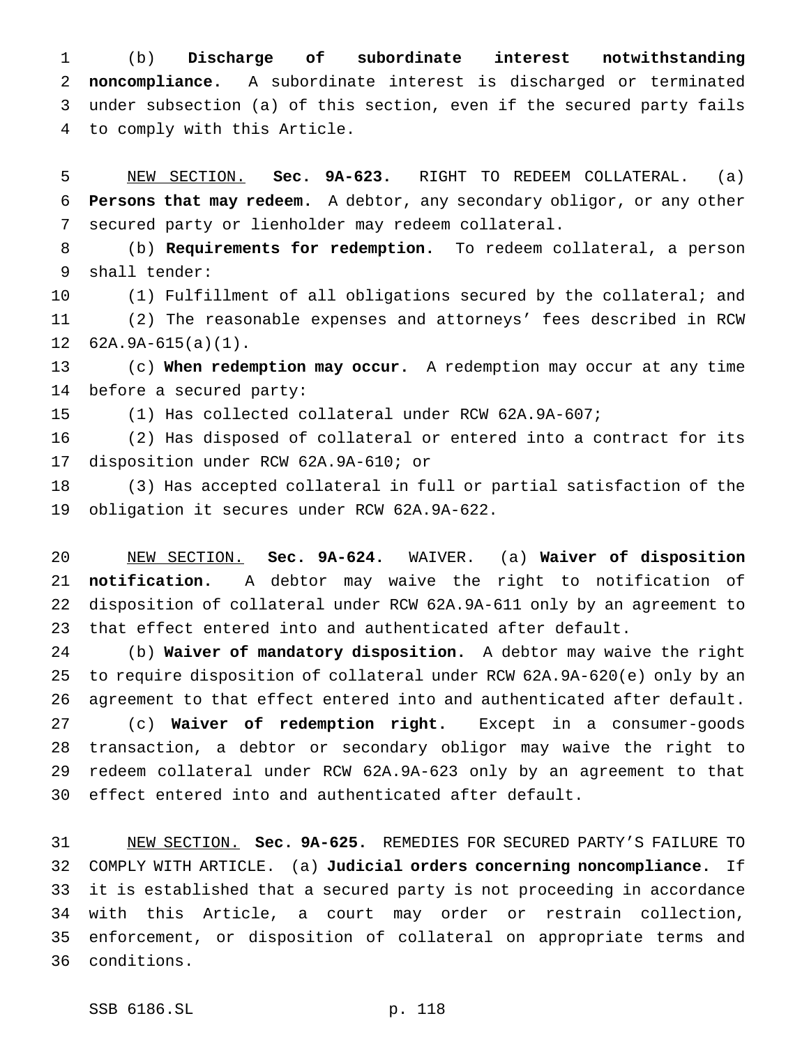(b) **Discharge of subordinate interest notwithstanding noncompliance.** A subordinate interest is discharged or terminated under subsection (a) of this section, even if the secured party fails to comply with this Article.

NEW SECTION. **Sec. 9A-623.** RIGHT TO REDEEM COLLATERAL. (a) **Persons that may redeem.** A debtor, any secondary obligor, or any other secured party or lienholder may redeem collateral.

(b) **Requirements for redemption.** To redeem collateral, a person shall tender:

(1) Fulfillment of all obligations secured by the collateral; and

(2) The reasonable expenses and attorneys' fees described in RCW 62A.9A-615(a)(1).

(c) **When redemption may occur.** A redemption may occur at any time before a secured party:

(1) Has collected collateral under RCW 62A.9A-607;

(2) Has disposed of collateral or entered into a contract for its disposition under RCW 62A.9A-610; or

(3) Has accepted collateral in full or partial satisfaction of the obligation it secures under RCW 62A.9A-622.

NEW SECTION. **Sec. 9A-624.** WAIVER. (a) **Waiver of disposition notification.** A debtor may waive the right to notification of disposition of collateral under RCW 62A.9A-611 only by an agreement to that effect entered into and authenticated after default.

(b) **Waiver of mandatory disposition.** A debtor may waive the right to require disposition of collateral under RCW 62A.9A-620(e) only by an agreement to that effect entered into and authenticated after default.

(c) **Waiver of redemption right.** Except in a consumer-goods transaction, a debtor or secondary obligor may waive the right to redeem collateral under RCW 62A.9A-623 only by an agreement to that effect entered into and authenticated after default.

NEW SECTION. **Sec. 9A-625.** REMEDIES FOR SECURED PARTY'S FAILURE TO COMPLY WITH ARTICLE. (a) **Judicial orders concerning noncompliance.** If it is established that a secured party is not proceeding in accordance with this Article, a court may order or restrain collection, enforcement, or disposition of collateral on appropriate terms and conditions.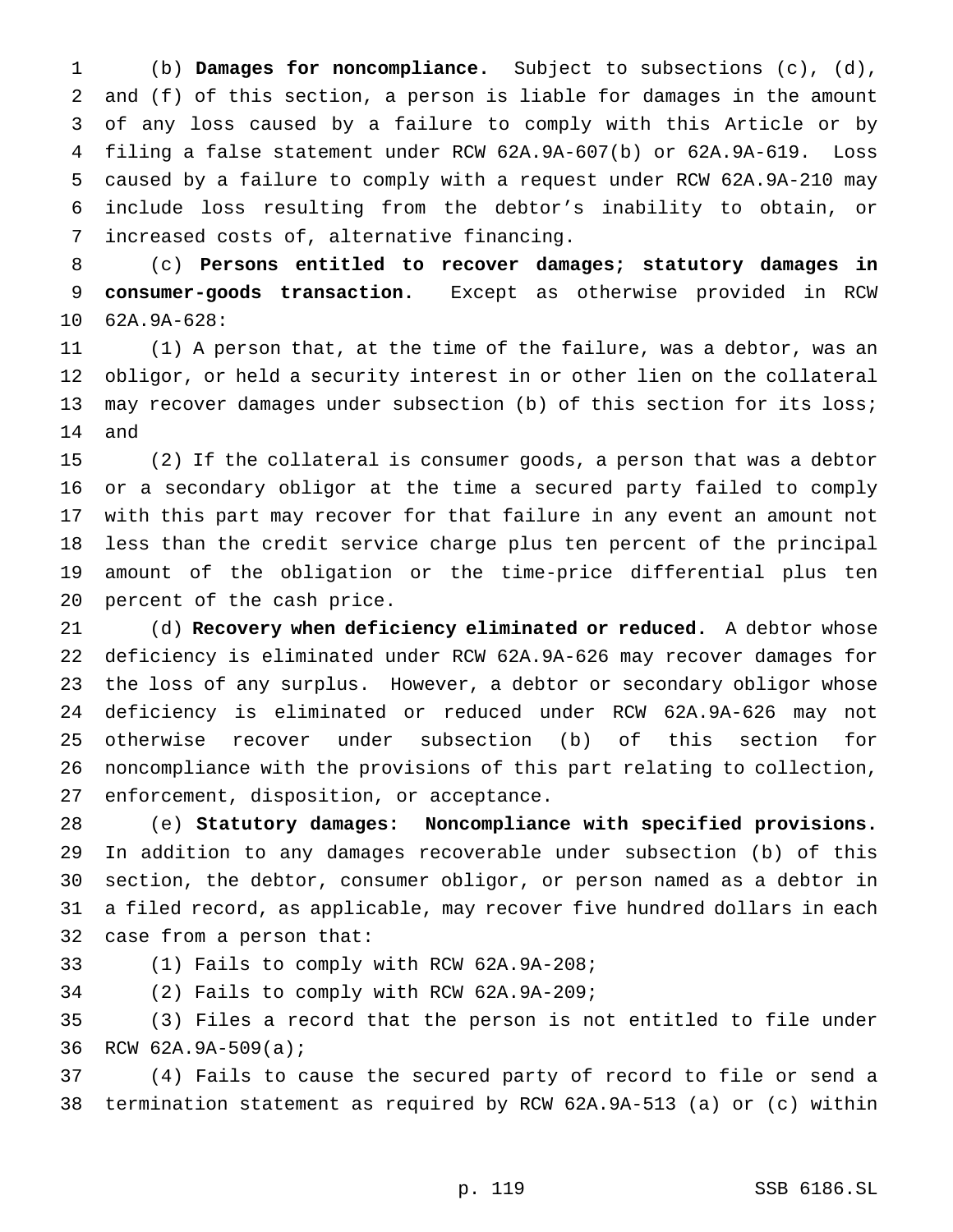(b) **Damages for noncompliance.** Subject to subsections (c), (d), and (f) of this section, a person is liable for damages in the amount of any loss caused by a failure to comply with this Article or by filing a false statement under RCW 62A.9A-607(b) or 62A.9A-619. Loss caused by a failure to comply with a request under RCW 62A.9A-210 may include loss resulting from the debtor's inability to obtain, or increased costs of, alternative financing.

(c) **Persons entitled to recover damages; statutory damages in consumer-goods transaction.** Except as otherwise provided in RCW 62A.9A-628:

(1) A person that, at the time of the failure, was a debtor, was an obligor, or held a security interest in or other lien on the collateral may recover damages under subsection (b) of this section for its loss; and

(2) If the collateral is consumer goods, a person that was a debtor or a secondary obligor at the time a secured party failed to comply with this part may recover for that failure in any event an amount not less than the credit service charge plus ten percent of the principal amount of the obligation or the time-price differential plus ten percent of the cash price.

(d) **Recovery when deficiency eliminated or reduced.** A debtor whose deficiency is eliminated under RCW 62A.9A-626 may recover damages for the loss of any surplus. However, a debtor or secondary obligor whose deficiency is eliminated or reduced under RCW 62A.9A-626 may not otherwise recover under subsection (b) of this section for noncompliance with the provisions of this part relating to collection, enforcement, disposition, or acceptance.

(e) **Statutory damages: Noncompliance with specified provisions.** In addition to any damages recoverable under subsection (b) of this section, the debtor, consumer obligor, or person named as a debtor in a filed record, as applicable, may recover five hundred dollars in each case from a person that:

(1) Fails to comply with RCW 62A.9A-208;

(2) Fails to comply with RCW 62A.9A-209;

(3) Files a record that the person is not entitled to file under RCW 62A.9A-509(a);

(4) Fails to cause the secured party of record to file or send a termination statement as required by RCW 62A.9A-513 (a) or (c) within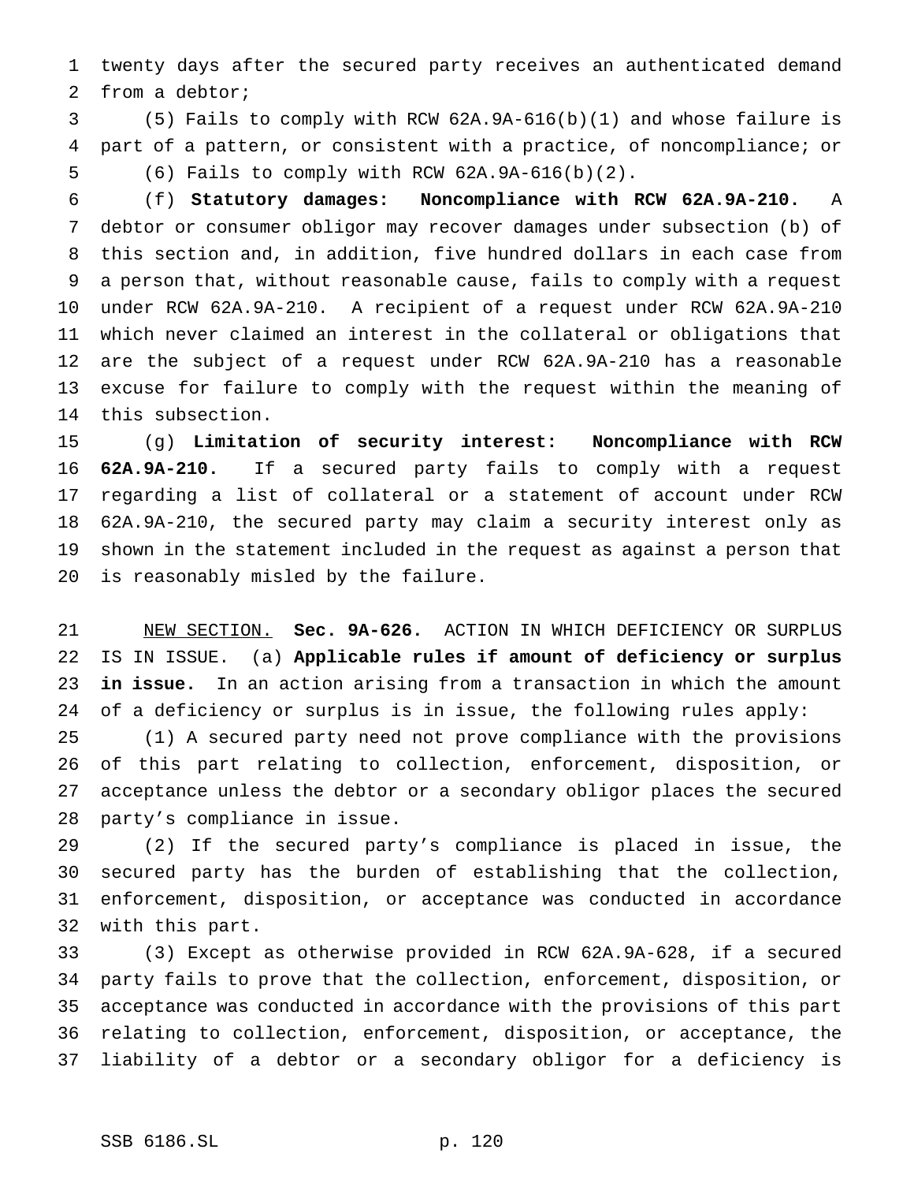twenty days after the secured party receives an authenticated demand from a debtor;

(5) Fails to comply with RCW 62A.9A-616(b)(1) and whose failure is part of a pattern, or consistent with a practice, of noncompliance; or

(6) Fails to comply with RCW 62A.9A-616(b)(2).

(f) **Statutory damages: Noncompliance with RCW 62A.9A-210.** A debtor or consumer obligor may recover damages under subsection (b) of this section and, in addition, five hundred dollars in each case from a person that, without reasonable cause, fails to comply with a request under RCW 62A.9A-210. A recipient of a request under RCW 62A.9A-210 which never claimed an interest in the collateral or obligations that are the subject of a request under RCW 62A.9A-210 has a reasonable excuse for failure to comply with the request within the meaning of this subsection.

(g) **Limitation of security interest: Noncompliance with RCW 62A.9A-210.** If a secured party fails to comply with a request regarding a list of collateral or a statement of account under RCW 62A.9A-210, the secured party may claim a security interest only as shown in the statement included in the request as against a person that is reasonably misled by the failure.

NEW SECTION. **Sec. 9A-626.** ACTION IN WHICH DEFICIENCY OR SURPLUS IS IN ISSUE. (a) **Applicable rules if amount of deficiency or surplus in issue.** In an action arising from a transaction in which the amount of a deficiency or surplus is in issue, the following rules apply:

(1) A secured party need not prove compliance with the provisions of this part relating to collection, enforcement, disposition, or acceptance unless the debtor or a secondary obligor places the secured party's compliance in issue.

(2) If the secured party's compliance is placed in issue, the secured party has the burden of establishing that the collection, enforcement, disposition, or acceptance was conducted in accordance with this part.

(3) Except as otherwise provided in RCW 62A.9A-628, if a secured party fails to prove that the collection, enforcement, disposition, or acceptance was conducted in accordance with the provisions of this part relating to collection, enforcement, disposition, or acceptance, the liability of a debtor or a secondary obligor for a deficiency is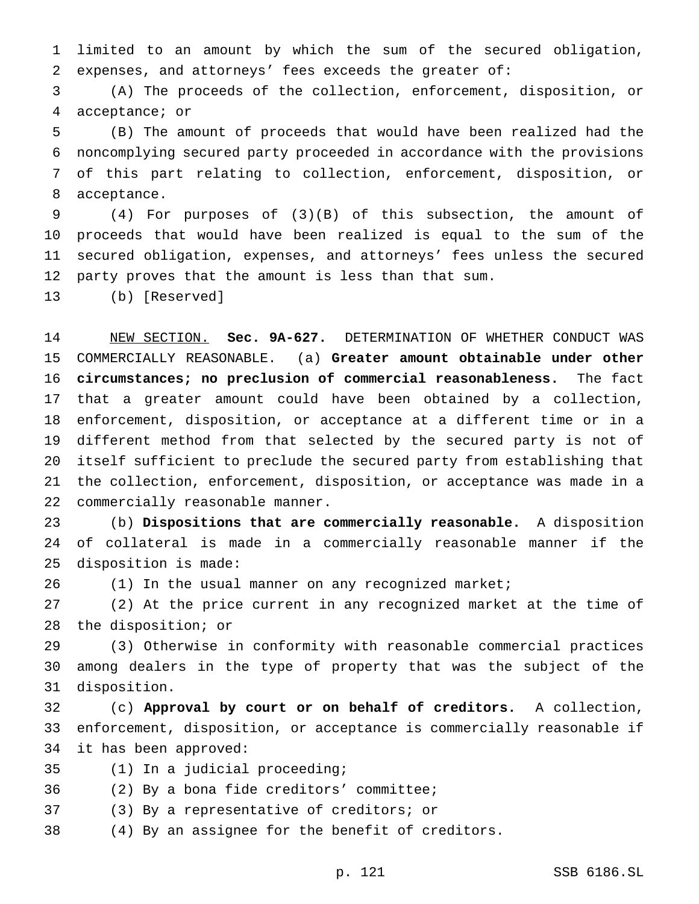limited to an amount by which the sum of the secured obligation, expenses, and attorneys' fees exceeds the greater of:

(A) The proceeds of the collection, enforcement, disposition, or acceptance; or

(B) The amount of proceeds that would have been realized had the noncomplying secured party proceeded in accordance with the provisions of this part relating to collection, enforcement, disposition, or acceptance.

(4) For purposes of (3)(B) of this subsection, the amount of proceeds that would have been realized is equal to the sum of the secured obligation, expenses, and attorneys' fees unless the secured party proves that the amount is less than that sum.

(b) [Reserved]

NEW SECTION. **Sec. 9A-627.** DETERMINATION OF WHETHER CONDUCT WAS COMMERCIALLY REASONABLE. (a) **Greater amount obtainable under other circumstances; no preclusion of commercial reasonableness.** The fact that a greater amount could have been obtained by a collection, enforcement, disposition, or acceptance at a different time or in a different method from that selected by the secured party is not of itself sufficient to preclude the secured party from establishing that the collection, enforcement, disposition, or acceptance was made in a commercially reasonable manner.

(b) **Dispositions that are commercially reasonable.** A disposition of collateral is made in a commercially reasonable manner if the disposition is made:

(1) In the usual manner on any recognized market;

(2) At the price current in any recognized market at the time of the disposition; or

(3) Otherwise in conformity with reasonable commercial practices among dealers in the type of property that was the subject of the disposition.

(c) **Approval by court or on behalf of creditors.** A collection, enforcement, disposition, or acceptance is commercially reasonable if it has been approved:

(1) In a judicial proceeding;

(2) By a bona fide creditors' committee;

(3) By a representative of creditors; or

(4) By an assignee for the benefit of creditors.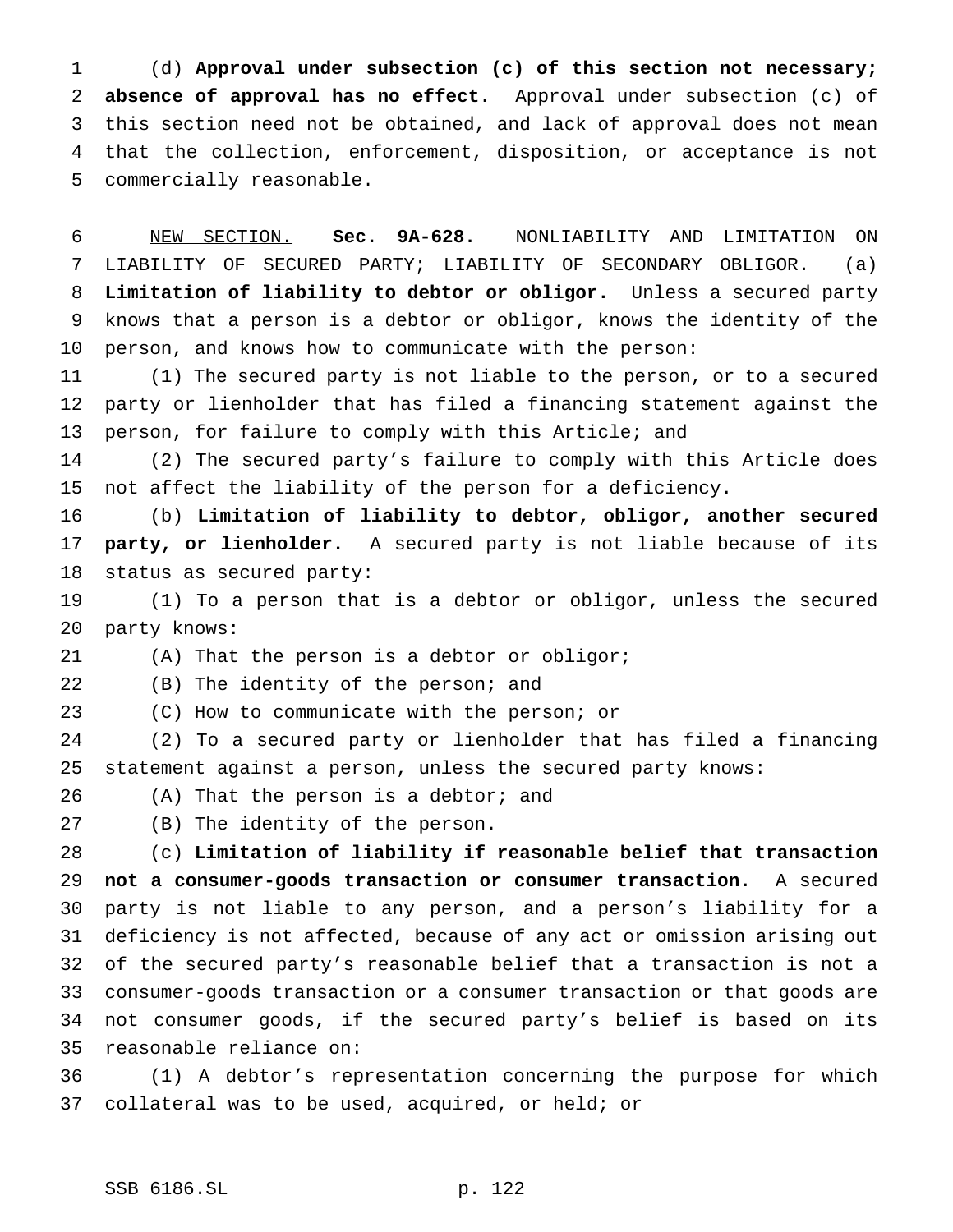(d) **Approval under subsection (c) of this section not necessary; absence of approval has no effect.** Approval under subsection (c) of this section need not be obtained, and lack of approval does not mean that the collection, enforcement, disposition, or acceptance is not commercially reasonable.

NEW SECTION. **Sec. 9A-628.** NONLIABILITY AND LIMITATION ON LIABILITY OF SECURED PARTY; LIABILITY OF SECONDARY OBLIGOR. (a) **Limitation of liability to debtor or obligor.** Unless a secured party knows that a person is a debtor or obligor, knows the identity of the person, and knows how to communicate with the person:

(1) The secured party is not liable to the person, or to a secured party or lienholder that has filed a financing statement against the person, for failure to comply with this Article; and

(2) The secured party's failure to comply with this Article does not affect the liability of the person for a deficiency.

(b) **Limitation of liability to debtor, obligor, another secured party, or lienholder.** A secured party is not liable because of its status as secured party:

(1) To a person that is a debtor or obligor, unless the secured party knows:

(A) That the person is a debtor or obligor;

(B) The identity of the person; and

(C) How to communicate with the person; or

(2) To a secured party or lienholder that has filed a financing statement against a person, unless the secured party knows:

(A) That the person is a debtor; and

(B) The identity of the person.

(c) **Limitation of liability if reasonable belief that transaction not a consumer-goods transaction or consumer transaction.** A secured party is not liable to any person, and a person's liability for a deficiency is not affected, because of any act or omission arising out of the secured party's reasonable belief that a transaction is not a consumer-goods transaction or a consumer transaction or that goods are not consumer goods, if the secured party's belief is based on its reasonable reliance on:

(1) A debtor's representation concerning the purpose for which collateral was to be used, acquired, or held; or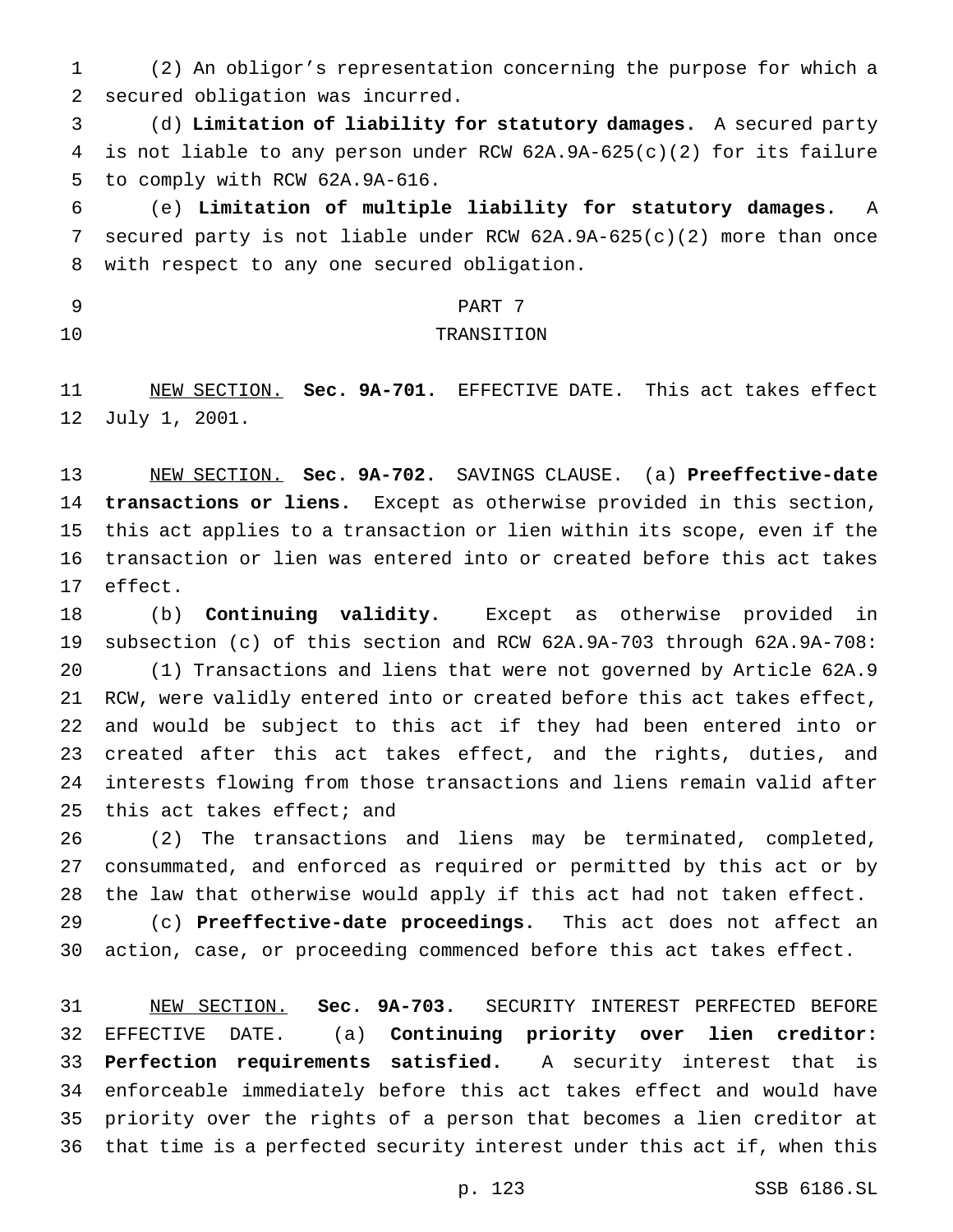(2) An obligor's representation concerning the purpose for which a secured obligation was incurred.

(d) **Limitation of liability for statutory damages.** A secured party is not liable to any person under RCW 62A.9A-625(c)(2) for its failure to comply with RCW 62A.9A-616.

(e) **Limitation of multiple liability for statutory damages.** A secured party is not liable under RCW 62A.9A-625(c)(2) more than once with respect to any one secured obligation.

PART 7

TRANSITION

NEW SECTION. **Sec. 9A-701.** EFFECTIVE DATE. This act takes effect July 1, 2001.

NEW SECTION. **Sec. 9A-702.** SAVINGS CLAUSE. (a) **Preeffective-date transactions or liens.** Except as otherwise provided in this section, this act applies to a transaction or lien within its scope, even if the transaction or lien was entered into or created before this act takes effect.

(b) **Continuing validity.** Except as otherwise provided in subsection (c) of this section and RCW 62A.9A-703 through 62A.9A-708:

(1) Transactions and liens that were not governed by Article 62A.9 RCW, were validly entered into or created before this act takes effect, and would be subject to this act if they had been entered into or created after this act takes effect, and the rights, duties, and interests flowing from those transactions and liens remain valid after this act takes effect; and

(2) The transactions and liens may be terminated, completed, consummated, and enforced as required or permitted by this act or by the law that otherwise would apply if this act had not taken effect.

(c) **Preeffective-date proceedings.** This act does not affect an action, case, or proceeding commenced before this act takes effect.

NEW SECTION. **Sec. 9A-703.** SECURITY INTEREST PERFECTED BEFORE EFFECTIVE DATE. (a) **Continuing priority over lien creditor: Perfection requirements satisfied.** A security interest that is enforceable immediately before this act takes effect and would have priority over the rights of a person that becomes a lien creditor at that time is a perfected security interest under this act if, when this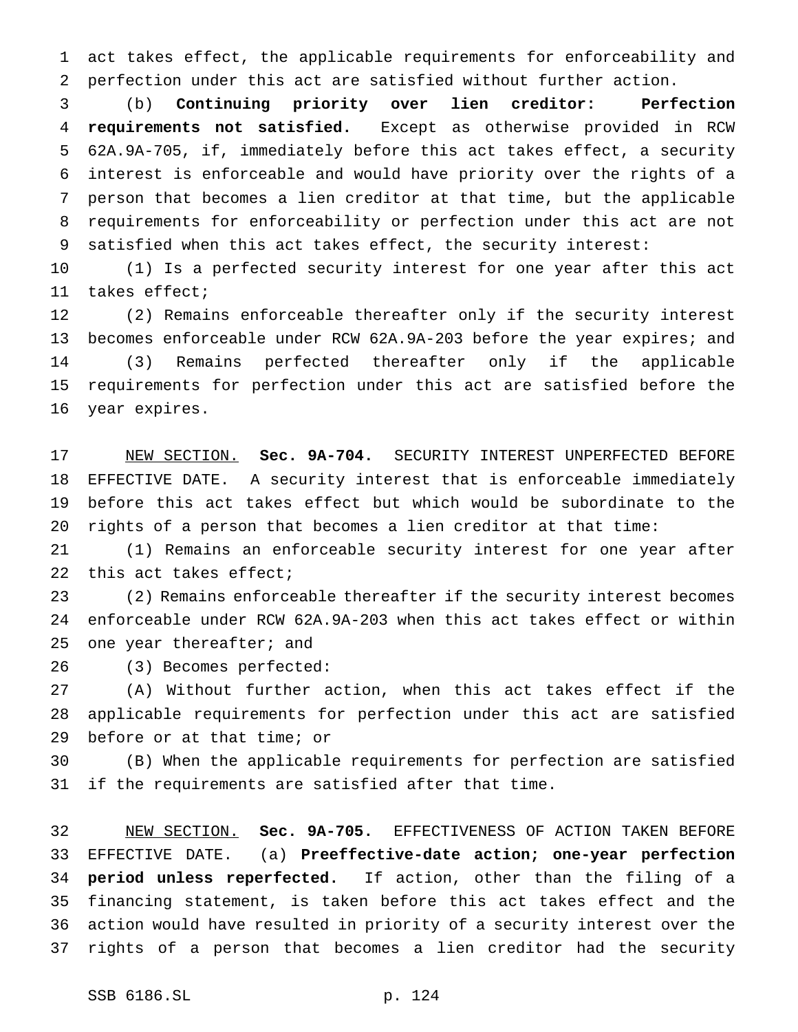act takes effect, the applicable requirements for enforceability and perfection under this act are satisfied without further action.

(b) **Continuing priority over lien creditor: Perfection requirements not satisfied.** Except as otherwise provided in RCW 62A.9A-705, if, immediately before this act takes effect, a security interest is enforceable and would have priority over the rights of a person that becomes a lien creditor at that time, but the applicable requirements for enforceability or perfection under this act are not satisfied when this act takes effect, the security interest:

(1) Is a perfected security interest for one year after this act takes effect;

(2) Remains enforceable thereafter only if the security interest becomes enforceable under RCW 62A.9A-203 before the year expires; and

(3) Remains perfected thereafter only if the applicable requirements for perfection under this act are satisfied before the year expires.

NEW SECTION. **Sec. 9A-704.** SECURITY INTEREST UNPERFECTED BEFORE EFFECTIVE DATE. A security interest that is enforceable immediately before this act takes effect but which would be subordinate to the rights of a person that becomes a lien creditor at that time:

(1) Remains an enforceable security interest for one year after this act takes effect;

(2) Remains enforceable thereafter if the security interest becomes enforceable under RCW 62A.9A-203 when this act takes effect or within one year thereafter; and

(3) Becomes perfected:

(A) Without further action, when this act takes effect if the applicable requirements for perfection under this act are satisfied before or at that time; or

(B) When the applicable requirements for perfection are satisfied if the requirements are satisfied after that time.

NEW SECTION. **Sec. 9A-705.** EFFECTIVENESS OF ACTION TAKEN BEFORE EFFECTIVE DATE. (a) **Preeffective-date action; one-year perfection period unless reperfected.** If action, other than the filing of a financing statement, is taken before this act takes effect and the action would have resulted in priority of a security interest over the rights of a person that becomes a lien creditor had the security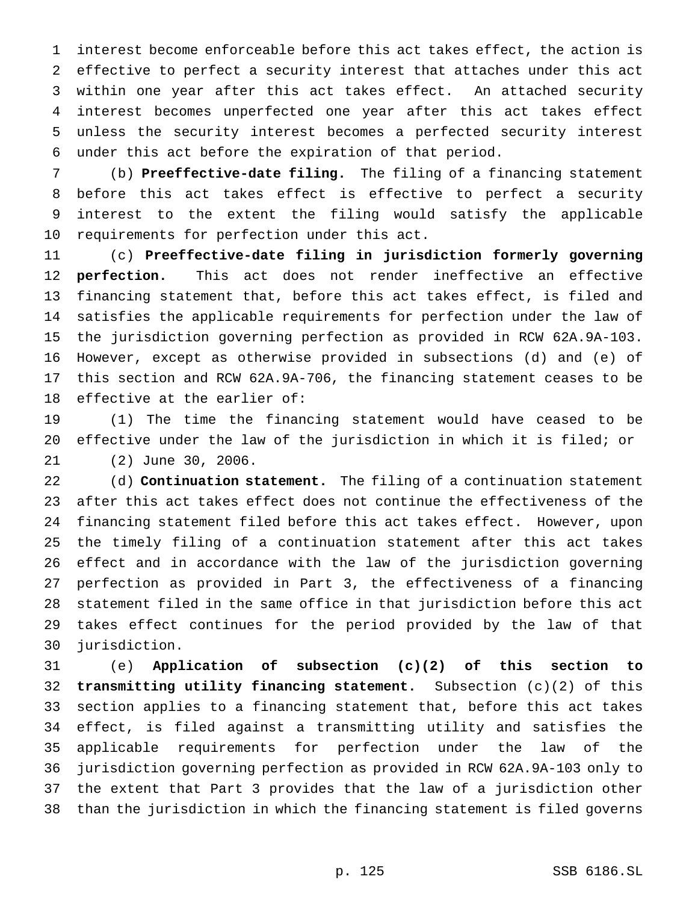interest become enforceable before this act takes effect, the action is effective to perfect a security interest that attaches under this act within one year after this act takes effect. An attached security interest becomes unperfected one year after this act takes effect unless the security interest becomes a perfected security interest under this act before the expiration of that period.

(b) **Preeffective-date filing.** The filing of a financing statement before this act takes effect is effective to perfect a security interest to the extent the filing would satisfy the applicable requirements for perfection under this act.

(c) **Preeffective-date filing in jurisdiction formerly governing perfection.** This act does not render ineffective an effective financing statement that, before this act takes effect, is filed and satisfies the applicable requirements for perfection under the law of the jurisdiction governing perfection as provided in RCW 62A.9A-103. However, except as otherwise provided in subsections (d) and (e) of this section and RCW 62A.9A-706, the financing statement ceases to be effective at the earlier of:

(1) The time the financing statement would have ceased to be effective under the law of the jurisdiction in which it is filed; or

(2) June 30, 2006.

(d) **Continuation statement.** The filing of a continuation statement after this act takes effect does not continue the effectiveness of the financing statement filed before this act takes effect. However, upon the timely filing of a continuation statement after this act takes effect and in accordance with the law of the jurisdiction governing perfection as provided in Part 3, the effectiveness of a financing statement filed in the same office in that jurisdiction before this act takes effect continues for the period provided by the law of that jurisdiction.

(e) **Application of subsection (c)(2) of this section to transmitting utility financing statement.** Subsection (c)(2) of this section applies to a financing statement that, before this act takes effect, is filed against a transmitting utility and satisfies the applicable requirements for perfection under the law of the jurisdiction governing perfection as provided in RCW 62A.9A-103 only to the extent that Part 3 provides that the law of a jurisdiction other than the jurisdiction in which the financing statement is filed governs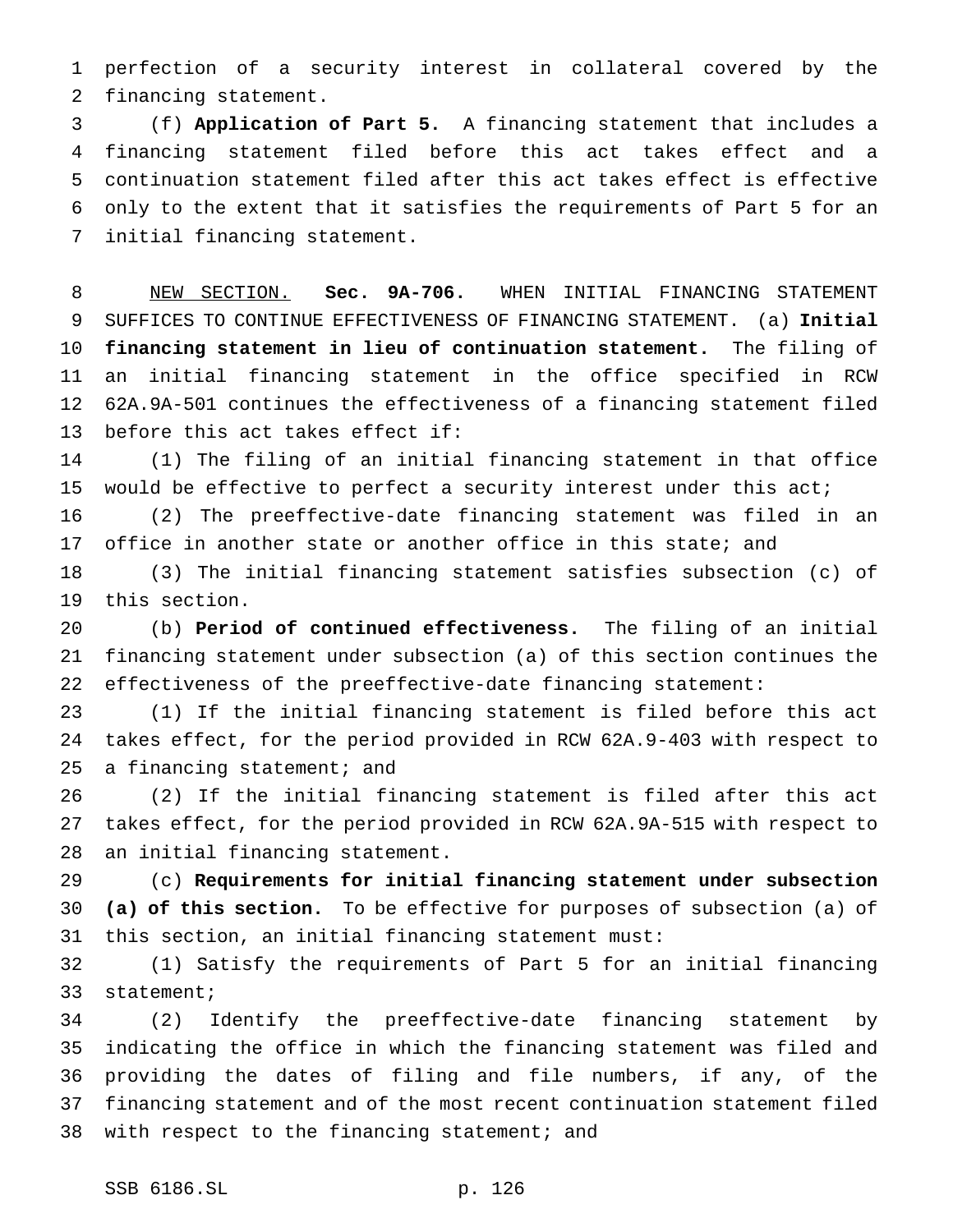perfection of a security interest in collateral covered by the financing statement.

(f) **Application of Part 5.** A financing statement that includes a financing statement filed before this act takes effect and a continuation statement filed after this act takes effect is effective only to the extent that it satisfies the requirements of Part 5 for an initial financing statement.

NEW SECTION. **Sec. 9A-706.** WHEN INITIAL FINANCING STATEMENT SUFFICES TO CONTINUE EFFECTIVENESS OF FINANCING STATEMENT. (a) **Initial financing statement in lieu of continuation statement.** The filing of an initial financing statement in the office specified in RCW 62A.9A-501 continues the effectiveness of a financing statement filed before this act takes effect if:

(1) The filing of an initial financing statement in that office would be effective to perfect a security interest under this act;

(2) The preeffective-date financing statement was filed in an office in another state or another office in this state; and

(3) The initial financing statement satisfies subsection (c) of this section.

(b) **Period of continued effectiveness.** The filing of an initial financing statement under subsection (a) of this section continues the effectiveness of the preeffective-date financing statement:

(1) If the initial financing statement is filed before this act takes effect, for the period provided in RCW 62A.9-403 with respect to a financing statement; and

(2) If the initial financing statement is filed after this act takes effect, for the period provided in RCW 62A.9A-515 with respect to an initial financing statement.

(c) **Requirements for initial financing statement under subsection (a) of this section.** To be effective for purposes of subsection (a) of this section, an initial financing statement must:

(1) Satisfy the requirements of Part 5 for an initial financing statement;

(2) Identify the preeffective-date financing statement by indicating the office in which the financing statement was filed and providing the dates of filing and file numbers, if any, of the financing statement and of the most recent continuation statement filed with respect to the financing statement; and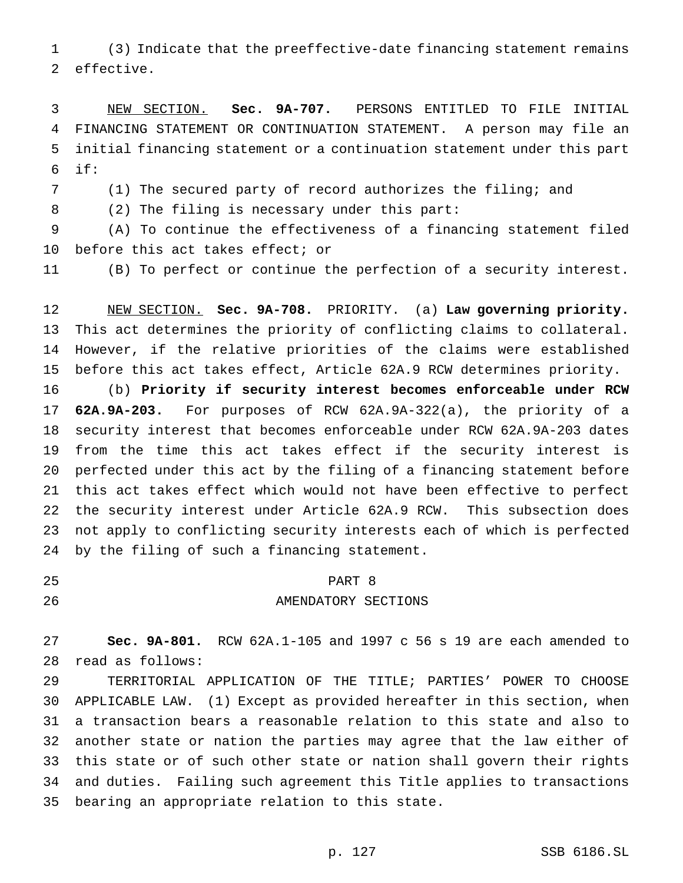(3) Indicate that the preeffective-date financing statement remains effective.

NEW SECTION. **Sec. 9A-707.** PERSONS ENTITLED TO FILE INITIAL FINANCING STATEMENT OR CONTINUATION STATEMENT. A person may file an initial financing statement or a continuation statement under this part if:

(1) The secured party of record authorizes the filing; and

(2) The filing is necessary under this part:

(A) To continue the effectiveness of a financing statement filed before this act takes effect; or

(B) To perfect or continue the perfection of a security interest.

NEW SECTION. **Sec. 9A-708.** PRIORITY. (a) **Law governing priority.** This act determines the priority of conflicting claims to collateral. However, if the relative priorities of the claims were established before this act takes effect, Article 62A.9 RCW determines priority.

(b) **Priority if security interest becomes enforceable under RCW 62A.9A-203.** For purposes of RCW 62A.9A-322(a), the priority of a security interest that becomes enforceable under RCW 62A.9A-203 dates from the time this act takes effect if the security interest is perfected under this act by the filing of a financing statement before this act takes effect which would not have been effective to perfect the security interest under Article 62A.9 RCW. This subsection does not apply to conflicting security interests each of which is perfected by the filing of such a financing statement.

PART 8

AMENDATORY SECTIONS

**Sec. 9A-801.** RCW 62A.1-105 and 1997 c 56 s 19 are each amended to read as follows:

TERRITORIAL APPLICATION OF THE TITLE; PARTIES' POWER TO CHOOSE APPLICABLE LAW. (1) Except as provided hereafter in this section, when a transaction bears a reasonable relation to this state and also to another state or nation the parties may agree that the law either of this state or of such other state or nation shall govern their rights and duties. Failing such agreement this Title applies to transactions bearing an appropriate relation to this state.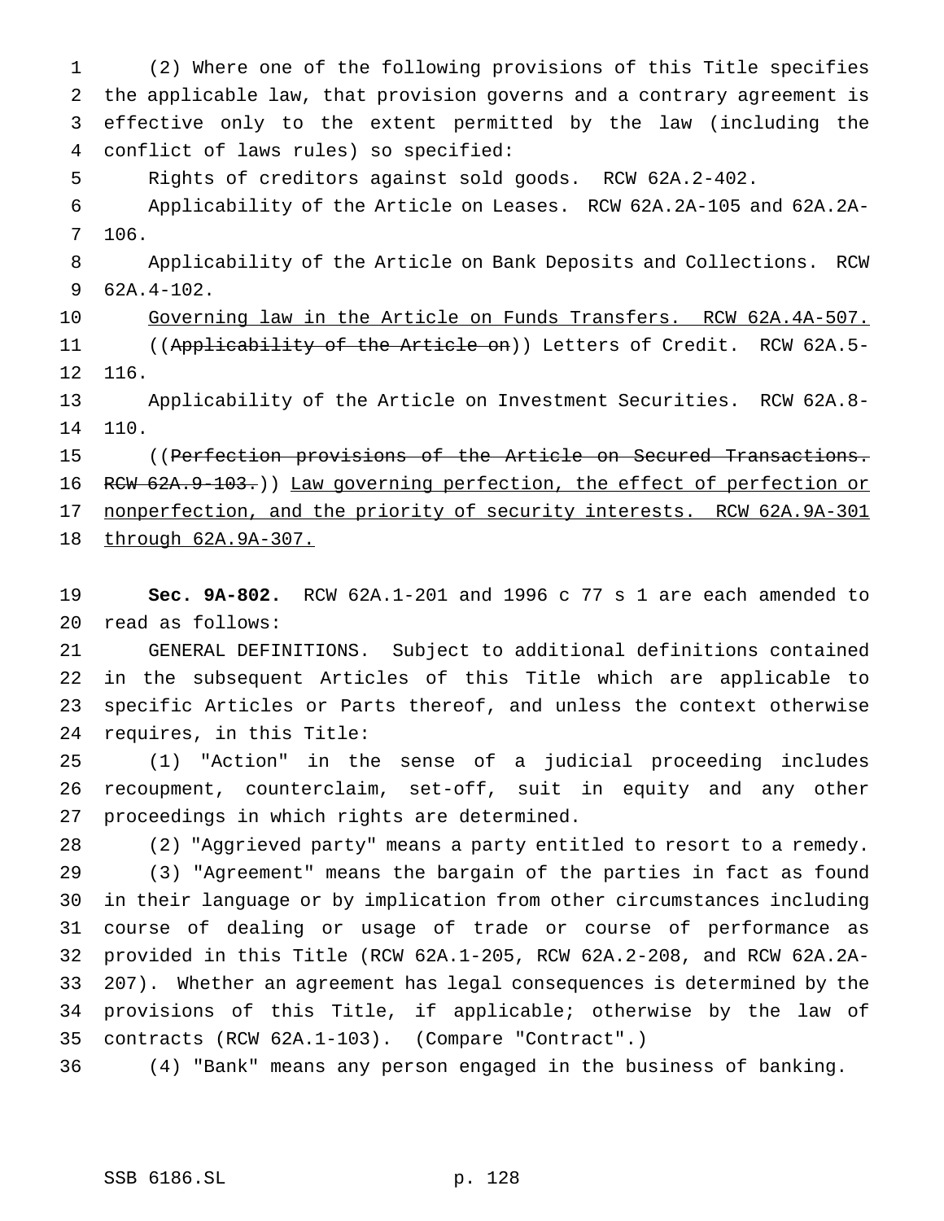(2) Where one of the following provisions of this Title specifies the applicable law, that provision governs and a contrary agreement is effective only to the extent permitted by the law (including the conflict of laws rules) so specified:

Rights of creditors against sold goods. RCW 62A.2-402.

Applicability of the Article on Leases. RCW 62A.2A-105 and 62A.2A-106.

Applicability of the Article on Bank Deposits and Collections. RCW 62A.4-102.

<u>Governing law in the Article on Funds Transfers. RCW 62A.4A-507.</u>

((~~Applicability of the Article on~~)) Letters of Credit. RCW 62A.5-116.

Applicability of the Article on Investment Securities. RCW 62A.8-110.

((~~Perfection provisions of the Article on Secured Transactions. RCW 62A.9-103.~~)) <u>Law governing perfection, the effect of perfection or nonperfection, and the priority of security interests. RCW 62A.9A-301 through 62A.9A-307.</u>

**Sec. 9A-802.** RCW 62A.1-201 and 1996 c 77 s 1 are each amended to read as follows:

GENERAL DEFINITIONS. Subject to additional definitions contained in the subsequent Articles of this Title which are applicable to specific Articles or Parts thereof, and unless the context otherwise requires, in this Title:

(1) "Action" in the sense of a judicial proceeding includes recoupment, counterclaim, set-off, suit in equity and any other proceedings in which rights are determined.

(2) "Aggrieved party" means a party entitled to resort to a remedy.

(3) "Agreement" means the bargain of the parties in fact as found in their language or by implication from other circumstances including course of dealing or usage of trade or course of performance as provided in this Title (RCW 62A.1-205, RCW 62A.2-208, and RCW 62A.2A-207). Whether an agreement has legal consequences is determined by the provisions of this Title, if applicable; otherwise by the law of contracts (RCW 62A.1-103). (Compare "Contract".)

(4) "Bank" means any person engaged in the business of banking.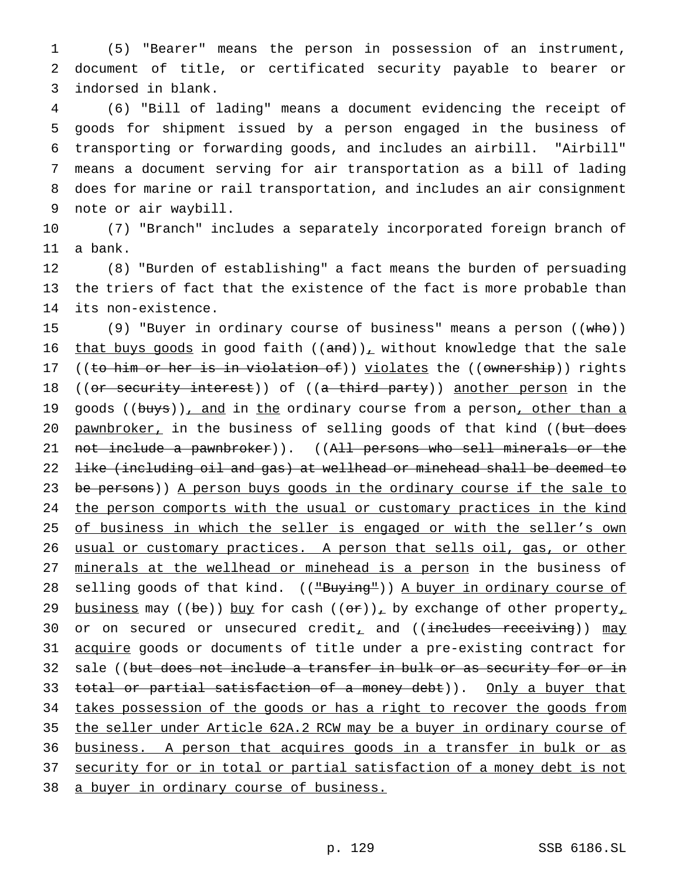(5) "Bearer" means the person in possession of an instrument, document of title, or certificated security payable to bearer or indorsed in blank.

(6) "Bill of lading" means a document evidencing the receipt of goods for shipment issued by a person engaged in the business of transporting or forwarding goods, and includes an airbill. "Airbill" means a document serving for air transportation as a bill of lading does for marine or rail transportation, and includes an air consignment note or air waybill.

(7) "Branch" includes a separately incorporated foreign branch of a bank.

(8) "Burden of establishing" a fact means the burden of persuading the triers of fact that the existence of the fact is more probable than its non-existence.

(9) "Buyer in ordinary course of business" means a person ((~~who~~)) that buys goods in good faith ((~~and~~)), without knowledge that the sale ((~~to him or her is in violation of~~)) violates the ((~~ownership~~)) rights ((~~or security interest~~)) of ((~~a third party~~)) another person in the goods ((~~buys~~)), and in the ordinary course from a person, other than a pawnbroker, in the business of selling goods of that kind ((~~but does not include a pawnbroker~~)). ((~~All persons who sell minerals or the like (including oil and gas) at wellhead or minehead shall be deemed to be persons~~)) A person buys goods in the ordinary course if the sale to the person comports with the usual or customary practices in the kind of business in which the seller is engaged or with the seller's own usual or customary practices. A person that sells oil, gas, or other minerals at the wellhead or minehead is a person in the business of selling goods of that kind. ((~~"Buying"~~)) A buyer in ordinary course of business may ((~~be~~)) buy for cash ((~~or~~)), by exchange of other property, or on secured or unsecured credit, and ((~~includes receiving~~)) may acquire goods or documents of title under a pre-existing contract for sale ((~~but does not include a transfer in bulk or as security for or in total or partial satisfaction of a money debt~~)). Only a buyer that takes possession of the goods or has a right to recover the goods from the seller under Article 62A.2 RCW may be a buyer in ordinary course of business. A person that acquires goods in a transfer in bulk or as security for or in total or partial satisfaction of a money debt is not a buyer in ordinary course of business.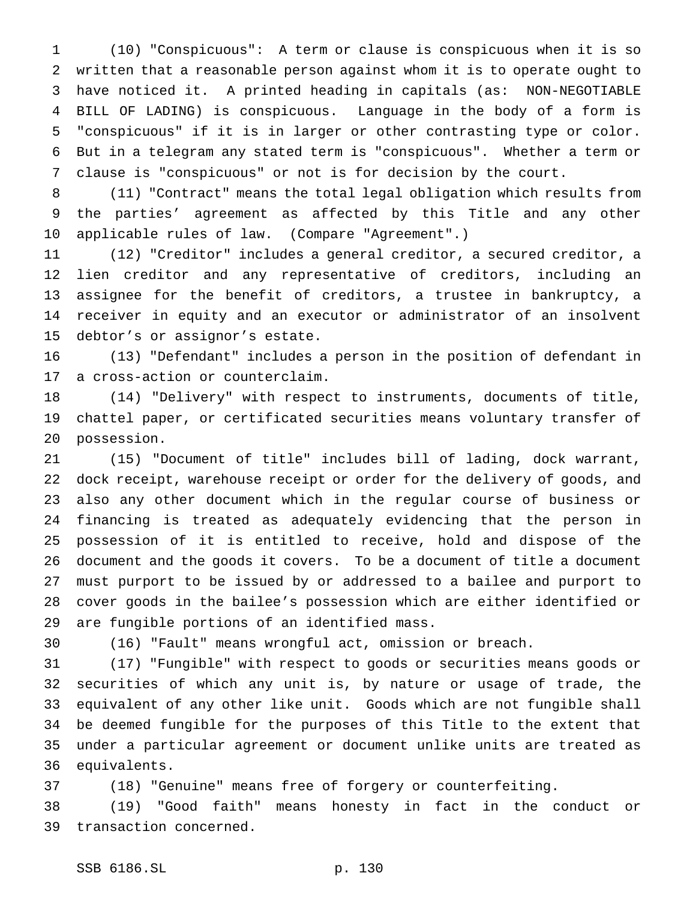(10) "Conspicuous": A term or clause is conspicuous when it is so written that a reasonable person against whom it is to operate ought to have noticed it. A printed heading in capitals (as: NON-NEGOTIABLE BILL OF LADING) is conspicuous. Language in the body of a form is "conspicuous" if it is in larger or other contrasting type or color. But in a telegram any stated term is "conspicuous". Whether a term or clause is "conspicuous" or not is for decision by the court.

(11) "Contract" means the total legal obligation which results from the parties' agreement as affected by this Title and any other applicable rules of law. (Compare "Agreement".)

(12) "Creditor" includes a general creditor, a secured creditor, a lien creditor and any representative of creditors, including an assignee for the benefit of creditors, a trustee in bankruptcy, a receiver in equity and an executor or administrator of an insolvent debtor's or assignor's estate.

(13) "Defendant" includes a person in the position of defendant in a cross-action or counterclaim.

(14) "Delivery" with respect to instruments, documents of title, chattel paper, or certificated securities means voluntary transfer of possession.

(15) "Document of title" includes bill of lading, dock warrant, dock receipt, warehouse receipt or order for the delivery of goods, and also any other document which in the regular course of business or financing is treated as adequately evidencing that the person in possession of it is entitled to receive, hold and dispose of the document and the goods it covers. To be a document of title a document must purport to be issued by or addressed to a bailee and purport to cover goods in the bailee's possession which are either identified or are fungible portions of an identified mass.

(16) "Fault" means wrongful act, omission or breach.

(17) "Fungible" with respect to goods or securities means goods or securities of which any unit is, by nature or usage of trade, the equivalent of any other like unit. Goods which are not fungible shall be deemed fungible for the purposes of this Title to the extent that under a particular agreement or document unlike units are treated as equivalents.

(18) "Genuine" means free of forgery or counterfeiting.

(19) "Good faith" means honesty in fact in the conduct or transaction concerned.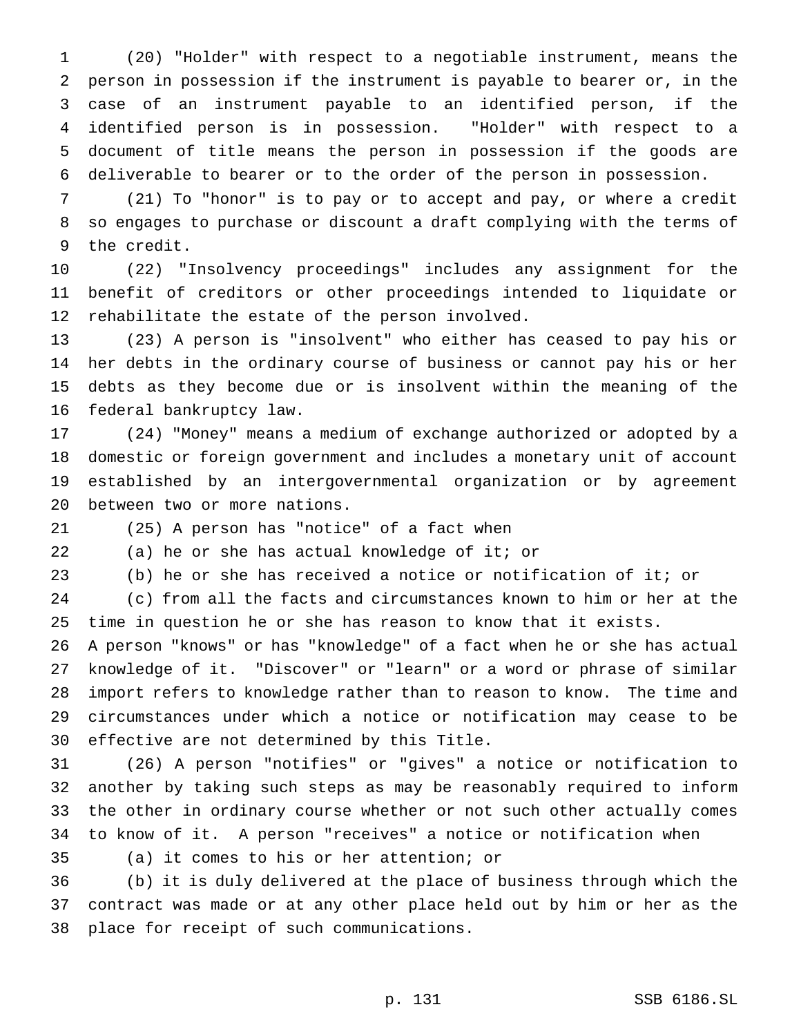(20) "Holder" with respect to a negotiable instrument, means the person in possession if the instrument is payable to bearer or, in the case of an instrument payable to an identified person, if the identified person is in possession. "Holder" with respect to a document of title means the person in possession if the goods are deliverable to bearer or to the order of the person in possession.

(21) To "honor" is to pay or to accept and pay, or where a credit so engages to purchase or discount a draft complying with the terms of the credit.

(22) "Insolvency proceedings" includes any assignment for the benefit of creditors or other proceedings intended to liquidate or rehabilitate the estate of the person involved.

(23) A person is "insolvent" who either has ceased to pay his or her debts in the ordinary course of business or cannot pay his or her debts as they become due or is insolvent within the meaning of the federal bankruptcy law.

(24) "Money" means a medium of exchange authorized or adopted by a domestic or foreign government and includes a monetary unit of account established by an intergovernmental organization or by agreement between two or more nations.

(25) A person has "notice" of a fact when

(a) he or she has actual knowledge of it; or

(b) he or she has received a notice or notification of it; or

(c) from all the facts and circumstances known to him or her at the time in question he or she has reason to know that it exists.

A person "knows" or has "knowledge" of a fact when he or she has actual knowledge of it. "Discover" or "learn" or a word or phrase of similar import refers to knowledge rather than to reason to know. The time and circumstances under which a notice or notification may cease to be effective are not determined by this Title.

(26) A person "notifies" or "gives" a notice or notification to another by taking such steps as may be reasonably required to inform the other in ordinary course whether or not such other actually comes to know of it. A person "receives" a notice or notification when

(a) it comes to his or her attention; or

(b) it is duly delivered at the place of business through which the contract was made or at any other place held out by him or her as the place for receipt of such communications.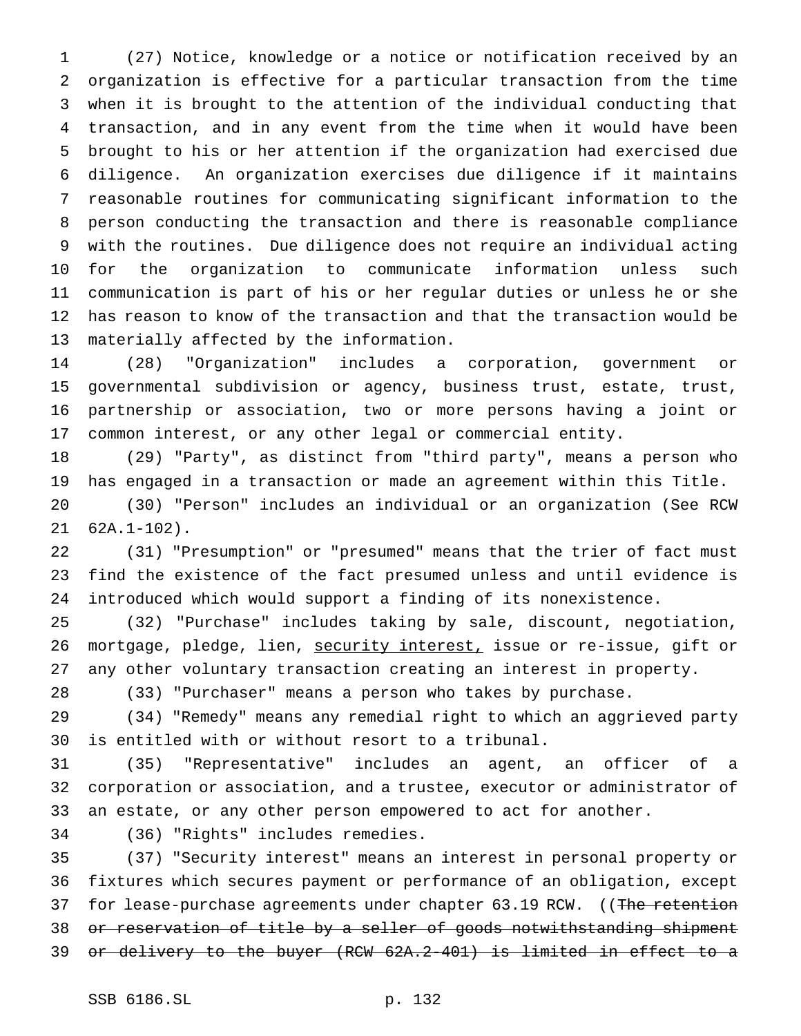(27) Notice, knowledge or a notice or notification received by an organization is effective for a particular transaction from the time when it is brought to the attention of the individual conducting that transaction, and in any event from the time when it would have been brought to his or her attention if the organization had exercised due diligence. An organization exercises due diligence if it maintains reasonable routines for communicating significant information to the person conducting the transaction and there is reasonable compliance with the routines. Due diligence does not require an individual acting for the organization to communicate information unless such communication is part of his or her regular duties or unless he or she has reason to know of the transaction and that the transaction would be materially affected by the information.

(28) "Organization" includes a corporation, government or governmental subdivision or agency, business trust, estate, trust, partnership or association, two or more persons having a joint or common interest, or any other legal or commercial entity.

(29) "Party", as distinct from "third party", means a person who has engaged in a transaction or made an agreement within this Title.

(30) "Person" includes an individual or an organization (See RCW 62A.1-102).

(31) "Presumption" or "presumed" means that the trier of fact must find the existence of the fact presumed unless and until evidence is introduced which would support a finding of its nonexistence.

(32) "Purchase" includes taking by sale, discount, negotiation, mortgage, pledge, lien, <u>security interest,</u> issue or re-issue, gift or any other voluntary transaction creating an interest in property.

(33) "Purchaser" means a person who takes by purchase.

(34) "Remedy" means any remedial right to which an aggrieved party is entitled with or without resort to a tribunal.

(35) "Representative" includes an agent, an officer of a corporation or association, and a trustee, executor or administrator of an estate, or any other person empowered to act for another.

(36) "Rights" includes remedies.

(37) "Security interest" means an interest in personal property or fixtures which secures payment or performance of an obligation, except for lease-purchase agreements under chapter 63.19 RCW. ((~~The retention or reservation of title by a seller of goods notwithstanding shipment or delivery to the buyer (RCW 62A.2-401) is limited in effect to a~~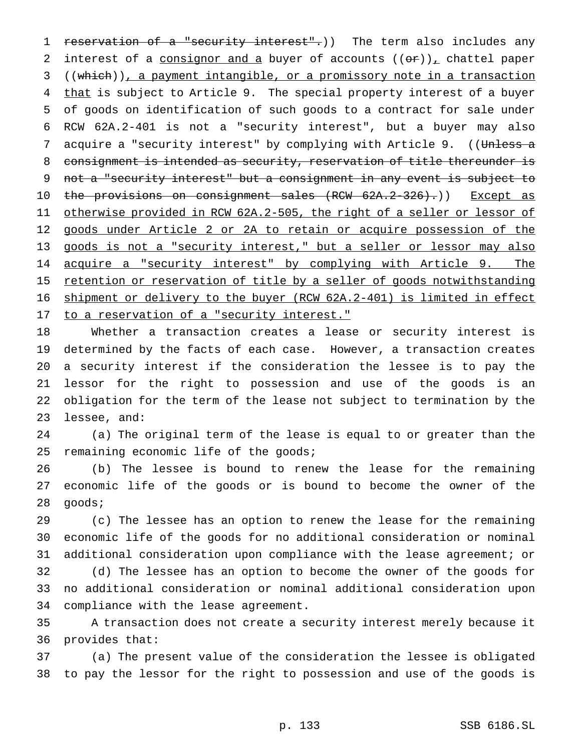~~reservation of a "security interest".~~)) The term also includes any interest of a <u>consignor and a</u> buyer of accounts ((~~or~~))<u>,</u> chattel paper ((~~which~~))<u>, a payment intangible, or a promissory note in a transaction that</u> is subject to Article 9. The special property interest of a buyer of goods on identification of such goods to a contract for sale under RCW 62A.2-401 is not a "security interest", but a buyer may also acquire a "security interest" by complying with Article 9. ((~~Unless a consignment is intended as security, reservation of title thereunder is not a "security interest" but a consignment in any event is subject to the provisions on consignment sales (RCW 62A.2-326).~~)) <u>Except as otherwise provided in RCW 62A.2-505, the right of a seller or lessor of goods under Article 2 or 2A to retain or acquire possession of the goods is not a "security interest," but a seller or lessor may also acquire a "security interest" by complying with Article 9. The retention or reservation of title by a seller of goods notwithstanding shipment or delivery to the buyer (RCW 62A.2-401) is limited in effect to a reservation of a "security interest."</u>

Whether a transaction creates a lease or security interest is determined by the facts of each case. However, a transaction creates a security interest if the consideration the lessee is to pay the lessor for the right to possession and use of the goods is an obligation for the term of the lease not subject to termination by the lessee, and:

(a) The original term of the lease is equal to or greater than the remaining economic life of the goods;

(b) The lessee is bound to renew the lease for the remaining economic life of the goods or is bound to become the owner of the goods;

(c) The lessee has an option to renew the lease for the remaining economic life of the goods for no additional consideration or nominal additional consideration upon compliance with the lease agreement; or

(d) The lessee has an option to become the owner of the goods for no additional consideration or nominal additional consideration upon compliance with the lease agreement.

A transaction does not create a security interest merely because it provides that:

(a) The present value of the consideration the lessee is obligated to pay the lessor for the right to possession and use of the goods is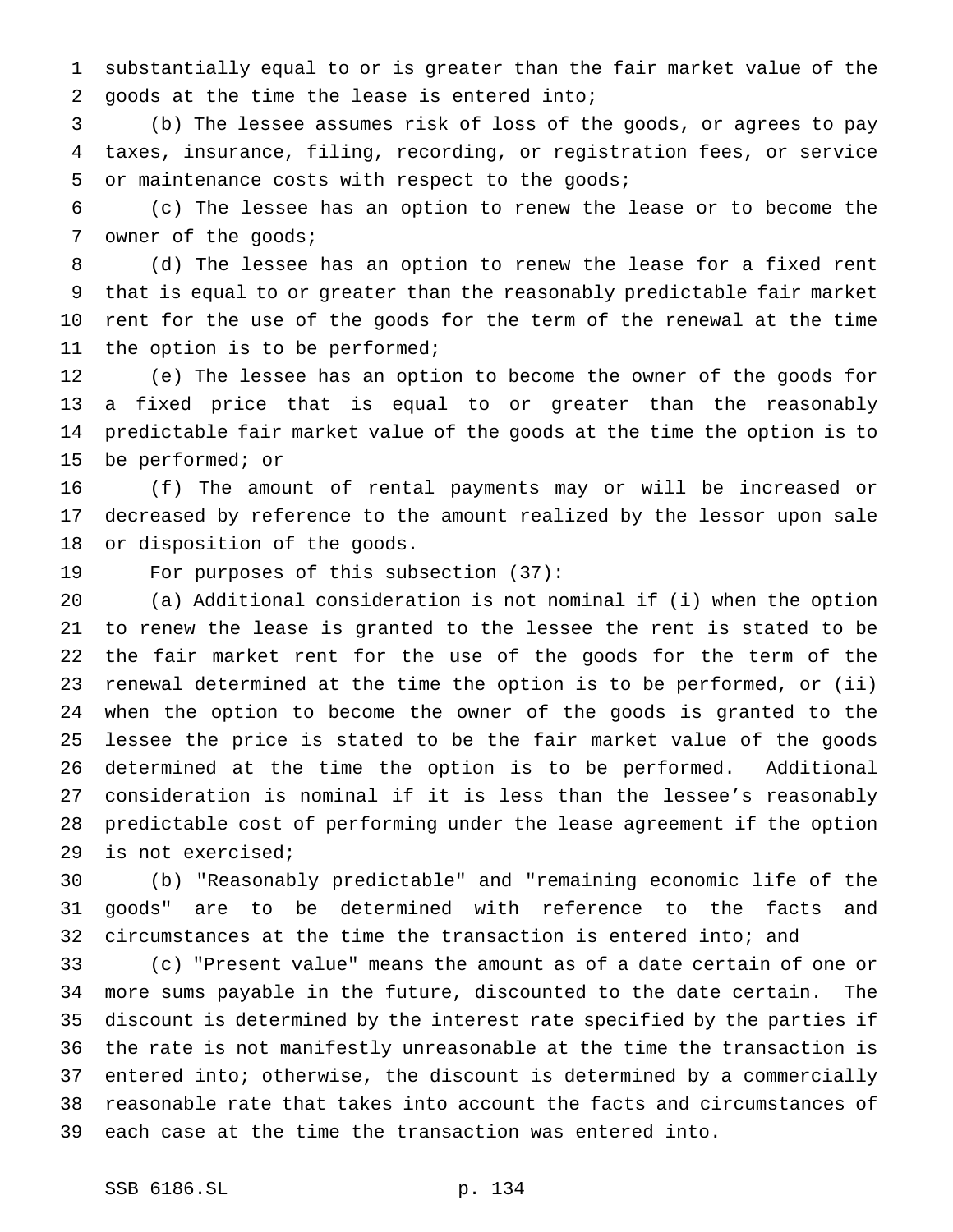substantially equal to or is greater than the fair market value of the goods at the time the lease is entered into;

(b) The lessee assumes risk of loss of the goods, or agrees to pay taxes, insurance, filing, recording, or registration fees, or service or maintenance costs with respect to the goods;

(c) The lessee has an option to renew the lease or to become the owner of the goods;

(d) The lessee has an option to renew the lease for a fixed rent that is equal to or greater than the reasonably predictable fair market rent for the use of the goods for the term of the renewal at the time the option is to be performed;

(e) The lessee has an option to become the owner of the goods for a fixed price that is equal to or greater than the reasonably predictable fair market value of the goods at the time the option is to be performed; or

(f) The amount of rental payments may or will be increased or decreased by reference to the amount realized by the lessor upon sale or disposition of the goods.

For purposes of this subsection (37):

(a) Additional consideration is not nominal if (i) when the option to renew the lease is granted to the lessee the rent is stated to be the fair market rent for the use of the goods for the term of the renewal determined at the time the option is to be performed, or (ii) when the option to become the owner of the goods is granted to the lessee the price is stated to be the fair market value of the goods determined at the time the option is to be performed. Additional consideration is nominal if it is less than the lessee's reasonably predictable cost of performing under the lease agreement if the option is not exercised;

(b) "Reasonably predictable" and "remaining economic life of the goods" are to be determined with reference to the facts and circumstances at the time the transaction is entered into; and

(c) "Present value" means the amount as of a date certain of one or more sums payable in the future, discounted to the date certain. The discount is determined by the interest rate specified by the parties if the rate is not manifestly unreasonable at the time the transaction is entered into; otherwise, the discount is determined by a commercially reasonable rate that takes into account the facts and circumstances of each case at the time the transaction was entered into.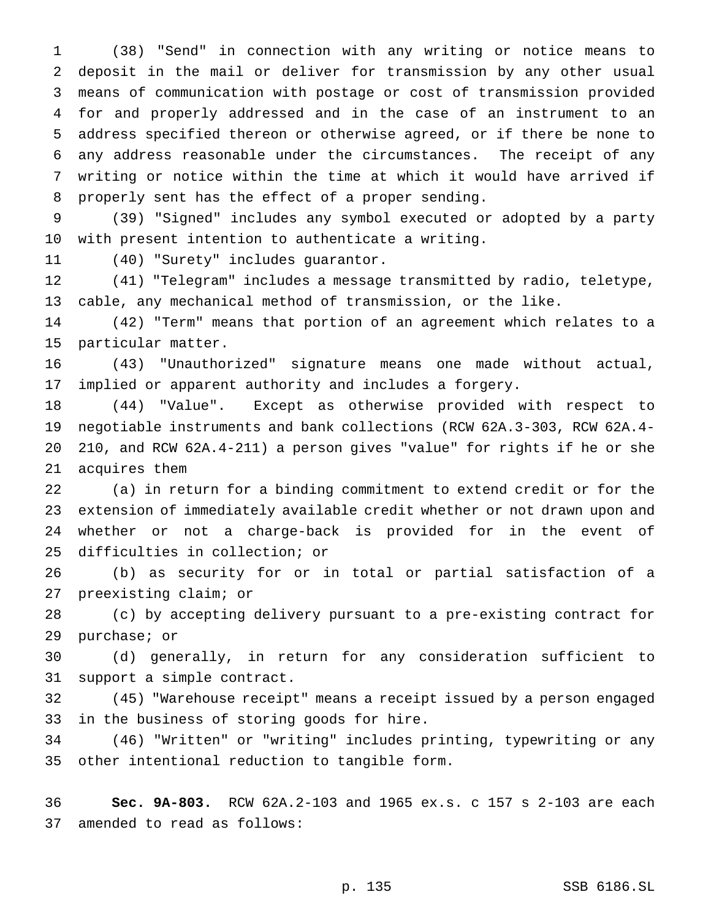(38) "Send" in connection with any writing or notice means to deposit in the mail or deliver for transmission by any other usual means of communication with postage or cost of transmission provided for and properly addressed and in the case of an instrument to an address specified thereon or otherwise agreed, or if there be none to any address reasonable under the circumstances. The receipt of any writing or notice within the time at which it would have arrived if properly sent has the effect of a proper sending.

(39) "Signed" includes any symbol executed or adopted by a party with present intention to authenticate a writing.

(40) "Surety" includes guarantor.

(41) "Telegram" includes a message transmitted by radio, teletype, cable, any mechanical method of transmission, or the like.

(42) "Term" means that portion of an agreement which relates to a particular matter.

(43) "Unauthorized" signature means one made without actual, implied or apparent authority and includes a forgery.

(44) "Value". Except as otherwise provided with respect to negotiable instruments and bank collections (RCW 62A.3-303, RCW 62A.4-210, and RCW 62A.4-211) a person gives "value" for rights if he or she acquires them

(a) in return for a binding commitment to extend credit or for the extension of immediately available credit whether or not drawn upon and whether or not a charge-back is provided for in the event of difficulties in collection; or

(b) as security for or in total or partial satisfaction of a preexisting claim; or

(c) by accepting delivery pursuant to a pre-existing contract for purchase; or

(d) generally, in return for any consideration sufficient to support a simple contract.

(45) "Warehouse receipt" means a receipt issued by a person engaged in the business of storing goods for hire.

(46) "Written" or "writing" includes printing, typewriting or any other intentional reduction to tangible form.

**Sec. 9A-803.** RCW 62A.2-103 and 1965 ex.s. c 157 s 2-103 are each amended to read as follows: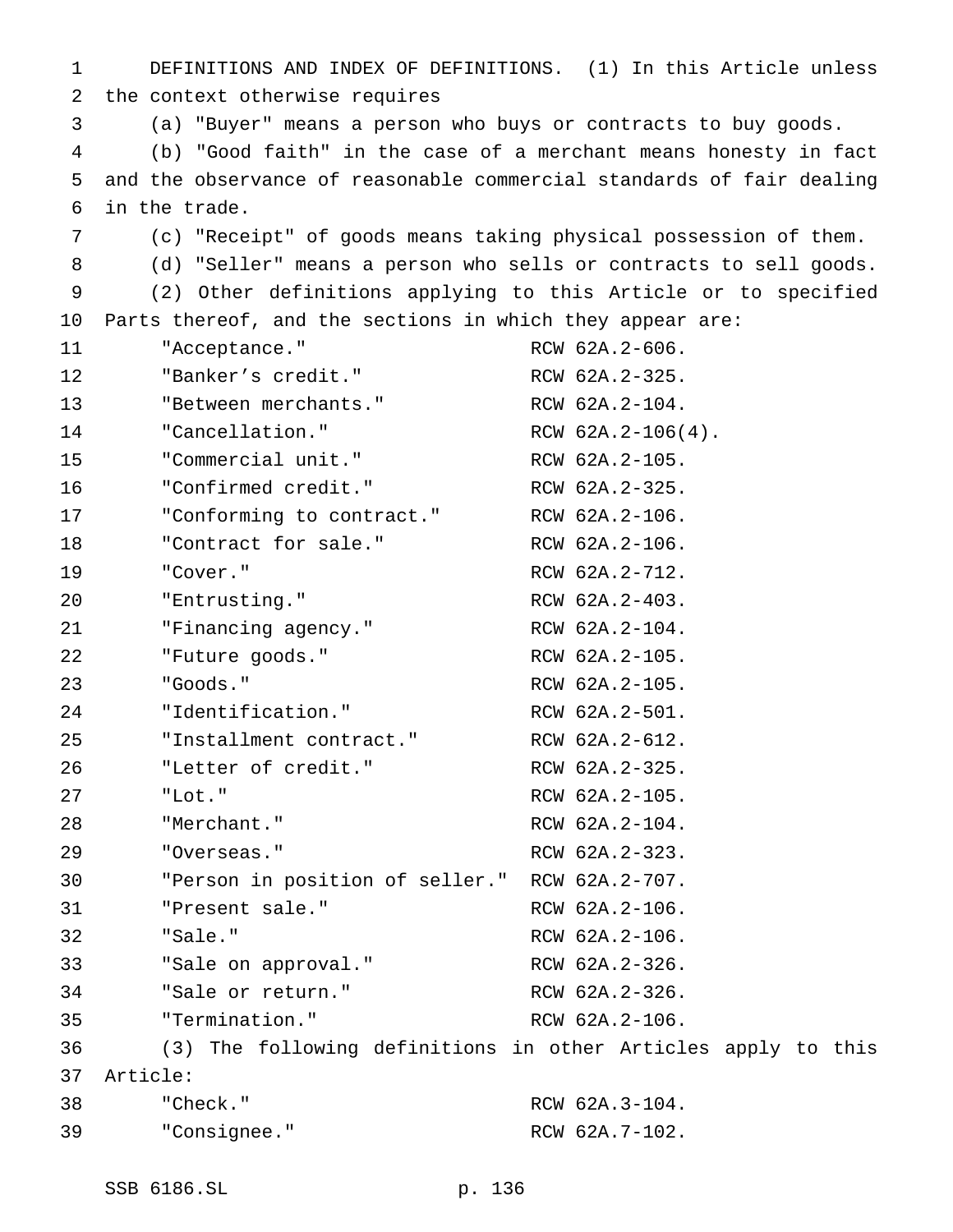DEFINITIONS AND INDEX OF DEFINITIONS. (1) In this Article unless the context otherwise requires

(a) "Buyer" means a person who buys or contracts to buy goods.

(b) "Good faith" in the case of a merchant means honesty in fact and the observance of reasonable commercial standards of fair dealing in the trade.

(c) "Receipt" of goods means taking physical possession of them.

(d) "Seller" means a person who sells or contracts to sell goods.

(2) Other definitions applying to this Article or to specified Parts thereof, and the sections in which they appear are:

| | |
|---|---|
| "Acceptance." | RCW 62A.2-606. |
| "Banker's credit." | RCW 62A.2-325. |
| "Between merchants." | RCW 62A.2-104. |
| "Cancellation." | RCW 62A.2-106(4). |
| "Commercial unit." | RCW 62A.2-105. |
| "Confirmed credit." | RCW 62A.2-325. |
| "Conforming to contract." | RCW 62A.2-106. |
| "Contract for sale." | RCW 62A.2-106. |
| "Cover." | RCW 62A.2-712. |
| "Entrusting." | RCW 62A.2-403. |
| "Financing agency." | RCW 62A.2-104. |
| "Future goods." | RCW 62A.2-105. |
| "Goods." | RCW 62A.2-105. |
| "Identification." | RCW 62A.2-501. |
| "Installment contract." | RCW 62A.2-612. |
| "Letter of credit." | RCW 62A.2-325. |
| "Lot." | RCW 62A.2-105. |
| "Merchant." | RCW 62A.2-104. |
| "Overseas." | RCW 62A.2-323. |
| "Person in position of seller." | RCW 62A.2-707. |
| "Present sale." | RCW 62A.2-106. |
| "Sale." | RCW 62A.2-106. |
| "Sale on approval." | RCW 62A.2-326. |
| "Sale or return." | RCW 62A.2-326. |
| "Termination." | RCW 62A.2-106. |

(3) The following definitions in other Articles apply to this Article:

| | |
|---|---|
| "Check." | RCW 62A.3-104. |
| "Consignee." | RCW 62A.7-102. |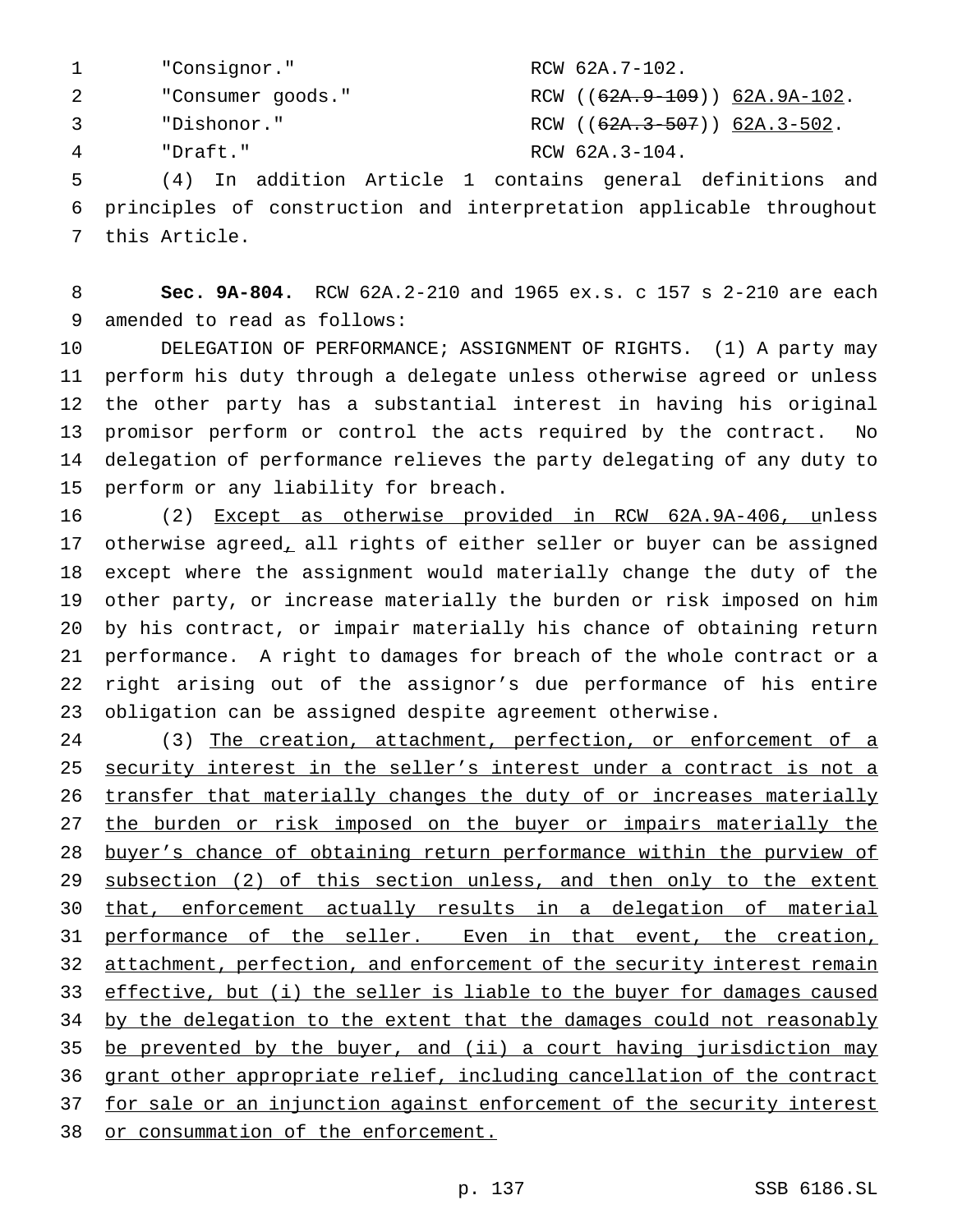"Consignor." RCW 62A.7-102.

"Consumer goods." RCW ((~~62A.9-109~~)) <u>62A.9A-102</u>.

"Dishonor." RCW ((~~62A.3-507~~)) <u>62A.3-502</u>.

"Draft." RCW 62A.3-104.

(4) In addition Article 1 contains general definitions and principles of construction and interpretation applicable throughout this Article.

**Sec. 9A-804.** RCW 62A.2-210 and 1965 ex.s. c 157 s 2-210 are each amended to read as follows:

DELEGATION OF PERFORMANCE; ASSIGNMENT OF RIGHTS. (1) A party may perform his duty through a delegate unless otherwise agreed or unless the other party has a substantial interest in having his original promisor perform or control the acts required by the contract. No delegation of performance relieves the party delegating of any duty to perform or any liability for breach.

(2) <u>Except as otherwise provided in RCW 62A.9A-406, u</u>nless otherwise agreed<u>,</u> all rights of either seller or buyer can be assigned except where the assignment would materially change the duty of the other party, or increase materially the burden or risk imposed on him by his contract, or impair materially his chance of obtaining return performance. A right to damages for breach of the whole contract or a right arising out of the assignor's due performance of his entire obligation can be assigned despite agreement otherwise.

(3) <u>The creation, attachment, perfection, or enforcement of a security interest in the seller's interest under a contract is not a transfer that materially changes the duty of or increases materially the burden or risk imposed on the buyer or impairs materially the buyer's chance of obtaining return performance within the purview of subsection (2) of this section unless, and then only to the extent that, enforcement actually results in a delegation of material performance of the seller. Even in that event, the creation, attachment, perfection, and enforcement of the security interest remain effective, but (i) the seller is liable to the buyer for damages caused by the delegation to the extent that the damages could not reasonably be prevented by the buyer, and (ii) a court having jurisdiction may grant other appropriate relief, including cancellation of the contract for sale or an injunction against enforcement of the security interest or consummation of the enforcement.</u>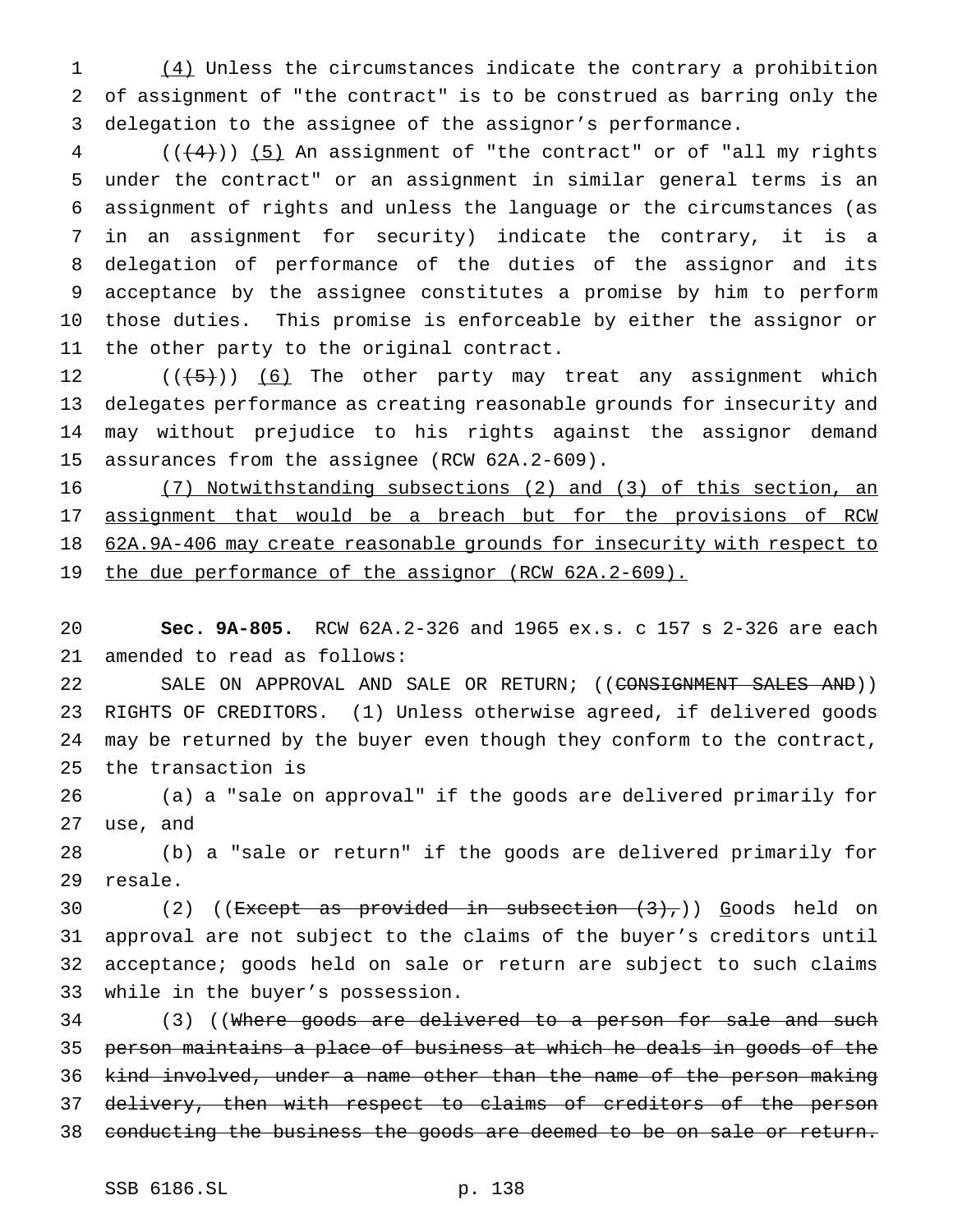(4) Unless the circumstances indicate the contrary a prohibition of assignment of "the contract" is to be construed as barring only the delegation to the assignee of the assignor's performance.

(((4))) (5) An assignment of "the contract" or of "all my rights under the contract" or an assignment in similar general terms is an assignment of rights and unless the language or the circumstances (as in an assignment for security) indicate the contrary, it is a delegation of performance of the duties of the assignor and its acceptance by the assignee constitutes a promise by him to perform those duties. This promise is enforceable by either the assignor or the other party to the original contract.

(((5))) (6) The other party may treat any assignment which delegates performance as creating reasonable grounds for insecurity and may without prejudice to his rights against the assignor demand assurances from the assignee (RCW 62A.2-609).

(7) Notwithstanding subsections (2) and (3) of this section, an assignment that would be a breach but for the provisions of RCW 62A.9A-406 may create reasonable grounds for insecurity with respect to the due performance of the assignor (RCW 62A.2-609).

**Sec. 9A-805.** RCW 62A.2-326 and 1965 ex.s. c 157 s 2-326 are each amended to read as follows:

SALE ON APPROVAL AND SALE OR RETURN; ((CONSIGNMENT SALES AND)) RIGHTS OF CREDITORS. (1) Unless otherwise agreed, if delivered goods may be returned by the buyer even though they conform to the contract, the transaction is

(a) a "sale on approval" if the goods are delivered primarily for use, and

(b) a "sale or return" if the goods are delivered primarily for resale.

(2) ((Except as provided in subsection (3),)) Goods held on approval are not subject to the claims of the buyer's creditors until acceptance; goods held on sale or return are subject to such claims while in the buyer's possession.

(3) ((Where goods are delivered to a person for sale and such person maintains a place of business at which he deals in goods of the kind involved, under a name other than the name of the person making delivery, then with respect to claims of creditors of the person conducting the business the goods are deemed to be on sale or return.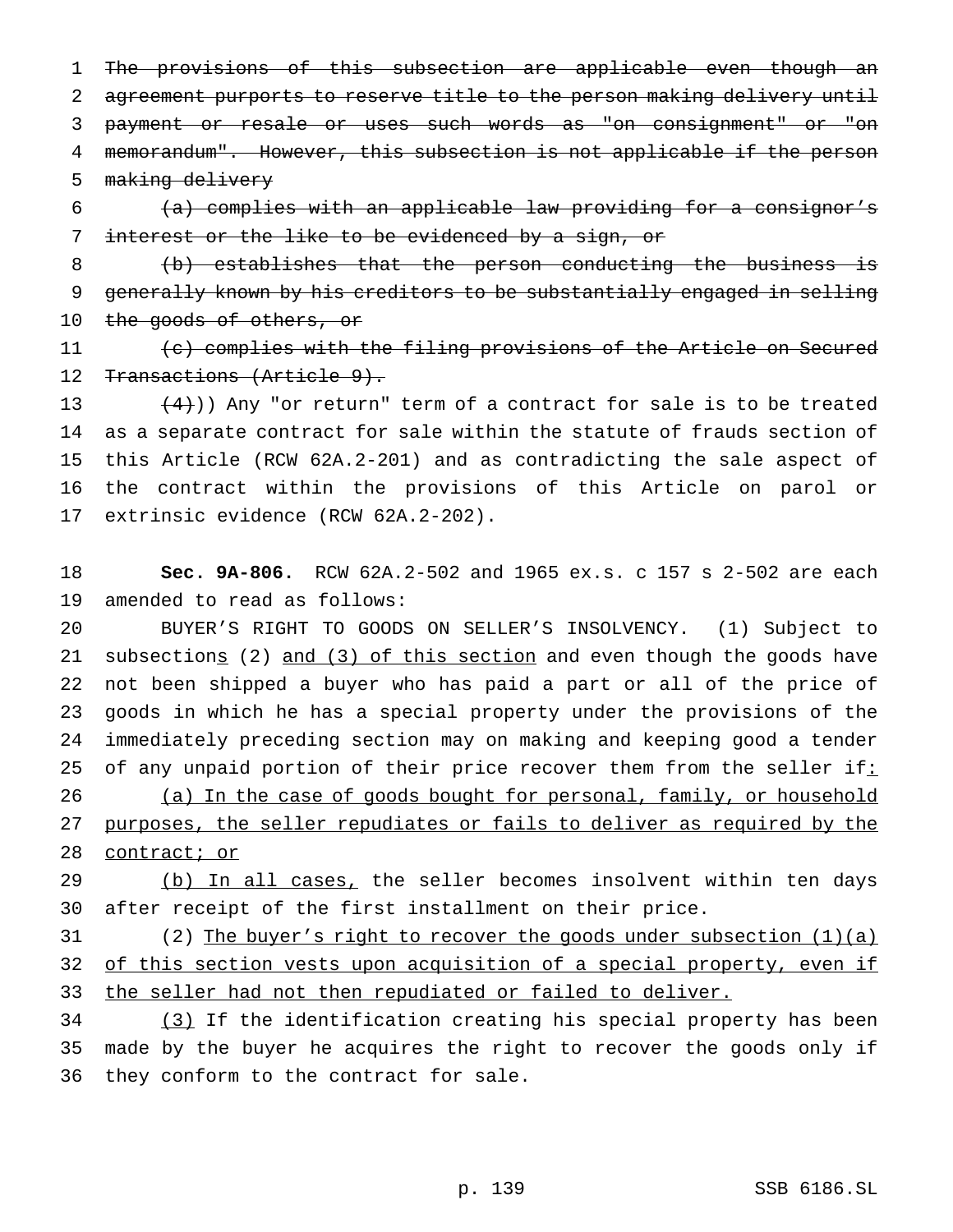~~The provisions of this subsection are applicable even though an agreement purports to reserve title to the person making delivery until payment or resale or uses such words as "on consignment" or "on memorandum". However, this subsection is not applicable if the person making delivery~~

~~(a) complies with an applicable law providing for a consignor's interest or the like to be evidenced by a sign, or~~

~~(b) establishes that the person conducting the business is generally known by his creditors to be substantially engaged in selling the goods of others, or~~

~~(c) complies with the filing provisions of the Article on Secured Transactions (Article 9).~~

~~(4)~~)) Any "or return" term of a contract for sale is to be treated as a separate contract for sale within the statute of frauds section of this Article (RCW 62A.2-201) and as contradicting the sale aspect of the contract within the provisions of this Article on parol or extrinsic evidence (RCW 62A.2-202).

**Sec. 9A-806.** RCW 62A.2-502 and 1965 ex.s. c 157 s 2-502 are each amended to read as follows:

BUYER'S RIGHT TO GOODS ON SELLER'S INSOLVENCY. (1) Subject to subsection<u>s</u> (2) <u>and (3) of this section</u> and even though the goods have not been shipped a buyer who has paid a part or all of the price of goods in which he has a special property under the provisions of the immediately preceding section may on making and keeping good a tender of any unpaid portion of their price recover them from the seller if<u>:</u>

<u>(a) In the case of goods bought for personal, family, or household purposes, the seller repudiates or fails to deliver as required by the contract; or</u>

<u>(b) In all cases,</u> the seller becomes insolvent within ten days after receipt of the first installment on their price.

(2) <u>The buyer's right to recover the goods under subsection (1)(a) of this section vests upon acquisition of a special property, even if the seller had not then repudiated or failed to deliver.</u>

<u>(3)</u> If the identification creating his special property has been made by the buyer he acquires the right to recover the goods only if they conform to the contract for sale.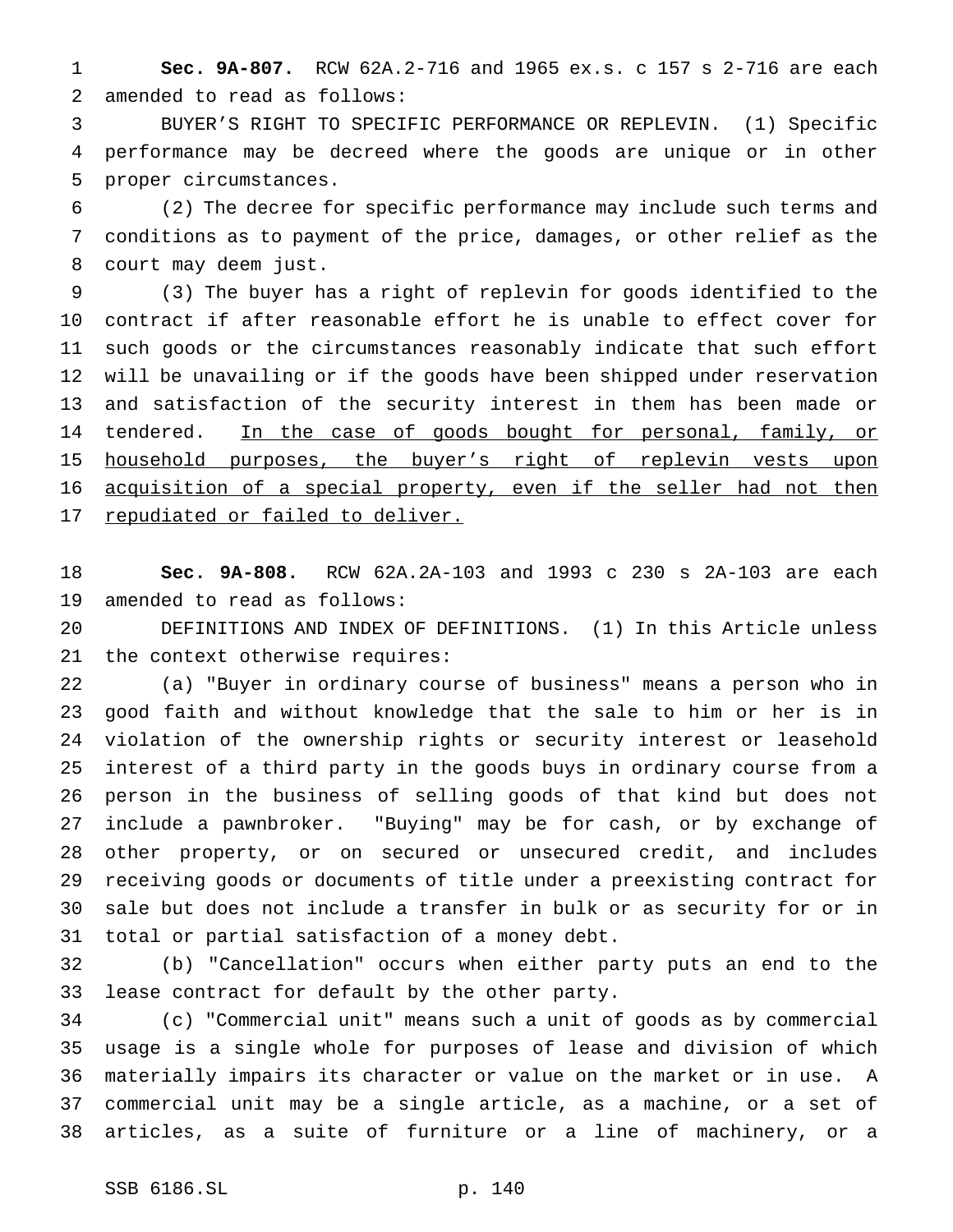**Sec. 9A-807.** RCW 62A.2-716 and 1965 ex.s. c 157 s 2-716 are each amended to read as follows:

BUYER'S RIGHT TO SPECIFIC PERFORMANCE OR REPLEVIN. (1) Specific performance may be decreed where the goods are unique or in other proper circumstances.

(2) The decree for specific performance may include such terms and conditions as to payment of the price, damages, or other relief as the court may deem just.

(3) The buyer has a right of replevin for goods identified to the contract if after reasonable effort he is unable to effect cover for such goods or the circumstances reasonably indicate that such effort will be unavailing or if the goods have been shipped under reservation and satisfaction of the security interest in them has been made or tendered. <u>In the case of goods bought for personal, family, or household purposes, the buyer's right of replevin vests upon acquisition of a special property, even if the seller had not then repudiated or failed to deliver.</u>

**Sec. 9A-808.** RCW 62A.2A-103 and 1993 c 230 s 2A-103 are each amended to read as follows:

DEFINITIONS AND INDEX OF DEFINITIONS. (1) In this Article unless the context otherwise requires:

(a) "Buyer in ordinary course of business" means a person who in good faith and without knowledge that the sale to him or her is in violation of the ownership rights or security interest or leasehold interest of a third party in the goods buys in ordinary course from a person in the business of selling goods of that kind but does not include a pawnbroker. "Buying" may be for cash, or by exchange of other property, or on secured or unsecured credit, and includes receiving goods or documents of title under a preexisting contract for sale but does not include a transfer in bulk or as security for or in total or partial satisfaction of a money debt.

(b) "Cancellation" occurs when either party puts an end to the lease contract for default by the other party.

(c) "Commercial unit" means such a unit of goods as by commercial usage is a single whole for purposes of lease and division of which materially impairs its character or value on the market or in use. A commercial unit may be a single article, as a machine, or a set of articles, as a suite of furniture or a line of machinery, or a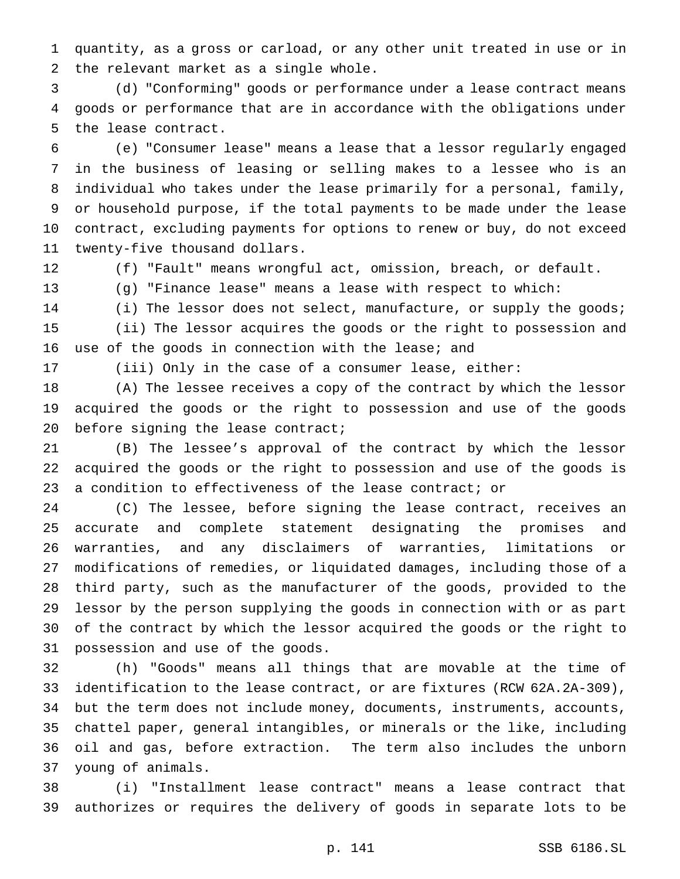quantity, as a gross or carload, or any other unit treated in use or in the relevant market as a single whole.

(d) "Conforming" goods or performance under a lease contract means goods or performance that are in accordance with the obligations under the lease contract.

(e) "Consumer lease" means a lease that a lessor regularly engaged in the business of leasing or selling makes to a lessee who is an individual who takes under the lease primarily for a personal, family, or household purpose, if the total payments to be made under the lease contract, excluding payments for options to renew or buy, do not exceed twenty-five thousand dollars.

(f) "Fault" means wrongful act, omission, breach, or default.

(g) "Finance lease" means a lease with respect to which:

(i) The lessor does not select, manufacture, or supply the goods;

(ii) The lessor acquires the goods or the right to possession and use of the goods in connection with the lease; and

(iii) Only in the case of a consumer lease, either:

(A) The lessee receives a copy of the contract by which the lessor acquired the goods or the right to possession and use of the goods before signing the lease contract;

(B) The lessee's approval of the contract by which the lessor acquired the goods or the right to possession and use of the goods is a condition to effectiveness of the lease contract; or

(C) The lessee, before signing the lease contract, receives an accurate and complete statement designating the promises and warranties, and any disclaimers of warranties, limitations or modifications of remedies, or liquidated damages, including those of a third party, such as the manufacturer of the goods, provided to the lessor by the person supplying the goods in connection with or as part of the contract by which the lessor acquired the goods or the right to possession and use of the goods.

(h) "Goods" means all things that are movable at the time of identification to the lease contract, or are fixtures (RCW 62A.2A-309), but the term does not include money, documents, instruments, accounts, chattel paper, general intangibles, or minerals or the like, including oil and gas, before extraction. The term also includes the unborn young of animals.

(i) "Installment lease contract" means a lease contract that authorizes or requires the delivery of goods in separate lots to be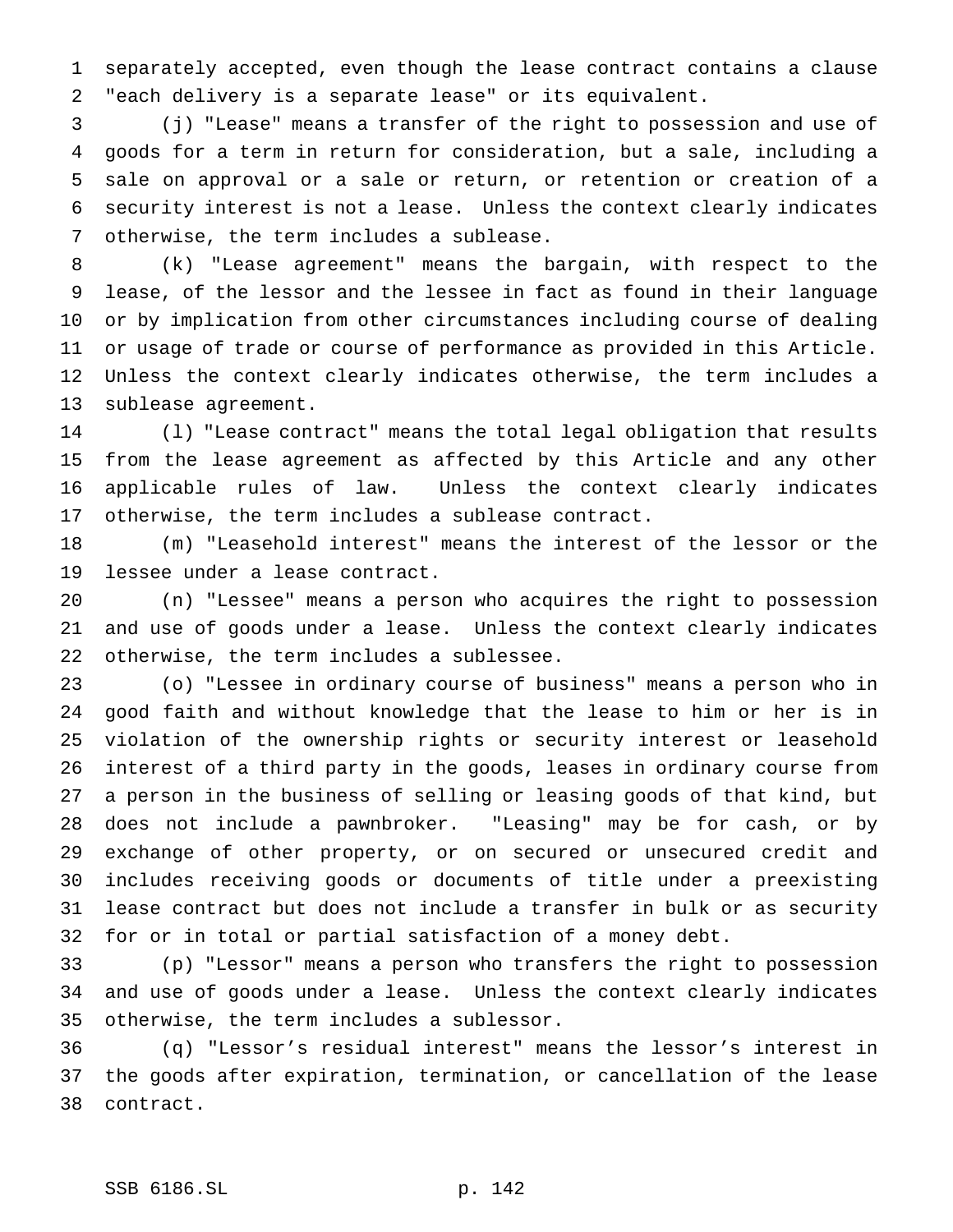separately accepted, even though the lease contract contains a clause "each delivery is a separate lease" or its equivalent.

(j) "Lease" means a transfer of the right to possession and use of goods for a term in return for consideration, but a sale, including a sale on approval or a sale or return, or retention or creation of a security interest is not a lease. Unless the context clearly indicates otherwise, the term includes a sublease.

(k) "Lease agreement" means the bargain, with respect to the lease, of the lessor and the lessee in fact as found in their language or by implication from other circumstances including course of dealing or usage of trade or course of performance as provided in this Article. Unless the context clearly indicates otherwise, the term includes a sublease agreement.

(l) "Lease contract" means the total legal obligation that results from the lease agreement as affected by this Article and any other applicable rules of law. Unless the context clearly indicates otherwise, the term includes a sublease contract.

(m) "Leasehold interest" means the interest of the lessor or the lessee under a lease contract.

(n) "Lessee" means a person who acquires the right to possession and use of goods under a lease. Unless the context clearly indicates otherwise, the term includes a sublessee.

(o) "Lessee in ordinary course of business" means a person who in good faith and without knowledge that the lease to him or her is in violation of the ownership rights or security interest or leasehold interest of a third party in the goods, leases in ordinary course from a person in the business of selling or leasing goods of that kind, but does not include a pawnbroker. "Leasing" may be for cash, or by exchange of other property, or on secured or unsecured credit and includes receiving goods or documents of title under a preexisting lease contract but does not include a transfer in bulk or as security for or in total or partial satisfaction of a money debt.

(p) "Lessor" means a person who transfers the right to possession and use of goods under a lease. Unless the context clearly indicates otherwise, the term includes a sublessor.

(q) "Lessor's residual interest" means the lessor's interest in the goods after expiration, termination, or cancellation of the lease contract.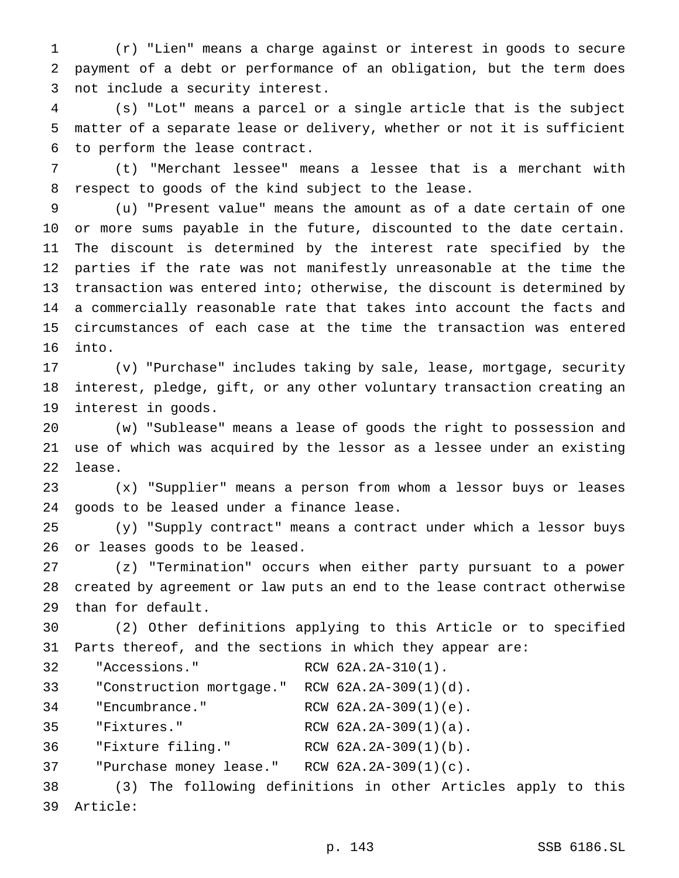(r) "Lien" means a charge against or interest in goods to secure payment of a debt or performance of an obligation, but the term does not include a security interest.

(s) "Lot" means a parcel or a single article that is the subject matter of a separate lease or delivery, whether or not it is sufficient to perform the lease contract.

(t) "Merchant lessee" means a lessee that is a merchant with respect to goods of the kind subject to the lease.

(u) "Present value" means the amount as of a date certain of one or more sums payable in the future, discounted to the date certain. The discount is determined by the interest rate specified by the parties if the rate was not manifestly unreasonable at the time the transaction was entered into; otherwise, the discount is determined by a commercially reasonable rate that takes into account the facts and circumstances of each case at the time the transaction was entered into.

(v) "Purchase" includes taking by sale, lease, mortgage, security interest, pledge, gift, or any other voluntary transaction creating an interest in goods.

(w) "Sublease" means a lease of goods the right to possession and use of which was acquired by the lessor as a lessee under an existing lease.

(x) "Supplier" means a person from whom a lessor buys or leases goods to be leased under a finance lease.

(y) "Supply contract" means a contract under which a lessor buys or leases goods to be leased.

(z) "Termination" occurs when either party pursuant to a power created by agreement or law puts an end to the lease contract otherwise than for default.

(2) Other definitions applying to this Article or to specified Parts thereof, and the sections in which they appear are:

"Accessions." RCW 62A.2A-310(1).
"Construction mortgage." RCW 62A.2A-309(1)(d).
"Encumbrance." RCW 62A.2A-309(1)(e).
"Fixtures." RCW 62A.2A-309(1)(a).
"Fixture filing." RCW 62A.2A-309(1)(b).
"Purchase money lease." RCW 62A.2A-309(1)(c).

(3) The following definitions in other Articles apply to this Article: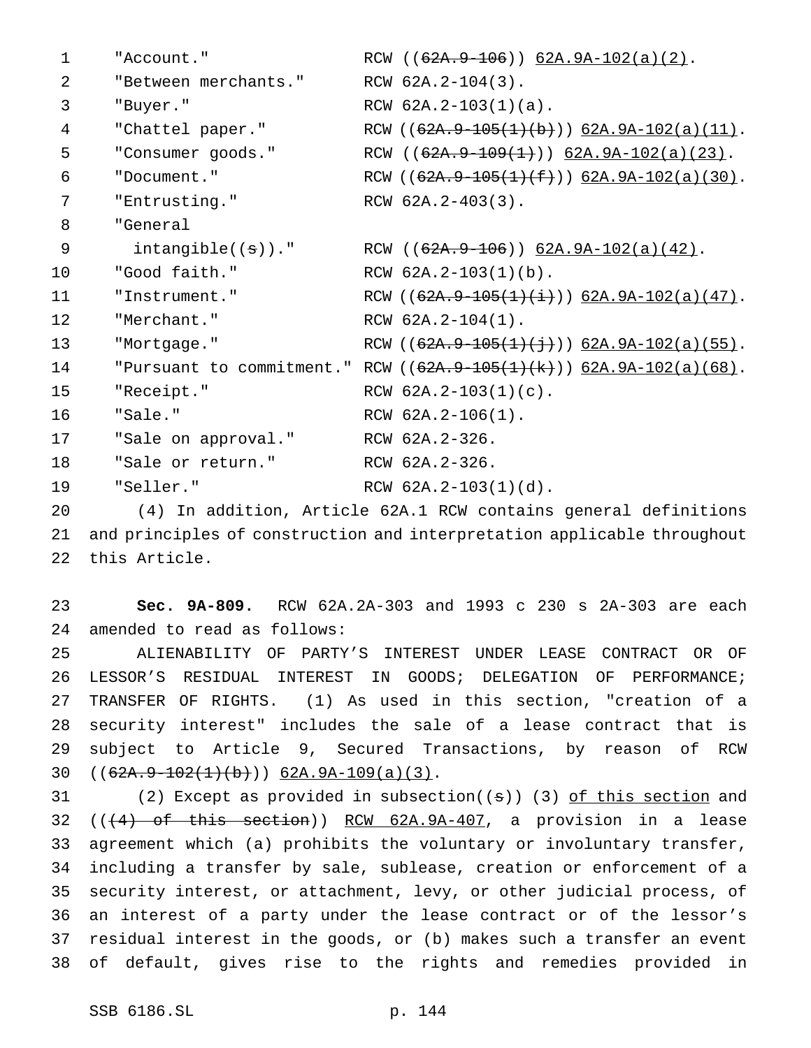| | |
|---|---|
| "Account." | RCW ((~~62A.9-106~~)) <u>62A.9A-102(a)(2)</u>. |
| "Between merchants." | RCW 62A.2-104(3). |
| "Buyer." | RCW 62A.2-103(1)(a). |
| "Chattel paper." | RCW ((~~62A.9-105(1)(b)~~)) <u>62A.9A-102(a)(11)</u>. |
| "Consumer goods." | RCW ((~~62A.9-109(1)~~)) <u>62A.9A-102(a)(23)</u>. |
| "Document." | RCW ((~~62A.9-105(1)(f)~~)) <u>62A.9A-102(a)(30)</u>. |
| "Entrusting." | RCW 62A.2-403(3). |
| "General intangible((~~s~~))." | RCW ((~~62A.9-106~~)) <u>62A.9A-102(a)(42)</u>. |
| "Good faith." | RCW 62A.2-103(1)(b). |
| "Instrument." | RCW ((~~62A.9-105(1)(i)~~)) <u>62A.9A-102(a)(47)</u>. |
| "Merchant." | RCW 62A.2-104(1). |
| "Mortgage." | RCW ((~~62A.9-105(1)(j)~~)) <u>62A.9A-102(a)(55)</u>. |
| "Pursuant to commitment." | RCW ((~~62A.9-105(1)(k)~~)) <u>62A.9A-102(a)(68)</u>. |
| "Receipt." | RCW 62A.2-103(1)(c). |
| "Sale." | RCW 62A.2-106(1). |
| "Sale on approval." | RCW 62A.2-326. |
| "Sale or return." | RCW 62A.2-326. |
| "Seller." | RCW 62A.2-103(1)(d). |

(4) In addition, Article 62A.1 RCW contains general definitions and principles of construction and interpretation applicable throughout this Article.

**Sec. 9A-809.** RCW 62A.2A-303 and 1993 c 230 s 2A-303 are each amended to read as follows:

ALIENABILITY OF PARTY'S INTEREST UNDER LEASE CONTRACT OR OF LESSOR'S RESIDUAL INTEREST IN GOODS; DELEGATION OF PERFORMANCE; TRANSFER OF RIGHTS. (1) As used in this section, "creation of a security interest" includes the sale of a lease contract that is subject to Article 9, Secured Transactions, by reason of RCW ((~~62A.9-102(1)(b)~~)) <u>62A.9A-109(a)(3)</u>.

(2) Except as provided in subsection((~~s~~)) (3) <u>of this section</u> and ((~~(4) of this section~~)) <u>RCW 62A.9A-407</u>, a provision in a lease agreement which (a) prohibits the voluntary or involuntary transfer, including a transfer by sale, sublease, creation or enforcement of a security interest, or attachment, levy, or other judicial process, of an interest of a party under the lease contract or of the lessor's residual interest in the goods, or (b) makes such a transfer an event of default, gives rise to the rights and remedies provided in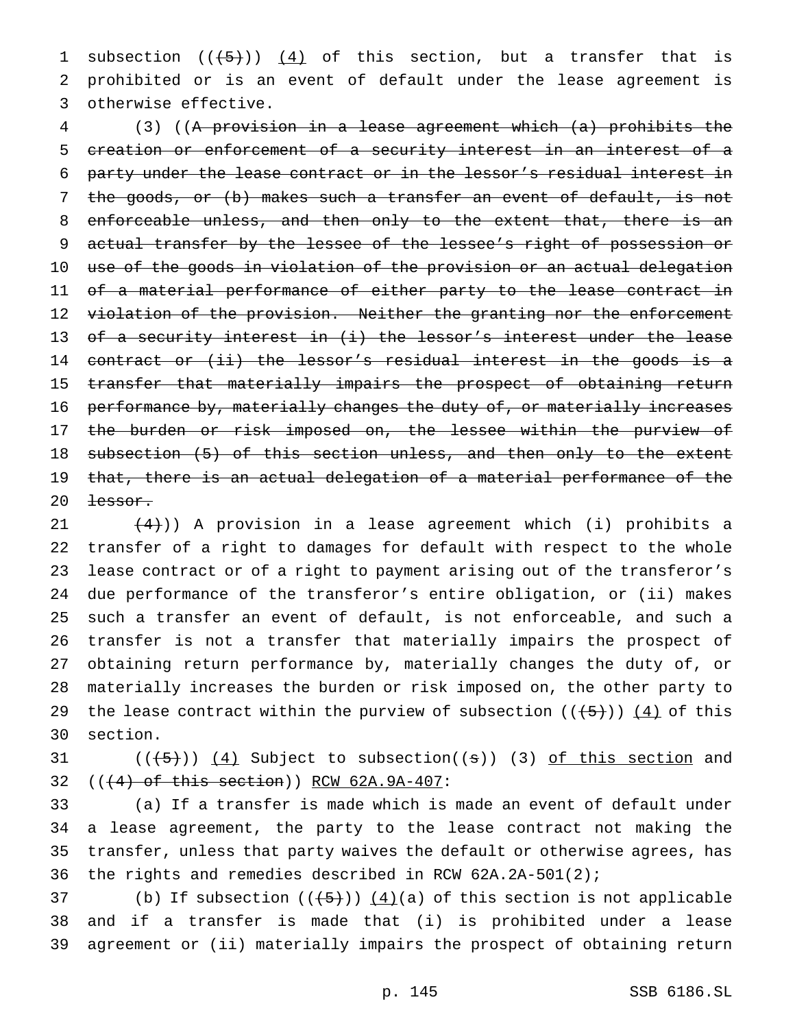subsection ((~~(5)~~)) <u>(4)</u> of this section, but a transfer that is prohibited or is an event of default under the lease agreement is otherwise effective.

(3) ((~~A provision in a lease agreement which (a) prohibits the creation or enforcement of a security interest in an interest of a party under the lease contract or in the lessor's residual interest in the goods, or (b) makes such a transfer an event of default, is not enforceable unless, and then only to the extent that, there is an actual transfer by the lessee of the lessee's right of possession or use of the goods in violation of the provision or an actual delegation of a material performance of either party to the lease contract in violation of the provision. Neither the granting nor the enforcement of a security interest in (i) the lessor's interest under the lease contract or (ii) the lessor's residual interest in the goods is a transfer that materially impairs the prospect of obtaining return performance by, materially changes the duty of, or materially increases the burden or risk imposed on, the lessee within the purview of subsection (5) of this section unless, and then only to the extent that, there is an actual delegation of a material performance of the lessor.~~

~~(4)~~)) A provision in a lease agreement which (i) prohibits a transfer of a right to damages for default with respect to the whole lease contract or of a right to payment arising out of the transferor's due performance of the transferor's entire obligation, or (ii) makes such a transfer an event of default, is not enforceable, and such a transfer is not a transfer that materially impairs the prospect of obtaining return performance by, materially changes the duty of, or materially increases the burden or risk imposed on, the other party to the lease contract within the purview of subsection ((~~(5)~~)) <u>(4)</u> of this section.

((~~(5)~~)) <u>(4)</u> Subject to subsection((~~s~~)) (3) <u>of this section</u> and ((~~(4) of this section~~)) <u>RCW 62A.9A-407</u>:

(a) If a transfer is made which is made an event of default under a lease agreement, the party to the lease contract not making the transfer, unless that party waives the default or otherwise agrees, has the rights and remedies described in RCW 62A.2A-501(2);

(b) If subsection ((~~(5)~~)) <u>(4)</u>(a) of this section is not applicable and if a transfer is made that (i) is prohibited under a lease agreement or (ii) materially impairs the prospect of obtaining return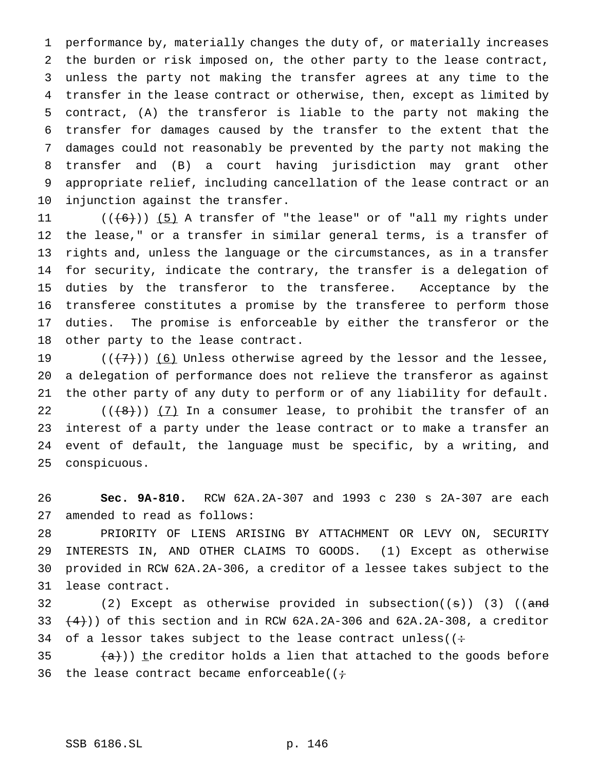performance by, materially changes the duty of, or materially increases the burden or risk imposed on, the other party to the lease contract, unless the party not making the transfer agrees at any time to the transfer in the lease contract or otherwise, then, except as limited by contract, (A) the transferor is liable to the party not making the transfer for damages caused by the transfer to the extent that the damages could not reasonably be prevented by the party not making the transfer and (B) a court having jurisdiction may grant other appropriate relief, including cancellation of the lease contract or an injunction against the transfer.

((~~(6)~~)) (5) A transfer of "the lease" or of "all my rights under the lease," or a transfer in similar general terms, is a transfer of rights and, unless the language or the circumstances, as in a transfer for security, indicate the contrary, the transfer is a delegation of duties by the transferor to the transferee. Acceptance by the transferee constitutes a promise by the transferee to perform those duties. The promise is enforceable by either the transferor or the other party to the lease contract.

((~~(7)~~)) (6) Unless otherwise agreed by the lessor and the lessee, a delegation of performance does not relieve the transferor as against the other party of any duty to perform or of any liability for default.

((~~(8)~~)) (7) In a consumer lease, to prohibit the transfer of an interest of a party under the lease contract or to make a transfer an event of default, the language must be specific, by a writing, and conspicuous.

**Sec. 9A-810.** RCW 62A.2A-307 and 1993 c 230 s 2A-307 are each amended to read as follows:

PRIORITY OF LIENS ARISING BY ATTACHMENT OR LEVY ON, SECURITY INTERESTS IN, AND OTHER CLAIMS TO GOODS. (1) Except as otherwise provided in RCW 62A.2A-306, a creditor of a lessee takes subject to the lease contract.

(2) Except as otherwise provided in subsection((~~s~~)) (3) ((~~and (4)~~)) of this section and in RCW 62A.2A-306 and 62A.2A-308, a creditor of a lessor takes subject to the lease contract unless((~~:~~

~~(a)~~)) the creditor holds a lien that attached to the goods before the lease contract became enforceable((~~;~~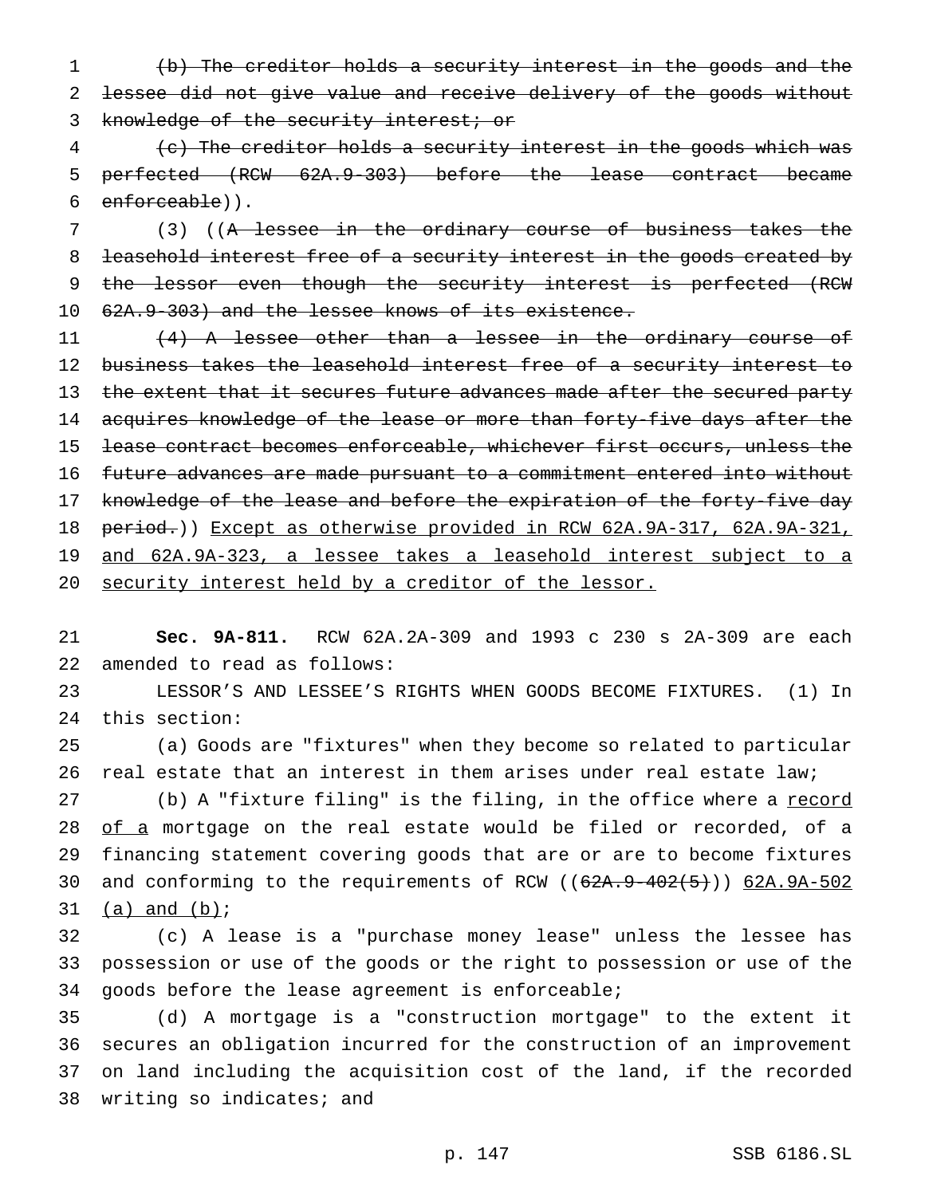~~(b) The creditor holds a security interest in the goods and the lessee did not give value and receive delivery of the goods without knowledge of the security interest; or~~

~~(c) The creditor holds a security interest in the goods which was perfected (RCW 62A.9-303) before the lease contract became enforceable~~)).

(3) ((~~A lessee in the ordinary course of business takes the leasehold interest free of a security interest in the goods created by the lessor even though the security interest is perfected (RCW 62A.9-303) and the lessee knows of its existence.~~

~~(4) A lessee other than a lessee in the ordinary course of business takes the leasehold interest free of a security interest to the extent that it secures future advances made after the secured party acquires knowledge of the lease or more than forty-five days after the lease contract becomes enforceable, whichever first occurs, unless the future advances are made pursuant to a commitment entered into without knowledge of the lease and before the expiration of the forty-five day period.~~)) <u>Except as otherwise provided in RCW 62A.9A-317, 62A.9A-321, and 62A.9A-323, a lessee takes a leasehold interest subject to a security interest held by a creditor of the lessor.</u>

**Sec. 9A-811.** RCW 62A.2A-309 and 1993 c 230 s 2A-309 are each amended to read as follows:

LESSOR'S AND LESSEE'S RIGHTS WHEN GOODS BECOME FIXTURES. (1) In this section:

(a) Goods are "fixtures" when they become so related to particular real estate that an interest in them arises under real estate law;

(b) A "fixture filing" is the filing, in the office where a <u>record of a</u> mortgage on the real estate would be filed or recorded, of a financing statement covering goods that are or are to become fixtures and conforming to the requirements of RCW ((~~62A.9-402(5)~~)) <u>62A.9A-502 (a) and (b)</u>;

(c) A lease is a "purchase money lease" unless the lessee has possession or use of the goods or the right to possession or use of the goods before the lease agreement is enforceable;

(d) A mortgage is a "construction mortgage" to the extent it secures an obligation incurred for the construction of an improvement on land including the acquisition cost of the land, if the recorded writing so indicates; and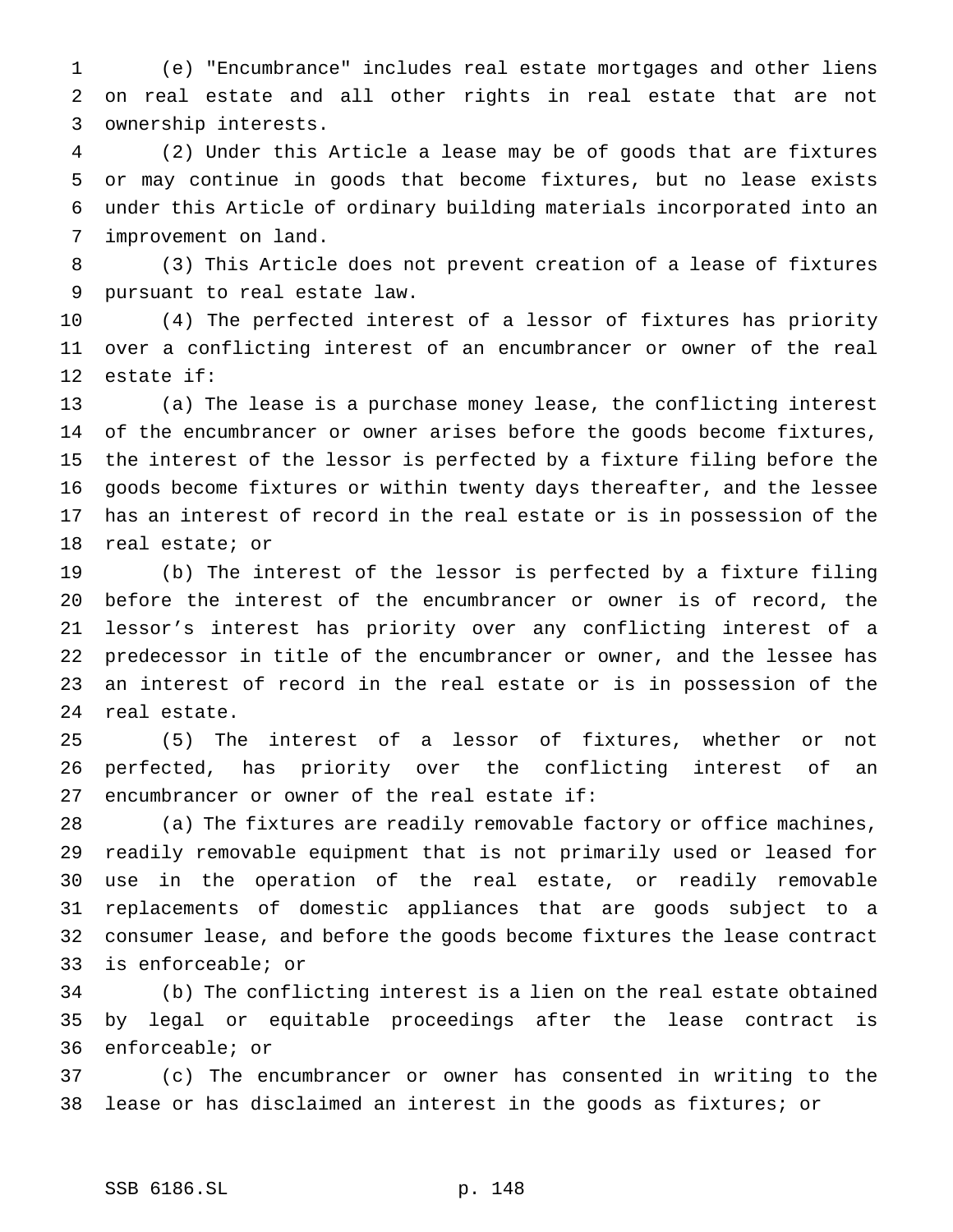(e) "Encumbrance" includes real estate mortgages and other liens on real estate and all other rights in real estate that are not ownership interests.

(2) Under this Article a lease may be of goods that are fixtures or may continue in goods that become fixtures, but no lease exists under this Article of ordinary building materials incorporated into an improvement on land.

(3) This Article does not prevent creation of a lease of fixtures pursuant to real estate law.

(4) The perfected interest of a lessor of fixtures has priority over a conflicting interest of an encumbrancer or owner of the real estate if:

(a) The lease is a purchase money lease, the conflicting interest of the encumbrancer or owner arises before the goods become fixtures, the interest of the lessor is perfected by a fixture filing before the goods become fixtures or within twenty days thereafter, and the lessee has an interest of record in the real estate or is in possession of the real estate; or

(b) The interest of the lessor is perfected by a fixture filing before the interest of the encumbrancer or owner is of record, the lessor's interest has priority over any conflicting interest of a predecessor in title of the encumbrancer or owner, and the lessee has an interest of record in the real estate or is in possession of the real estate.

(5) The interest of a lessor of fixtures, whether or not perfected, has priority over the conflicting interest of an encumbrancer or owner of the real estate if:

(a) The fixtures are readily removable factory or office machines, readily removable equipment that is not primarily used or leased for use in the operation of the real estate, or readily removable replacements of domestic appliances that are goods subject to a consumer lease, and before the goods become fixtures the lease contract is enforceable; or

(b) The conflicting interest is a lien on the real estate obtained by legal or equitable proceedings after the lease contract is enforceable; or

(c) The encumbrancer or owner has consented in writing to the lease or has disclaimed an interest in the goods as fixtures; or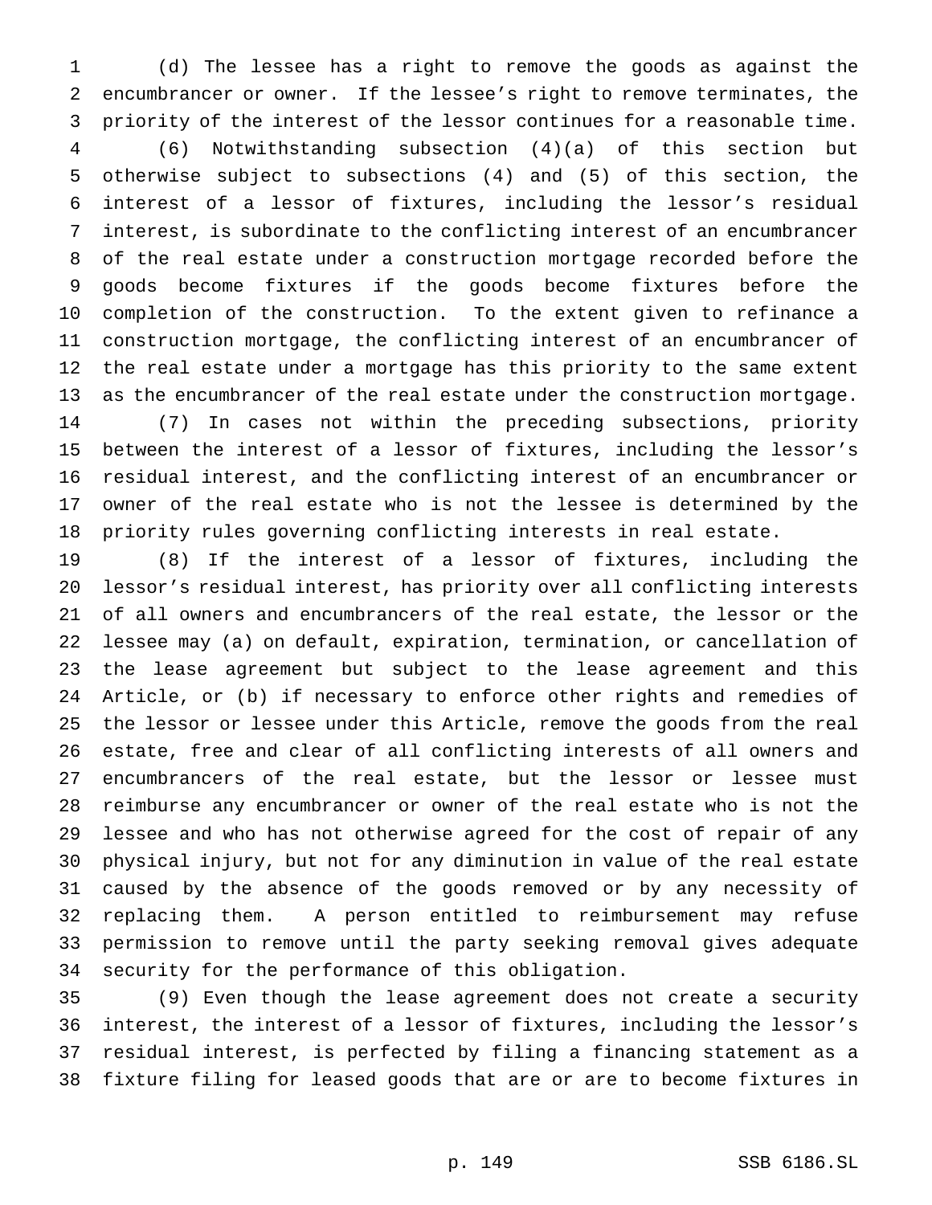(d) The lessee has a right to remove the goods as against the encumbrancer or owner. If the lessee's right to remove terminates, the priority of the interest of the lessor continues for a reasonable time.

(6) Notwithstanding subsection (4)(a) of this section but otherwise subject to subsections (4) and (5) of this section, the interest of a lessor of fixtures, including the lessor's residual interest, is subordinate to the conflicting interest of an encumbrancer of the real estate under a construction mortgage recorded before the goods become fixtures if the goods become fixtures before the completion of the construction. To the extent given to refinance a construction mortgage, the conflicting interest of an encumbrancer of the real estate under a mortgage has this priority to the same extent as the encumbrancer of the real estate under the construction mortgage.

(7) In cases not within the preceding subsections, priority between the interest of a lessor of fixtures, including the lessor's residual interest, and the conflicting interest of an encumbrancer or owner of the real estate who is not the lessee is determined by the priority rules governing conflicting interests in real estate.

(8) If the interest of a lessor of fixtures, including the lessor's residual interest, has priority over all conflicting interests of all owners and encumbrancers of the real estate, the lessor or the lessee may (a) on default, expiration, termination, or cancellation of the lease agreement but subject to the lease agreement and this Article, or (b) if necessary to enforce other rights and remedies of the lessor or lessee under this Article, remove the goods from the real estate, free and clear of all conflicting interests of all owners and encumbrancers of the real estate, but the lessor or lessee must reimburse any encumbrancer or owner of the real estate who is not the lessee and who has not otherwise agreed for the cost of repair of any physical injury, but not for any diminution in value of the real estate caused by the absence of the goods removed or by any necessity of replacing them. A person entitled to reimbursement may refuse permission to remove until the party seeking removal gives adequate security for the performance of this obligation.

(9) Even though the lease agreement does not create a security interest, the interest of a lessor of fixtures, including the lessor's residual interest, is perfected by filing a financing statement as a fixture filing for leased goods that are or are to become fixtures in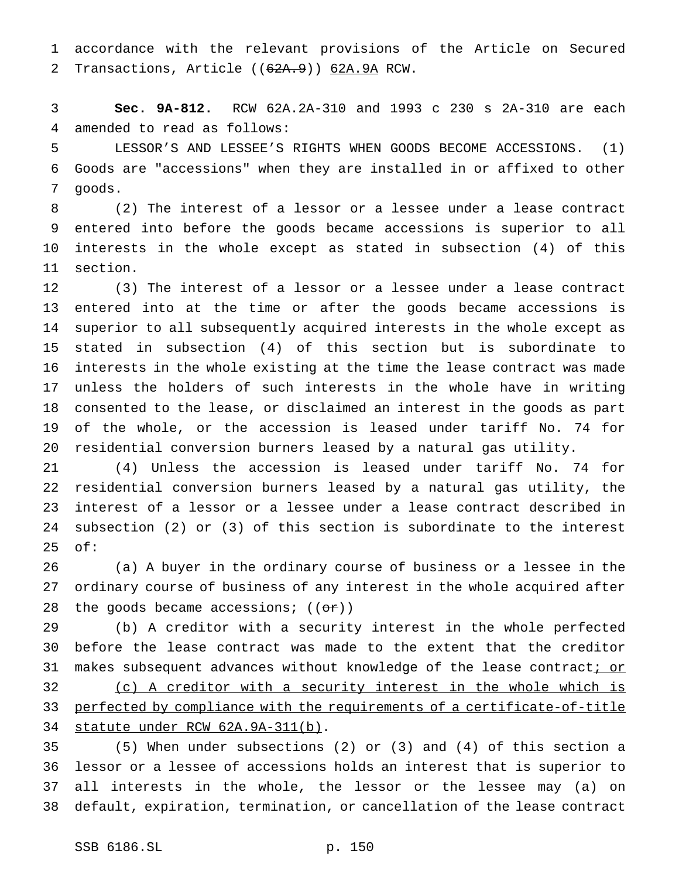accordance with the relevant provisions of the Article on Secured Transactions, Article ((~~62A.9~~)) <u>62A.9A</u> RCW.

**Sec. 9A-812.** RCW 62A.2A-310 and 1993 c 230 s 2A-310 are each amended to read as follows:

LESSOR'S AND LESSEE'S RIGHTS WHEN GOODS BECOME ACCESSIONS. (1) Goods are "accessions" when they are installed in or affixed to other goods.

(2) The interest of a lessor or a lessee under a lease contract entered into before the goods became accessions is superior to all interests in the whole except as stated in subsection (4) of this section.

(3) The interest of a lessor or a lessee under a lease contract entered into at the time or after the goods became accessions is superior to all subsequently acquired interests in the whole except as stated in subsection (4) of this section but is subordinate to interests in the whole existing at the time the lease contract was made unless the holders of such interests in the whole have in writing consented to the lease, or disclaimed an interest in the goods as part of the whole, or the accession is leased under tariff No. 74 for residential conversion burners leased by a natural gas utility.

(4) Unless the accession is leased under tariff No. 74 for residential conversion burners leased by a natural gas utility, the interest of a lessor or a lessee under a lease contract described in subsection (2) or (3) of this section is subordinate to the interest of:

(a) A buyer in the ordinary course of business or a lessee in the ordinary course of business of any interest in the whole acquired after the goods became accessions; ((~~or~~))

(b) A creditor with a security interest in the whole perfected before the lease contract was made to the extent that the creditor makes subsequent advances without knowledge of the lease contract<u>; or</u>

<u>(c) A creditor with a security interest in the whole which is perfected by compliance with the requirements of a certificate-of-title statute under RCW 62A.9A-311(b)</u>.

(5) When under subsections (2) or (3) and (4) of this section a lessor or a lessee of accessions holds an interest that is superior to all interests in the whole, the lessor or the lessee may (a) on default, expiration, termination, or cancellation of the lease contract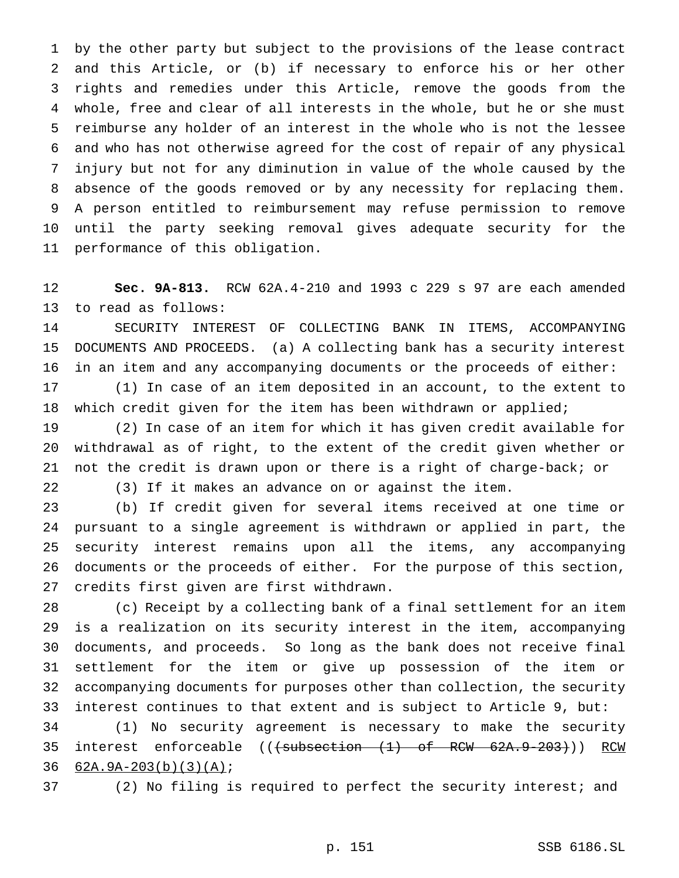by the other party but subject to the provisions of the lease contract and this Article, or (b) if necessary to enforce his or her other rights and remedies under this Article, remove the goods from the whole, free and clear of all interests in the whole, but he or she must reimburse any holder of an interest in the whole who is not the lessee and who has not otherwise agreed for the cost of repair of any physical injury but not for any diminution in value of the whole caused by the absence of the goods removed or by any necessity for replacing them. A person entitled to reimbursement may refuse permission to remove until the party seeking removal gives adequate security for the performance of this obligation.

**Sec. 9A-813.** RCW 62A.4-210 and 1993 c 229 s 97 are each amended to read as follows:

SECURITY INTEREST OF COLLECTING BANK IN ITEMS, ACCOMPANYING DOCUMENTS AND PROCEEDS. (a) A collecting bank has a security interest in an item and any accompanying documents or the proceeds of either:

(1) In case of an item deposited in an account, to the extent to which credit given for the item has been withdrawn or applied;

(2) In case of an item for which it has given credit available for withdrawal as of right, to the extent of the credit given whether or not the credit is drawn upon or there is a right of charge-back; or

(3) If it makes an advance on or against the item.

(b) If credit given for several items received at one time or pursuant to a single agreement is withdrawn or applied in part, the security interest remains upon all the items, any accompanying documents or the proceeds of either. For the purpose of this section, credits first given are first withdrawn.

(c) Receipt by a collecting bank of a final settlement for an item is a realization on its security interest in the item, accompanying documents, and proceeds. So long as the bank does not receive final settlement for the item or give up possession of the item or accompanying documents for purposes other than collection, the security interest continues to that extent and is subject to Article 9, but:

(1) No security agreement is necessary to make the security interest enforceable ((~~(subsection (1) of RCW 62A.9-203)~~)) <u>RCW 62A.9A-203(b)(3)(A)</u>;

(2) No filing is required to perfect the security interest; and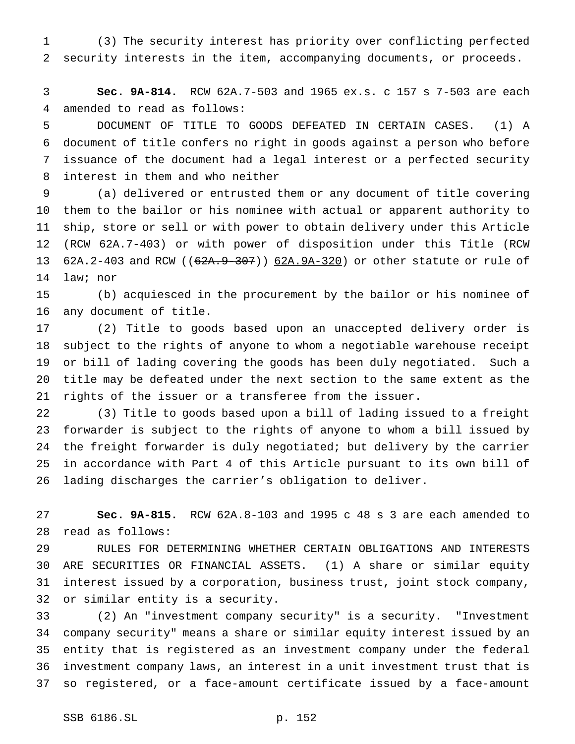(3) The security interest has priority over conflicting perfected security interests in the item, accompanying documents, or proceeds.

**Sec. 9A-814.** RCW 62A.7-503 and 1965 ex.s. c 157 s 7-503 are each amended to read as follows:

DOCUMENT OF TITLE TO GOODS DEFEATED IN CERTAIN CASES. (1) A document of title confers no right in goods against a person who before issuance of the document had a legal interest or a perfected security interest in them and who neither

(a) delivered or entrusted them or any document of title covering them to the bailor or his nominee with actual or apparent authority to ship, store or sell or with power to obtain delivery under this Article (RCW 62A.7-403) or with power of disposition under this Title (RCW 62A.2-403 and RCW ((~~62A.9-307~~)) 62A.9A-320) or other statute or rule of law; nor

(b) acquiesced in the procurement by the bailor or his nominee of any document of title.

(2) Title to goods based upon an unaccepted delivery order is subject to the rights of anyone to whom a negotiable warehouse receipt or bill of lading covering the goods has been duly negotiated. Such a title may be defeated under the next section to the same extent as the rights of the issuer or a transferee from the issuer.

(3) Title to goods based upon a bill of lading issued to a freight forwarder is subject to the rights of anyone to whom a bill issued by the freight forwarder is duly negotiated; but delivery by the carrier in accordance with Part 4 of this Article pursuant to its own bill of lading discharges the carrier's obligation to deliver.

**Sec. 9A-815.** RCW 62A.8-103 and 1995 c 48 s 3 are each amended to read as follows:

RULES FOR DETERMINING WHETHER CERTAIN OBLIGATIONS AND INTERESTS ARE SECURITIES OR FINANCIAL ASSETS. (1) A share or similar equity interest issued by a corporation, business trust, joint stock company, or similar entity is a security.

(2) An "investment company security" is a security. "Investment company security" means a share or similar equity interest issued by an entity that is registered as an investment company under the federal investment company laws, an interest in a unit investment trust that is so registered, or a face-amount certificate issued by a face-amount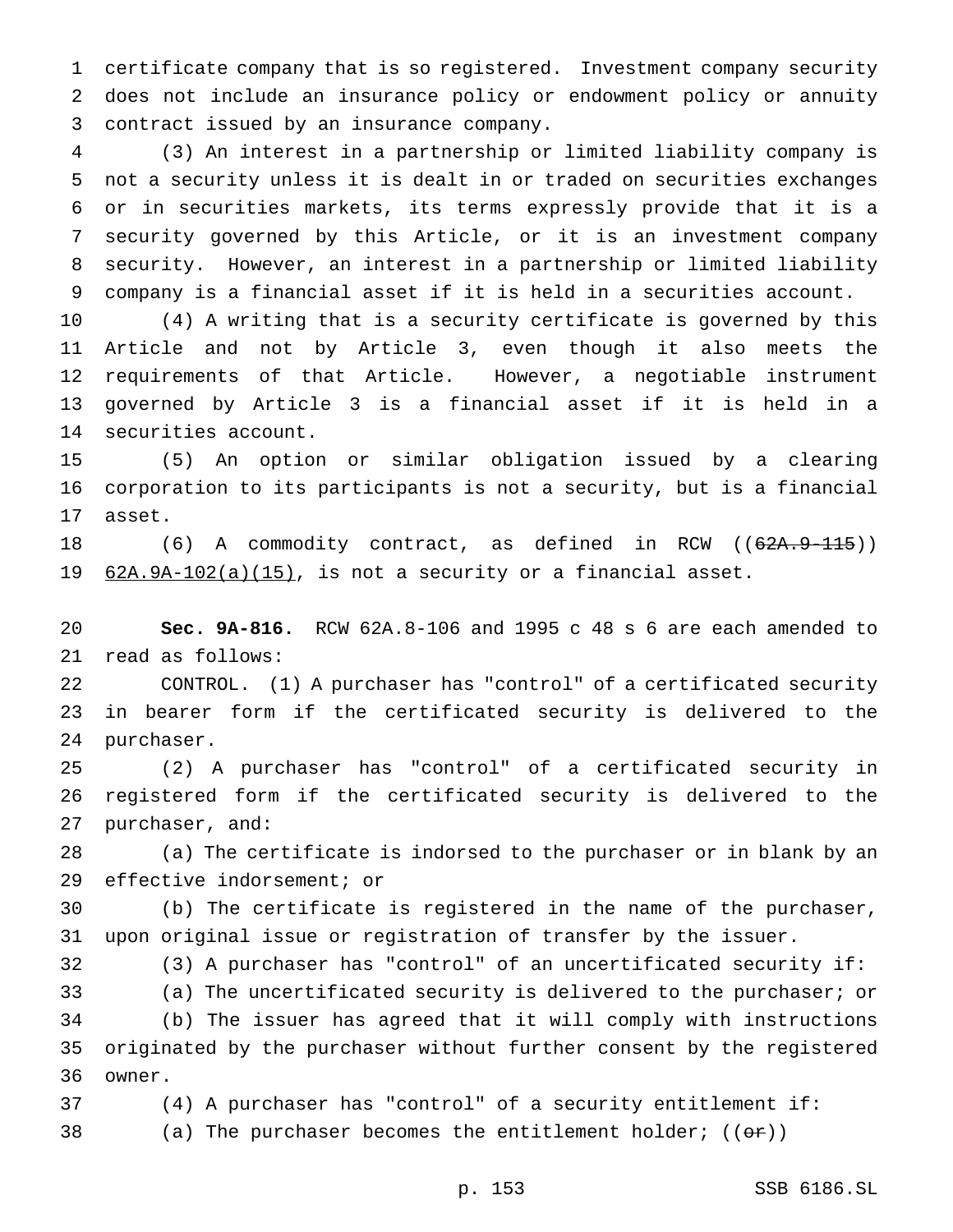certificate company that is so registered. Investment company security does not include an insurance policy or endowment policy or annuity contract issued by an insurance company.

(3) An interest in a partnership or limited liability company is not a security unless it is dealt in or traded on securities exchanges or in securities markets, its terms expressly provide that it is a security governed by this Article, or it is an investment company security. However, an interest in a partnership or limited liability company is a financial asset if it is held in a securities account.

(4) A writing that is a security certificate is governed by this Article and not by Article 3, even though it also meets the requirements of that Article. However, a negotiable instrument governed by Article 3 is a financial asset if it is held in a securities account.

(5) An option or similar obligation issued by a clearing corporation to its participants is not a security, but is a financial asset.

(6) A commodity contract, as defined in RCW ((~~62A.9-115~~)) 62A.9A-102(a)(15), is not a security or a financial asset.

**Sec. 9A-816.** RCW 62A.8-106 and 1995 c 48 s 6 are each amended to read as follows:

CONTROL. (1) A purchaser has "control" of a certificated security in bearer form if the certificated security is delivered to the purchaser.

(2) A purchaser has "control" of a certificated security in registered form if the certificated security is delivered to the purchaser, and:

(a) The certificate is indorsed to the purchaser or in blank by an effective indorsement; or

(b) The certificate is registered in the name of the purchaser, upon original issue or registration of transfer by the issuer.

(3) A purchaser has "control" of an uncertificated security if:

(a) The uncertificated security is delivered to the purchaser; or

(b) The issuer has agreed that it will comply with instructions originated by the purchaser without further consent by the registered owner.

(4) A purchaser has "control" of a security entitlement if:

(a) The purchaser becomes the entitlement holder; ((~~or~~))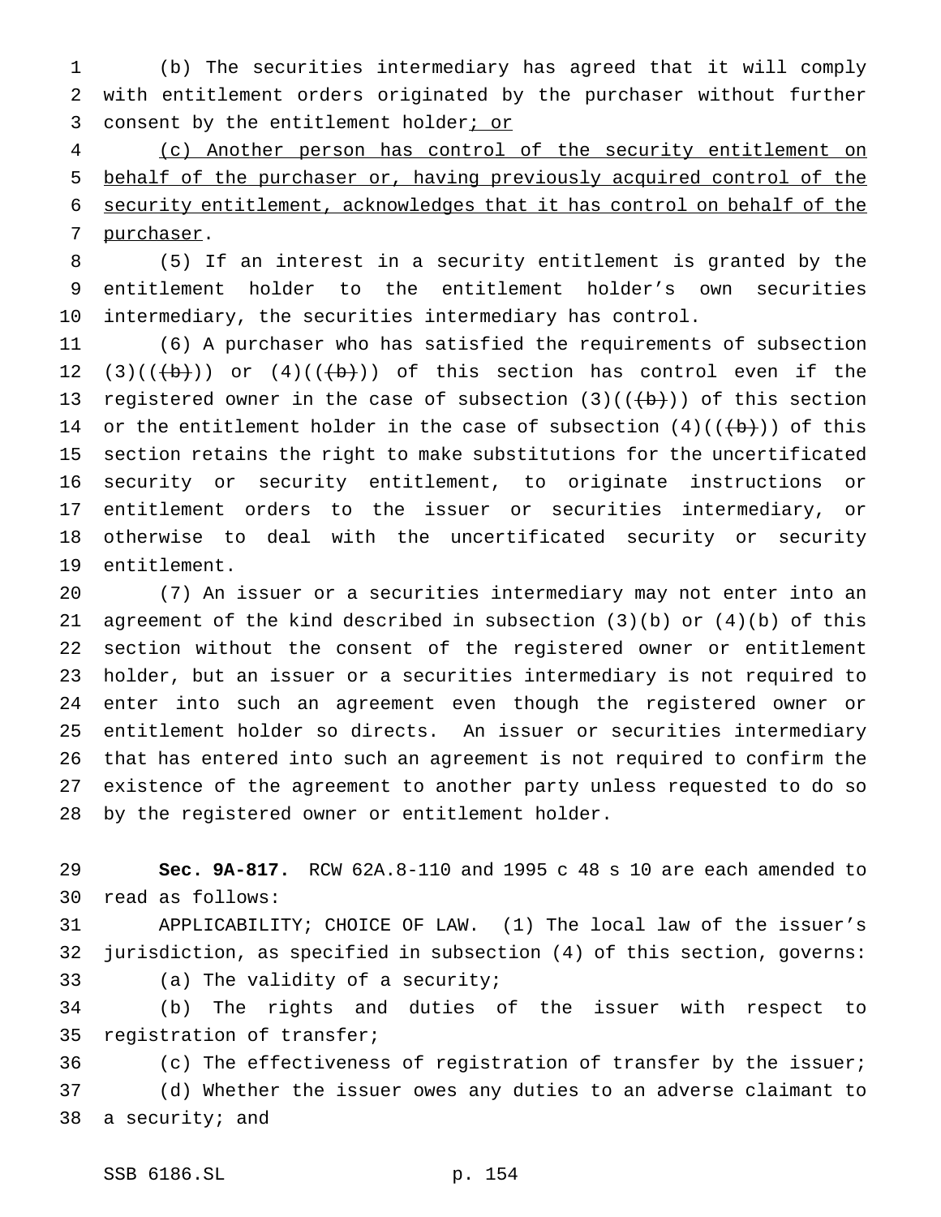(b) The securities intermediary has agreed that it will comply with entitlement orders originated by the purchaser without further consent by the entitlement holder; or

(c) Another person has control of the security entitlement on behalf of the purchaser or, having previously acquired control of the security entitlement, acknowledges that it has control on behalf of the purchaser.

(5) If an interest in a security entitlement is granted by the entitlement holder to the entitlement holder's own securities intermediary, the securities intermediary has control.

(6) A purchaser who has satisfied the requirements of subsection (3)(((b))) or (4)(((b))) of this section has control even if the registered owner in the case of subsection (3)(((b))) of this section or the entitlement holder in the case of subsection (4)(((b))) of this section retains the right to make substitutions for the uncertificated security or security entitlement, to originate instructions or entitlement orders to the issuer or securities intermediary, or otherwise to deal with the uncertificated security or security entitlement.

(7) An issuer or a securities intermediary may not enter into an agreement of the kind described in subsection (3)(b) or (4)(b) of this section without the consent of the registered owner or entitlement holder, but an issuer or a securities intermediary is not required to enter into such an agreement even though the registered owner or entitlement holder so directs. An issuer or securities intermediary that has entered into such an agreement is not required to confirm the existence of the agreement to another party unless requested to do so by the registered owner or entitlement holder.

**Sec. 9A-817.** RCW 62A.8-110 and 1995 c 48 s 10 are each amended to read as follows:

APPLICABILITY; CHOICE OF LAW. (1) The local law of the issuer's jurisdiction, as specified in subsection (4) of this section, governs:

(a) The validity of a security;

(b) The rights and duties of the issuer with respect to registration of transfer;

(c) The effectiveness of registration of transfer by the issuer;

(d) Whether the issuer owes any duties to an adverse claimant to a security; and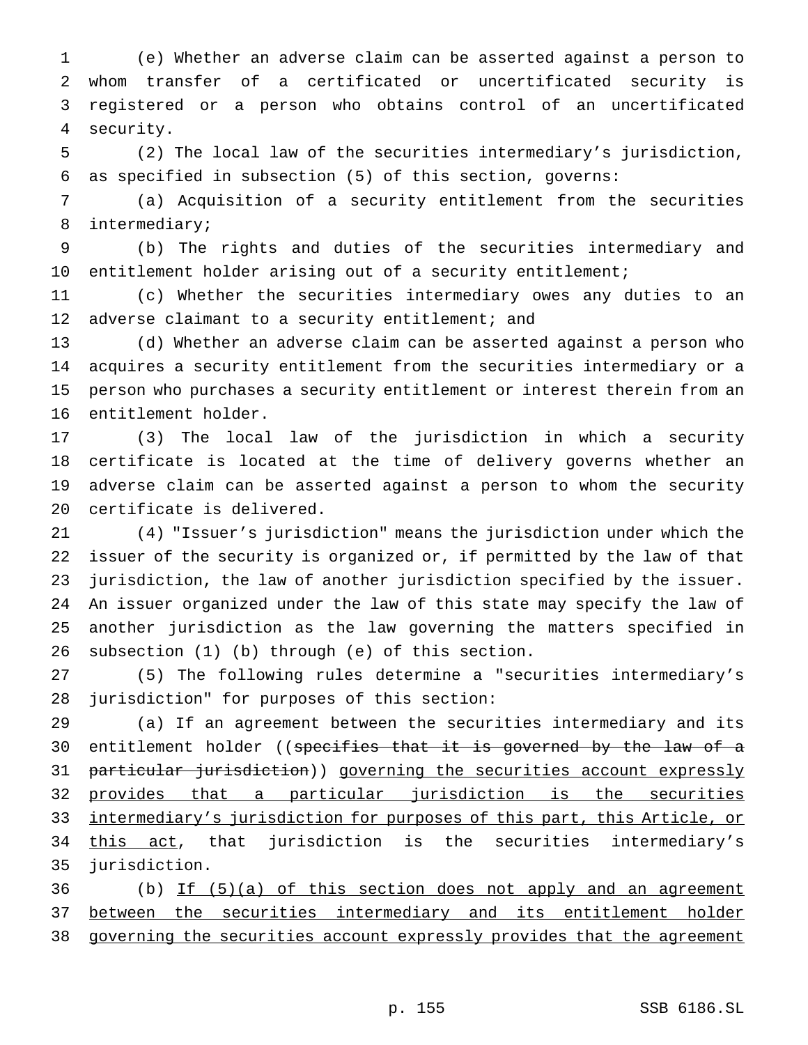(e) Whether an adverse claim can be asserted against a person to whom transfer of a certificated or uncertificated security is registered or a person who obtains control of an uncertificated security.

(2) The local law of the securities intermediary's jurisdiction, as specified in subsection (5) of this section, governs:

(a) Acquisition of a security entitlement from the securities intermediary;

(b) The rights and duties of the securities intermediary and entitlement holder arising out of a security entitlement;

(c) Whether the securities intermediary owes any duties to an adverse claimant to a security entitlement; and

(d) Whether an adverse claim can be asserted against a person who acquires a security entitlement from the securities intermediary or a person who purchases a security entitlement or interest therein from an entitlement holder.

(3) The local law of the jurisdiction in which a security certificate is located at the time of delivery governs whether an adverse claim can be asserted against a person to whom the security certificate is delivered.

(4) "Issuer's jurisdiction" means the jurisdiction under which the issuer of the security is organized or, if permitted by the law of that jurisdiction, the law of another jurisdiction specified by the issuer. An issuer organized under the law of this state may specify the law of another jurisdiction as the law governing the matters specified in subsection (1) (b) through (e) of this section.

(5) The following rules determine a "securities intermediary's jurisdiction" for purposes of this section:

(a) If an agreement between the securities intermediary and its entitlement holder ((~~specifies that it is governed by the law of a particular jurisdiction~~)) <u>governing the securities account expressly provides that a particular jurisdiction is the securities intermediary's jurisdiction for purposes of this part, this Article, or this act</u>, that jurisdiction is the securities intermediary's jurisdiction.

(b) <u>If (5)(a) of this section does not apply and an agreement between the securities intermediary and its entitlement holder governing the securities account expressly provides that the agreement</u>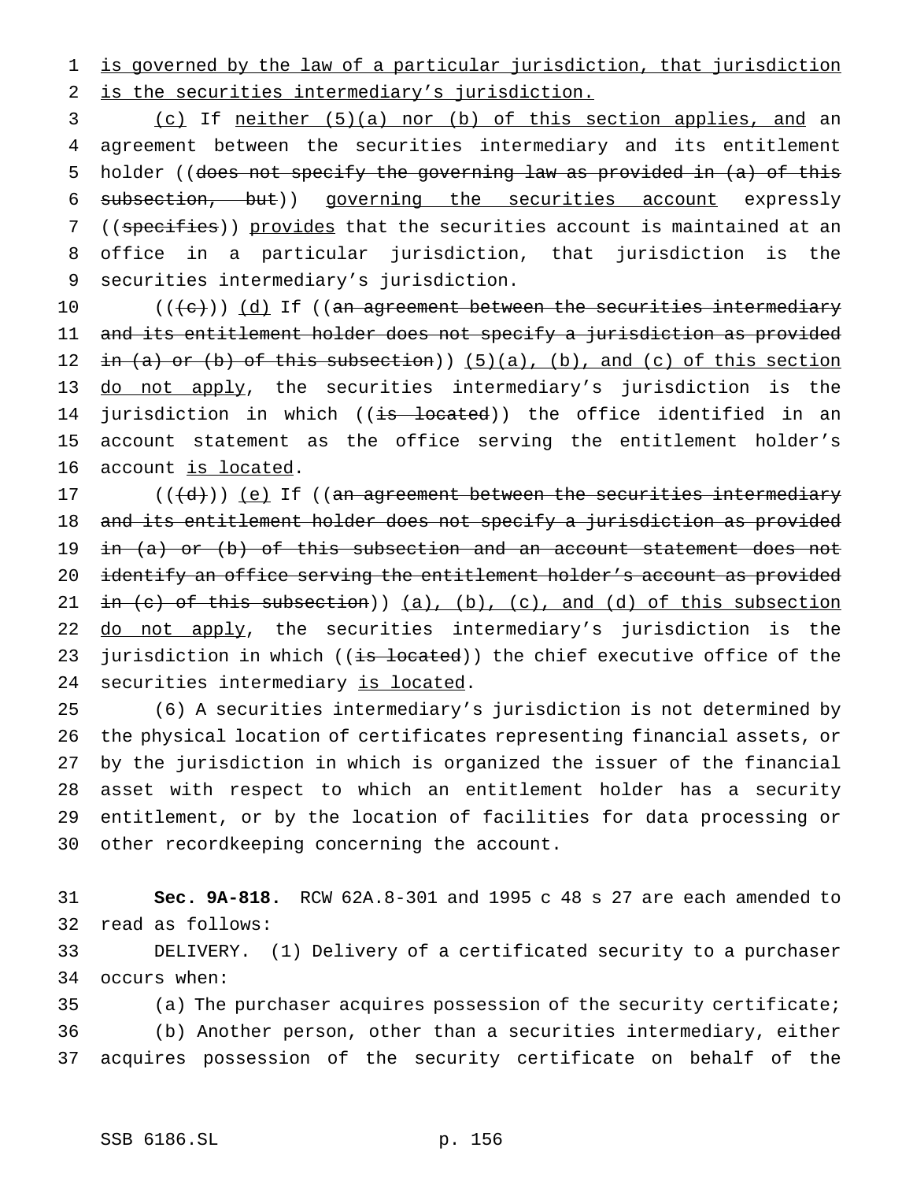is governed by the law of a particular jurisdiction, that jurisdiction is the securities intermediary's jurisdiction.

(c) If neither (5)(a) nor (b) of this section applies, and an agreement between the securities intermediary and its entitlement holder ((does not specify the governing law as provided in (a) of this subsection, but)) governing the securities account expressly ((specifies)) provides that the securities account is maintained at an office in a particular jurisdiction, that jurisdiction is the securities intermediary's jurisdiction.

(((c))) (d) If ((an agreement between the securities intermediary and its entitlement holder does not specify a jurisdiction as provided in (a) or (b) of this subsection)) (5)(a), (b), and (c) of this section do not apply, the securities intermediary's jurisdiction is the jurisdiction in which ((is located)) the office identified in an account statement as the office serving the entitlement holder's account is located.

(((d))) (e) If ((an agreement between the securities intermediary and its entitlement holder does not specify a jurisdiction as provided in (a) or (b) of this subsection and an account statement does not identify an office serving the entitlement holder's account as provided in (c) of this subsection)) (a), (b), (c), and (d) of this subsection do not apply, the securities intermediary's jurisdiction is the jurisdiction in which ((is located)) the chief executive office of the securities intermediary is located.

(6) A securities intermediary's jurisdiction is not determined by the physical location of certificates representing financial assets, or by the jurisdiction in which is organized the issuer of the financial asset with respect to which an entitlement holder has a security entitlement, or by the location of facilities for data processing or other recordkeeping concerning the account.

**Sec. 9A-818.** RCW 62A.8-301 and 1995 c 48 s 27 are each amended to read as follows:

DELIVERY. (1) Delivery of a certificated security to a purchaser occurs when:

(a) The purchaser acquires possession of the security certificate;

(b) Another person, other than a securities intermediary, either acquires possession of the security certificate on behalf of the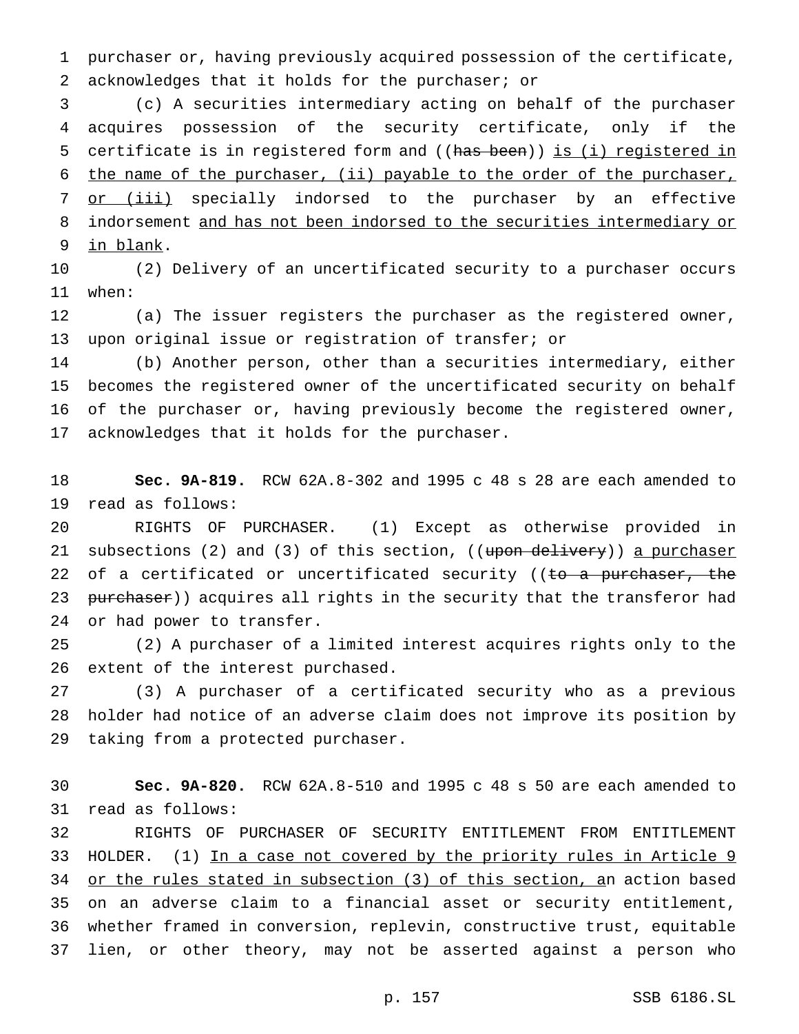purchaser or, having previously acquired possession of the certificate, acknowledges that it holds for the purchaser; or

(c) A securities intermediary acting on behalf of the purchaser acquires possession of the security certificate, only if the certificate is in registered form and ((~~has been~~)) <u>is (i) registered in the name of the purchaser, (ii) payable to the order of the purchaser, or (iii)</u> specially indorsed to the purchaser by an effective indorsement <u>and has not been indorsed to the securities intermediary or in blank</u>.

(2) Delivery of an uncertificated security to a purchaser occurs when:

(a) The issuer registers the purchaser as the registered owner, upon original issue or registration of transfer; or

(b) Another person, other than a securities intermediary, either becomes the registered owner of the uncertificated security on behalf of the purchaser or, having previously become the registered owner, acknowledges that it holds for the purchaser.

**Sec. 9A-819.** RCW 62A.8-302 and 1995 c 48 s 28 are each amended to read as follows:

RIGHTS OF PURCHASER. (1) Except as otherwise provided in subsections (2) and (3) of this section, ((~~upon delivery~~)) <u>a purchaser</u> of a certificated or uncertificated security ((~~to a purchaser, the purchaser~~)) acquires all rights in the security that the transferor had or had power to transfer.

(2) A purchaser of a limited interest acquires rights only to the extent of the interest purchased.

(3) A purchaser of a certificated security who as a previous holder had notice of an adverse claim does not improve its position by taking from a protected purchaser.

**Sec. 9A-820.** RCW 62A.8-510 and 1995 c 48 s 50 are each amended to read as follows:

RIGHTS OF PURCHASER OF SECURITY ENTITLEMENT FROM ENTITLEMENT HOLDER. (1) <u>In a case not covered by the priority rules in Article 9 or the rules stated in subsection (3) of this section, a</u>n action based on an adverse claim to a financial asset or security entitlement, whether framed in conversion, replevin, constructive trust, equitable lien, or other theory, may not be asserted against a person who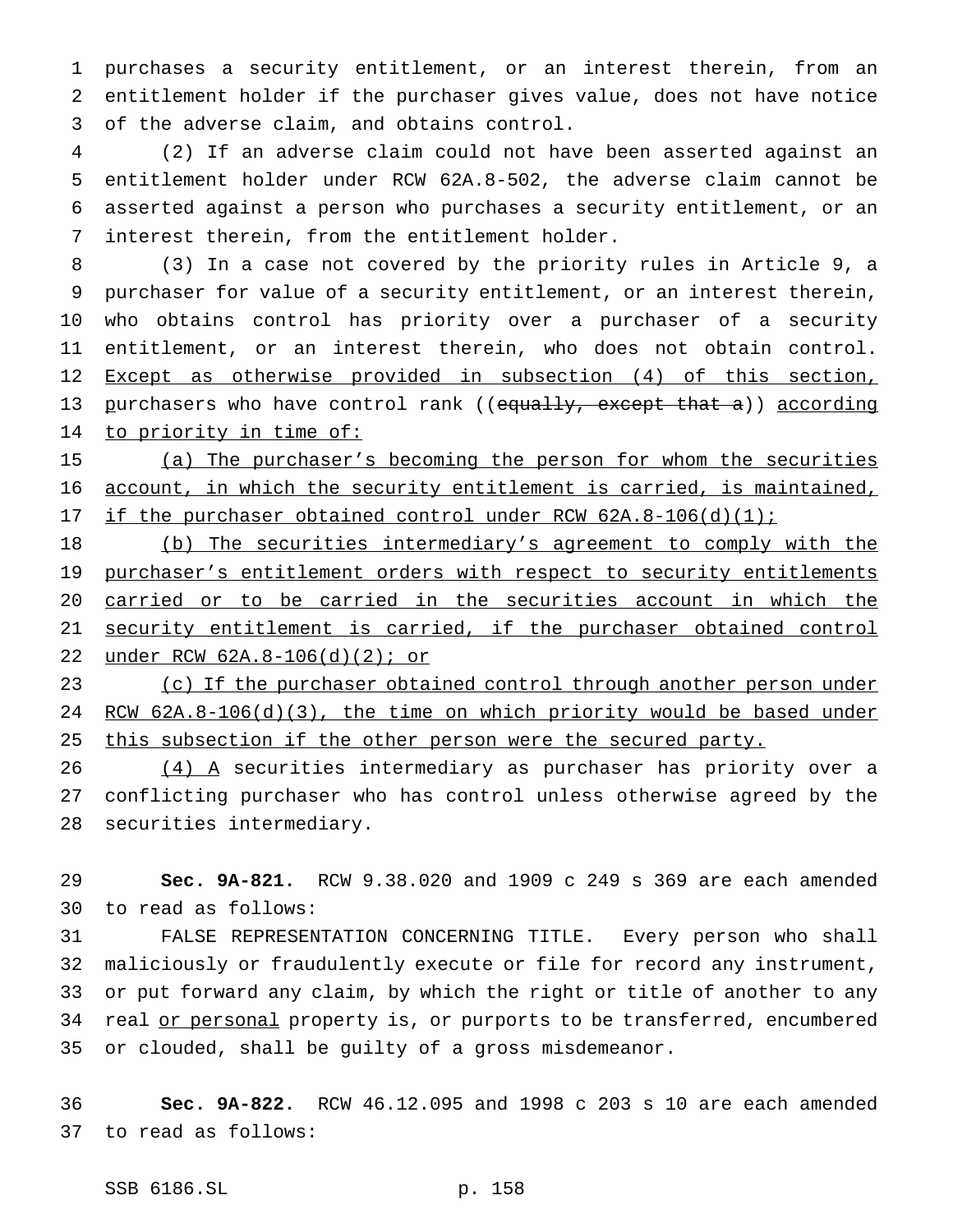purchases a security entitlement, or an interest therein, from an entitlement holder if the purchaser gives value, does not have notice of the adverse claim, and obtains control.

(2) If an adverse claim could not have been asserted against an entitlement holder under RCW 62A.8-502, the adverse claim cannot be asserted against a person who purchases a security entitlement, or an interest therein, from the entitlement holder.

(3) In a case not covered by the priority rules in Article 9, a purchaser for value of a security entitlement, or an interest therein, who obtains control has priority over a purchaser of a security entitlement, or an interest therein, who does not obtain control. <u>Except as otherwise provided in subsection (4) of this section,</u> purchasers who have control rank ((~~equally, except that a~~)) <u>according to priority in time of:</u>

<u>(a) The purchaser's becoming the person for whom the securities account, in which the security entitlement is carried, is maintained, if the purchaser obtained control under RCW 62A.8-106(d)(1);</u>

<u>(b) The securities intermediary's agreement to comply with the purchaser's entitlement orders with respect to security entitlements carried or to be carried in the securities account in which the security entitlement is carried, if the purchaser obtained control under RCW 62A.8-106(d)(2); or</u>

<u>(c) If the purchaser obtained control through another person under RCW 62A.8-106(d)(3), the time on which priority would be based under this subsection if the other person were the secured party.</u>

<u>(4) A</u> securities intermediary as purchaser has priority over a conflicting purchaser who has control unless otherwise agreed by the securities intermediary.

**Sec. 9A-821.** RCW 9.38.020 and 1909 c 249 s 369 are each amended to read as follows:

FALSE REPRESENTATION CONCERNING TITLE. Every person who shall maliciously or fraudulently execute or file for record any instrument, or put forward any claim, by which the right or title of another to any real <u>or personal</u> property is, or purports to be transferred, encumbered or clouded, shall be guilty of a gross misdemeanor.

**Sec. 9A-822.** RCW 46.12.095 and 1998 c 203 s 10 are each amended to read as follows: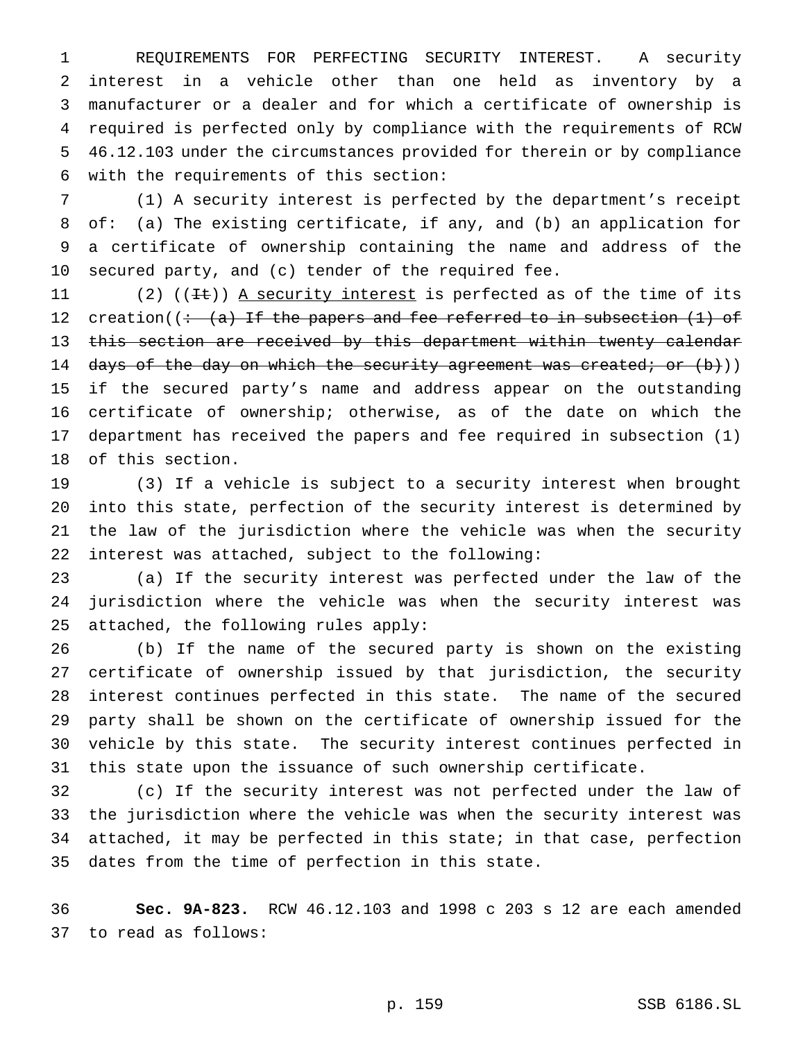REQUIREMENTS FOR PERFECTING SECURITY INTEREST. A security interest in a vehicle other than one held as inventory by a manufacturer or a dealer and for which a certificate of ownership is required is perfected only by compliance with the requirements of RCW 46.12.103 under the circumstances provided for therein or by compliance with the requirements of this section:

(1) A security interest is perfected by the department's receipt of: (a) The existing certificate, if any, and (b) an application for a certificate of ownership containing the name and address of the secured party, and (c) tender of the required fee.

(2) ((~~It~~)) <u>A security interest</u> is perfected as of the time of its creation((~~: (a) If the papers and fee referred to in subsection (1) of this section are received by this department within twenty calendar days of the day on which the security agreement was created; or (b)~~)) if the secured party's name and address appear on the outstanding certificate of ownership; otherwise, as of the date on which the department has received the papers and fee required in subsection (1) of this section.

(3) If a vehicle is subject to a security interest when brought into this state, perfection of the security interest is determined by the law of the jurisdiction where the vehicle was when the security interest was attached, subject to the following:

(a) If the security interest was perfected under the law of the jurisdiction where the vehicle was when the security interest was attached, the following rules apply:

(b) If the name of the secured party is shown on the existing certificate of ownership issued by that jurisdiction, the security interest continues perfected in this state. The name of the secured party shall be shown on the certificate of ownership issued for the vehicle by this state. The security interest continues perfected in this state upon the issuance of such ownership certificate.

(c) If the security interest was not perfected under the law of the jurisdiction where the vehicle was when the security interest was attached, it may be perfected in this state; in that case, perfection dates from the time of perfection in this state.

**Sec. 9A-823.** RCW 46.12.103 and 1998 c 203 s 12 are each amended to read as follows: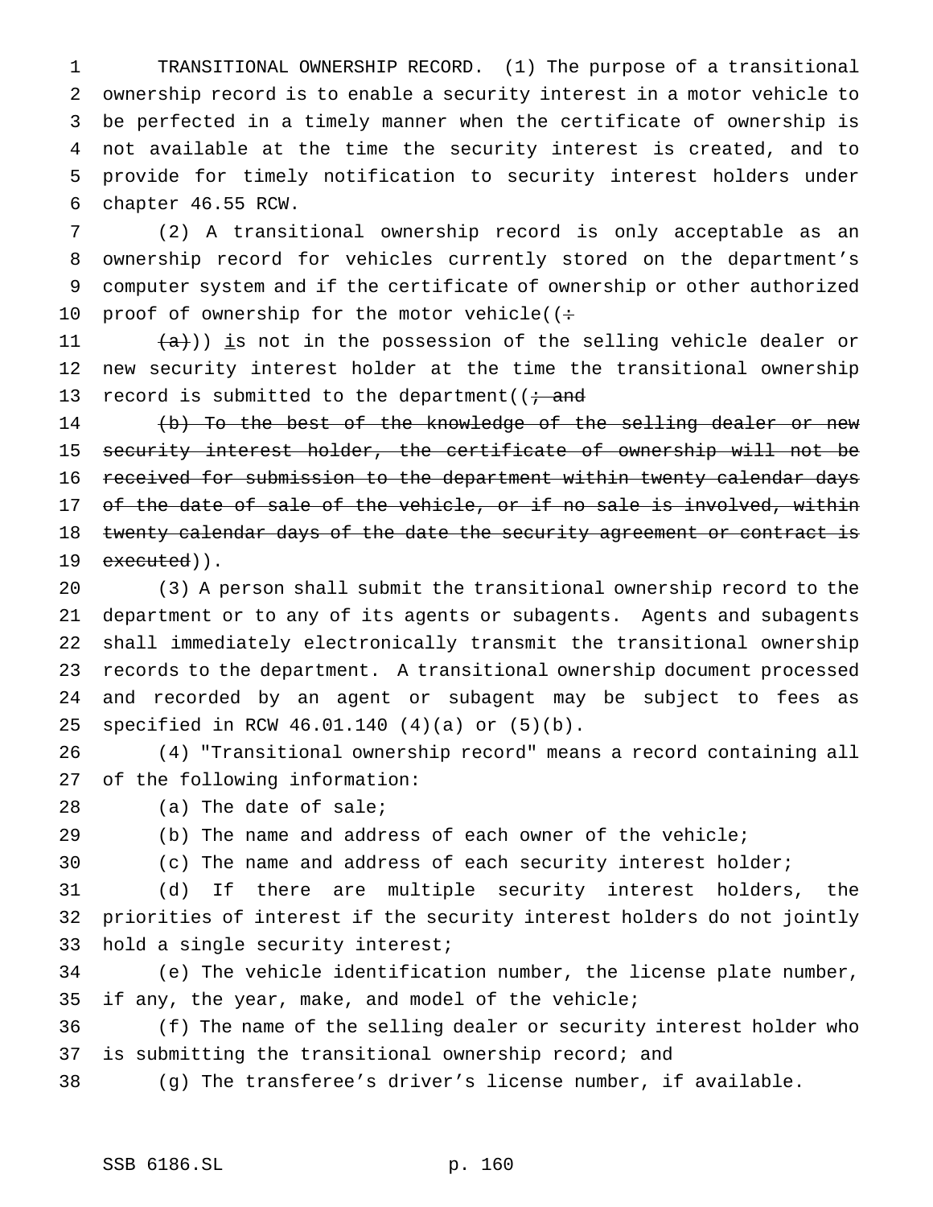TRANSITIONAL OWNERSHIP RECORD. (1) The purpose of a transitional ownership record is to enable a security interest in a motor vehicle to be perfected in a timely manner when the certificate of ownership is not available at the time the security interest is created, and to provide for timely notification to security interest holders under chapter 46.55 RCW.

(2) A transitional ownership record is only acceptable as an ownership record for vehicles currently stored on the department's computer system and if the certificate of ownership or other authorized proof of ownership for the motor vehicle((~~:~~

~~(a)~~)) is not in the possession of the selling vehicle dealer or new security interest holder at the time the transitional ownership record is submitted to the department((~~; and~~

~~(b) To the best of the knowledge of the selling dealer or new security interest holder, the certificate of ownership will not be received for submission to the department within twenty calendar days of the date of sale of the vehicle, or if no sale is involved, within twenty calendar days of the date the security agreement or contract is executed~~)).

(3) A person shall submit the transitional ownership record to the department or to any of its agents or subagents. Agents and subagents shall immediately electronically transmit the transitional ownership records to the department. A transitional ownership document processed and recorded by an agent or subagent may be subject to fees as specified in RCW 46.01.140 (4)(a) or (5)(b).

(4) "Transitional ownership record" means a record containing all of the following information:

(a) The date of sale;

(b) The name and address of each owner of the vehicle;

(c) The name and address of each security interest holder;

(d) If there are multiple security interest holders, the priorities of interest if the security interest holders do not jointly hold a single security interest;

(e) The vehicle identification number, the license plate number, if any, the year, make, and model of the vehicle;

(f) The name of the selling dealer or security interest holder who is submitting the transitional ownership record; and

(g) The transferee's driver's license number, if available.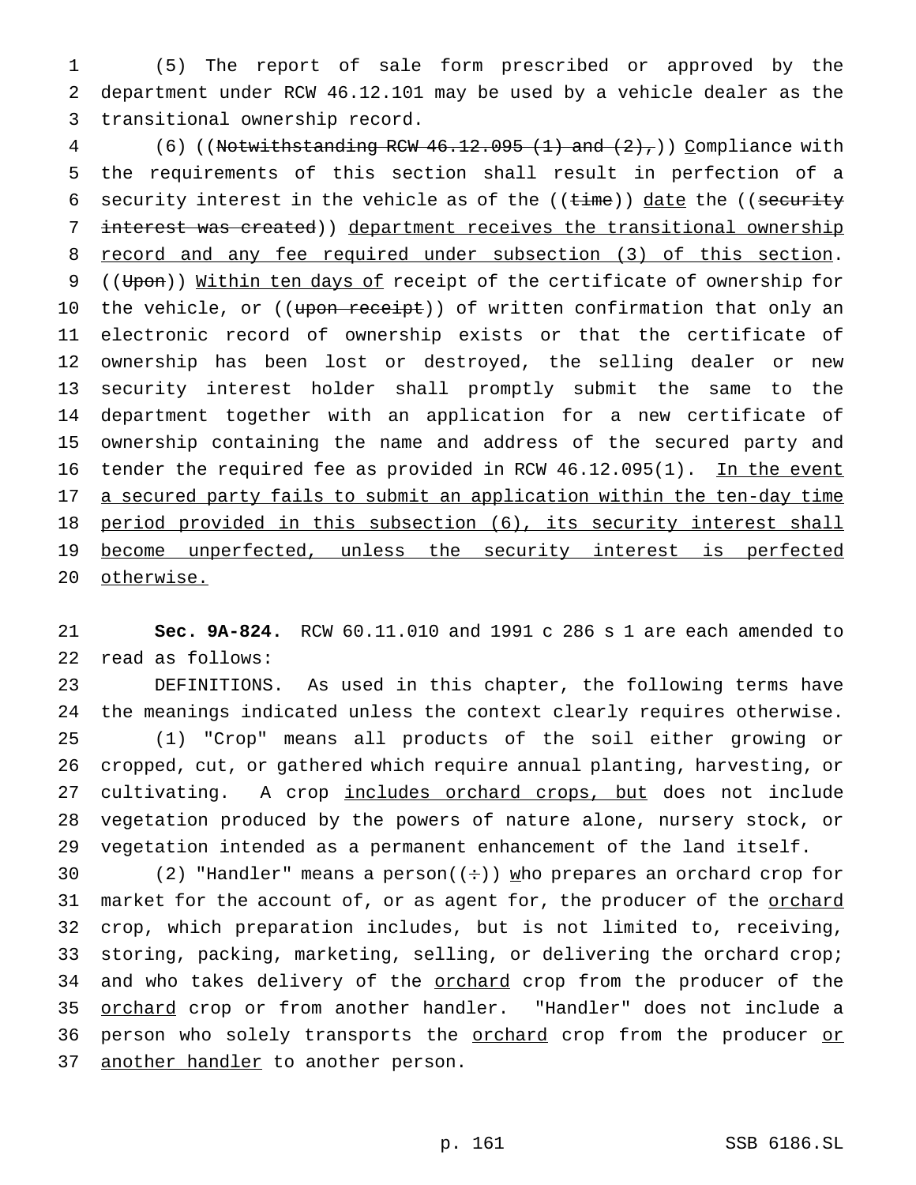(5) The report of sale form prescribed or approved by the department under RCW 46.12.101 may be used by a vehicle dealer as the transitional ownership record.

(6) ((~~Notwithstanding RCW 46.12.095 (1) and (2),~~)) Compliance with the requirements of this section shall result in perfection of a security interest in the vehicle as of the ((~~time~~)) date the ((~~security interest was created~~)) department receives the transitional ownership record and any fee required under subsection (3) of this section. ((~~Upon~~)) Within ten days of receipt of the certificate of ownership for the vehicle, or ((~~upon receipt~~)) of written confirmation that only an electronic record of ownership exists or that the certificate of ownership has been lost or destroyed, the selling dealer or new security interest holder shall promptly submit the same to the department together with an application for a new certificate of ownership containing the name and address of the secured party and tender the required fee as provided in RCW 46.12.095(1). In the event a secured party fails to submit an application within the ten-day time period provided in this subsection (6), its security interest shall become unperfected, unless the security interest is perfected otherwise.

**Sec. 9A-824.** RCW 60.11.010 and 1991 c 286 s 1 are each amended to read as follows:

DEFINITIONS. As used in this chapter, the following terms have the meanings indicated unless the context clearly requires otherwise.

(1) "Crop" means all products of the soil either growing or cropped, cut, or gathered which require annual planting, harvesting, or cultivating. A crop includes orchard crops, but does not include vegetation produced by the powers of nature alone, nursery stock, or vegetation intended as a permanent enhancement of the land itself.

(2) "Handler" means a person((~~:~~)) who prepares an orchard crop for market for the account of, or as agent for, the producer of the orchard crop, which preparation includes, but is not limited to, receiving, storing, packing, marketing, selling, or delivering the orchard crop; and who takes delivery of the orchard crop from the producer of the orchard crop or from another handler. "Handler" does not include a person who solely transports the orchard crop from the producer or another handler to another person.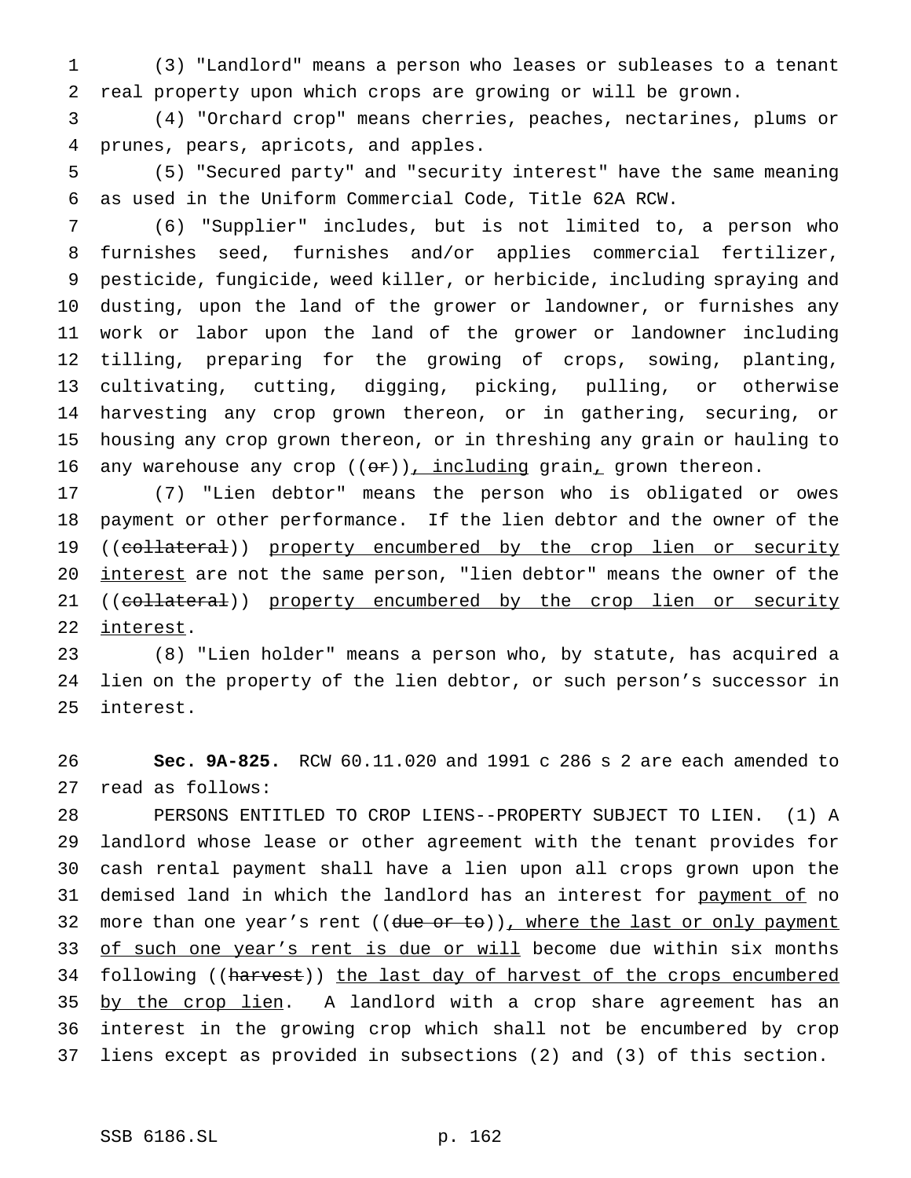(3) "Landlord" means a person who leases or subleases to a tenant real property upon which crops are growing or will be grown.

(4) "Orchard crop" means cherries, peaches, nectarines, plums or prunes, pears, apricots, and apples.

(5) "Secured party" and "security interest" have the same meaning as used in the Uniform Commercial Code, Title 62A RCW.

(6) "Supplier" includes, but is not limited to, a person who furnishes seed, furnishes and/or applies commercial fertilizer, pesticide, fungicide, weed killer, or herbicide, including spraying and dusting, upon the land of the grower or landowner, or furnishes any work or labor upon the land of the grower or landowner including tilling, preparing for the growing of crops, sowing, planting, cultivating, cutting, digging, picking, pulling, or otherwise harvesting any crop grown thereon, or in gathering, securing, or housing any crop grown thereon, or in threshing any grain or hauling to any warehouse any crop ((~~or~~)), including grain, grown thereon.

(7) "Lien debtor" means the person who is obligated or owes payment or other performance. If the lien debtor and the owner of the ((~~collateral~~)) property encumbered by the crop lien or security interest are not the same person, "lien debtor" means the owner of the ((~~collateral~~)) property encumbered by the crop lien or security interest.

(8) "Lien holder" means a person who, by statute, has acquired a lien on the property of the lien debtor, or such person's successor in interest.

**Sec. 9A-825.** RCW 60.11.020 and 1991 c 286 s 2 are each amended to read as follows:

PERSONS ENTITLED TO CROP LIENS--PROPERTY SUBJECT TO LIEN. (1) A landlord whose lease or other agreement with the tenant provides for cash rental payment shall have a lien upon all crops grown upon the demised land in which the landlord has an interest for payment of no more than one year's rent ((~~due or to~~)), where the last or only payment of such one year's rent is due or will become due within six months following ((~~harvest~~)) the last day of harvest of the crops encumbered by the crop lien. A landlord with a crop share agreement has an interest in the growing crop which shall not be encumbered by crop liens except as provided in subsections (2) and (3) of this section.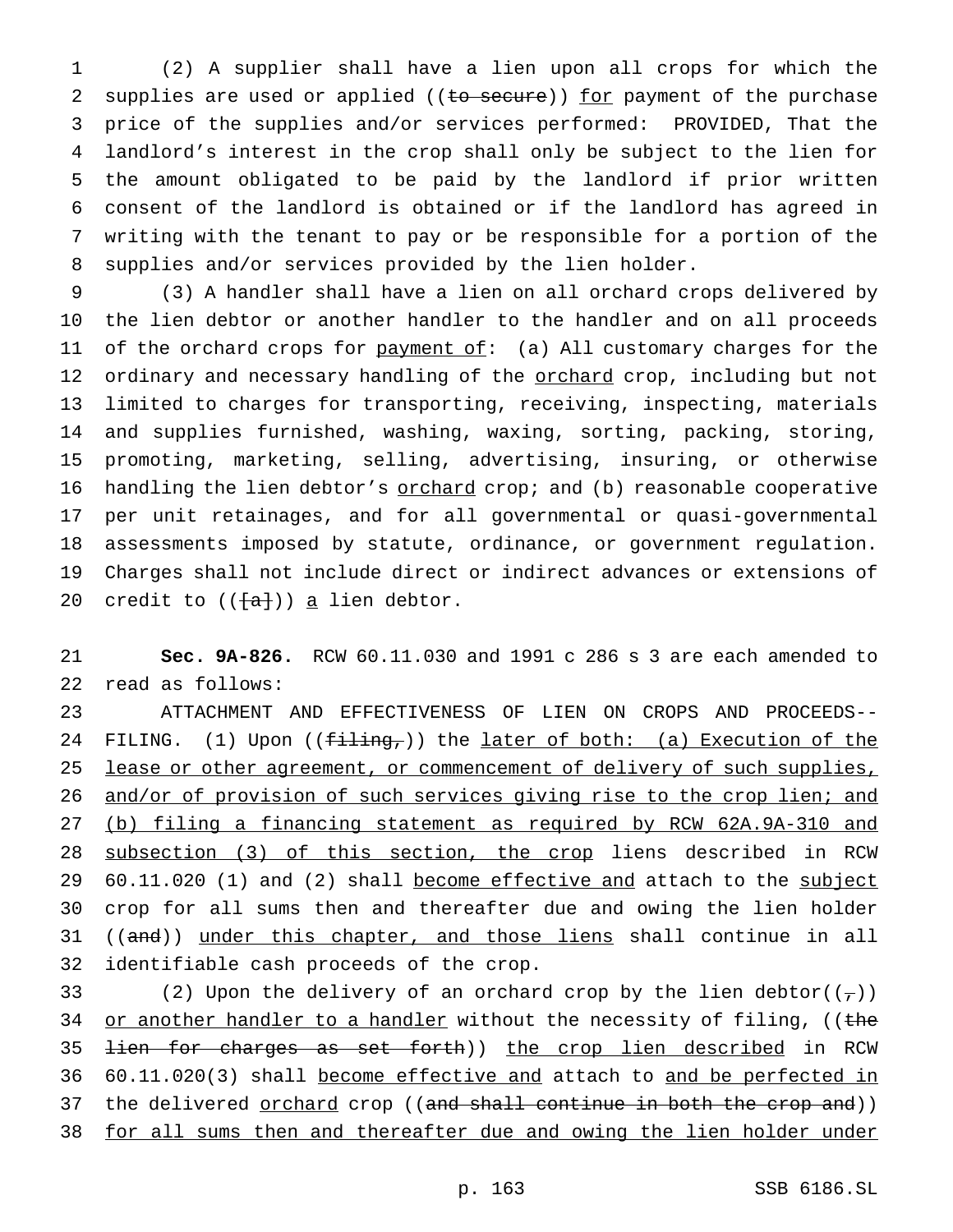(2) A supplier shall have a lien upon all crops for which the supplies are used or applied ((~~to secure~~)) <u>for</u> payment of the purchase price of the supplies and/or services performed: PROVIDED, That the landlord's interest in the crop shall only be subject to the lien for the amount obligated to be paid by the landlord if prior written consent of the landlord is obtained or if the landlord has agreed in writing with the tenant to pay or be responsible for a portion of the supplies and/or services provided by the lien holder.

(3) A handler shall have a lien on all orchard crops delivered by the lien debtor or another handler to the handler and on all proceeds of the orchard crops for <u>payment of</u>: (a) All customary charges for the ordinary and necessary handling of the <u>orchard</u> crop, including but not limited to charges for transporting, receiving, inspecting, materials and supplies furnished, washing, waxing, sorting, packing, storing, promoting, marketing, selling, advertising, insuring, or otherwise handling the lien debtor's <u>orchard</u> crop; and (b) reasonable cooperative per unit retainages, and for all governmental or quasi-governmental assessments imposed by statute, ordinance, or government regulation. Charges shall not include direct or indirect advances or extensions of credit to ((~~[a]~~)) <u>a</u> lien debtor.

**Sec. 9A-826.** RCW 60.11.030 and 1991 c 286 s 3 are each amended to read as follows:

ATTACHMENT AND EFFECTIVENESS OF LIEN ON CROPS AND PROCEEDS--FILING. (1) Upon ((~~filing,~~)) the <u>later of both: (a) Execution of the lease or other agreement, or commencement of delivery of such supplies, and/or of provision of such services giving rise to the crop lien; and (b) filing a financing statement as required by RCW 62A.9A-310 and subsection (3) of this section, the crop</u> liens described in RCW 60.11.020 (1) and (2) shall <u>become effective and</u> attach to the <u>subject</u> crop for all sums then and thereafter due and owing the lien holder ((~~and~~)) <u>under this chapter, and those liens</u> shall continue in all identifiable cash proceeds of the crop.

(2) Upon the delivery of an orchard crop by the lien debtor((~~,~~)) <u>or another handler to a handler</u> without the necessity of filing, ((~~the lien for charges as set forth~~)) <u>the crop lien described</u> in RCW 60.11.020(3) shall <u>become effective and</u> attach to <u>and be perfected in</u> the delivered <u>orchard</u> crop ((~~and shall continue in both the crop and~~)) <u>for all sums then and thereafter due and owing the lien holder under</u>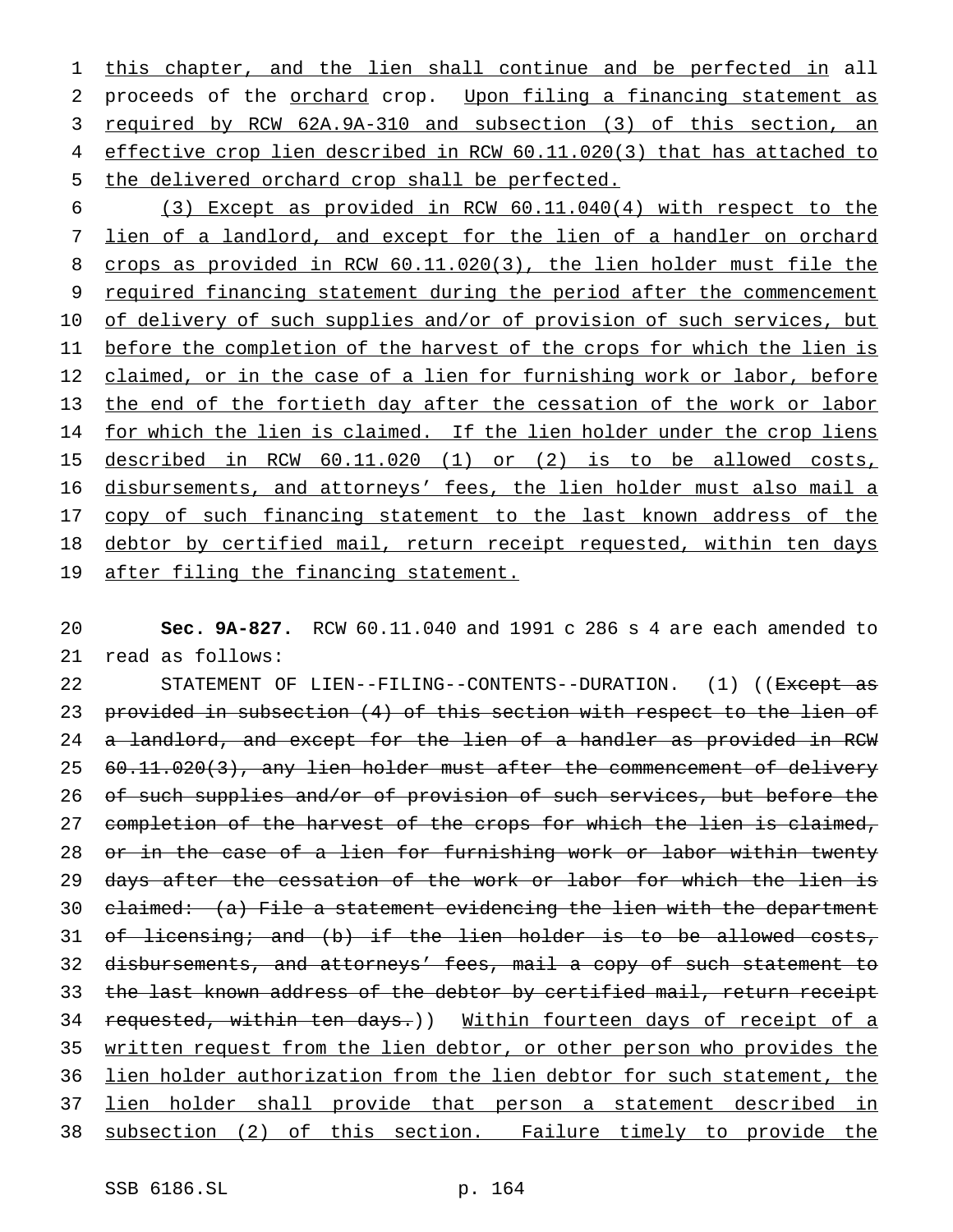this chapter, and the lien shall continue and be perfected in all proceeds of the orchard crop. Upon filing a financing statement as required by RCW 62A.9A-310 and subsection (3) of this section, an effective crop lien described in RCW 60.11.020(3) that has attached to the delivered orchard crop shall be perfected.

(3) Except as provided in RCW 60.11.040(4) with respect to the lien of a landlord, and except for the lien of a handler on orchard crops as provided in RCW 60.11.020(3), the lien holder must file the required financing statement during the period after the commencement of delivery of such supplies and/or of provision of such services, but before the completion of the harvest of the crops for which the lien is claimed, or in the case of a lien for furnishing work or labor, before the end of the fortieth day after the cessation of the work or labor for which the lien is claimed. If the lien holder under the crop liens described in RCW 60.11.020 (1) or (2) is to be allowed costs, disbursements, and attorneys' fees, the lien holder must also mail a copy of such financing statement to the last known address of the debtor by certified mail, return receipt requested, within ten days after filing the financing statement.

**Sec. 9A-827.** RCW 60.11.040 and 1991 c 286 s 4 are each amended to read as follows:

STATEMENT OF LIEN--FILING--CONTENTS--DURATION. (1) ((~~Except as provided in subsection (4) of this section with respect to the lien of a landlord, and except for the lien of a handler as provided in RCW 60.11.020(3), any lien holder must after the commencement of delivery of such supplies and/or of provision of such services, but before the completion of the harvest of the crops for which the lien is claimed, or in the case of a lien for furnishing work or labor within twenty days after the cessation of the work or labor for which the lien is claimed: (a) File a statement evidencing the lien with the department of licensing; and (b) if the lien holder is to be allowed costs, disbursements, and attorneys' fees, mail a copy of such statement to the last known address of the debtor by certified mail, return receipt requested, within ten days.~~)) Within fourteen days of receipt of a written request from the lien debtor, or other person who provides the lien holder authorization from the lien debtor for such statement, the lien holder shall provide that person a statement described in subsection (2) of this section. Failure timely to provide the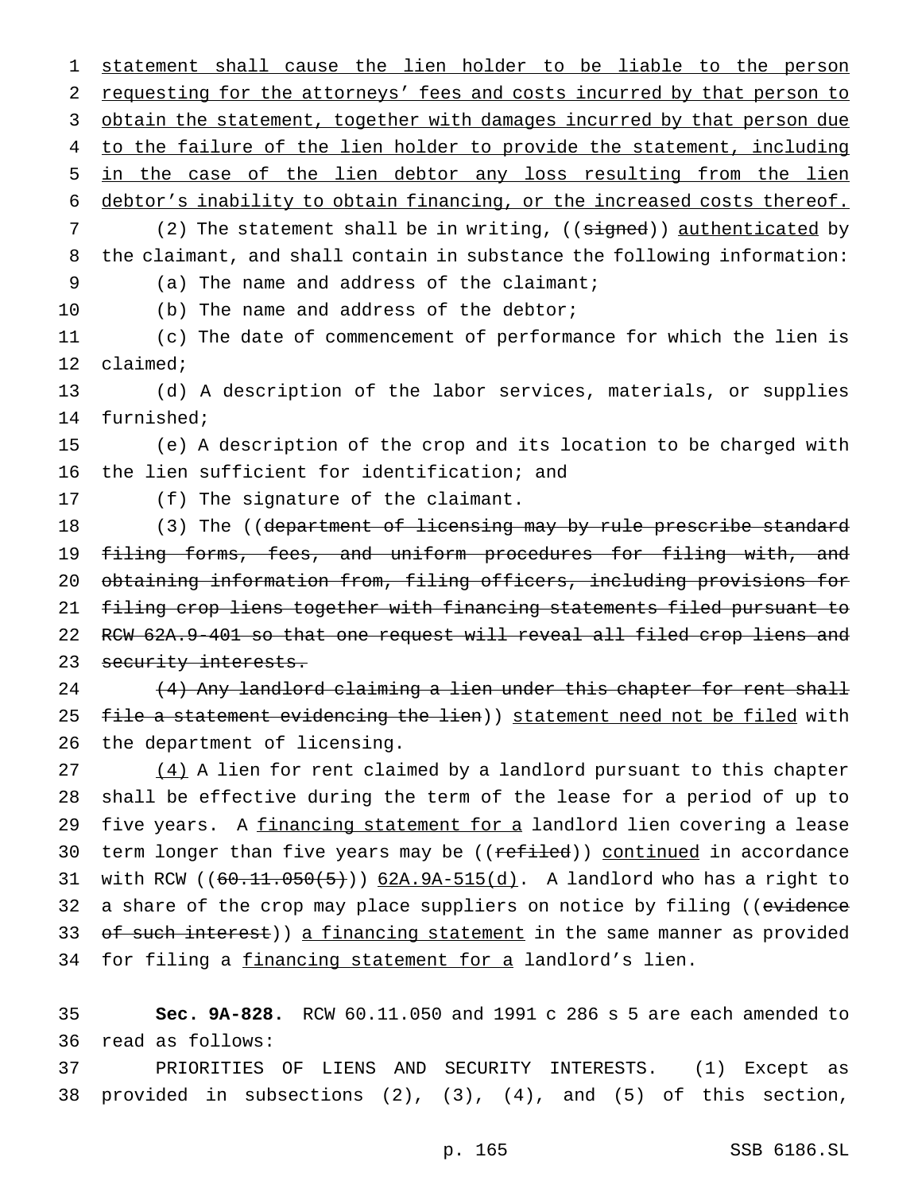statement shall cause the lien holder to be liable to the person requesting for the attorneys' fees and costs incurred by that person to obtain the statement, together with damages incurred by that person due to the failure of the lien holder to provide the statement, including in the case of the lien debtor any loss resulting from the lien debtor's inability to obtain financing, or the increased costs thereof.

(2) The statement shall be in writing, ((~~signed~~)) authenticated by the claimant, and shall contain in substance the following information:

(a) The name and address of the claimant;

(b) The name and address of the debtor;

(c) The date of commencement of performance for which the lien is claimed;

(d) A description of the labor services, materials, or supplies furnished;

(e) A description of the crop and its location to be charged with the lien sufficient for identification; and

(f) The signature of the claimant.

(3) The ((~~department of licensing may by rule prescribe standard filing forms, fees, and uniform procedures for filing with, and obtaining information from, filing officers, including provisions for filing crop liens together with financing statements filed pursuant to RCW 62A.9-401 so that one request will reveal all filed crop liens and security interests.~~

~~(4) Any landlord claiming a lien under this chapter for rent shall file a statement evidencing the lien~~)) statement need not be filed with the department of licensing.

(4) A lien for rent claimed by a landlord pursuant to this chapter shall be effective during the term of the lease for a period of up to five years. A financing statement for a landlord lien covering a lease term longer than five years may be ((~~refiled~~)) continued in accordance with RCW ((~~60.11.050(5)~~)) 62A.9A-515(d). A landlord who has a right to a share of the crop may place suppliers on notice by filing ((~~evidence of such interest~~)) a financing statement in the same manner as provided for filing a financing statement for a landlord's lien.

**Sec. 9A-828.** RCW 60.11.050 and 1991 c 286 s 5 are each amended to read as follows:

PRIORITIES OF LIENS AND SECURITY INTERESTS. (1) Except as provided in subsections (2), (3), (4), and (5) of this section,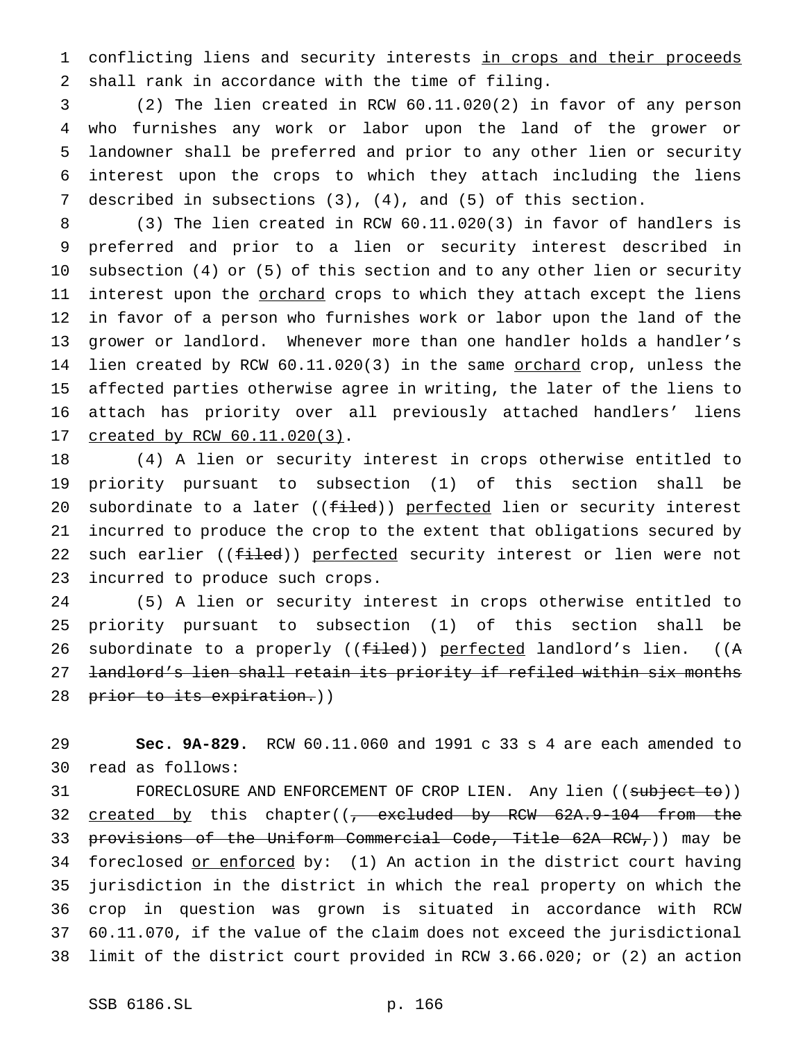conflicting liens and security interests <u>in crops and their proceeds</u> shall rank in accordance with the time of filing.

(2) The lien created in RCW 60.11.020(2) in favor of any person who furnishes any work or labor upon the land of the grower or landowner shall be preferred and prior to any other lien or security interest upon the crops to which they attach including the liens described in subsections (3), (4), and (5) of this section.

(3) The lien created in RCW 60.11.020(3) in favor of handlers is preferred and prior to a lien or security interest described in subsection (4) or (5) of this section and to any other lien or security interest upon the <u>orchard</u> crops to which they attach except the liens in favor of a person who furnishes work or labor upon the land of the grower or landlord. Whenever more than one handler holds a handler's lien created by RCW 60.11.020(3) in the same <u>orchard</u> crop, unless the affected parties otherwise agree in writing, the later of the liens to attach has priority over all previously attached handlers' liens <u>created by RCW 60.11.020(3)</u>.

(4) A lien or security interest in crops otherwise entitled to priority pursuant to subsection (1) of this section shall be subordinate to a later ((~~filed~~)) <u>perfected</u> lien or security interest incurred to produce the crop to the extent that obligations secured by such earlier ((~~filed~~)) <u>perfected</u> security interest or lien were not incurred to produce such crops.

(5) A lien or security interest in crops otherwise entitled to priority pursuant to subsection (1) of this section shall be subordinate to a properly ((~~filed~~)) <u>perfected</u> landlord's lien. ((~~A landlord's lien shall retain its priority if refiled within six months prior to its expiration.~~))

**Sec. 9A-829.** RCW 60.11.060 and 1991 c 33 s 4 are each amended to read as follows:

FORECLOSURE AND ENFORCEMENT OF CROP LIEN. Any lien ((~~subject to~~)) <u>created by</u> this chapter((~~, excluded by RCW 62A.9-104 from the provisions of the Uniform Commercial Code, Title 62A RCW,~~)) may be foreclosed <u>or enforced</u> by: (1) An action in the district court having jurisdiction in the district in which the real property on which the crop in question was grown is situated in accordance with RCW 60.11.070, if the value of the claim does not exceed the jurisdictional limit of the district court provided in RCW 3.66.020; or (2) an action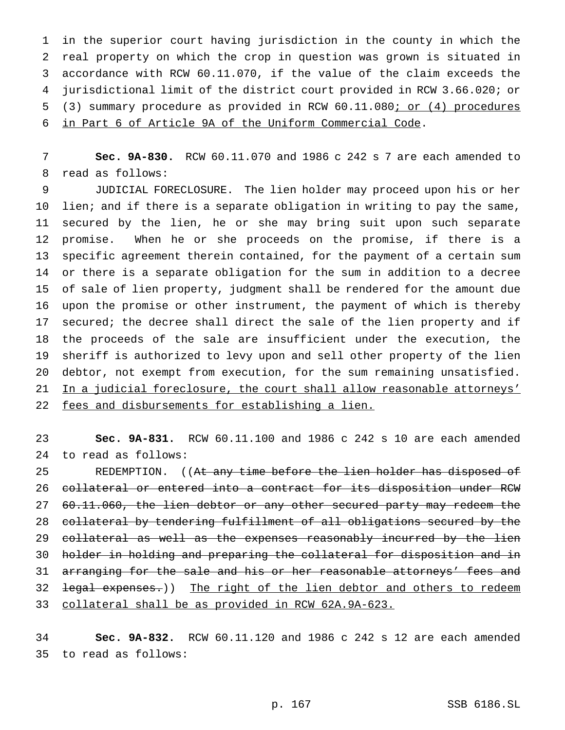in the superior court having jurisdiction in the county in which the real property on which the crop in question was grown is situated in accordance with RCW 60.11.070, if the value of the claim exceeds the jurisdictional limit of the district court provided in RCW 3.66.020; or (3) summary procedure as provided in RCW 60.11.080; or (4) procedures in Part 6 of Article 9A of the Uniform Commercial Code.

**Sec. 9A-830.** RCW 60.11.070 and 1986 c 242 s 7 are each amended to read as follows:

JUDICIAL FORECLOSURE. The lien holder may proceed upon his or her lien; and if there is a separate obligation in writing to pay the same, secured by the lien, he or she may bring suit upon such separate promise. When he or she proceeds on the promise, if there is a specific agreement therein contained, for the payment of a certain sum or there is a separate obligation for the sum in addition to a decree of sale of lien property, judgment shall be rendered for the amount due upon the promise or other instrument, the payment of which is thereby secured; the decree shall direct the sale of the lien property and if the proceeds of the sale are insufficient under the execution, the sheriff is authorized to levy upon and sell other property of the lien debtor, not exempt from execution, for the sum remaining unsatisfied. In a judicial foreclosure, the court shall allow reasonable attorneys' fees and disbursements for establishing a lien.

**Sec. 9A-831.** RCW 60.11.100 and 1986 c 242 s 10 are each amended to read as follows:

REDEMPTION. ((~~At any time before the lien holder has disposed of collateral or entered into a contract for its disposition under RCW 60.11.060, the lien debtor or any other secured party may redeem the collateral by tendering fulfillment of all obligations secured by the collateral as well as the expenses reasonably incurred by the lien holder in holding and preparing the collateral for disposition and in arranging for the sale and his or her reasonable attorneys' fees and legal expenses.~~)) The right of the lien debtor and others to redeem collateral shall be as provided in RCW 62A.9A-623.

**Sec. 9A-832.** RCW 60.11.120 and 1986 c 242 s 12 are each amended to read as follows: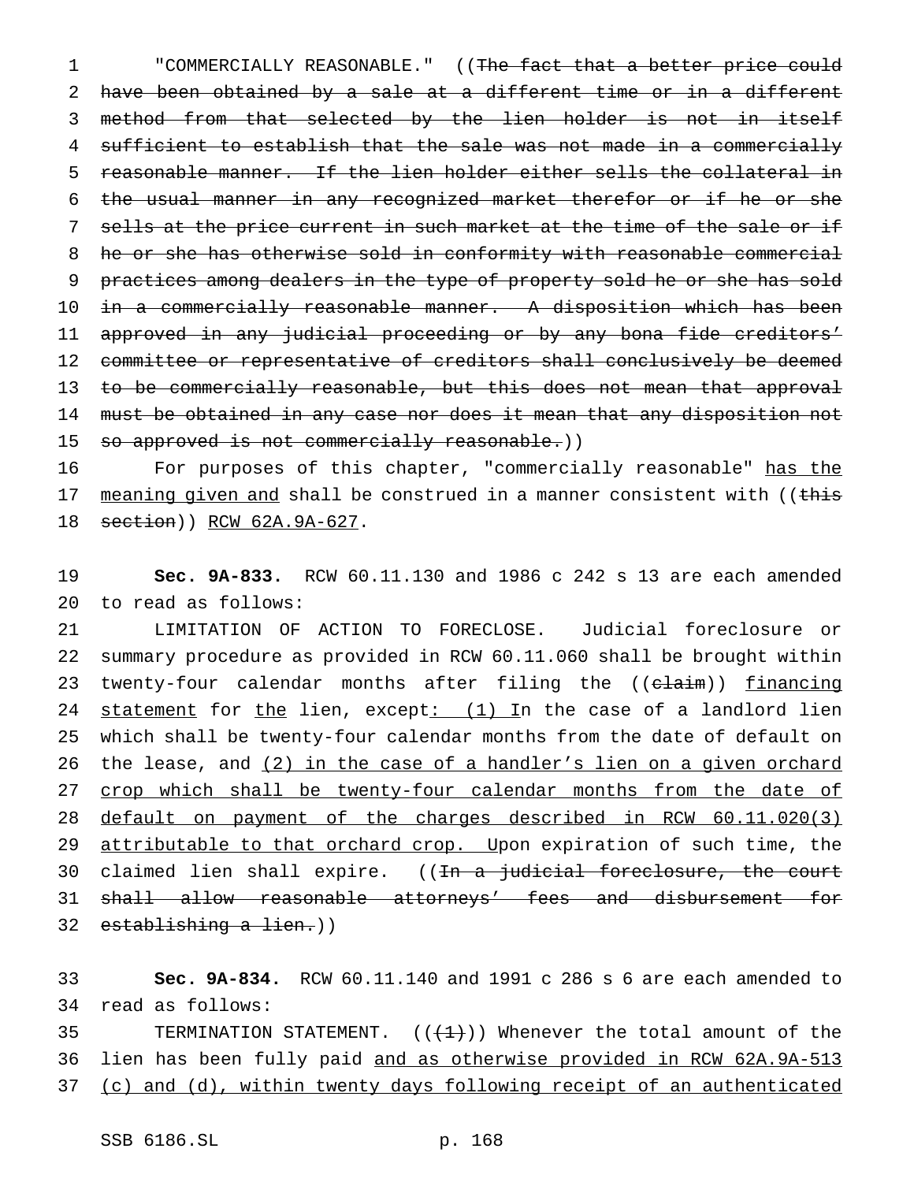"COMMERCIALLY REASONABLE." ((~~The fact that a better price could have been obtained by a sale at a different time or in a different method from that selected by the lien holder is not in itself sufficient to establish that the sale was not made in a commercially reasonable manner. If the lien holder either sells the collateral in the usual manner in any recognized market therefor or if he or she sells at the price current in such market at the time of the sale or if he or she has otherwise sold in conformity with reasonable commercial practices among dealers in the type of property sold he or she has sold in a commercially reasonable manner. A disposition which has been approved in any judicial proceeding or by any bona fide creditors' committee or representative of creditors shall conclusively be deemed to be commercially reasonable, but this does not mean that approval must be obtained in any case nor does it mean that any disposition not so approved is not commercially reasonable.~~))

For purposes of this chapter, "commercially reasonable" <u>has the meaning given and</u> shall be construed in a manner consistent with ((~~this section~~)) <u>RCW 62A.9A-627</u>.

**Sec. 9A-833.** RCW 60.11.130 and 1986 c 242 s 13 are each amended to read as follows:

LIMITATION OF ACTION TO FORECLOSE. Judicial foreclosure or summary procedure as provided in RCW 60.11.060 shall be brought within twenty-four calendar months after filing the ((~~claim~~)) <u>financing statement</u> for <u>the</u> lien, except<u>: (1) I</u>n the case of a landlord lien which shall be twenty-four calendar months from the date of default on the lease, and <u>(2) in the case of a handler's lien on a given orchard crop which shall be twenty-four calendar months from the date of default on payment of the charges described in RCW 60.11.020(3) attributable to that orchard crop. U</u>pon expiration of such time, the claimed lien shall expire. ((~~In a judicial foreclosure, the court shall allow reasonable attorneys' fees and disbursement for establishing a lien.~~))

**Sec. 9A-834.** RCW 60.11.140 and 1991 c 286 s 6 are each amended to read as follows:

TERMINATION STATEMENT. ((~~(1)~~)) Whenever the total amount of the lien has been fully paid <u>and as otherwise provided in RCW 62A.9A-513 (c) and (d), within twenty days following receipt of an authenticated</u>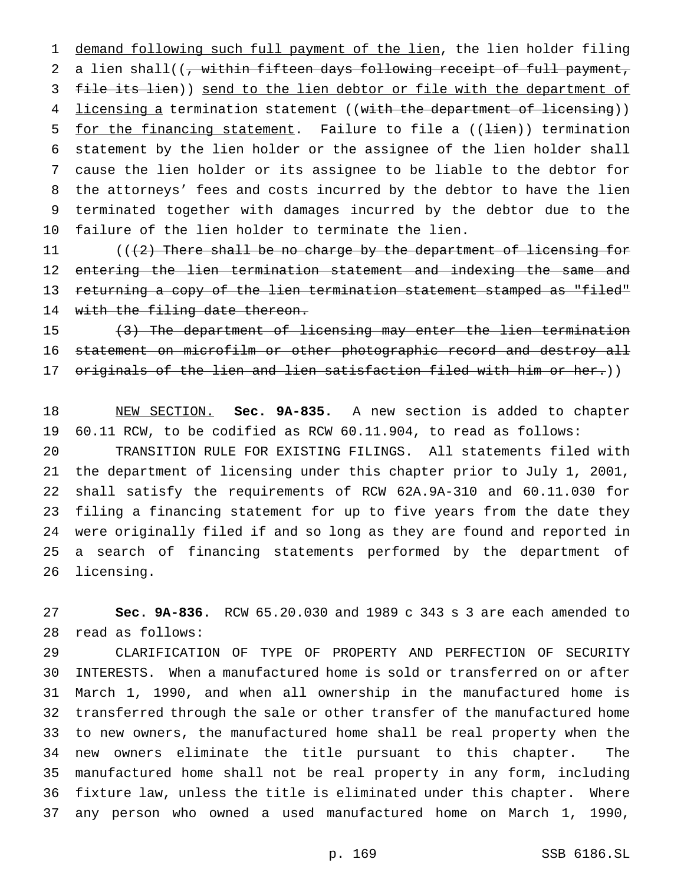demand following such full payment of the lien, the lien holder filing a lien shall((, within fifteen days following receipt of full payment, file its lien)) send to the lien debtor or file with the department of licensing a termination statement ((with the department of licensing)) for the financing statement. Failure to file a ((lien)) termination statement by the lien holder or the assignee of the lien holder shall cause the lien holder or its assignee to be liable to the debtor for the attorneys' fees and costs incurred by the debtor to have the lien terminated together with damages incurred by the debtor due to the failure of the lien holder to terminate the lien.

(((2) There shall be no charge by the department of licensing for entering the lien termination statement and indexing the same and returning a copy of the lien termination statement stamped as "filed" with the filing date thereon.

(3) The department of licensing may enter the lien termination statement on microfilm or other photographic record and destroy all originals of the lien and lien satisfaction filed with him or her.))

NEW SECTION. **Sec. 9A-835.** A new section is added to chapter 60.11 RCW, to be codified as RCW 60.11.904, to read as follows:

TRANSITION RULE FOR EXISTING FILINGS. All statements filed with the department of licensing under this chapter prior to July 1, 2001, shall satisfy the requirements of RCW 62A.9A-310 and 60.11.030 for filing a financing statement for up to five years from the date they were originally filed if and so long as they are found and reported in a search of financing statements performed by the department of licensing.

**Sec. 9A-836.** RCW 65.20.030 and 1989 c 343 s 3 are each amended to read as follows:

CLARIFICATION OF TYPE OF PROPERTY AND PERFECTION OF SECURITY INTERESTS. When a manufactured home is sold or transferred on or after March 1, 1990, and when all ownership in the manufactured home is transferred through the sale or other transfer of the manufactured home to new owners, the manufactured home shall be real property when the new owners eliminate the title pursuant to this chapter. The manufactured home shall not be real property in any form, including fixture law, unless the title is eliminated under this chapter. Where any person who owned a used manufactured home on March 1, 1990,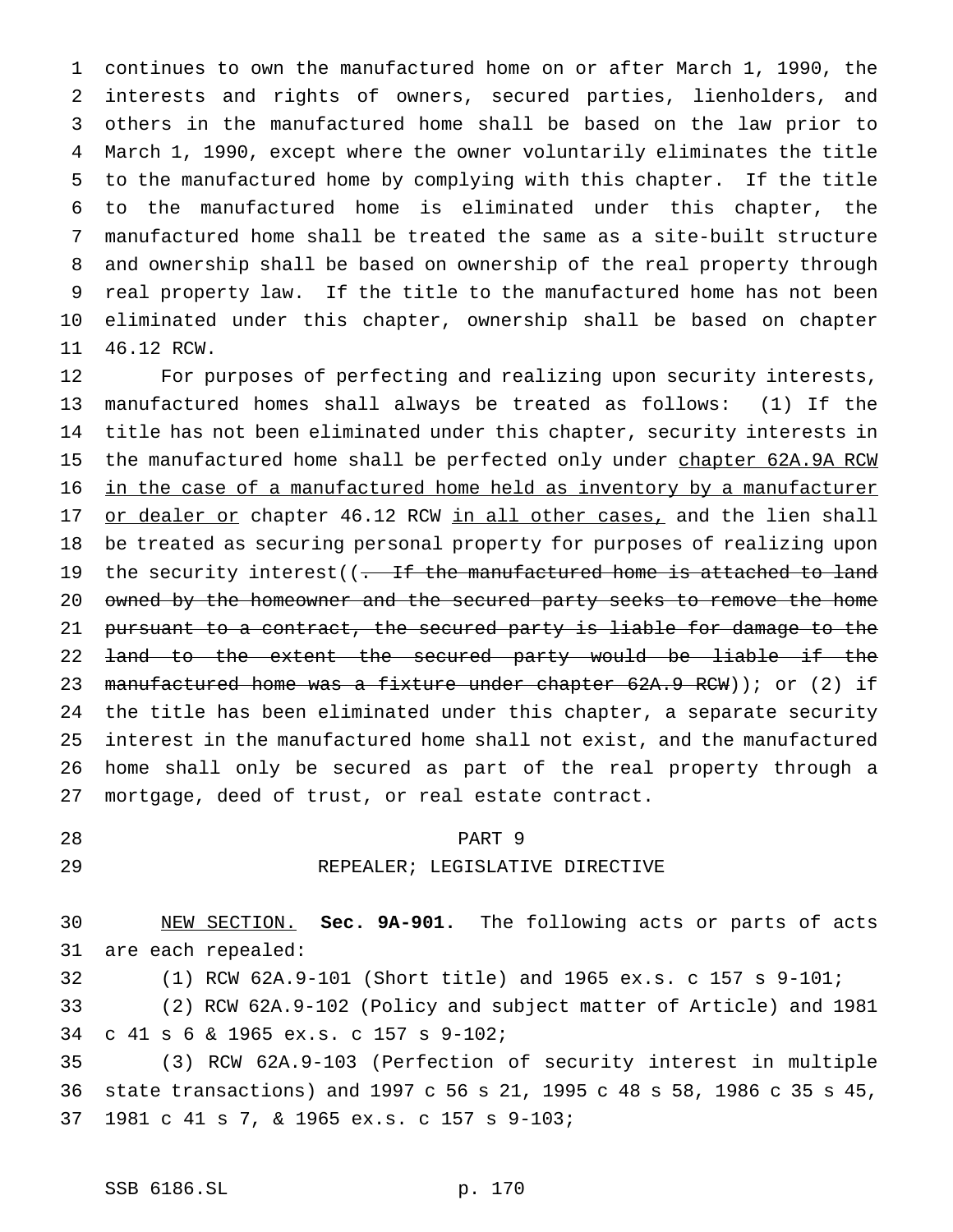continues to own the manufactured home on or after March 1, 1990, the interests and rights of owners, secured parties, lienholders, and others in the manufactured home shall be based on the law prior to March 1, 1990, except where the owner voluntarily eliminates the title to the manufactured home by complying with this chapter. If the title to the manufactured home is eliminated under this chapter, the manufactured home shall be treated the same as a site-built structure and ownership shall be based on ownership of the real property through real property law. If the title to the manufactured home has not been eliminated under this chapter, ownership shall be based on chapter 46.12 RCW.

For purposes of perfecting and realizing upon security interests, manufactured homes shall always be treated as follows: (1) If the title has not been eliminated under this chapter, security interests in the manufactured home shall be perfected only under <u>chapter 62A.9A RCW in the case of a manufactured home held as inventory by a manufacturer or dealer or</u> chapter 46.12 RCW <u>in all other cases,</u> and the lien shall be treated as securing personal property for purposes of realizing upon the security interest((~~. If the manufactured home is attached to land owned by the homeowner and the secured party seeks to remove the home pursuant to a contract, the secured party is liable for damage to the land to the extent the secured party would be liable if the manufactured home was a fixture under chapter 62A.9 RCW~~)); or (2) if the title has been eliminated under this chapter, a separate security interest in the manufactured home shall not exist, and the manufactured home shall only be secured as part of the real property through a mortgage, deed of trust, or real estate contract.

## PART 9
## REPEALER; LEGISLATIVE DIRECTIVE

<u>NEW SECTION.</u> **Sec. 9A-901.** The following acts or parts of acts are each repealed:

(1) RCW 62A.9-101 (Short title) and 1965 ex.s. c 157 s 9-101;

(2) RCW 62A.9-102 (Policy and subject matter of Article) and 1981 c 41 s 6 & 1965 ex.s. c 157 s 9-102;

(3) RCW 62A.9-103 (Perfection of security interest in multiple state transactions) and 1997 c 56 s 21, 1995 c 48 s 58, 1986 c 35 s 45, 1981 c 41 s 7, & 1965 ex.s. c 157 s 9-103;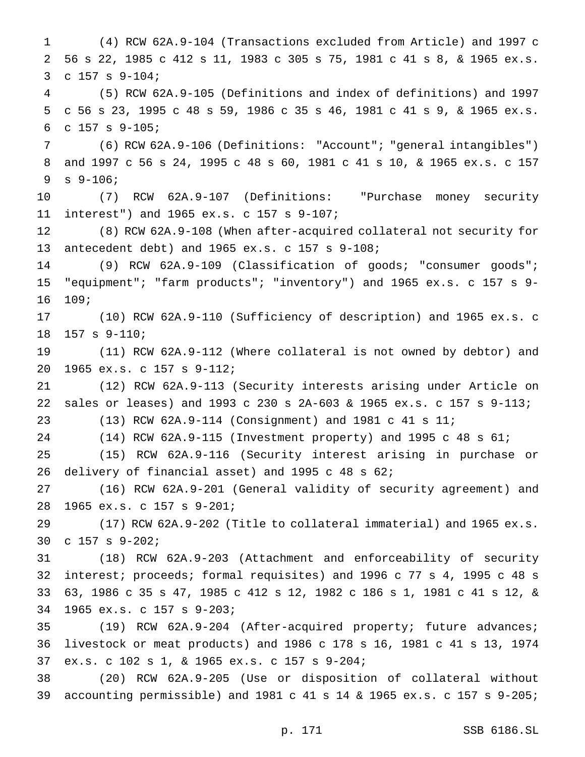(4) RCW 62A.9-104 (Transactions excluded from Article) and 1997 c 56 s 22, 1985 c 412 s 11, 1983 c 305 s 75, 1981 c 41 s 8, & 1965 ex.s. c 157 s 9-104;

(5) RCW 62A.9-105 (Definitions and index of definitions) and 1997 c 56 s 23, 1995 c 48 s 59, 1986 c 35 s 46, 1981 c 41 s 9, & 1965 ex.s. c 157 s 9-105;

(6) RCW 62A.9-106 (Definitions: "Account"; "general intangibles") and 1997 c 56 s 24, 1995 c 48 s 60, 1981 c 41 s 10, & 1965 ex.s. c 157 s 9-106;

(7) RCW 62A.9-107 (Definitions: "Purchase money security interest") and 1965 ex.s. c 157 s 9-107;

(8) RCW 62A.9-108 (When after-acquired collateral not security for antecedent debt) and 1965 ex.s. c 157 s 9-108;

(9) RCW 62A.9-109 (Classification of goods; "consumer goods"; "equipment"; "farm products"; "inventory") and 1965 ex.s. c 157 s 9-109;

(10) RCW 62A.9-110 (Sufficiency of description) and 1965 ex.s. c 157 s 9-110;

(11) RCW 62A.9-112 (Where collateral is not owned by debtor) and 1965 ex.s. c 157 s 9-112;

(12) RCW 62A.9-113 (Security interests arising under Article on sales or leases) and 1993 c 230 s 2A-603 & 1965 ex.s. c 157 s 9-113;

(13) RCW 62A.9-114 (Consignment) and 1981 c 41 s 11;

(14) RCW 62A.9-115 (Investment property) and 1995 c 48 s 61;

(15) RCW 62A.9-116 (Security interest arising in purchase or delivery of financial asset) and 1995 c 48 s 62;

(16) RCW 62A.9-201 (General validity of security agreement) and 1965 ex.s. c 157 s 9-201;

(17) RCW 62A.9-202 (Title to collateral immaterial) and 1965 ex.s. c 157 s 9-202;

(18) RCW 62A.9-203 (Attachment and enforceability of security interest; proceeds; formal requisites) and 1996 c 77 s 4, 1995 c 48 s 63, 1986 c 35 s 47, 1985 c 412 s 12, 1982 c 186 s 1, 1981 c 41 s 12, & 1965 ex.s. c 157 s 9-203;

(19) RCW 62A.9-204 (After-acquired property; future advances; livestock or meat products) and 1986 c 178 s 16, 1981 c 41 s 13, 1974 ex.s. c 102 s 1, & 1965 ex.s. c 157 s 9-204;

(20) RCW 62A.9-205 (Use or disposition of collateral without accounting permissible) and 1981 c 41 s 14 & 1965 ex.s. c 157 s 9-205;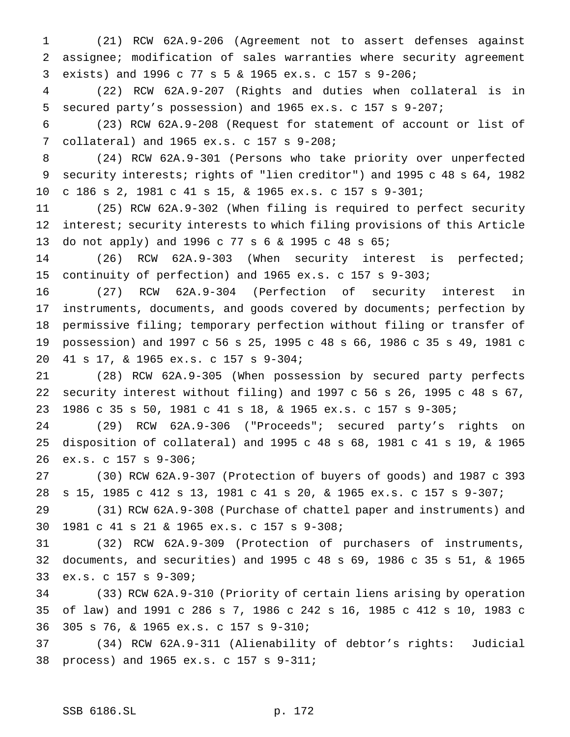(21) RCW 62A.9-206 (Agreement not to assert defenses against assignee; modification of sales warranties where security agreement exists) and 1996 c 77 s 5 & 1965 ex.s. c 157 s 9-206;

(22) RCW 62A.9-207 (Rights and duties when collateral is in secured party's possession) and 1965 ex.s. c 157 s 9-207;

(23) RCW 62A.9-208 (Request for statement of account or list of collateral) and 1965 ex.s. c 157 s 9-208;

(24) RCW 62A.9-301 (Persons who take priority over unperfected security interests; rights of "lien creditor") and 1995 c 48 s 64, 1982 c 186 s 2, 1981 c 41 s 15, & 1965 ex.s. c 157 s 9-301;

(25) RCW 62A.9-302 (When filing is required to perfect security interest; security interests to which filing provisions of this Article do not apply) and 1996 c 77 s 6 & 1995 c 48 s 65;

(26) RCW 62A.9-303 (When security interest is perfected; continuity of perfection) and 1965 ex.s. c 157 s 9-303;

(27) RCW 62A.9-304 (Perfection of security interest in instruments, documents, and goods covered by documents; perfection by permissive filing; temporary perfection without filing or transfer of possession) and 1997 c 56 s 25, 1995 c 48 s 66, 1986 c 35 s 49, 1981 c 41 s 17, & 1965 ex.s. c 157 s 9-304;

(28) RCW 62A.9-305 (When possession by secured party perfects security interest without filing) and 1997 c 56 s 26, 1995 c 48 s 67, 1986 c 35 s 50, 1981 c 41 s 18, & 1965 ex.s. c 157 s 9-305;

(29) RCW 62A.9-306 ("Proceeds"; secured party's rights on disposition of collateral) and 1995 c 48 s 68, 1981 c 41 s 19, & 1965 ex.s. c 157 s 9-306;

(30) RCW 62A.9-307 (Protection of buyers of goods) and 1987 c 393 s 15, 1985 c 412 s 13, 1981 c 41 s 20, & 1965 ex.s. c 157 s 9-307;

(31) RCW 62A.9-308 (Purchase of chattel paper and instruments) and 1981 c 41 s 21 & 1965 ex.s. c 157 s 9-308;

(32) RCW 62A.9-309 (Protection of purchasers of instruments, documents, and securities) and 1995 c 48 s 69, 1986 c 35 s 51, & 1965 ex.s. c 157 s 9-309;

(33) RCW 62A.9-310 (Priority of certain liens arising by operation of law) and 1991 c 286 s 7, 1986 c 242 s 16, 1985 c 412 s 10, 1983 c 305 s 76, & 1965 ex.s. c 157 s 9-310;

(34) RCW 62A.9-311 (Alienability of debtor's rights: Judicial process) and 1965 ex.s. c 157 s 9-311;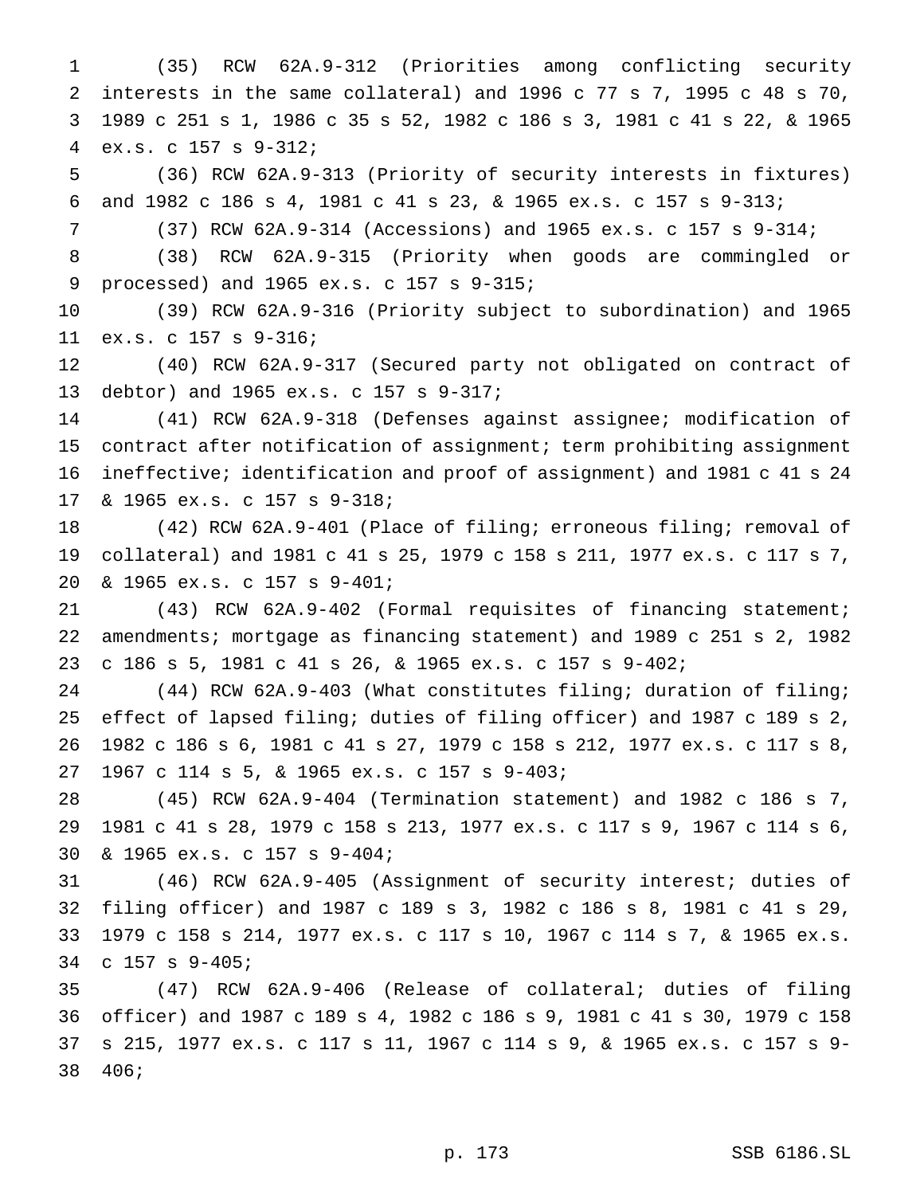(35) RCW 62A.9-312 (Priorities among conflicting security interests in the same collateral) and 1996 c 77 s 7, 1995 c 48 s 70, 1989 c 251 s 1, 1986 c 35 s 52, 1982 c 186 s 3, 1981 c 41 s 22, & 1965 ex.s. c 157 s 9-312;

(36) RCW 62A.9-313 (Priority of security interests in fixtures) and 1982 c 186 s 4, 1981 c 41 s 23, & 1965 ex.s. c 157 s 9-313;

(37) RCW 62A.9-314 (Accessions) and 1965 ex.s. c 157 s 9-314;

(38) RCW 62A.9-315 (Priority when goods are commingled or processed) and 1965 ex.s. c 157 s 9-315;

(39) RCW 62A.9-316 (Priority subject to subordination) and 1965 ex.s. c 157 s 9-316;

(40) RCW 62A.9-317 (Secured party not obligated on contract of debtor) and 1965 ex.s. c 157 s 9-317;

(41) RCW 62A.9-318 (Defenses against assignee; modification of contract after notification of assignment; term prohibiting assignment ineffective; identification and proof of assignment) and 1981 c 41 s 24 & 1965 ex.s. c 157 s 9-318;

(42) RCW 62A.9-401 (Place of filing; erroneous filing; removal of collateral) and 1981 c 41 s 25, 1979 c 158 s 211, 1977 ex.s. c 117 s 7, & 1965 ex.s. c 157 s 9-401;

(43) RCW 62A.9-402 (Formal requisites of financing statement; amendments; mortgage as financing statement) and 1989 c 251 s 2, 1982 c 186 s 5, 1981 c 41 s 26, & 1965 ex.s. c 157 s 9-402;

(44) RCW 62A.9-403 (What constitutes filing; duration of filing; effect of lapsed filing; duties of filing officer) and 1987 c 189 s 2, 1982 c 186 s 6, 1981 c 41 s 27, 1979 c 158 s 212, 1977 ex.s. c 117 s 8, 1967 c 114 s 5, & 1965 ex.s. c 157 s 9-403;

(45) RCW 62A.9-404 (Termination statement) and 1982 c 186 s 7, 1981 c 41 s 28, 1979 c 158 s 213, 1977 ex.s. c 117 s 9, 1967 c 114 s 6, & 1965 ex.s. c 157 s 9-404;

(46) RCW 62A.9-405 (Assignment of security interest; duties of filing officer) and 1987 c 189 s 3, 1982 c 186 s 8, 1981 c 41 s 29, 1979 c 158 s 214, 1977 ex.s. c 117 s 10, 1967 c 114 s 7, & 1965 ex.s. c 157 s 9-405;

(47) RCW 62A.9-406 (Release of collateral; duties of filing officer) and 1987 c 189 s 4, 1982 c 186 s 9, 1981 c 41 s 30, 1979 c 158 s 215, 1977 ex.s. c 117 s 11, 1967 c 114 s 9, & 1965 ex.s. c 157 s 9-406;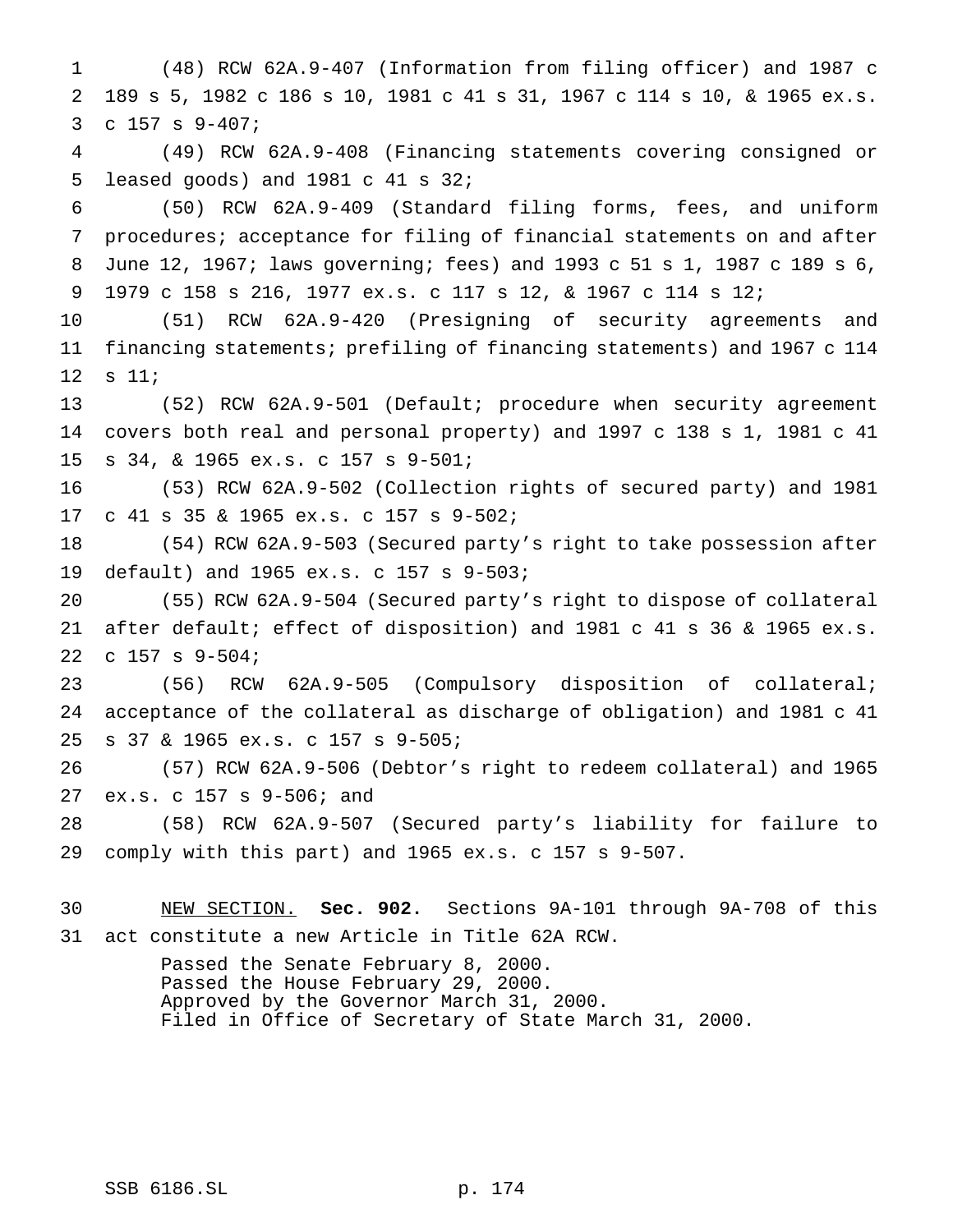(48) RCW 62A.9-407 (Information from filing officer) and 1987 c 189 s 5, 1982 c 186 s 10, 1981 c 41 s 31, 1967 c 114 s 10, & 1965 ex.s. c 157 s 9-407;

(49) RCW 62A.9-408 (Financing statements covering consigned or leased goods) and 1981 c 41 s 32;

(50) RCW 62A.9-409 (Standard filing forms, fees, and uniform procedures; acceptance for filing of financial statements on and after June 12, 1967; laws governing; fees) and 1993 c 51 s 1, 1987 c 189 s 6, 1979 c 158 s 216, 1977 ex.s. c 117 s 12, & 1967 c 114 s 12;

(51) RCW 62A.9-420 (Presigning of security agreements and financing statements; prefiling of financing statements) and 1967 c 114 s 11;

(52) RCW 62A.9-501 (Default; procedure when security agreement covers both real and personal property) and 1997 c 138 s 1, 1981 c 41 s 34, & 1965 ex.s. c 157 s 9-501;

(53) RCW 62A.9-502 (Collection rights of secured party) and 1981 c 41 s 35 & 1965 ex.s. c 157 s 9-502;

(54) RCW 62A.9-503 (Secured party's right to take possession after default) and 1965 ex.s. c 157 s 9-503;

(55) RCW 62A.9-504 (Secured party's right to dispose of collateral after default; effect of disposition) and 1981 c 41 s 36 & 1965 ex.s. c 157 s 9-504;

(56) RCW 62A.9-505 (Compulsory disposition of collateral; acceptance of the collateral as discharge of obligation) and 1981 c 41 s 37 & 1965 ex.s. c 157 s 9-505;

(57) RCW 62A.9-506 (Debtor's right to redeem collateral) and 1965 ex.s. c 157 s 9-506; and

(58) RCW 62A.9-507 (Secured party's liability for failure to comply with this part) and 1965 ex.s. c 157 s 9-507.

NEW SECTION. **Sec. 902.** Sections 9A-101 through 9A-708 of this act constitute a new Article in Title 62A RCW.

Passed the Senate February 8, 2000.
Passed the House February 29, 2000.
Approved by the Governor March 31, 2000.
Filed in Office of Secretary of State March 31, 2000.